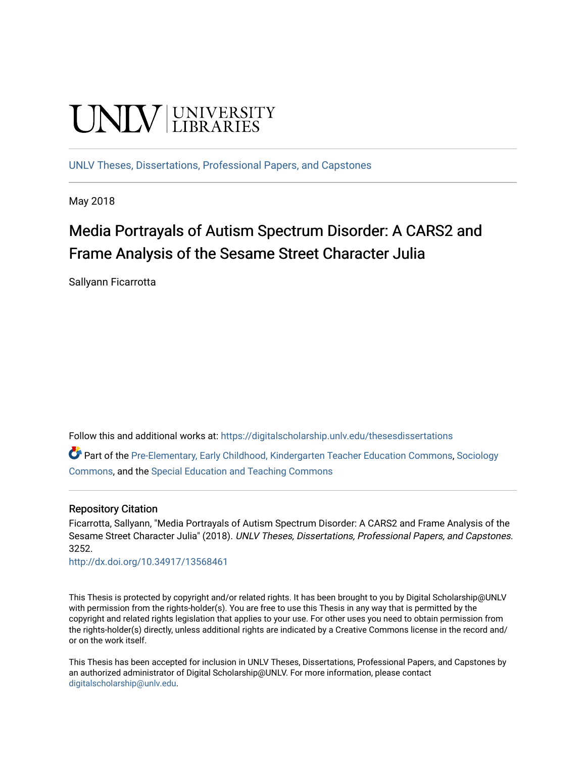UNLV | UNIVERSITY LIBRARIES

UNLV Theses, Dissertations, Professional Papers, and Capstones

May 2018

# Media Portrayals of Autism Spectrum Disorder: A CARS2 and Frame Analysis of the Sesame Street Character Julia

Sallyann Ficarrotta

Follow this and additional works at: https://digitalscholarship.unlv.edu/thesesdissertations

Part of the Pre-Elementary, Early Childhood, Kindergarten Teacher Education Commons, Sociology Commons, and the Special Education and Teaching Commons

## Repository Citation

Ficarrotta, Sallyann, "Media Portrayals of Autism Spectrum Disorder: A CARS2 and Frame Analysis of the Sesame Street Character Julia" (2018). *UNLV Theses, Dissertations, Professional Papers, and Capstones*. 3252.
http://dx.doi.org/10.34917/13568461

This Thesis is protected by copyright and/or related rights. It has been brought to you by Digital Scholarship@UNLV with permission from the rights-holder(s). You are free to use this Thesis in any way that is permitted by the copyright and related rights legislation that applies to your use. For other uses you need to obtain permission from the rights-holder(s) directly, unless additional rights are indicated by a Creative Commons license in the record and/or on the work itself.

This Thesis has been accepted for inclusion in UNLV Theses, Dissertations, Professional Papers, and Capstones by an authorized administrator of Digital Scholarship@UNLV. For more information, please contact digitalscholarship@unlv.edu.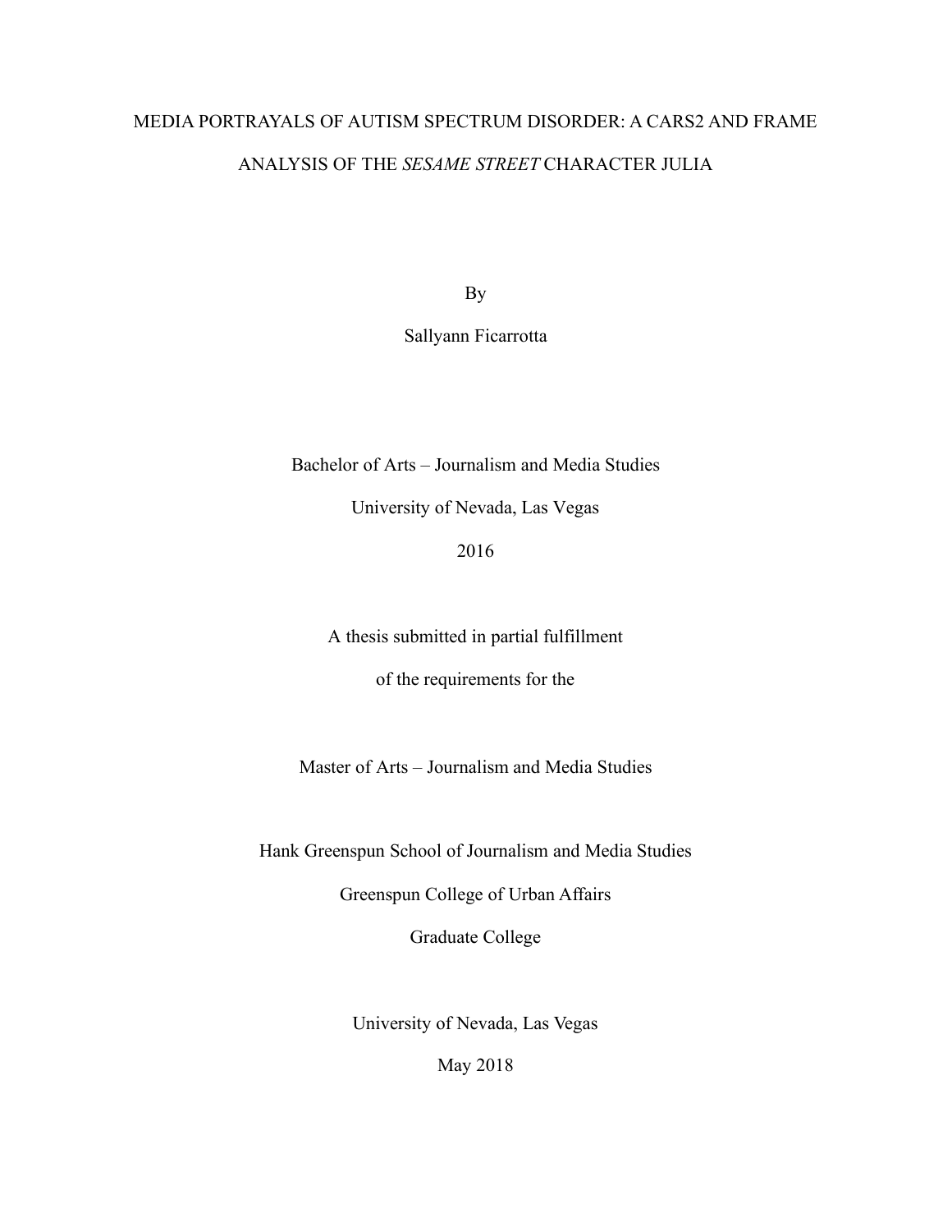# MEDIA PORTRAYALS OF AUTISM SPECTRUM DISORDER: A CARS2 AND FRAME ANALYSIS OF THE *SESAME STREET* CHARACTER JULIA

By

Sallyann Ficarrotta

Bachelor of Arts – Journalism and Media Studies

University of Nevada, Las Vegas

2016

A thesis submitted in partial fulfillment

of the requirements for the

Master of Arts – Journalism and Media Studies

Hank Greenspun School of Journalism and Media Studies

Greenspun College of Urban Affairs

Graduate College

University of Nevada, Las Vegas

May 2018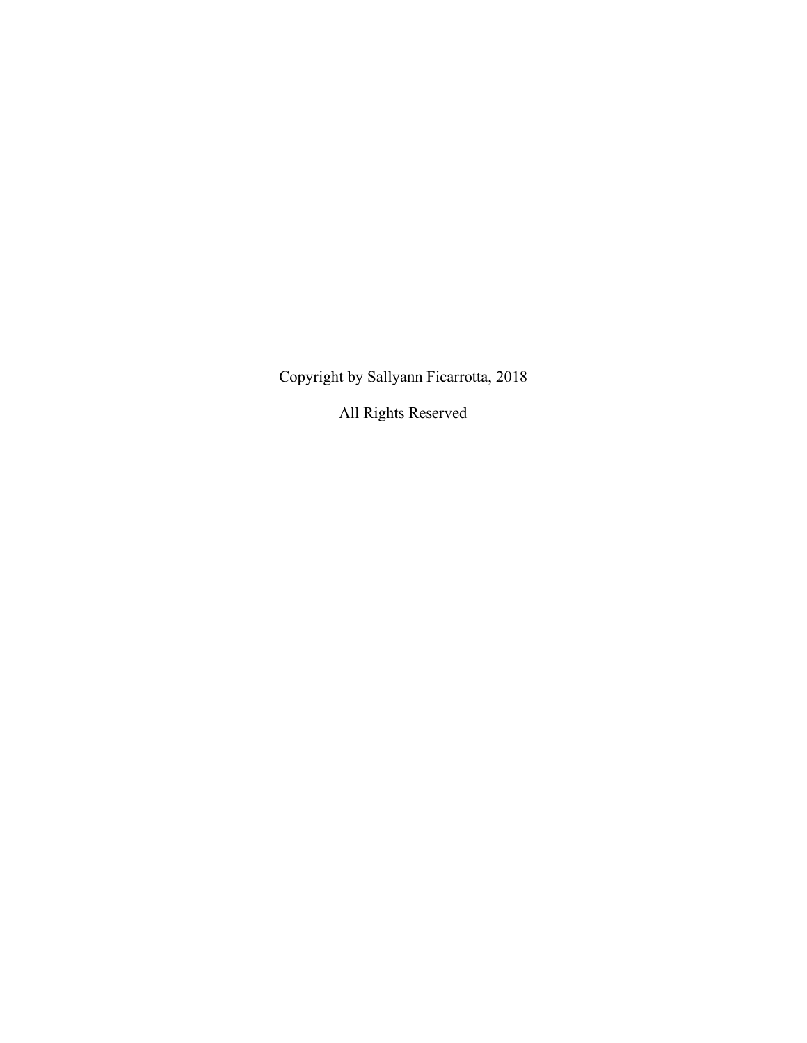Copyright by Sallyann Ficarrotta, 2018

All Rights Reserved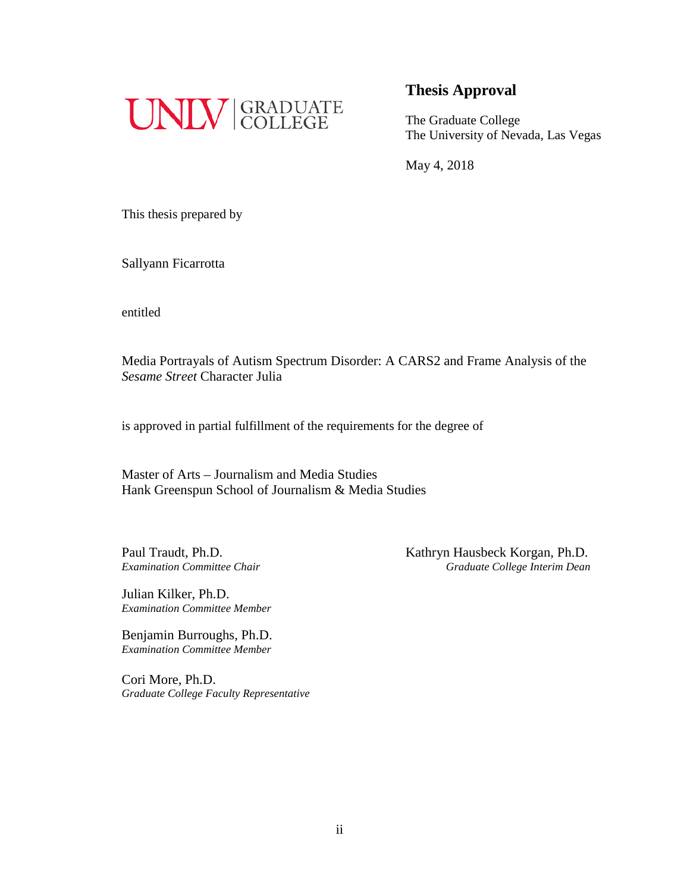UNLV | GRADUATE COLLEGE

# Thesis Approval

The Graduate College
The University of Nevada, Las Vegas

May 4, 2018

This thesis prepared by

Sallyann Ficarrotta

entitled

Media Portrayals of Autism Spectrum Disorder: A CARS2 and Frame Analysis of the *Sesame Street* Character Julia

is approved in partial fulfillment of the requirements for the degree of

Master of Arts – Journalism and Media Studies
Hank Greenspun School of Journalism & Media Studies

Paul Traudt, Ph.D.
*Examination Committee Chair*

Julian Kilker, Ph.D.
*Examination Committee Member*

Benjamin Burroughs, Ph.D.
*Examination Committee Member*

Cori More, Ph.D.
*Graduate College Faculty Representative*

Kathryn Hausbeck Korgan, Ph.D.
*Graduate College Interim Dean*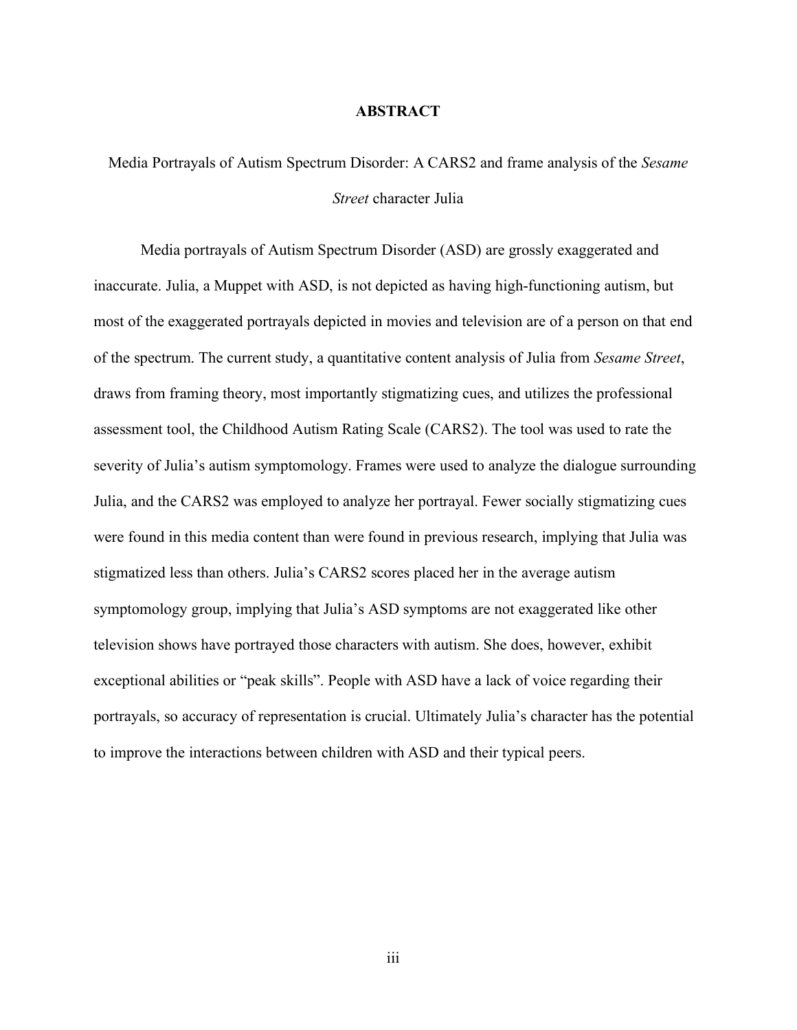# ABSTRACT

Media Portrayals of Autism Spectrum Disorder: A CARS2 and frame analysis of the *Sesame Street* character Julia

Media portrayals of Autism Spectrum Disorder (ASD) are grossly exaggerated and inaccurate. Julia, a Muppet with ASD, is not depicted as having high-functioning autism, but most of the exaggerated portrayals depicted in movies and television are of a person on that end of the spectrum. The current study, a quantitative content analysis of Julia from *Sesame Street*, draws from framing theory, most importantly stigmatizing cues, and utilizes the professional assessment tool, the Childhood Autism Rating Scale (CARS2). The tool was used to rate the severity of Julia's autism symptomology. Frames were used to analyze the dialogue surrounding Julia, and the CARS2 was employed to analyze her portrayal. Fewer socially stigmatizing cues were found in this media content than were found in previous research, implying that Julia was stigmatized less than others. Julia's CARS2 scores placed her in the average autism symptomology group, implying that Julia's ASD symptoms are not exaggerated like other television shows have portrayed those characters with autism. She does, however, exhibit exceptional abilities or "peak skills". People with ASD have a lack of voice regarding their portrayals, so accuracy of representation is crucial. Ultimately Julia's character has the potential to improve the interactions between children with ASD and their typical peers.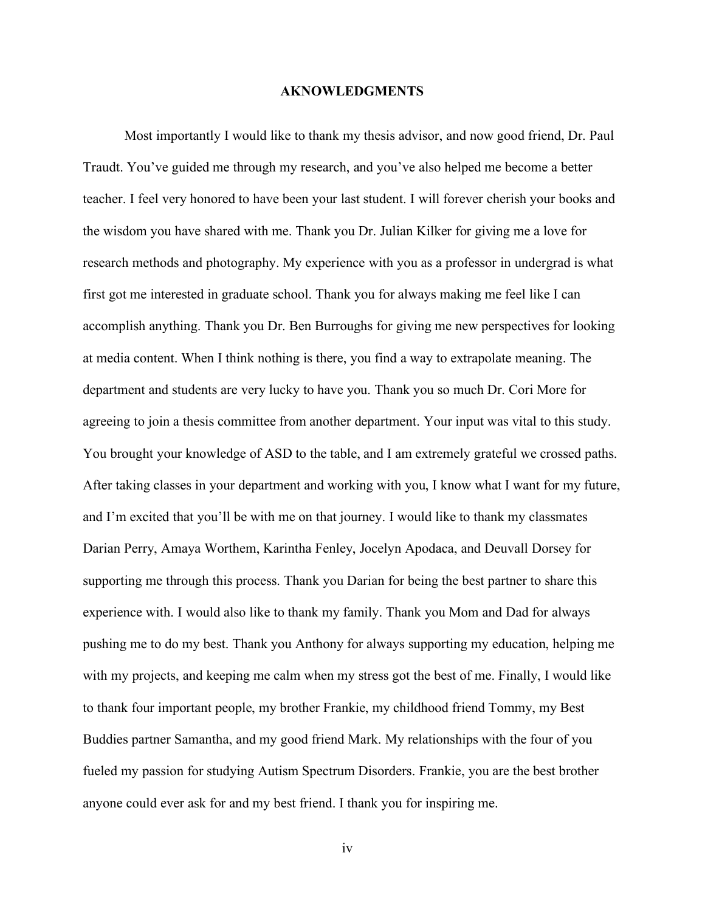# AKNOWLEDGMENTS

Most importantly I would like to thank my thesis advisor, and now good friend, Dr. Paul Traudt. You've guided me through my research, and you've also helped me become a better teacher. I feel very honored to have been your last student. I will forever cherish your books and the wisdom you have shared with me. Thank you Dr. Julian Kilker for giving me a love for research methods and photography. My experience with you as a professor in undergrad is what first got me interested in graduate school. Thank you for always making me feel like I can accomplish anything. Thank you Dr. Ben Burroughs for giving me new perspectives for looking at media content. When I think nothing is there, you find a way to extrapolate meaning. The department and students are very lucky to have you. Thank you so much Dr. Cori More for agreeing to join a thesis committee from another department. Your input was vital to this study. You brought your knowledge of ASD to the table, and I am extremely grateful we crossed paths. After taking classes in your department and working with you, I know what I want for my future, and I'm excited that you'll be with me on that journey. I would like to thank my classmates Darian Perry, Amaya Worthem, Karintha Fenley, Jocelyn Apodaca, and Deuvall Dorsey for supporting me through this process. Thank you Darian for being the best partner to share this experience with. I would also like to thank my family. Thank you Mom and Dad for always pushing me to do my best. Thank you Anthony for always supporting my education, helping me with my projects, and keeping me calm when my stress got the best of me. Finally, I would like to thank four important people, my brother Frankie, my childhood friend Tommy, my Best Buddies partner Samantha, and my good friend Mark. My relationships with the four of you fueled my passion for studying Autism Spectrum Disorders. Frankie, you are the best brother anyone could ever ask for and my best friend. I thank you for inspiring me.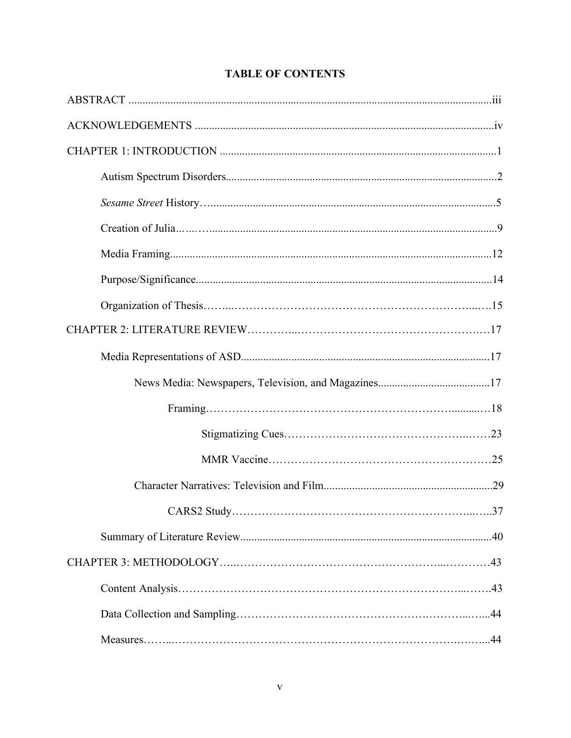# TABLE OF CONTENTS

ABSTRACT .....iii

ACKNOWLEDGEMENTS .....iv

CHAPTER 1: INTRODUCTION .....1

- Autism Spectrum Disorders.....2
- *Sesame Street* History.....5
- Creation of Julia.....9
- Media Framing.....12
- Purpose/Significance.....14
- Organization of Thesis.....15

CHAPTER 2: LITERATURE REVIEW.....17

- Media Representations of ASD.....17
  - News Media: Newspapers, Television, and Magazines.....17
    - Framing.....18
      - Stigmatizing Cues.....23
      - MMR Vaccine.....25
  - Character Narratives: Television and Film.....29
    - CARS2 Study.....37
- Summary of Literature Review.....40

CHAPTER 3: METHODOLOGY.....43

- Content Analysis.....43
- Data Collection and Sampling.....44
- Measures.....44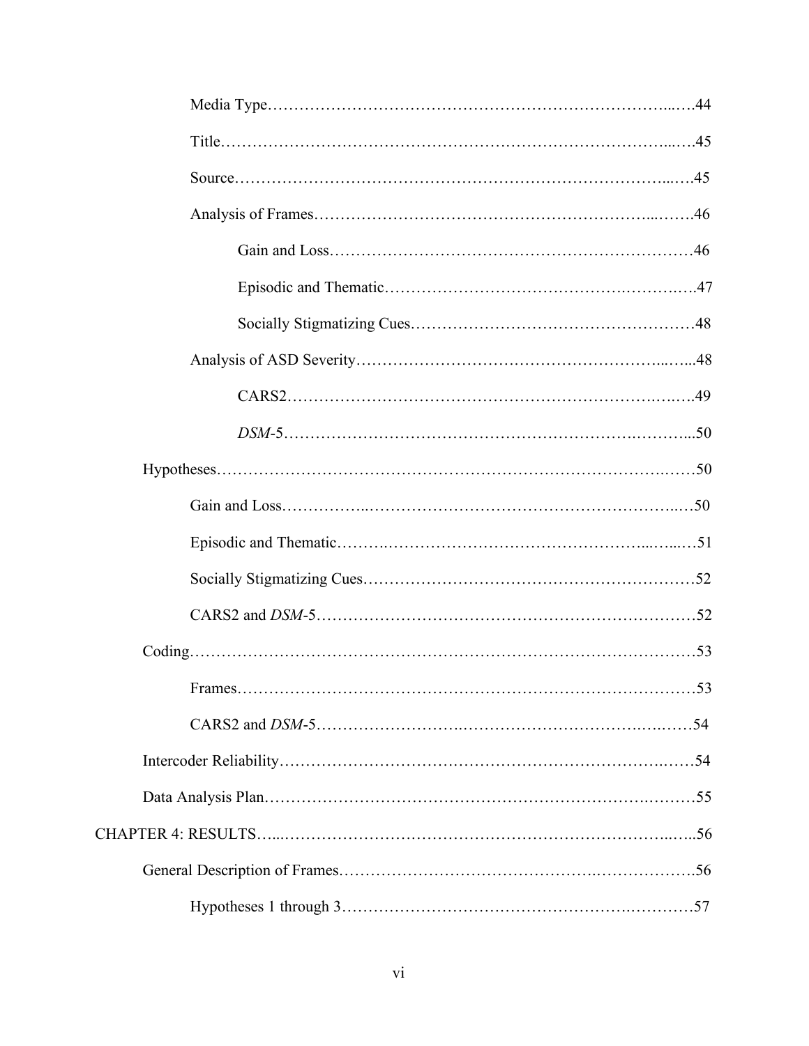Media Type ..... 44

Title ..... 45

Source ..... 45

Analysis of Frames ..... 46

Gain and Loss ..... 46

Episodic and Thematic ..... 47

Socially Stigmatizing Cues ..... 48

Analysis of ASD Severity ..... 48

CARS2 ..... 49

*DSM*-5 ..... 50

Hypotheses ..... 50

Gain and Loss ..... 50

Episodic and Thematic ..... 51

Socially Stigmatizing Cues ..... 52

CARS2 and *DSM*-5 ..... 52

Coding ..... 53

Frames ..... 53

CARS2 and *DSM*-5 ..... 54

Intercoder Reliability ..... 54

Data Analysis Plan ..... 55

CHAPTER 4: RESULTS ..... 56

General Description of Frames ..... 56

Hypotheses 1 through 3 ..... 57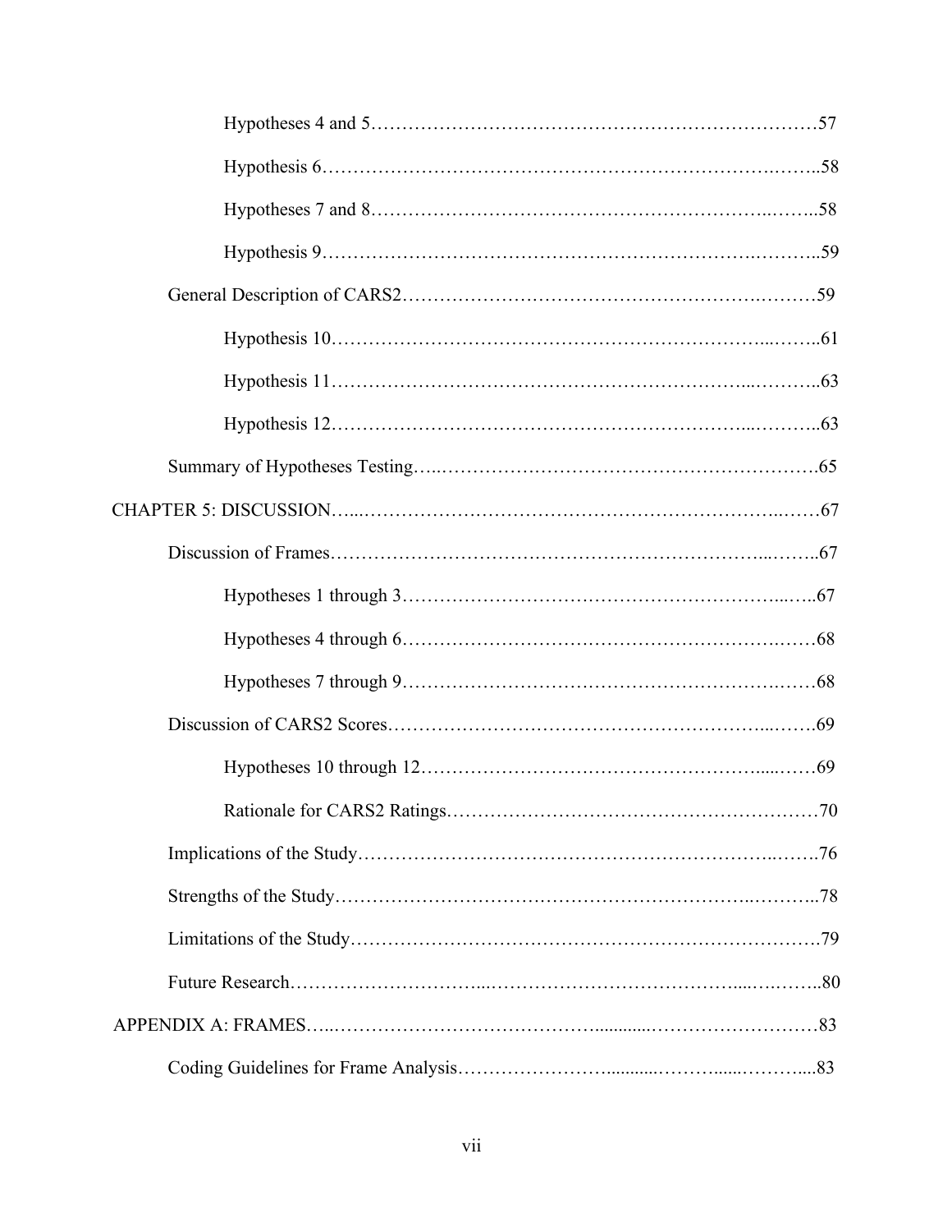Hypotheses 4 and 5 ... 57

Hypothesis 6 ... 58

Hypotheses 7 and 8 ... 58

Hypothesis 9 ... 59

General Description of CARS2 ... 59

Hypothesis 10 ... 61

Hypothesis 11 ... 63

Hypothesis 12 ... 63

Summary of Hypotheses Testing ... 65

CHAPTER 5: DISCUSSION ... 67

Discussion of Frames ... 67

Hypotheses 1 through 3 ... 67

Hypotheses 4 through 6 ... 68

Hypotheses 7 through 9 ... 68

Discussion of CARS2 Scores ... 69

Hypotheses 10 through 12 ... 69

Rationale for CARS2 Ratings ... 70

Implications of the Study ... 76

Strengths of the Study ... 78

Limitations of the Study ... 79

Future Research ... 80

APPENDIX A: FRAMES ... 83

Coding Guidelines for Frame Analysis ... 83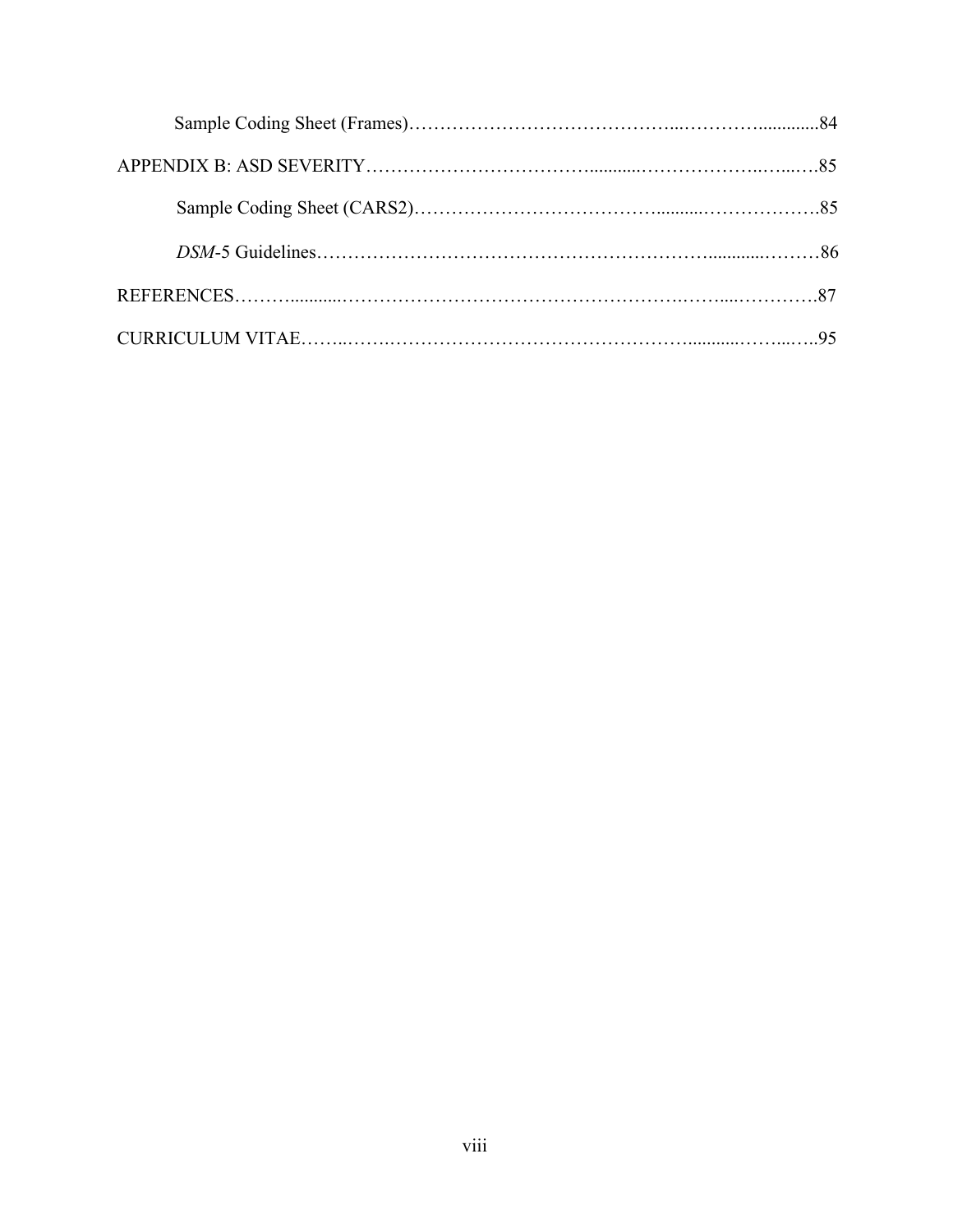Sample Coding Sheet (Frames)……………………………………………………………84

APPENDIX B: ASD SEVERITY………………………………………………………………85

Sample Coding Sheet (CARS2)……………………………………………………………85

*DSM*-5 Guidelines………………………………………………………………………86

REFERENCES……………………………………………………………………………87

CURRICULUM VITAE……………………………………………………………………95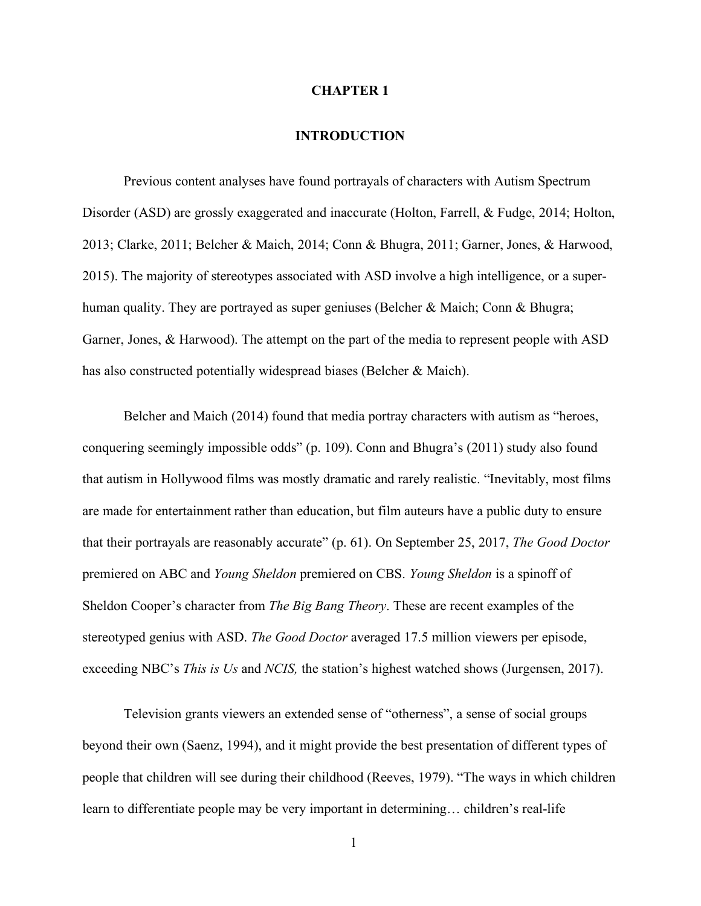# CHAPTER 1

## INTRODUCTION

Previous content analyses have found portrayals of characters with Autism Spectrum Disorder (ASD) are grossly exaggerated and inaccurate (Holton, Farrell, & Fudge, 2014; Holton, 2013; Clarke, 2011; Belcher & Maich, 2014; Conn & Bhugra, 2011; Garner, Jones, & Harwood, 2015). The majority of stereotypes associated with ASD involve a high intelligence, or a super-human quality. They are portrayed as super geniuses (Belcher & Maich; Conn & Bhugra; Garner, Jones, & Harwood). The attempt on the part of the media to represent people with ASD has also constructed potentially widespread biases (Belcher & Maich).

Belcher and Maich (2014) found that media portray characters with autism as "heroes, conquering seemingly impossible odds" (p. 109). Conn and Bhugra's (2011) study also found that autism in Hollywood films was mostly dramatic and rarely realistic. "Inevitably, most films are made for entertainment rather than education, but film auteurs have a public duty to ensure that their portrayals are reasonably accurate" (p. 61). On September 25, 2017, *The Good Doctor* premiered on ABC and *Young Sheldon* premiered on CBS. *Young Sheldon* is a spinoff of Sheldon Cooper's character from *The Big Bang Theory*. These are recent examples of the stereotyped genius with ASD. *The Good Doctor* averaged 17.5 million viewers per episode, exceeding NBC's *This is Us* and *NCIS,* the station's highest watched shows (Jurgensen, 2017).

Television grants viewers an extended sense of "otherness", a sense of social groups beyond their own (Saenz, 1994), and it might provide the best presentation of different types of people that children will see during their childhood (Reeves, 1979). "The ways in which children learn to differentiate people may be very important in determining… children's real-life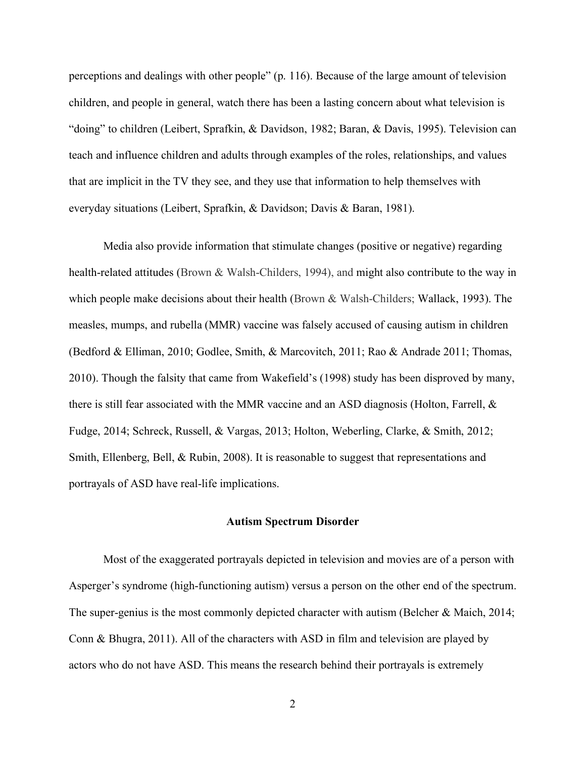perceptions and dealings with other people" (p. 116). Because of the large amount of television children, and people in general, watch there has been a lasting concern about what television is "doing" to children (Leibert, Sprafkin, & Davidson, 1982; Baran, & Davis, 1995). Television can teach and influence children and adults through examples of the roles, relationships, and values that are implicit in the TV they see, and they use that information to help themselves with everyday situations (Leibert, Sprafkin, & Davidson; Davis & Baran, 1981).

Media also provide information that stimulate changes (positive or negative) regarding health-related attitudes (Brown & Walsh-Childers, 1994), and might also contribute to the way in which people make decisions about their health (Brown & Walsh-Childers; Wallack, 1993). The measles, mumps, and rubella (MMR) vaccine was falsely accused of causing autism in children (Bedford & Elliman, 2010; Godlee, Smith, & Marcovitch, 2011; Rao & Andrade 2011; Thomas, 2010). Though the falsity that came from Wakefield's (1998) study has been disproved by many, there is still fear associated with the MMR vaccine and an ASD diagnosis (Holton, Farrell, & Fudge, 2014; Schreck, Russell, & Vargas, 2013; Holton, Weberling, Clarke, & Smith, 2012; Smith, Ellenberg, Bell, & Rubin, 2008). It is reasonable to suggest that representations and portrayals of ASD have real-life implications.

## Autism Spectrum Disorder

Most of the exaggerated portrayals depicted in television and movies are of a person with Asperger's syndrome (high-functioning autism) versus a person on the other end of the spectrum. The super-genius is the most commonly depicted character with autism (Belcher & Maich, 2014; Conn & Bhugra, 2011). All of the characters with ASD in film and television are played by actors who do not have ASD. This means the research behind their portrayals is extremely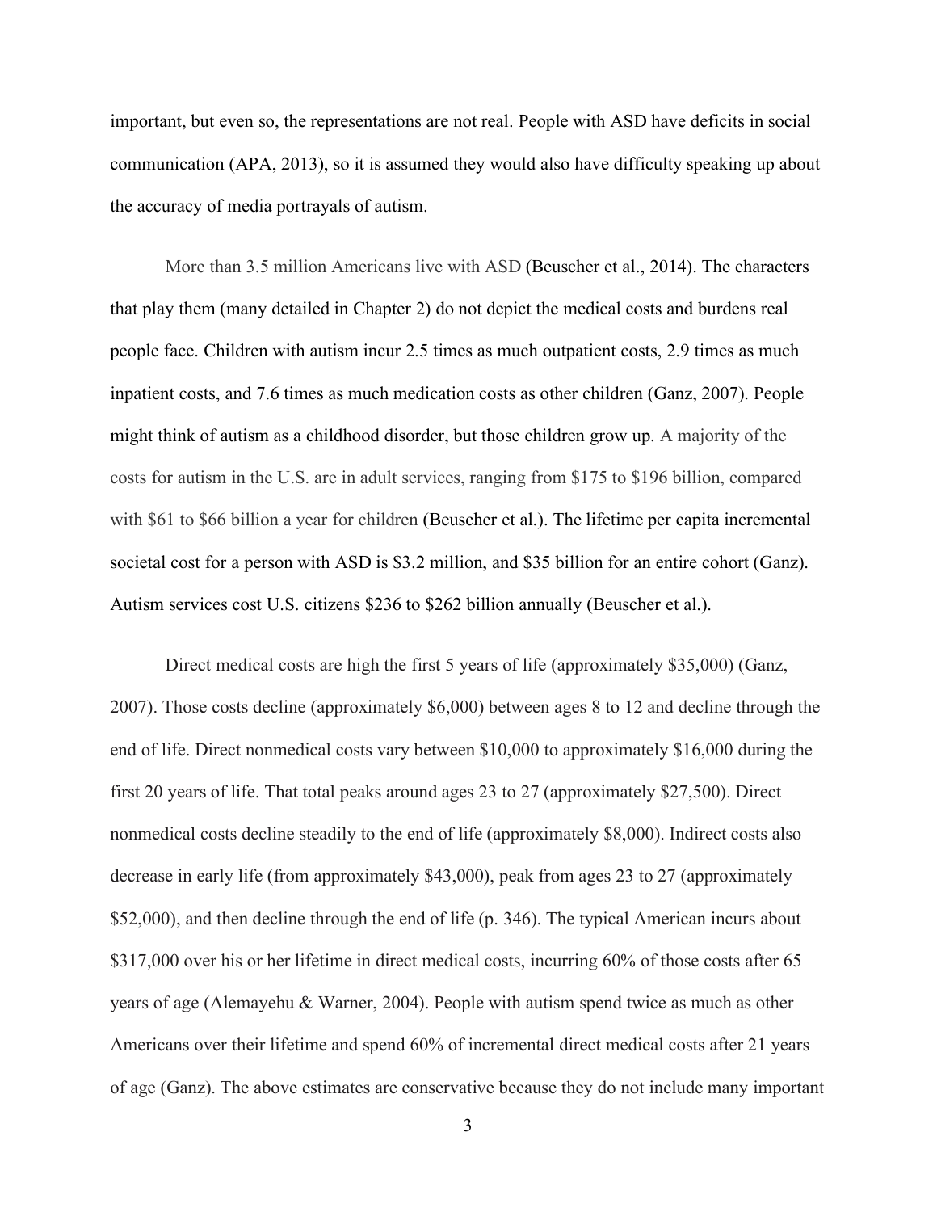important, but even so, the representations are not real. People with ASD have deficits in social communication (APA, 2013), so it is assumed they would also have difficulty speaking up about the accuracy of media portrayals of autism.

More than 3.5 million Americans live with ASD (Beuscher et al., 2014). The characters that play them (many detailed in Chapter 2) do not depict the medical costs and burdens real people face. Children with autism incur 2.5 times as much outpatient costs, 2.9 times as much inpatient costs, and 7.6 times as much medication costs as other children (Ganz, 2007). People might think of autism as a childhood disorder, but those children grow up. A majority of the costs for autism in the U.S. are in adult services, ranging from $175 to $196 billion, compared with $61 to $66 billion a year for children (Beuscher et al.). The lifetime per capita incremental societal cost for a person with ASD is $3.2 million, and $35 billion for an entire cohort (Ganz). Autism services cost U.S. citizens $236 to $262 billion annually (Beuscher et al.).

Direct medical costs are high the first 5 years of life (approximately $35,000) (Ganz, 2007). Those costs decline (approximately $6,000) between ages 8 to 12 and decline through the end of life. Direct nonmedical costs vary between $10,000 to approximately $16,000 during the first 20 years of life. That total peaks around ages 23 to 27 (approximately $27,500). Direct nonmedical costs decline steadily to the end of life (approximately $8,000). Indirect costs also decrease in early life (from approximately $43,000), peak from ages 23 to 27 (approximately $52,000), and then decline through the end of life (p. 346). The typical American incurs about $317,000 over his or her lifetime in direct medical costs, incurring 60% of those costs after 65 years of age (Alemayehu & Warner, 2004). People with autism spend twice as much as other Americans over their lifetime and spend 60% of incremental direct medical costs after 21 years of age (Ganz). The above estimates are conservative because they do not include many important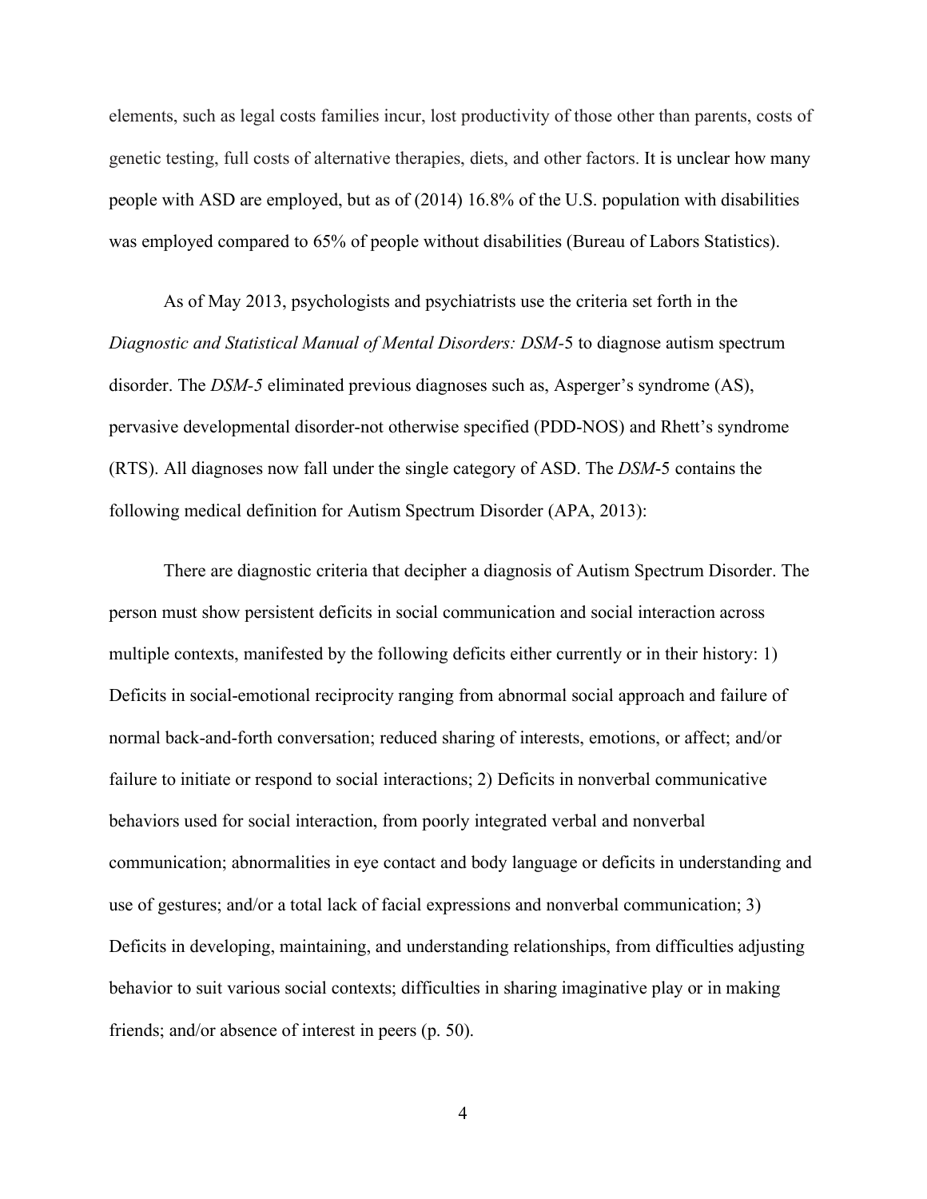elements, such as legal costs families incur, lost productivity of those other than parents, costs of genetic testing, full costs of alternative therapies, diets, and other factors. It is unclear how many people with ASD are employed, but as of (2014) 16.8% of the U.S. population with disabilities was employed compared to 65% of people without disabilities (Bureau of Labors Statistics).

As of May 2013, psychologists and psychiatrists use the criteria set forth in the *Diagnostic and Statistical Manual of Mental Disorders: DSM*-5 to diagnose autism spectrum disorder. The *DSM-5* eliminated previous diagnoses such as, Asperger's syndrome (AS), pervasive developmental disorder-not otherwise specified (PDD-NOS) and Rhett's syndrome (RTS). All diagnoses now fall under the single category of ASD. The *DSM*-5 contains the following medical definition for Autism Spectrum Disorder (APA, 2013):

There are diagnostic criteria that decipher a diagnosis of Autism Spectrum Disorder. The person must show persistent deficits in social communication and social interaction across multiple contexts, manifested by the following deficits either currently or in their history: 1) Deficits in social-emotional reciprocity ranging from abnormal social approach and failure of normal back-and-forth conversation; reduced sharing of interests, emotions, or affect; and/or failure to initiate or respond to social interactions; 2) Deficits in nonverbal communicative behaviors used for social interaction, from poorly integrated verbal and nonverbal communication; abnormalities in eye contact and body language or deficits in understanding and use of gestures; and/or a total lack of facial expressions and nonverbal communication; 3) Deficits in developing, maintaining, and understanding relationships, from difficulties adjusting behavior to suit various social contexts; difficulties in sharing imaginative play or in making friends; and/or absence of interest in peers (p. 50).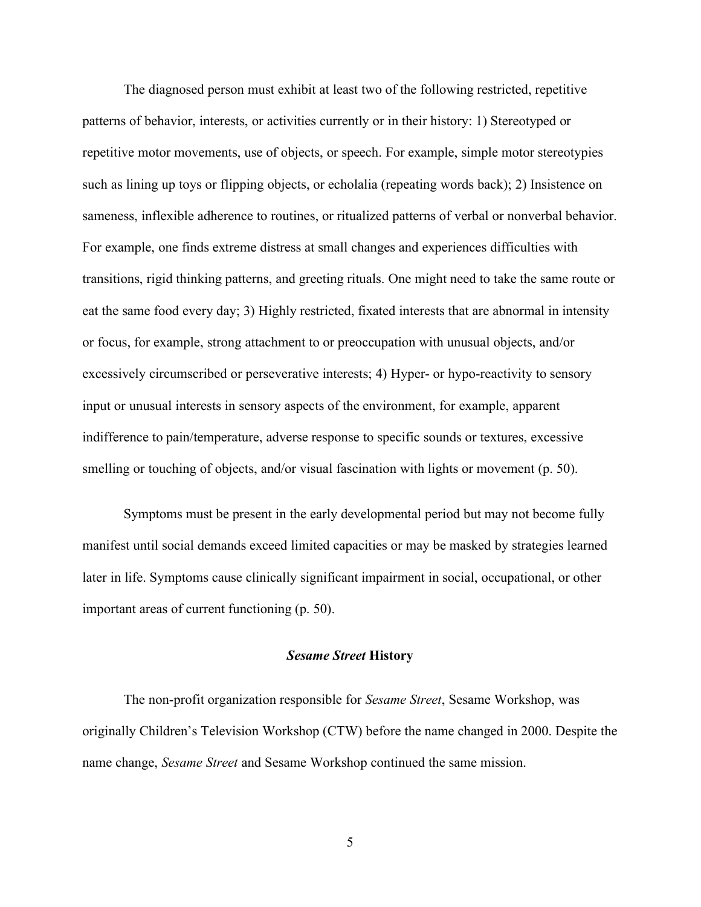The diagnosed person must exhibit at least two of the following restricted, repetitive patterns of behavior, interests, or activities currently or in their history: 1) Stereotyped or repetitive motor movements, use of objects, or speech. For example, simple motor stereotypies such as lining up toys or flipping objects, or echolalia (repeating words back); 2) Insistence on sameness, inflexible adherence to routines, or ritualized patterns of verbal or nonverbal behavior. For example, one finds extreme distress at small changes and experiences difficulties with transitions, rigid thinking patterns, and greeting rituals. One might need to take the same route or eat the same food every day; 3) Highly restricted, fixated interests that are abnormal in intensity or focus, for example, strong attachment to or preoccupation with unusual objects, and/or excessively circumscribed or perseverative interests; 4) Hyper- or hypo-reactivity to sensory input or unusual interests in sensory aspects of the environment, for example, apparent indifference to pain/temperature, adverse response to specific sounds or textures, excessive smelling or touching of objects, and/or visual fascination with lights or movement (p. 50).

Symptoms must be present in the early developmental period but may not become fully manifest until social demands exceed limited capacities or may be masked by strategies learned later in life. Symptoms cause clinically significant impairment in social, occupational, or other important areas of current functioning (p. 50).

## ***Sesame Street* History**

The non-profit organization responsible for *Sesame Street*, Sesame Workshop, was originally Children's Television Workshop (CTW) before the name changed in 2000. Despite the name change, *Sesame Street* and Sesame Workshop continued the same mission.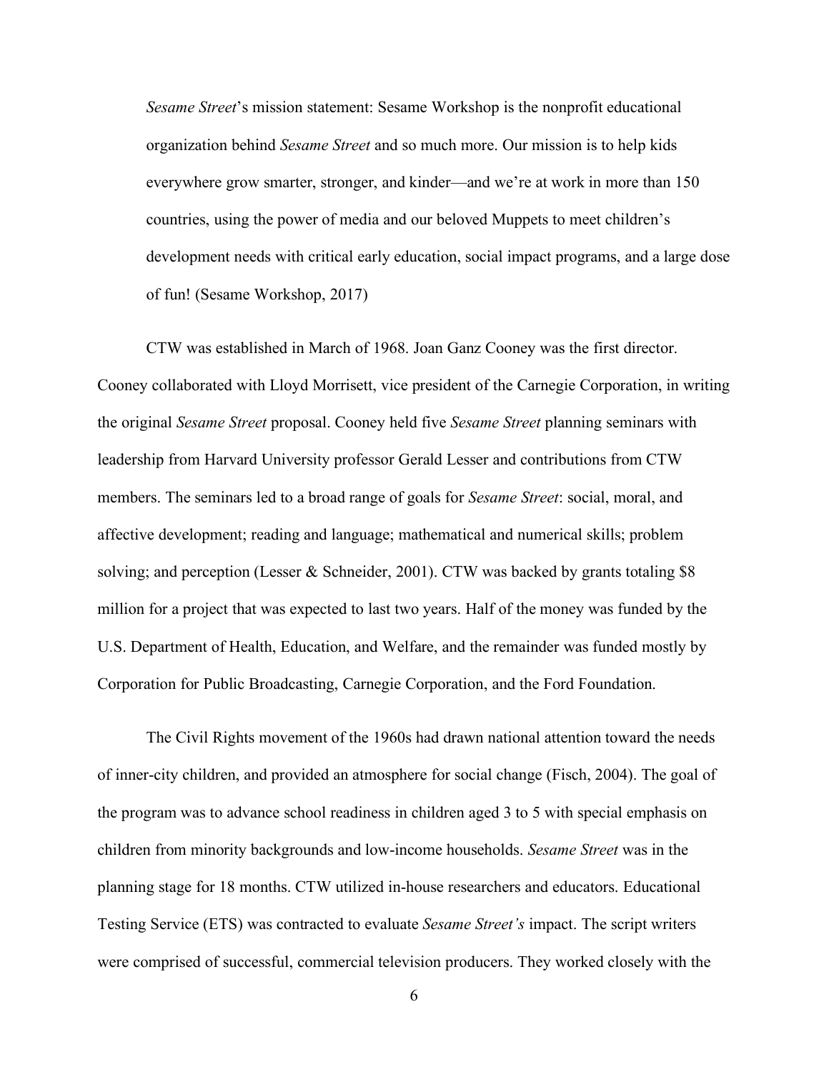> *Sesame Street*'s mission statement: Sesame Workshop is the nonprofit educational organization behind *Sesame Street* and so much more. Our mission is to help kids everywhere grow smarter, stronger, and kinder—and we're at work in more than 150 countries, using the power of media and our beloved Muppets to meet children's development needs with critical early education, social impact programs, and a large dose of fun! (Sesame Workshop, 2017)

CTW was established in March of 1968. Joan Ganz Cooney was the first director. Cooney collaborated with Lloyd Morrisett, vice president of the Carnegie Corporation, in writing the original *Sesame Street* proposal. Cooney held five *Sesame Street* planning seminars with leadership from Harvard University professor Gerald Lesser and contributions from CTW members. The seminars led to a broad range of goals for *Sesame Street*: social, moral, and affective development; reading and language; mathematical and numerical skills; problem solving; and perception (Lesser & Schneider, 2001). CTW was backed by grants totaling $8 million for a project that was expected to last two years. Half of the money was funded by the U.S. Department of Health, Education, and Welfare, and the remainder was funded mostly by Corporation for Public Broadcasting, Carnegie Corporation, and the Ford Foundation.

The Civil Rights movement of the 1960s had drawn national attention toward the needs of inner-city children, and provided an atmosphere for social change (Fisch, 2004). The goal of the program was to advance school readiness in children aged 3 to 5 with special emphasis on children from minority backgrounds and low-income households. *Sesame Street* was in the planning stage for 18 months. CTW utilized in-house researchers and educators. Educational Testing Service (ETS) was contracted to evaluate *Sesame Street's* impact. The script writers were comprised of successful, commercial television producers. They worked closely with the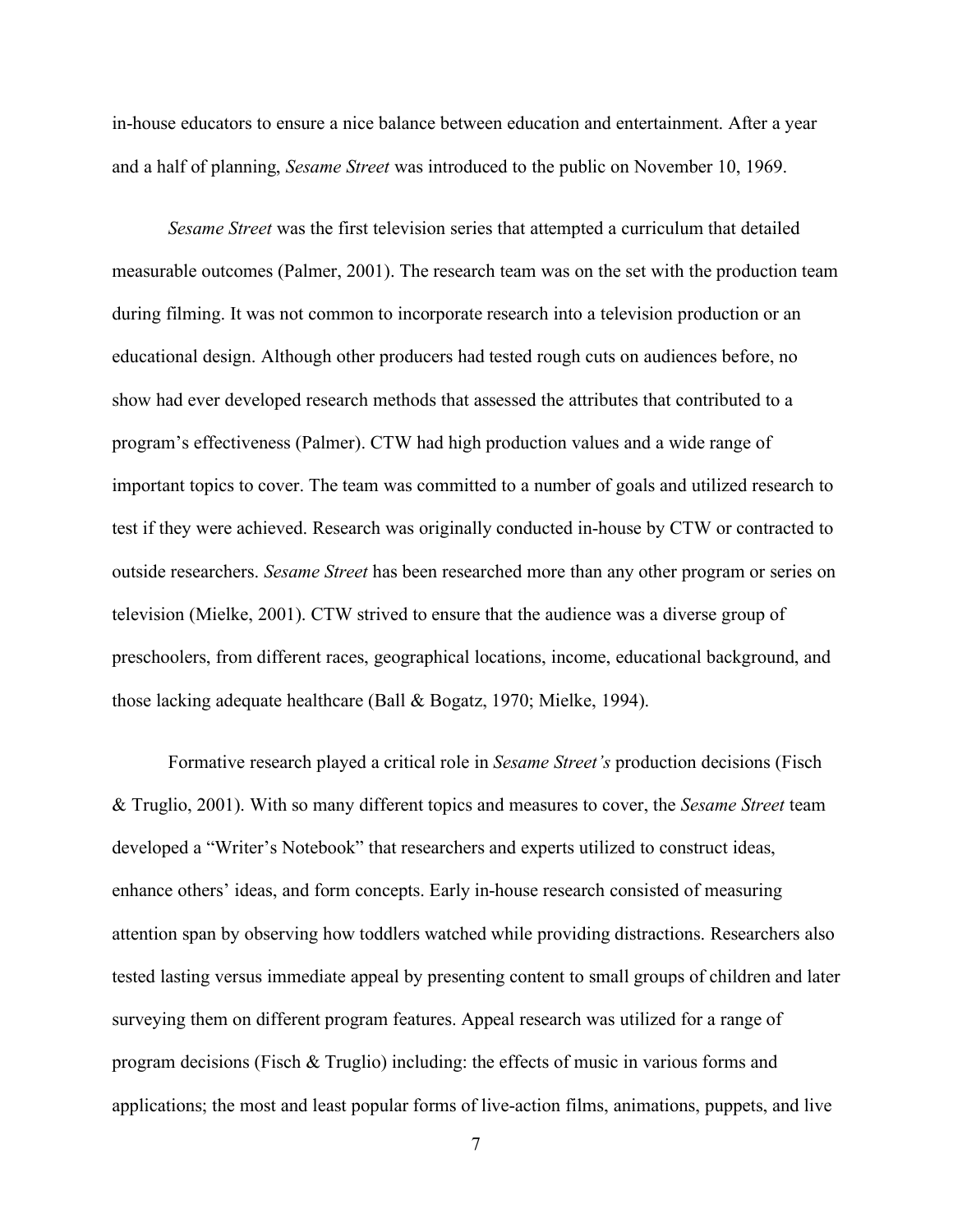in-house educators to ensure a nice balance between education and entertainment. After a year and a half of planning, *Sesame Street* was introduced to the public on November 10, 1969.

*Sesame Street* was the first television series that attempted a curriculum that detailed measurable outcomes (Palmer, 2001). The research team was on the set with the production team during filming. It was not common to incorporate research into a television production or an educational design. Although other producers had tested rough cuts on audiences before, no show had ever developed research methods that assessed the attributes that contributed to a program's effectiveness (Palmer). CTW had high production values and a wide range of important topics to cover. The team was committed to a number of goals and utilized research to test if they were achieved. Research was originally conducted in-house by CTW or contracted to outside researchers. *Sesame Street* has been researched more than any other program or series on television (Mielke, 2001). CTW strived to ensure that the audience was a diverse group of preschoolers, from different races, geographical locations, income, educational background, and those lacking adequate healthcare (Ball & Bogatz, 1970; Mielke, 1994).

Formative research played a critical role in *Sesame Street's* production decisions (Fisch & Truglio, 2001). With so many different topics and measures to cover, the *Sesame Street* team developed a "Writer's Notebook" that researchers and experts utilized to construct ideas, enhance others' ideas, and form concepts. Early in-house research consisted of measuring attention span by observing how toddlers watched while providing distractions. Researchers also tested lasting versus immediate appeal by presenting content to small groups of children and later surveying them on different program features. Appeal research was utilized for a range of program decisions (Fisch & Truglio) including: the effects of music in various forms and applications; the most and least popular forms of live-action films, animations, puppets, and live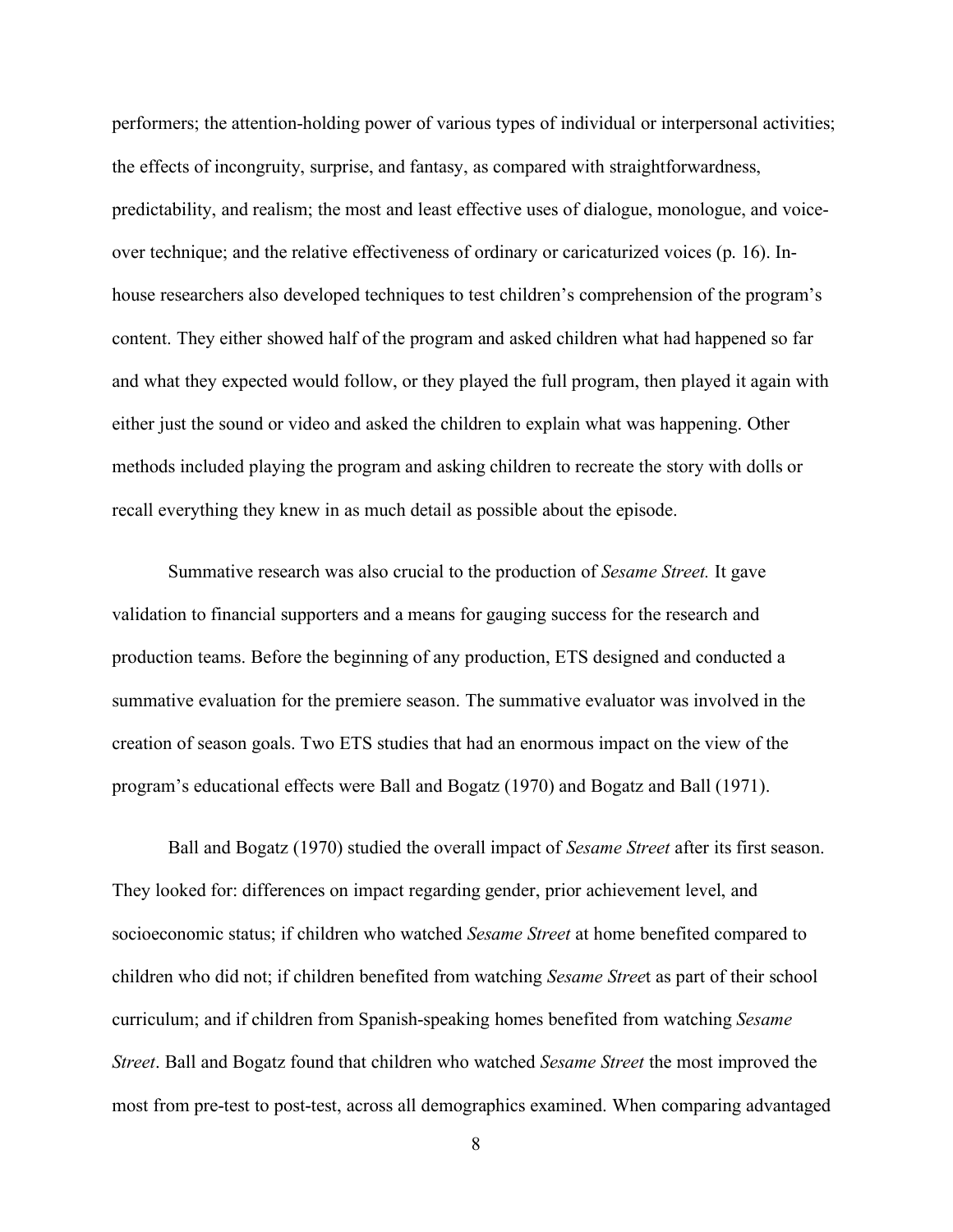performers; the attention-holding power of various types of individual or interpersonal activities; the effects of incongruity, surprise, and fantasy, as compared with straightforwardness, predictability, and realism; the most and least effective uses of dialogue, monologue, and voice-over technique; and the relative effectiveness of ordinary or caricaturized voices (p. 16). In-house researchers also developed techniques to test children's comprehension of the program's content. They either showed half of the program and asked children what had happened so far and what they expected would follow, or they played the full program, then played it again with either just the sound or video and asked the children to explain what was happening. Other methods included playing the program and asking children to recreate the story with dolls or recall everything they knew in as much detail as possible about the episode.

Summative research was also crucial to the production of *Sesame Street.* It gave validation to financial supporters and a means for gauging success for the research and production teams. Before the beginning of any production, ETS designed and conducted a summative evaluation for the premiere season. The summative evaluator was involved in the creation of season goals. Two ETS studies that had an enormous impact on the view of the program's educational effects were Ball and Bogatz (1970) and Bogatz and Ball (1971).

Ball and Bogatz (1970) studied the overall impact of *Sesame Street* after its first season. They looked for: differences on impact regarding gender, prior achievement level, and socioeconomic status; if children who watched *Sesame Street* at home benefited compared to children who did not; if children benefited from watching *Sesame Street* as part of their school curriculum; and if children from Spanish-speaking homes benefited from watching *Sesame Street*. Ball and Bogatz found that children who watched *Sesame Street* the most improved the most from pre-test to post-test, across all demographics examined. When comparing advantaged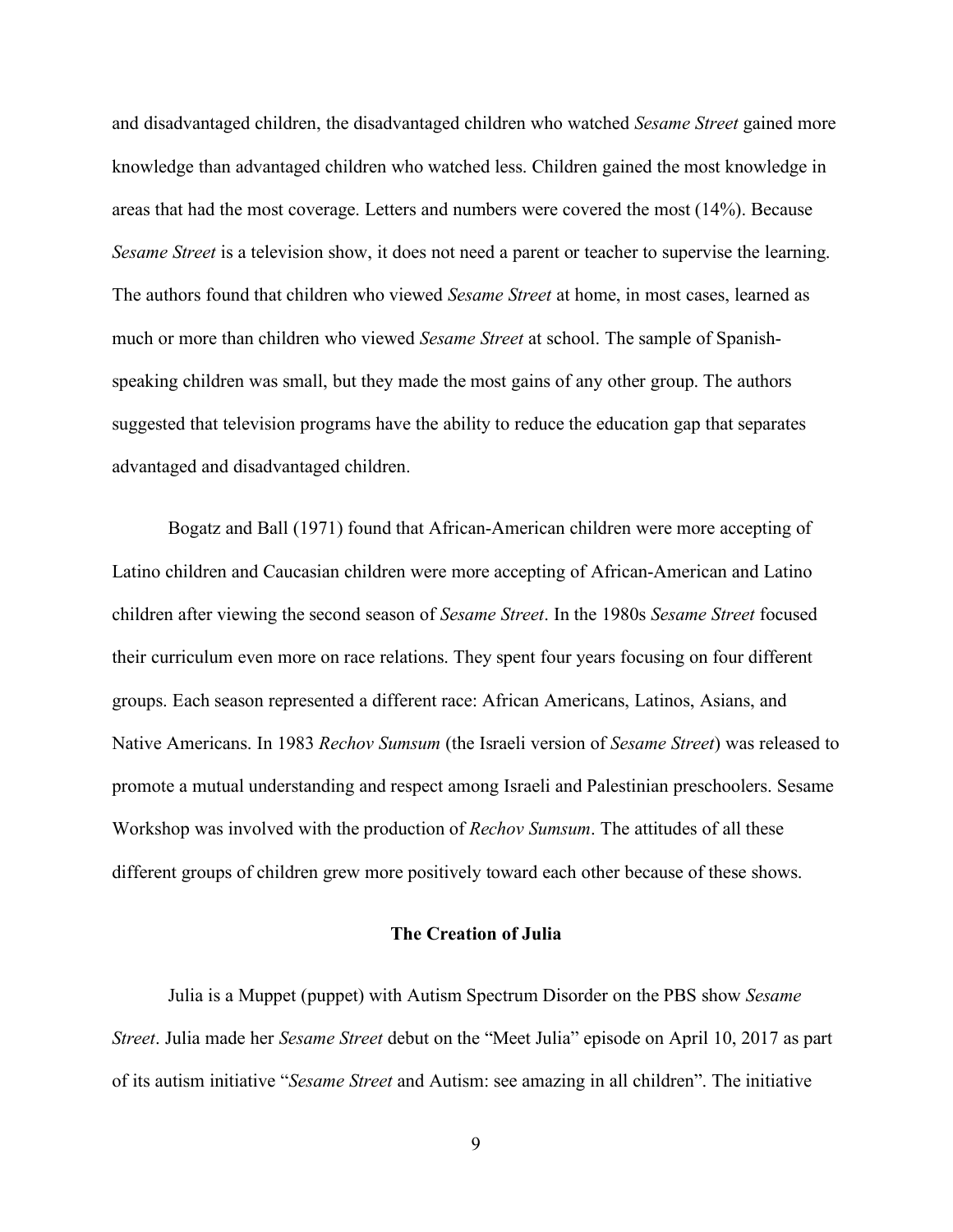and disadvantaged children, the disadvantaged children who watched *Sesame Street* gained more knowledge than advantaged children who watched less. Children gained the most knowledge in areas that had the most coverage. Letters and numbers were covered the most (14%). Because *Sesame Street* is a television show, it does not need a parent or teacher to supervise the learning. The authors found that children who viewed *Sesame Street* at home, in most cases, learned as much or more than children who viewed *Sesame Street* at school. The sample of Spanish-speaking children was small, but they made the most gains of any other group. The authors suggested that television programs have the ability to reduce the education gap that separates advantaged and disadvantaged children.

Bogatz and Ball (1971) found that African-American children were more accepting of Latino children and Caucasian children were more accepting of African-American and Latino children after viewing the second season of *Sesame Street*. In the 1980s *Sesame Street* focused their curriculum even more on race relations. They spent four years focusing on four different groups. Each season represented a different race: African Americans, Latinos, Asians, and Native Americans. In 1983 *Rechov Sumsum* (the Israeli version of *Sesame Street*) was released to promote a mutual understanding and respect among Israeli and Palestinian preschoolers. Sesame Workshop was involved with the production of *Rechov Sumsum*. The attitudes of all these different groups of children grew more positively toward each other because of these shows.

## The Creation of Julia

Julia is a Muppet (puppet) with Autism Spectrum Disorder on the PBS show *Sesame Street*. Julia made her *Sesame Street* debut on the "Meet Julia" episode on April 10, 2017 as part of its autism initiative "*Sesame Street* and Autism: see amazing in all children". The initiative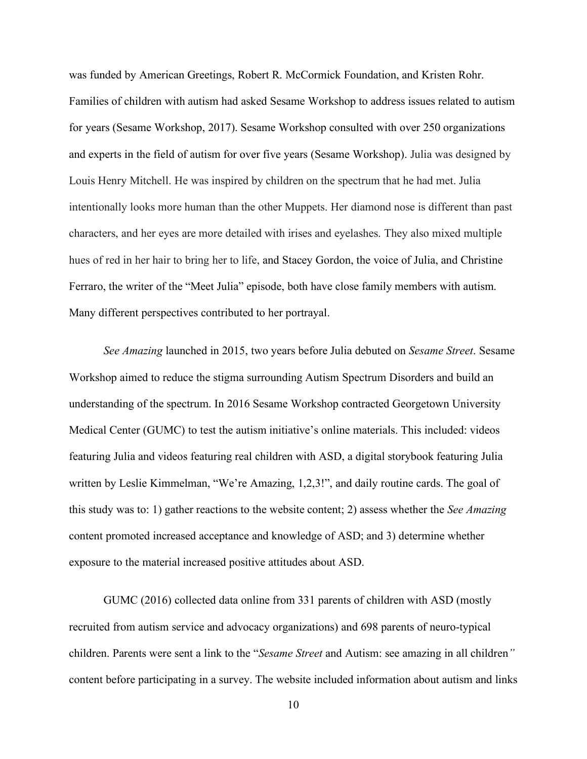was funded by American Greetings, Robert R. McCormick Foundation, and Kristen Rohr. Families of children with autism had asked Sesame Workshop to address issues related to autism for years (Sesame Workshop, 2017). Sesame Workshop consulted with over 250 organizations and experts in the field of autism for over five years (Sesame Workshop). Julia was designed by Louis Henry Mitchell. He was inspired by children on the spectrum that he had met. Julia intentionally looks more human than the other Muppets. Her diamond nose is different than past characters, and her eyes are more detailed with irises and eyelashes. They also mixed multiple hues of red in her hair to bring her to life, and Stacey Gordon, the voice of Julia, and Christine Ferraro, the writer of the "Meet Julia" episode, both have close family members with autism. Many different perspectives contributed to her portrayal.

*See Amazing* launched in 2015, two years before Julia debuted on *Sesame Street*. Sesame Workshop aimed to reduce the stigma surrounding Autism Spectrum Disorders and build an understanding of the spectrum. In 2016 Sesame Workshop contracted Georgetown University Medical Center (GUMC) to test the autism initiative's online materials. This included: videos featuring Julia and videos featuring real children with ASD, a digital storybook featuring Julia written by Leslie Kimmelman, "We're Amazing, 1,2,3!", and daily routine cards. The goal of this study was to: 1) gather reactions to the website content; 2) assess whether the *See Amazing* content promoted increased acceptance and knowledge of ASD; and 3) determine whether exposure to the material increased positive attitudes about ASD.

GUMC (2016) collected data online from 331 parents of children with ASD (mostly recruited from autism service and advocacy organizations) and 698 parents of neuro-typical children. Parents were sent a link to the "*Sesame Street* and Autism: see amazing in all children*"* content before participating in a survey. The website included information about autism and links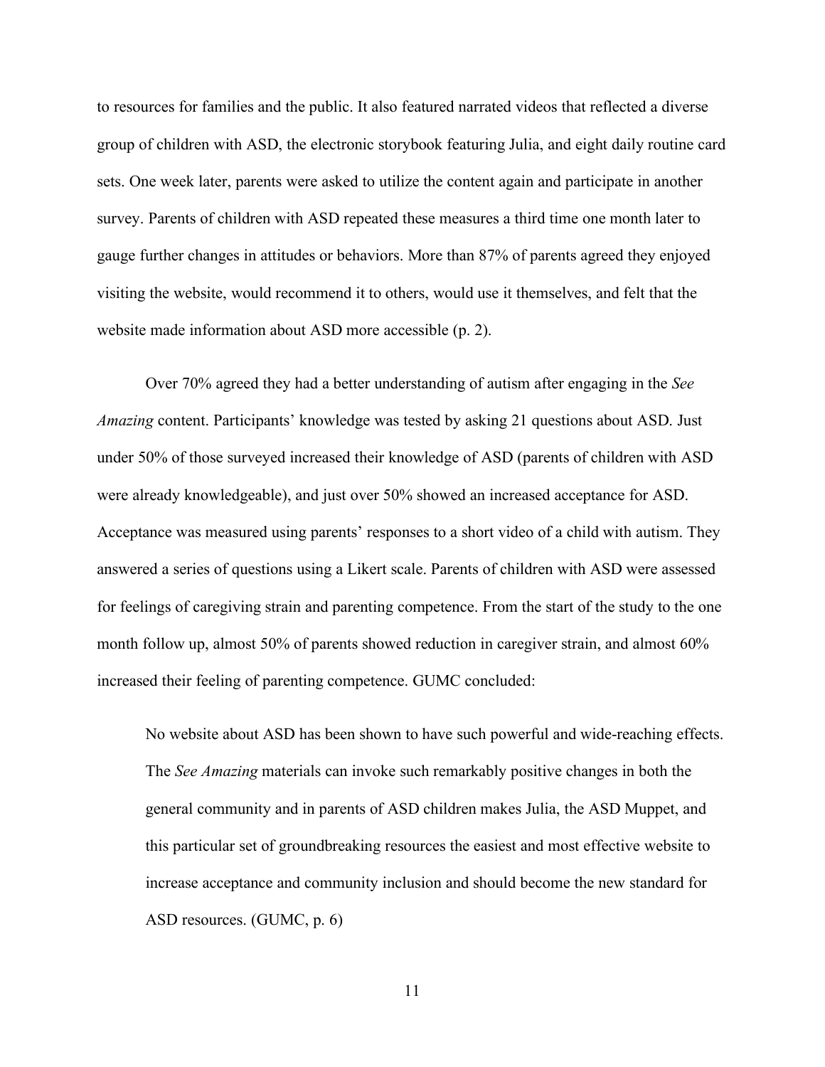to resources for families and the public. It also featured narrated videos that reflected a diverse group of children with ASD, the electronic storybook featuring Julia, and eight daily routine card sets. One week later, parents were asked to utilize the content again and participate in another survey. Parents of children with ASD repeated these measures a third time one month later to gauge further changes in attitudes or behaviors. More than 87% of parents agreed they enjoyed visiting the website, would recommend it to others, would use it themselves, and felt that the website made information about ASD more accessible (p. 2).

Over 70% agreed they had a better understanding of autism after engaging in the *See Amazing* content. Participants' knowledge was tested by asking 21 questions about ASD. Just under 50% of those surveyed increased their knowledge of ASD (parents of children with ASD were already knowledgeable), and just over 50% showed an increased acceptance for ASD. Acceptance was measured using parents' responses to a short video of a child with autism. They answered a series of questions using a Likert scale. Parents of children with ASD were assessed for feelings of caregiving strain and parenting competence. From the start of the study to the one month follow up, almost 50% of parents showed reduction in caregiver strain, and almost 60% increased their feeling of parenting competence. GUMC concluded:

> No website about ASD has been shown to have such powerful and wide-reaching effects. The *See Amazing* materials can invoke such remarkably positive changes in both the general community and in parents of ASD children makes Julia, the ASD Muppet, and this particular set of groundbreaking resources the easiest and most effective website to increase acceptance and community inclusion and should become the new standard for ASD resources. (GUMC, p. 6)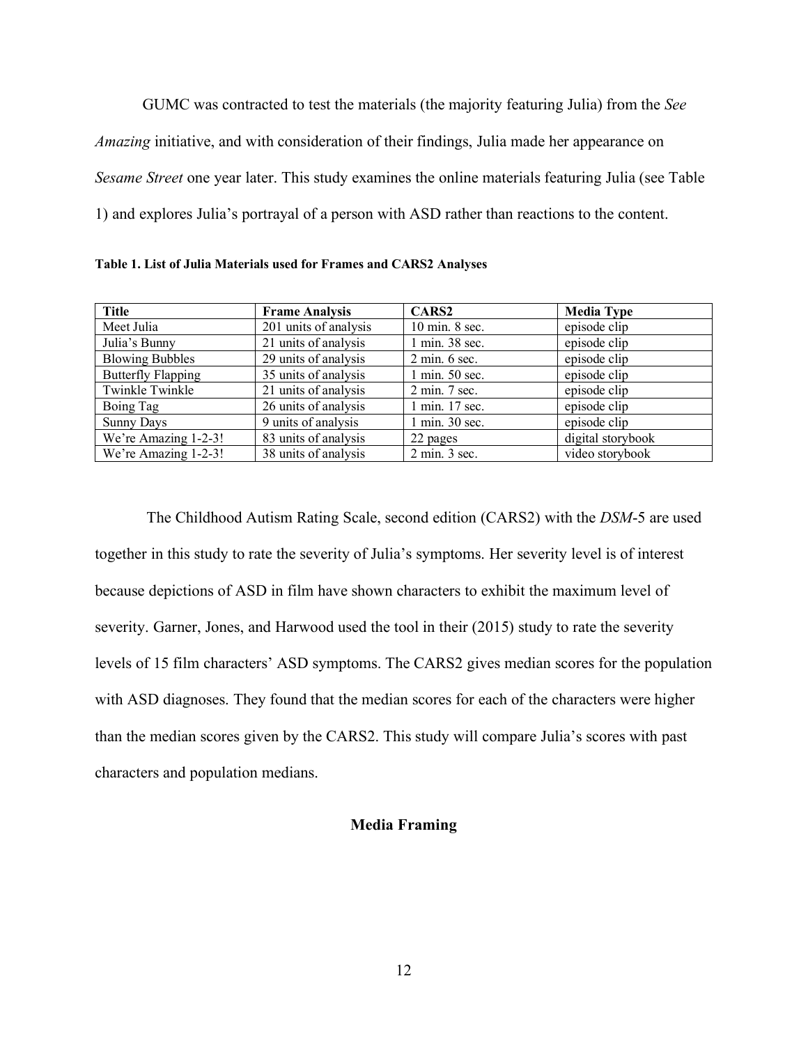GUMC was contracted to test the materials (the majority featuring Julia) from the *See Amazing* initiative, and with consideration of their findings, Julia made her appearance on *Sesame Street* one year later. This study examines the online materials featuring Julia (see Table 1) and explores Julia's portrayal of a person with ASD rather than reactions to the content.

**Table 1. List of Julia Materials used for Frames and CARS2 Analyses**

| Title | Frame Analysis | CARS2 | Media Type |
|---|---|---|---|
| Meet Julia | 201 units of analysis | 10 min. 8 sec. | episode clip |
| Julia's Bunny | 21 units of analysis | 1 min. 38 sec. | episode clip |
| Blowing Bubbles | 29 units of analysis | 2 min. 6 sec. | episode clip |
| Butterfly Flapping | 35 units of analysis | 1 min. 50 sec. | episode clip |
| Twinkle Twinkle | 21 units of analysis | 2 min. 7 sec. | episode clip |
| Boing Tag | 26 units of analysis | 1 min. 17 sec. | episode clip |
| Sunny Days | 9 units of analysis | 1 min. 30 sec. | episode clip |
| We're Amazing 1-2-3! | 83 units of analysis | 22 pages | digital storybook |
| We're Amazing 1-2-3! | 38 units of analysis | 2 min. 3 sec. | video storybook |

The Childhood Autism Rating Scale, second edition (CARS2) with the *DSM*-5 are used together in this study to rate the severity of Julia's symptoms. Her severity level is of interest because depictions of ASD in film have shown characters to exhibit the maximum level of severity. Garner, Jones, and Harwood used the tool in their (2015) study to rate the severity levels of 15 film characters' ASD symptoms. The CARS2 gives median scores for the population with ASD diagnoses. They found that the median scores for each of the characters were higher than the median scores given by the CARS2. This study will compare Julia's scores with past characters and population medians.

## Media Framing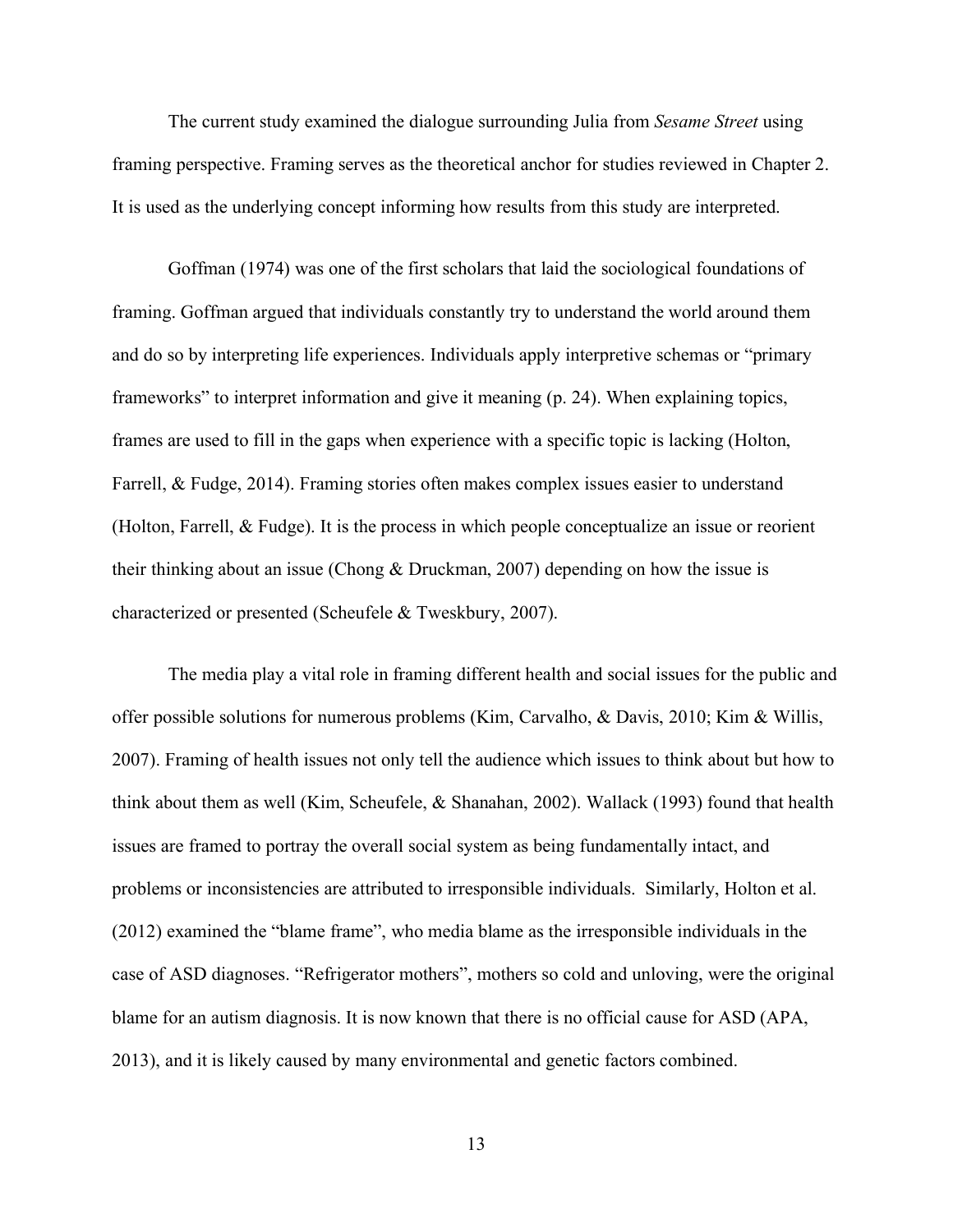The current study examined the dialogue surrounding Julia from *Sesame Street* using framing perspective. Framing serves as the theoretical anchor for studies reviewed in Chapter 2. It is used as the underlying concept informing how results from this study are interpreted.

Goffman (1974) was one of the first scholars that laid the sociological foundations of framing. Goffman argued that individuals constantly try to understand the world around them and do so by interpreting life experiences. Individuals apply interpretive schemas or "primary frameworks" to interpret information and give it meaning (p. 24). When explaining topics, frames are used to fill in the gaps when experience with a specific topic is lacking (Holton, Farrell, & Fudge, 2014). Framing stories often makes complex issues easier to understand (Holton, Farrell, & Fudge). It is the process in which people conceptualize an issue or reorient their thinking about an issue (Chong & Druckman, 2007) depending on how the issue is characterized or presented (Scheufele & Tweskbury, 2007).

The media play a vital role in framing different health and social issues for the public and offer possible solutions for numerous problems (Kim, Carvalho, & Davis, 2010; Kim & Willis, 2007). Framing of health issues not only tell the audience which issues to think about but how to think about them as well (Kim, Scheufele, & Shanahan, 2002). Wallack (1993) found that health issues are framed to portray the overall social system as being fundamentally intact, and problems or inconsistencies are attributed to irresponsible individuals. Similarly, Holton et al. (2012) examined the "blame frame", who media blame as the irresponsible individuals in the case of ASD diagnoses. "Refrigerator mothers", mothers so cold and unloving, were the original blame for an autism diagnosis. It is now known that there is no official cause for ASD (APA, 2013), and it is likely caused by many environmental and genetic factors combined.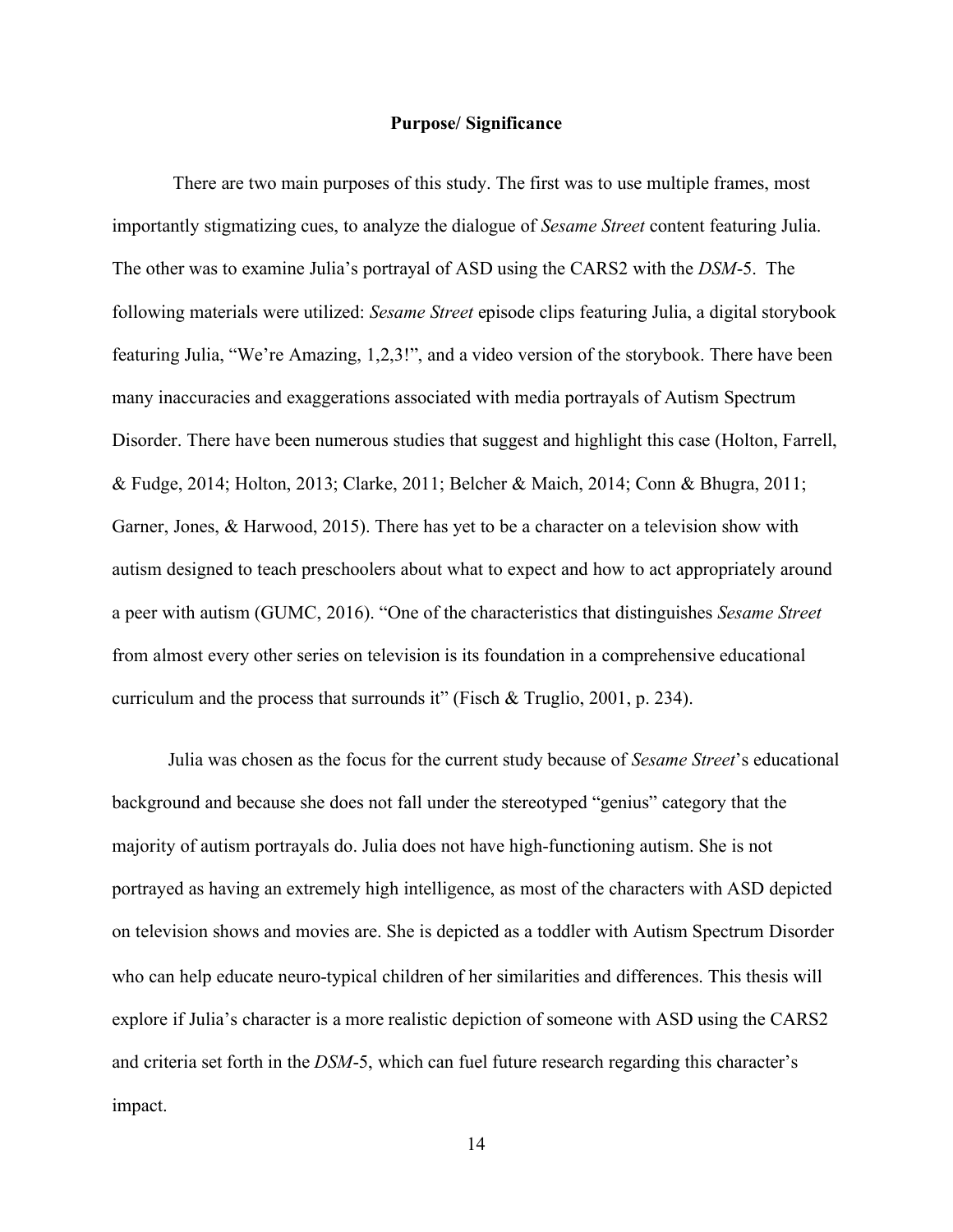## Purpose/ Significance

There are two main purposes of this study. The first was to use multiple frames, most importantly stigmatizing cues, to analyze the dialogue of *Sesame Street* content featuring Julia. The other was to examine Julia's portrayal of ASD using the CARS2 with the *DSM*-5. The following materials were utilized: *Sesame Street* episode clips featuring Julia, a digital storybook featuring Julia, "We're Amazing, 1,2,3!", and a video version of the storybook. There have been many inaccuracies and exaggerations associated with media portrayals of Autism Spectrum Disorder. There have been numerous studies that suggest and highlight this case (Holton, Farrell, & Fudge, 2014; Holton, 2013; Clarke, 2011; Belcher & Maich, 2014; Conn & Bhugra, 2011; Garner, Jones, & Harwood, 2015). There has yet to be a character on a television show with autism designed to teach preschoolers about what to expect and how to act appropriately around a peer with autism (GUMC, 2016). "One of the characteristics that distinguishes *Sesame Street* from almost every other series on television is its foundation in a comprehensive educational curriculum and the process that surrounds it" (Fisch & Truglio, 2001, p. 234).

Julia was chosen as the focus for the current study because of *Sesame Street*'s educational background and because she does not fall under the stereotyped "genius" category that the majority of autism portrayals do. Julia does not have high-functioning autism. She is not portrayed as having an extremely high intelligence, as most of the characters with ASD depicted on television shows and movies are. She is depicted as a toddler with Autism Spectrum Disorder who can help educate neuro-typical children of her similarities and differences. This thesis will explore if Julia's character is a more realistic depiction of someone with ASD using the CARS2 and criteria set forth in the *DSM*-5, which can fuel future research regarding this character's impact.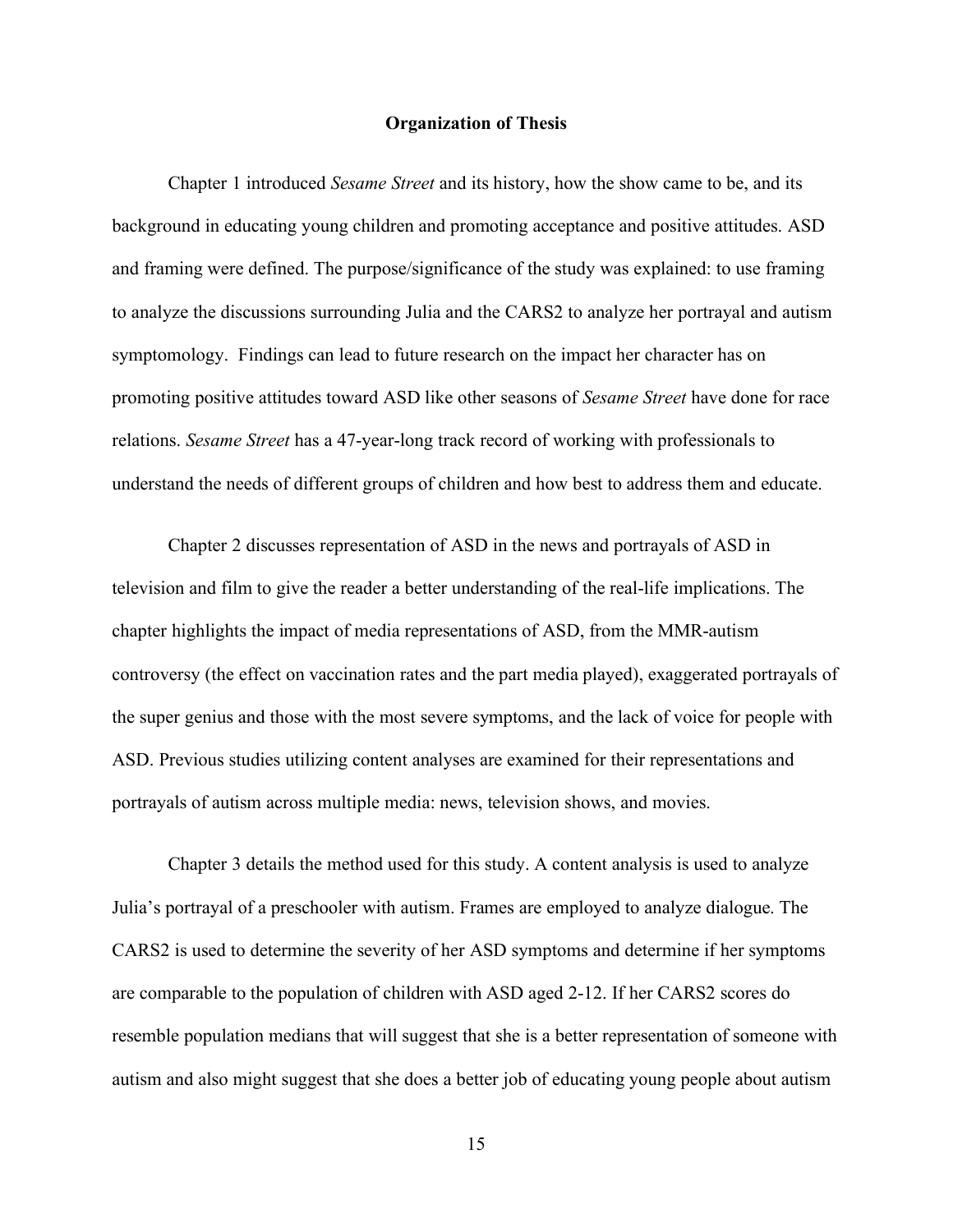## Organization of Thesis

Chapter 1 introduced *Sesame Street* and its history, how the show came to be, and its background in educating young children and promoting acceptance and positive attitudes. ASD and framing were defined. The purpose/significance of the study was explained: to use framing to analyze the discussions surrounding Julia and the CARS2 to analyze her portrayal and autism symptomology. Findings can lead to future research on the impact her character has on promoting positive attitudes toward ASD like other seasons of *Sesame Street* have done for race relations. *Sesame Street* has a 47-year-long track record of working with professionals to understand the needs of different groups of children and how best to address them and educate.

Chapter 2 discusses representation of ASD in the news and portrayals of ASD in television and film to give the reader a better understanding of the real-life implications. The chapter highlights the impact of media representations of ASD, from the MMR-autism controversy (the effect on vaccination rates and the part media played), exaggerated portrayals of the super genius and those with the most severe symptoms, and the lack of voice for people with ASD. Previous studies utilizing content analyses are examined for their representations and portrayals of autism across multiple media: news, television shows, and movies.

Chapter 3 details the method used for this study. A content analysis is used to analyze Julia's portrayal of a preschooler with autism. Frames are employed to analyze dialogue. The CARS2 is used to determine the severity of her ASD symptoms and determine if her symptoms are comparable to the population of children with ASD aged 2-12. If her CARS2 scores do resemble population medians that will suggest that she is a better representation of someone with autism and also might suggest that she does a better job of educating young people about autism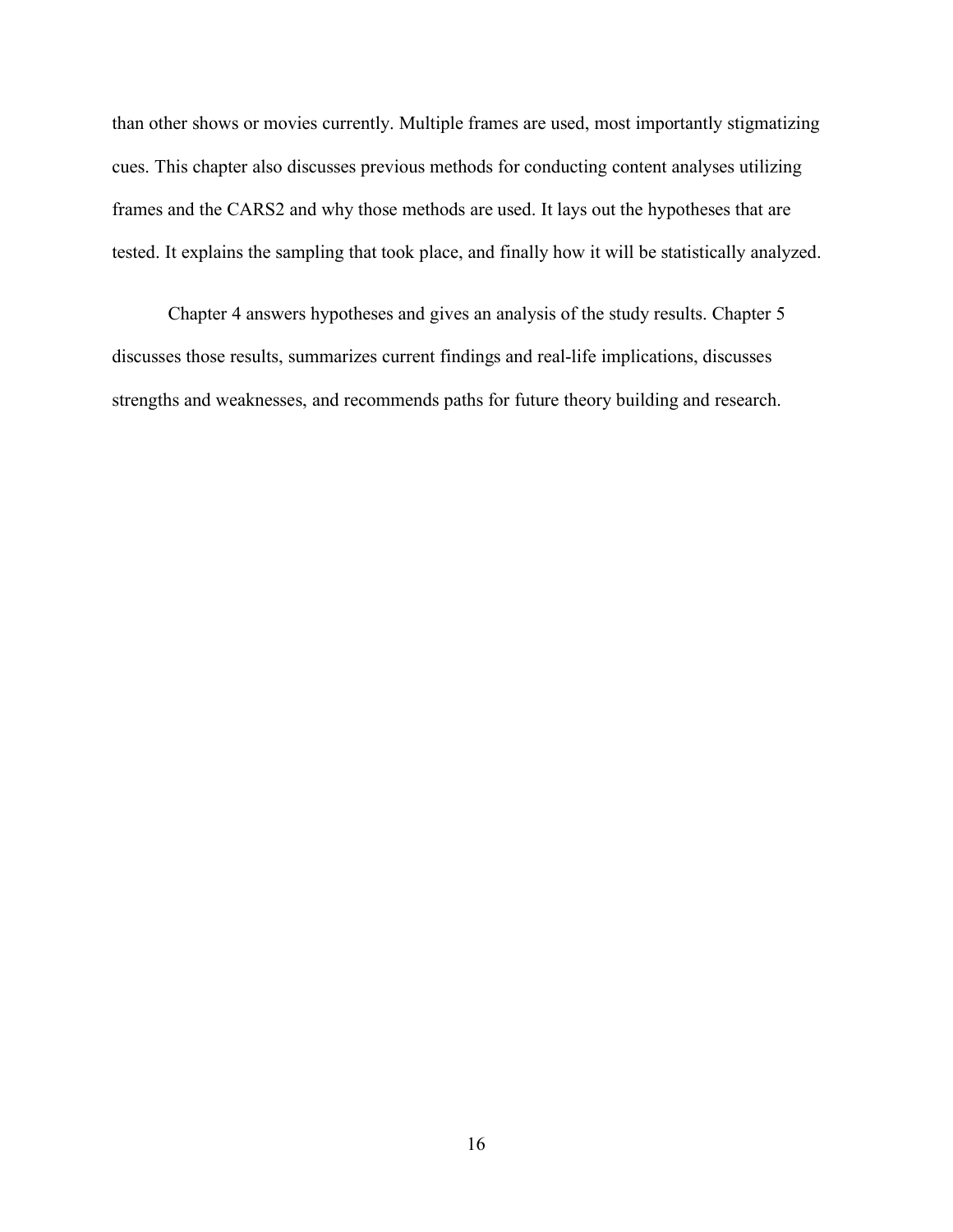than other shows or movies currently. Multiple frames are used, most importantly stigmatizing cues. This chapter also discusses previous methods for conducting content analyses utilizing frames and the CARS2 and why those methods are used. It lays out the hypotheses that are tested. It explains the sampling that took place, and finally how it will be statistically analyzed.

Chapter 4 answers hypotheses and gives an analysis of the study results. Chapter 5 discusses those results, summarizes current findings and real-life implications, discusses strengths and weaknesses, and recommends paths for future theory building and research.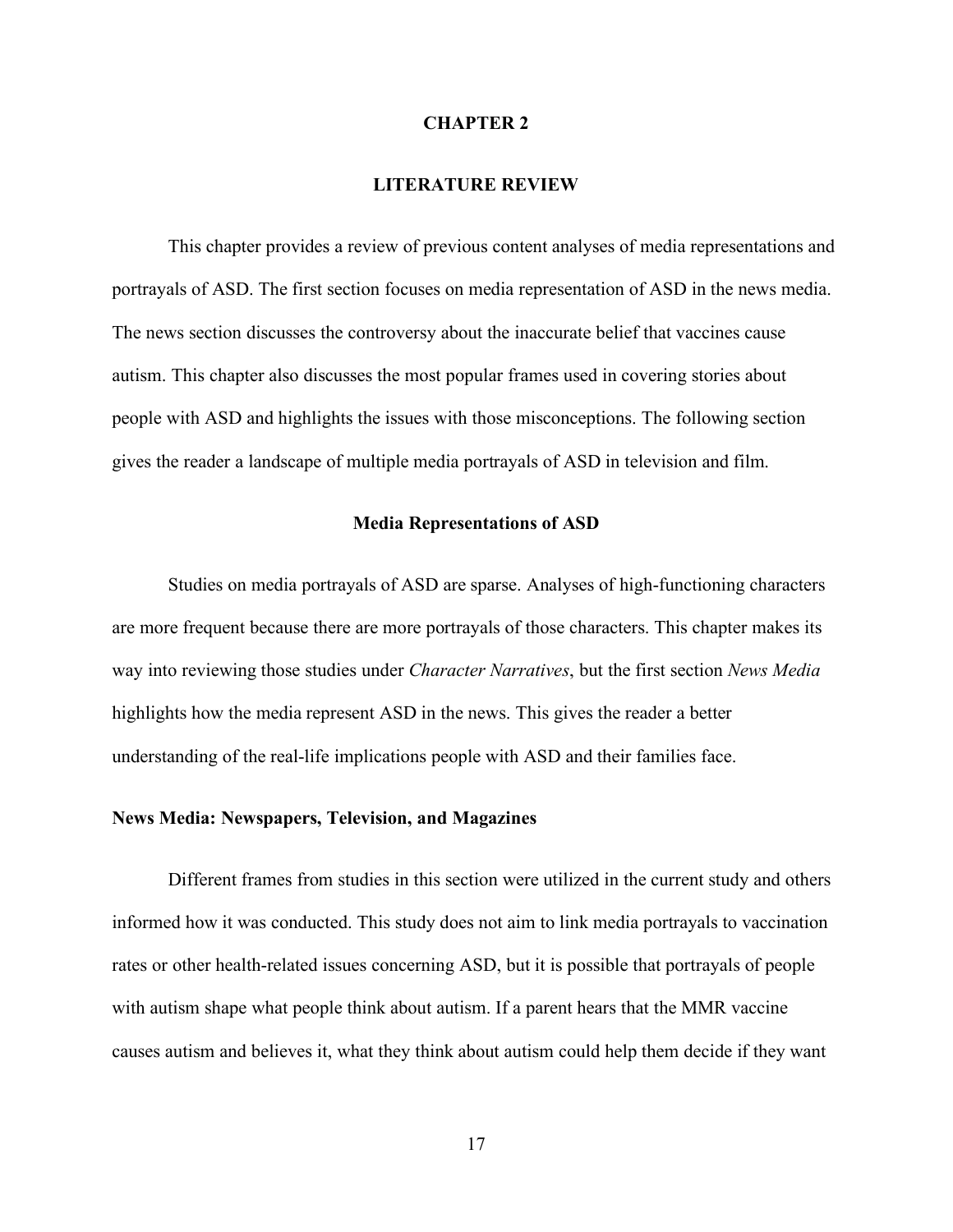# CHAPTER 2

# LITERATURE REVIEW

This chapter provides a review of previous content analyses of media representations and portrayals of ASD. The first section focuses on media representation of ASD in the news media. The news section discusses the controversy about the inaccurate belief that vaccines cause autism. This chapter also discusses the most popular frames used in covering stories about people with ASD and highlights the issues with those misconceptions. The following section gives the reader a landscape of multiple media portrayals of ASD in television and film.

## Media Representations of ASD

Studies on media portrayals of ASD are sparse. Analyses of high-functioning characters are more frequent because there are more portrayals of those characters. This chapter makes its way into reviewing those studies under *Character Narratives*, but the first section *News Media* highlights how the media represent ASD in the news. This gives the reader a better understanding of the real-life implications people with ASD and their families face.

### News Media: Newspapers, Television, and Magazines

Different frames from studies in this section were utilized in the current study and others informed how it was conducted. This study does not aim to link media portrayals to vaccination rates or other health-related issues concerning ASD, but it is possible that portrayals of people with autism shape what people think about autism. If a parent hears that the MMR vaccine causes autism and believes it, what they think about autism could help them decide if they want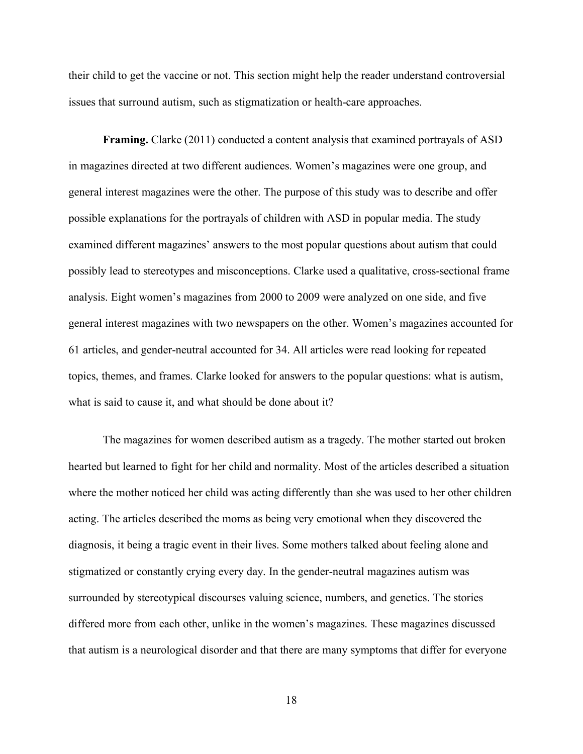their child to get the vaccine or not. This section might help the reader understand controversial issues that surround autism, such as stigmatization or health-care approaches.

**Framing.** Clarke (2011) conducted a content analysis that examined portrayals of ASD in magazines directed at two different audiences. Women's magazines were one group, and general interest magazines were the other. The purpose of this study was to describe and offer possible explanations for the portrayals of children with ASD in popular media. The study examined different magazines' answers to the most popular questions about autism that could possibly lead to stereotypes and misconceptions. Clarke used a qualitative, cross-sectional frame analysis. Eight women's magazines from 2000 to 2009 were analyzed on one side, and five general interest magazines with two newspapers on the other. Women's magazines accounted for 61 articles, and gender-neutral accounted for 34. All articles were read looking for repeated topics, themes, and frames. Clarke looked for answers to the popular questions: what is autism, what is said to cause it, and what should be done about it?

The magazines for women described autism as a tragedy. The mother started out broken hearted but learned to fight for her child and normality. Most of the articles described a situation where the mother noticed her child was acting differently than she was used to her other children acting. The articles described the moms as being very emotional when they discovered the diagnosis, it being a tragic event in their lives. Some mothers talked about feeling alone and stigmatized or constantly crying every day. In the gender-neutral magazines autism was surrounded by stereotypical discourses valuing science, numbers, and genetics. The stories differed more from each other, unlike in the women's magazines. These magazines discussed that autism is a neurological disorder and that there are many symptoms that differ for everyone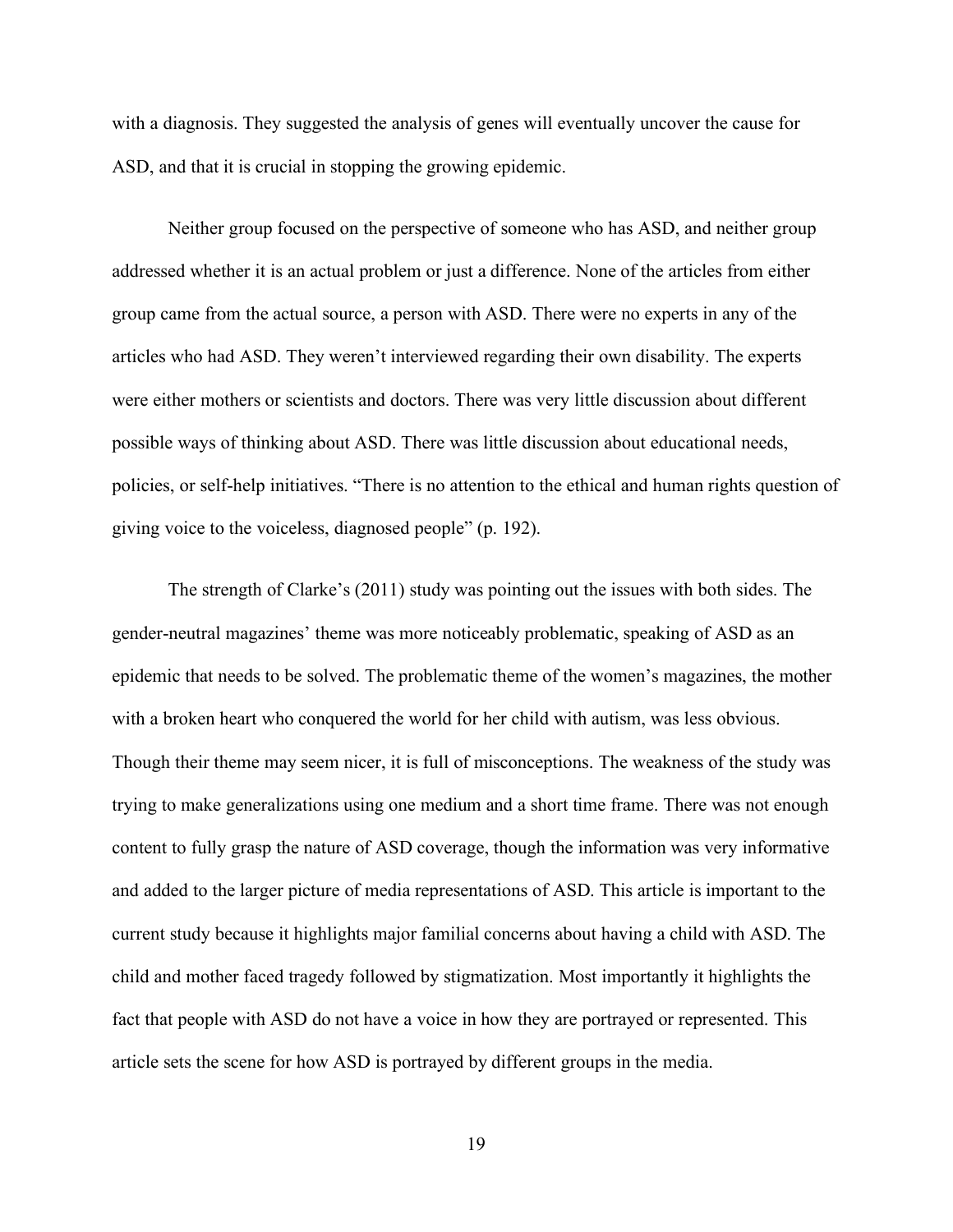with a diagnosis. They suggested the analysis of genes will eventually uncover the cause for ASD, and that it is crucial in stopping the growing epidemic.

Neither group focused on the perspective of someone who has ASD, and neither group addressed whether it is an actual problem or just a difference. None of the articles from either group came from the actual source, a person with ASD. There were no experts in any of the articles who had ASD. They weren't interviewed regarding their own disability. The experts were either mothers or scientists and doctors. There was very little discussion about different possible ways of thinking about ASD. There was little discussion about educational needs, policies, or self-help initiatives. "There is no attention to the ethical and human rights question of giving voice to the voiceless, diagnosed people" (p. 192).

The strength of Clarke's (2011) study was pointing out the issues with both sides. The gender-neutral magazines' theme was more noticeably problematic, speaking of ASD as an epidemic that needs to be solved. The problematic theme of the women's magazines, the mother with a broken heart who conquered the world for her child with autism, was less obvious. Though their theme may seem nicer, it is full of misconceptions. The weakness of the study was trying to make generalizations using one medium and a short time frame. There was not enough content to fully grasp the nature of ASD coverage, though the information was very informative and added to the larger picture of media representations of ASD. This article is important to the current study because it highlights major familial concerns about having a child with ASD. The child and mother faced tragedy followed by stigmatization. Most importantly it highlights the fact that people with ASD do not have a voice in how they are portrayed or represented. This article sets the scene for how ASD is portrayed by different groups in the media.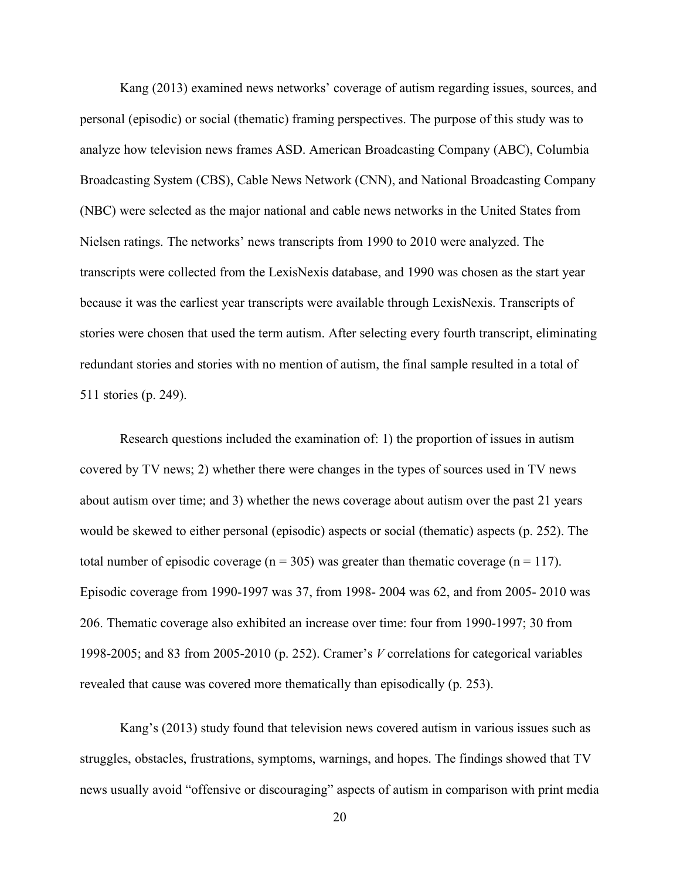Kang (2013) examined news networks' coverage of autism regarding issues, sources, and personal (episodic) or social (thematic) framing perspectives. The purpose of this study was to analyze how television news frames ASD. American Broadcasting Company (ABC), Columbia Broadcasting System (CBS), Cable News Network (CNN), and National Broadcasting Company (NBC) were selected as the major national and cable news networks in the United States from Nielsen ratings. The networks' news transcripts from 1990 to 2010 were analyzed. The transcripts were collected from the LexisNexis database, and 1990 was chosen as the start year because it was the earliest year transcripts were available through LexisNexis. Transcripts of stories were chosen that used the term autism. After selecting every fourth transcript, eliminating redundant stories and stories with no mention of autism, the final sample resulted in a total of 511 stories (p. 249).

Research questions included the examination of: 1) the proportion of issues in autism covered by TV news; 2) whether there were changes in the types of sources used in TV news about autism over time; and 3) whether the news coverage about autism over the past 21 years would be skewed to either personal (episodic) aspects or social (thematic) aspects (p. 252). The total number of episodic coverage ($n = 305$) was greater than thematic coverage ($n = 117$). Episodic coverage from 1990-1997 was 37, from 1998- 2004 was 62, and from 2005- 2010 was 206. Thematic coverage also exhibited an increase over time: four from 1990-1997; 30 from 1998-2005; and 83 from 2005-2010 (p. 252). Cramer's *V* correlations for categorical variables revealed that cause was covered more thematically than episodically (p. 253).

Kang's (2013) study found that television news covered autism in various issues such as struggles, obstacles, frustrations, symptoms, warnings, and hopes. The findings showed that TV news usually avoid "offensive or discouraging" aspects of autism in comparison with print media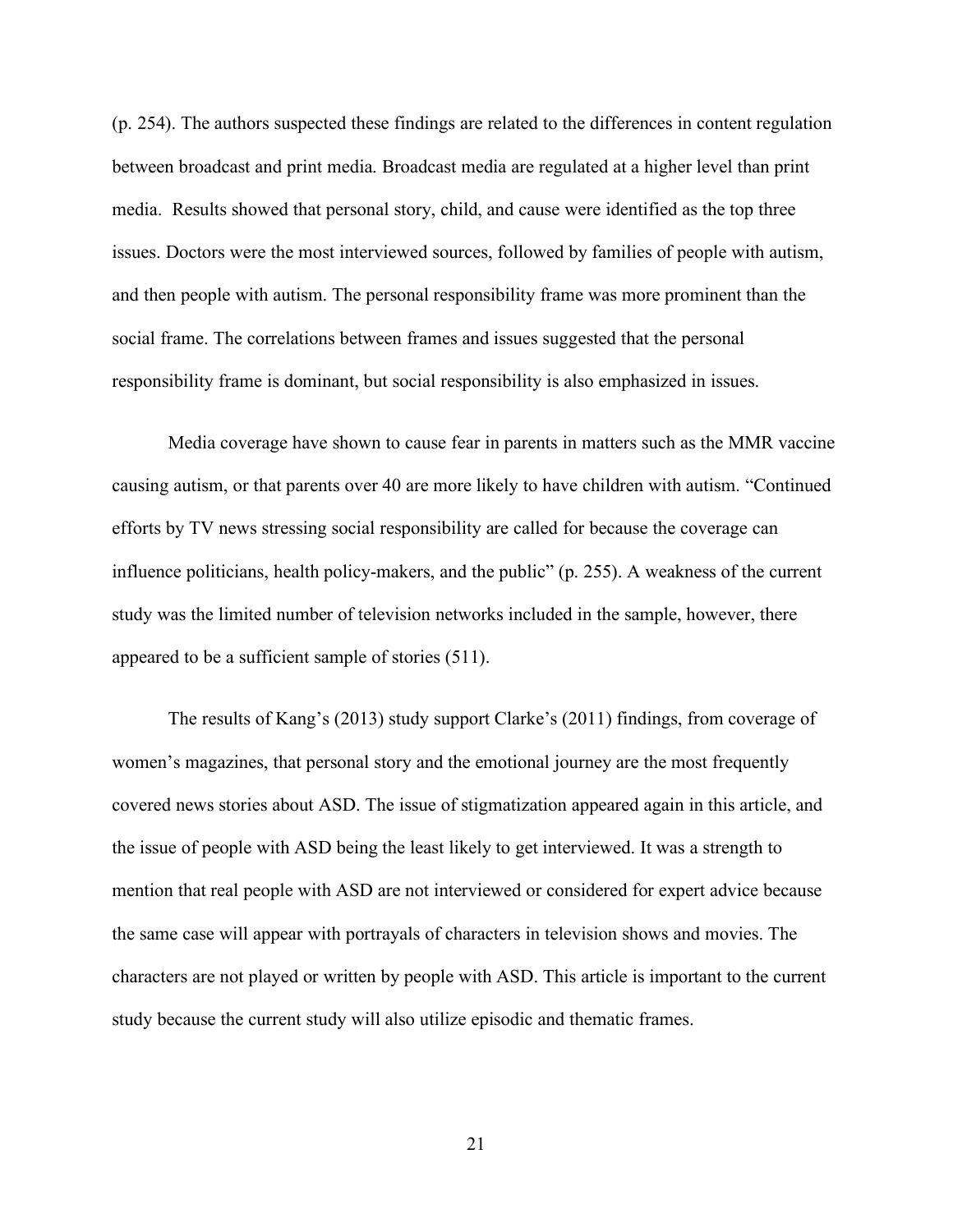(p. 254). The authors suspected these findings are related to the differences in content regulation between broadcast and print media. Broadcast media are regulated at a higher level than print media. Results showed that personal story, child, and cause were identified as the top three issues. Doctors were the most interviewed sources, followed by families of people with autism, and then people with autism. The personal responsibility frame was more prominent than the social frame. The correlations between frames and issues suggested that the personal responsibility frame is dominant, but social responsibility is also emphasized in issues.

Media coverage have shown to cause fear in parents in matters such as the MMR vaccine causing autism, or that parents over 40 are more likely to have children with autism. "Continued efforts by TV news stressing social responsibility are called for because the coverage can influence politicians, health policy-makers, and the public" (p. 255). A weakness of the current study was the limited number of television networks included in the sample, however, there appeared to be a sufficient sample of stories (511).

The results of Kang's (2013) study support Clarke's (2011) findings, from coverage of women's magazines, that personal story and the emotional journey are the most frequently covered news stories about ASD. The issue of stigmatization appeared again in this article, and the issue of people with ASD being the least likely to get interviewed. It was a strength to mention that real people with ASD are not interviewed or considered for expert advice because the same case will appear with portrayals of characters in television shows and movies. The characters are not played or written by people with ASD. This article is important to the current study because the current study will also utilize episodic and thematic frames.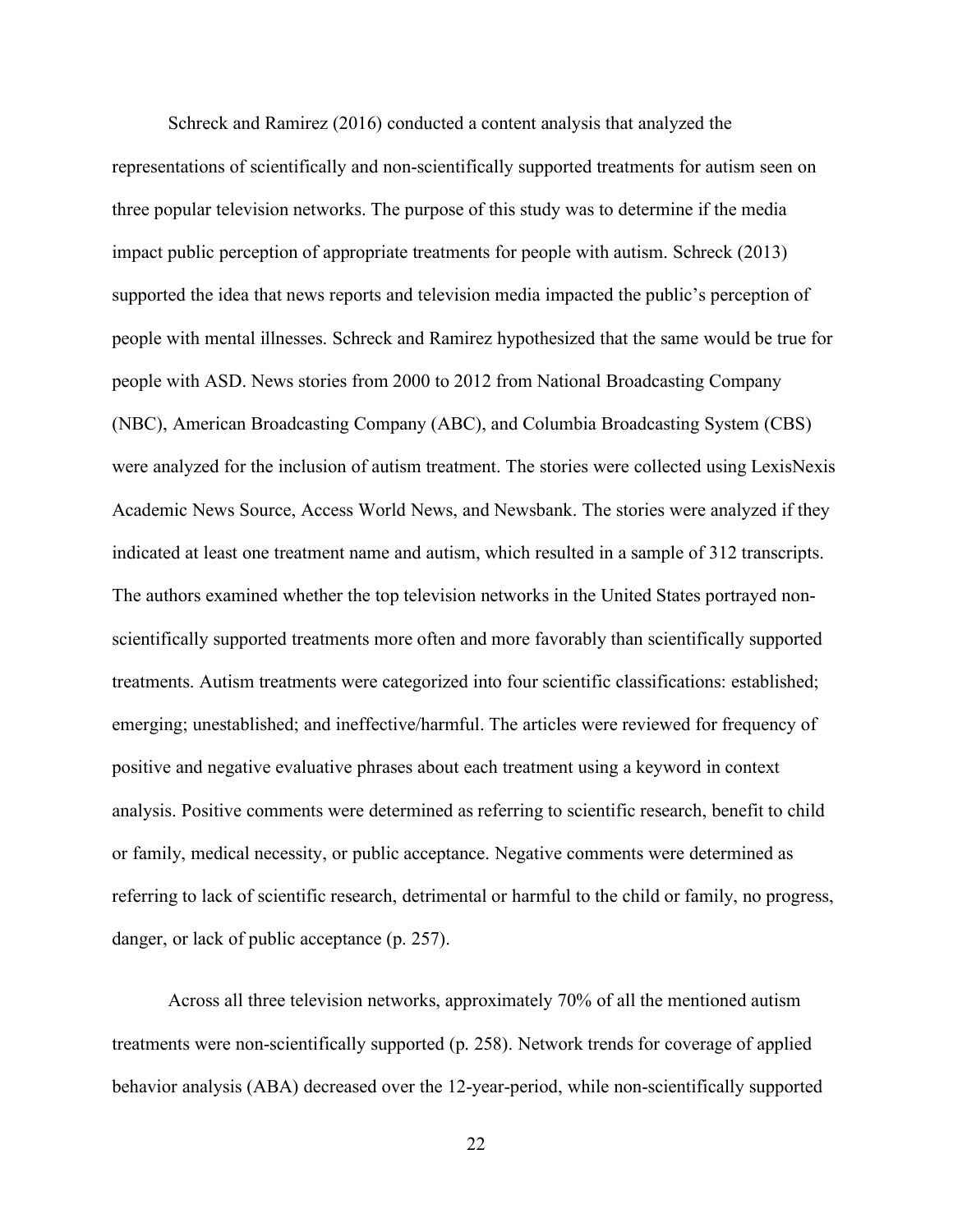Schreck and Ramirez (2016) conducted a content analysis that analyzed the representations of scientifically and non-scientifically supported treatments for autism seen on three popular television networks. The purpose of this study was to determine if the media impact public perception of appropriate treatments for people with autism. Schreck (2013) supported the idea that news reports and television media impacted the public's perception of people with mental illnesses. Schreck and Ramirez hypothesized that the same would be true for people with ASD. News stories from 2000 to 2012 from National Broadcasting Company (NBC), American Broadcasting Company (ABC), and Columbia Broadcasting System (CBS) were analyzed for the inclusion of autism treatment. The stories were collected using LexisNexis Academic News Source, Access World News, and Newsbank. The stories were analyzed if they indicated at least one treatment name and autism, which resulted in a sample of 312 transcripts. The authors examined whether the top television networks in the United States portrayed non-scientifically supported treatments more often and more favorably than scientifically supported treatments. Autism treatments were categorized into four scientific classifications: established; emerging; unestablished; and ineffective/harmful. The articles were reviewed for frequency of positive and negative evaluative phrases about each treatment using a keyword in context analysis. Positive comments were determined as referring to scientific research, benefit to child or family, medical necessity, or public acceptance. Negative comments were determined as referring to lack of scientific research, detrimental or harmful to the child or family, no progress, danger, or lack of public acceptance (p. 257).

Across all three television networks, approximately 70% of all the mentioned autism treatments were non-scientifically supported (p. 258). Network trends for coverage of applied behavior analysis (ABA) decreased over the 12-year-period, while non-scientifically supported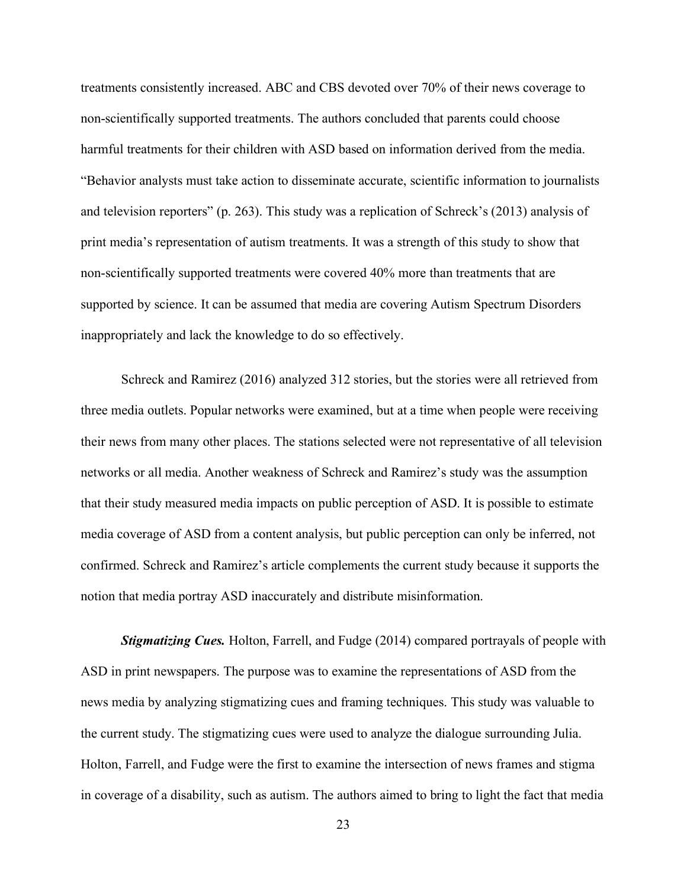treatments consistently increased. ABC and CBS devoted over 70% of their news coverage to non-scientifically supported treatments. The authors concluded that parents could choose harmful treatments for their children with ASD based on information derived from the media. "Behavior analysts must take action to disseminate accurate, scientific information to journalists and television reporters" (p. 263). This study was a replication of Schreck's (2013) analysis of print media's representation of autism treatments. It was a strength of this study to show that non-scientifically supported treatments were covered 40% more than treatments that are supported by science. It can be assumed that media are covering Autism Spectrum Disorders inappropriately and lack the knowledge to do so effectively.

Schreck and Ramirez (2016) analyzed 312 stories, but the stories were all retrieved from three media outlets. Popular networks were examined, but at a time when people were receiving their news from many other places. The stations selected were not representative of all television networks or all media. Another weakness of Schreck and Ramirez's study was the assumption that their study measured media impacts on public perception of ASD. It is possible to estimate media coverage of ASD from a content analysis, but public perception can only be inferred, not confirmed. Schreck and Ramirez's article complements the current study because it supports the notion that media portray ASD inaccurately and distribute misinformation.

***Stigmatizing Cues.*** Holton, Farrell, and Fudge (2014) compared portrayals of people with ASD in print newspapers. The purpose was to examine the representations of ASD from the news media by analyzing stigmatizing cues and framing techniques. This study was valuable to the current study. The stigmatizing cues were used to analyze the dialogue surrounding Julia. Holton, Farrell, and Fudge were the first to examine the intersection of news frames and stigma in coverage of a disability, such as autism. The authors aimed to bring to light the fact that media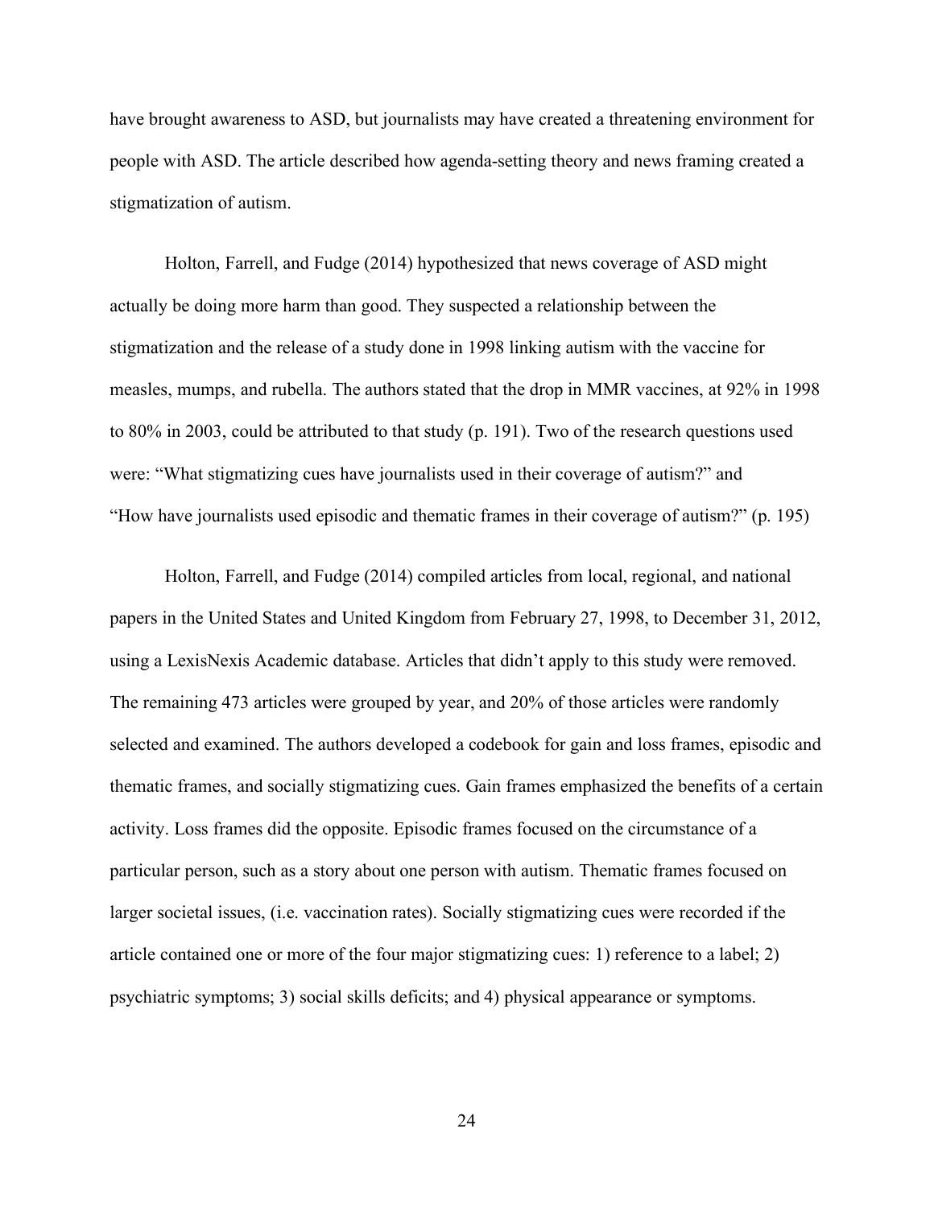have brought awareness to ASD, but journalists may have created a threatening environment for people with ASD. The article described how agenda-setting theory and news framing created a stigmatization of autism.

Holton, Farrell, and Fudge (2014) hypothesized that news coverage of ASD might actually be doing more harm than good. They suspected a relationship between the stigmatization and the release of a study done in 1998 linking autism with the vaccine for measles, mumps, and rubella. The authors stated that the drop in MMR vaccines, at 92% in 1998 to 80% in 2003, could be attributed to that study (p. 191). Two of the research questions used were: "What stigmatizing cues have journalists used in their coverage of autism?" and "How have journalists used episodic and thematic frames in their coverage of autism?" (p. 195)

Holton, Farrell, and Fudge (2014) compiled articles from local, regional, and national papers in the United States and United Kingdom from February 27, 1998, to December 31, 2012, using a LexisNexis Academic database. Articles that didn't apply to this study were removed. The remaining 473 articles were grouped by year, and 20% of those articles were randomly selected and examined. The authors developed a codebook for gain and loss frames, episodic and thematic frames, and socially stigmatizing cues. Gain frames emphasized the benefits of a certain activity. Loss frames did the opposite. Episodic frames focused on the circumstance of a particular person, such as a story about one person with autism. Thematic frames focused on larger societal issues, (i.e. vaccination rates). Socially stigmatizing cues were recorded if the article contained one or more of the four major stigmatizing cues: 1) reference to a label; 2) psychiatric symptoms; 3) social skills deficits; and 4) physical appearance or symptoms.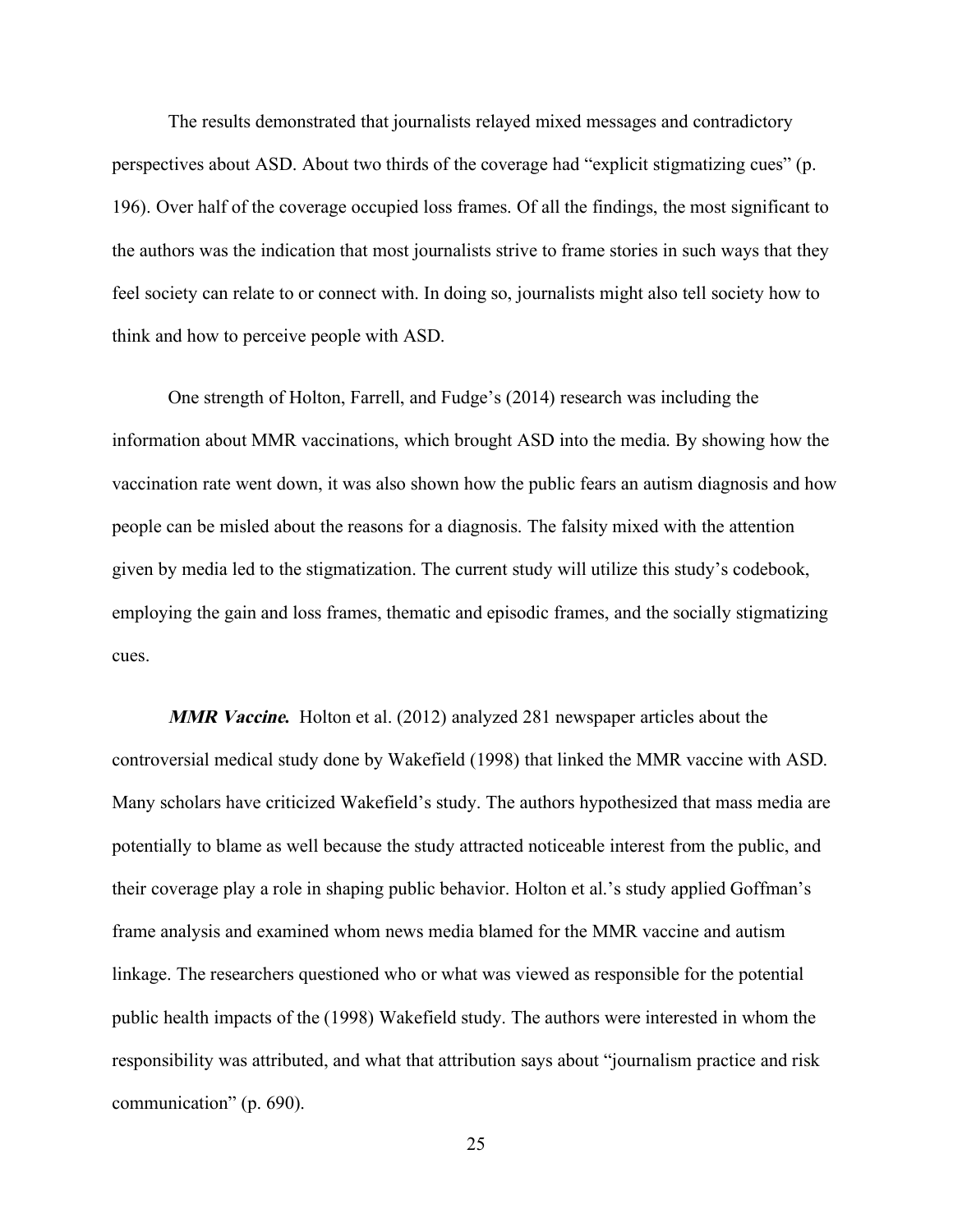The results demonstrated that journalists relayed mixed messages and contradictory perspectives about ASD. About two thirds of the coverage had "explicit stigmatizing cues" (p. 196). Over half of the coverage occupied loss frames. Of all the findings, the most significant to the authors was the indication that most journalists strive to frame stories in such ways that they feel society can relate to or connect with. In doing so, journalists might also tell society how to think and how to perceive people with ASD.

One strength of Holton, Farrell, and Fudge's (2014) research was including the information about MMR vaccinations, which brought ASD into the media. By showing how the vaccination rate went down, it was also shown how the public fears an autism diagnosis and how people can be misled about the reasons for a diagnosis. The falsity mixed with the attention given by media led to the stigmatization. The current study will utilize this study's codebook, employing the gain and loss frames, thematic and episodic frames, and the socially stigmatizing cues.

***MMR Vaccine.*** Holton et al. (2012) analyzed 281 newspaper articles about the controversial medical study done by Wakefield (1998) that linked the MMR vaccine with ASD. Many scholars have criticized Wakefield's study. The authors hypothesized that mass media are potentially to blame as well because the study attracted noticeable interest from the public, and their coverage play a role in shaping public behavior. Holton et al.'s study applied Goffman's frame analysis and examined whom news media blamed for the MMR vaccine and autism linkage. The researchers questioned who or what was viewed as responsible for the potential public health impacts of the (1998) Wakefield study. The authors were interested in whom the responsibility was attributed, and what that attribution says about "journalism practice and risk communication" (p. 690).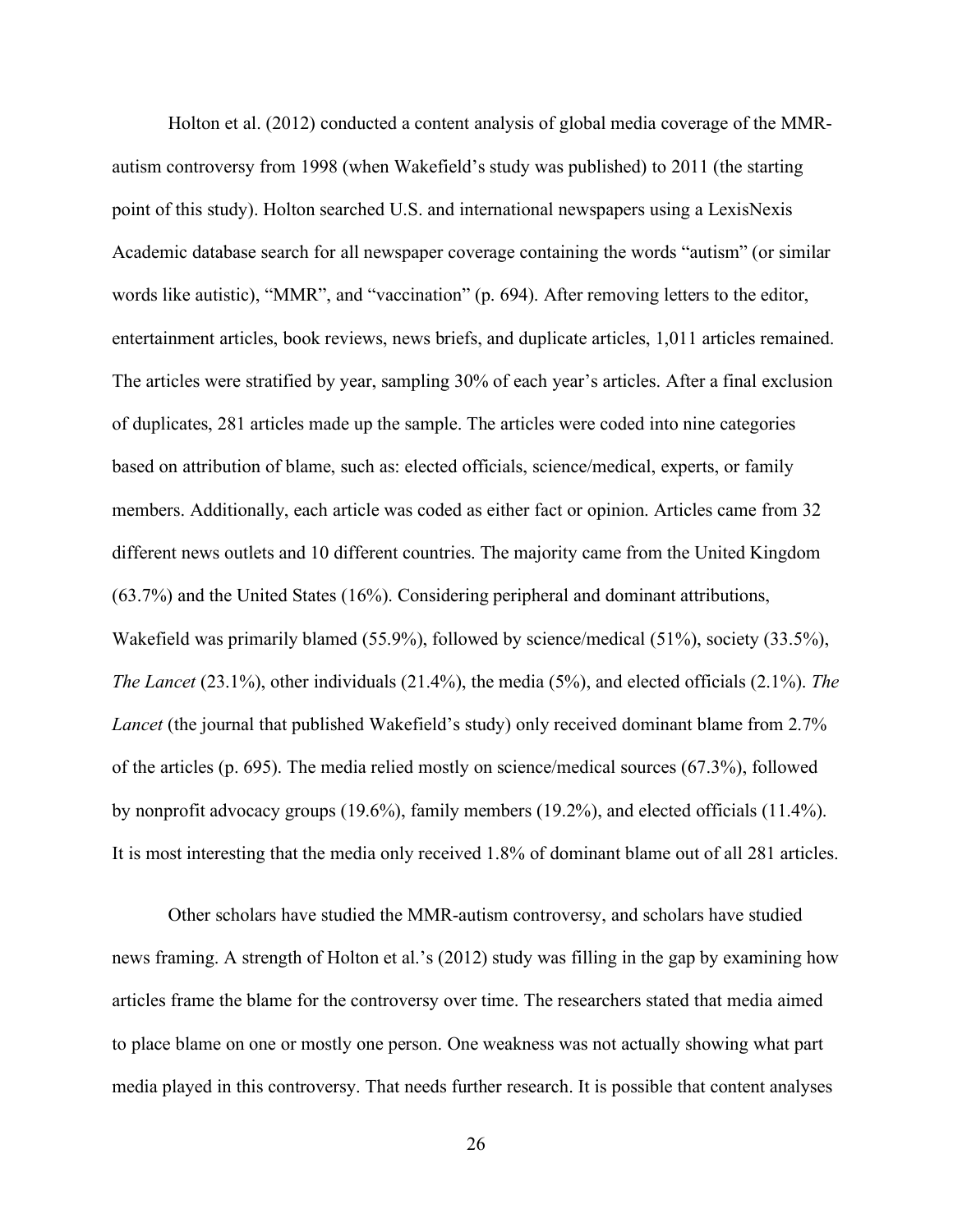Holton et al. (2012) conducted a content analysis of global media coverage of the MMR-autism controversy from 1998 (when Wakefield's study was published) to 2011 (the starting point of this study). Holton searched U.S. and international newspapers using a LexisNexis Academic database search for all newspaper coverage containing the words "autism" (or similar words like autistic), "MMR", and "vaccination" (p. 694). After removing letters to the editor, entertainment articles, book reviews, news briefs, and duplicate articles, 1,011 articles remained. The articles were stratified by year, sampling 30% of each year's articles. After a final exclusion of duplicates, 281 articles made up the sample. The articles were coded into nine categories based on attribution of blame, such as: elected officials, science/medical, experts, or family members. Additionally, each article was coded as either fact or opinion. Articles came from 32 different news outlets and 10 different countries. The majority came from the United Kingdom (63.7%) and the United States (16%). Considering peripheral and dominant attributions, Wakefield was primarily blamed (55.9%), followed by science/medical (51%), society (33.5%), *The Lancet* (23.1%), other individuals (21.4%), the media (5%), and elected officials (2.1%). *The Lancet* (the journal that published Wakefield's study) only received dominant blame from 2.7% of the articles (p. 695). The media relied mostly on science/medical sources (67.3%), followed by nonprofit advocacy groups (19.6%), family members (19.2%), and elected officials (11.4%). It is most interesting that the media only received 1.8% of dominant blame out of all 281 articles.

Other scholars have studied the MMR-autism controversy, and scholars have studied news framing. A strength of Holton et al.'s (2012) study was filling in the gap by examining how articles frame the blame for the controversy over time. The researchers stated that media aimed to place blame on one or mostly one person. One weakness was not actually showing what part media played in this controversy. That needs further research. It is possible that content analyses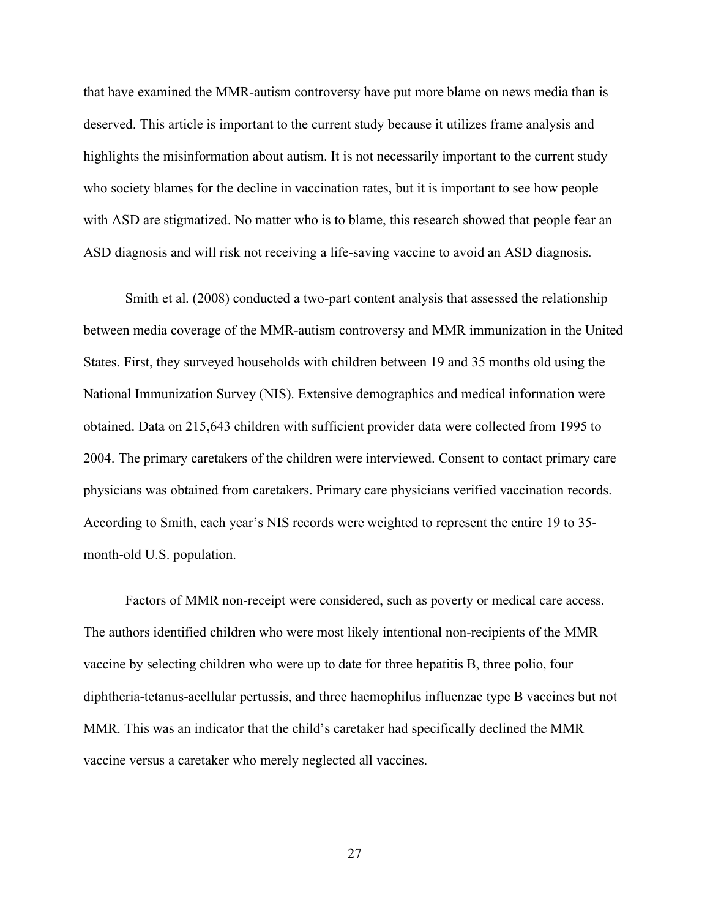that have examined the MMR-autism controversy have put more blame on news media than is deserved. This article is important to the current study because it utilizes frame analysis and highlights the misinformation about autism. It is not necessarily important to the current study who society blames for the decline in vaccination rates, but it is important to see how people with ASD are stigmatized. No matter who is to blame, this research showed that people fear an ASD diagnosis and will risk not receiving a life-saving vaccine to avoid an ASD diagnosis.

Smith et al. (2008) conducted a two-part content analysis that assessed the relationship between media coverage of the MMR-autism controversy and MMR immunization in the United States. First, they surveyed households with children between 19 and 35 months old using the National Immunization Survey (NIS). Extensive demographics and medical information were obtained. Data on 215,643 children with sufficient provider data were collected from 1995 to 2004. The primary caretakers of the children were interviewed. Consent to contact primary care physicians was obtained from caretakers. Primary care physicians verified vaccination records. According to Smith, each year's NIS records were weighted to represent the entire 19 to 35-month-old U.S. population.

Factors of MMR non-receipt were considered, such as poverty or medical care access. The authors identified children who were most likely intentional non-recipients of the MMR vaccine by selecting children who were up to date for three hepatitis B, three polio, four diphtheria-tetanus-acellular pertussis, and three haemophilus influenzae type B vaccines but not MMR. This was an indicator that the child's caretaker had specifically declined the MMR vaccine versus a caretaker who merely neglected all vaccines.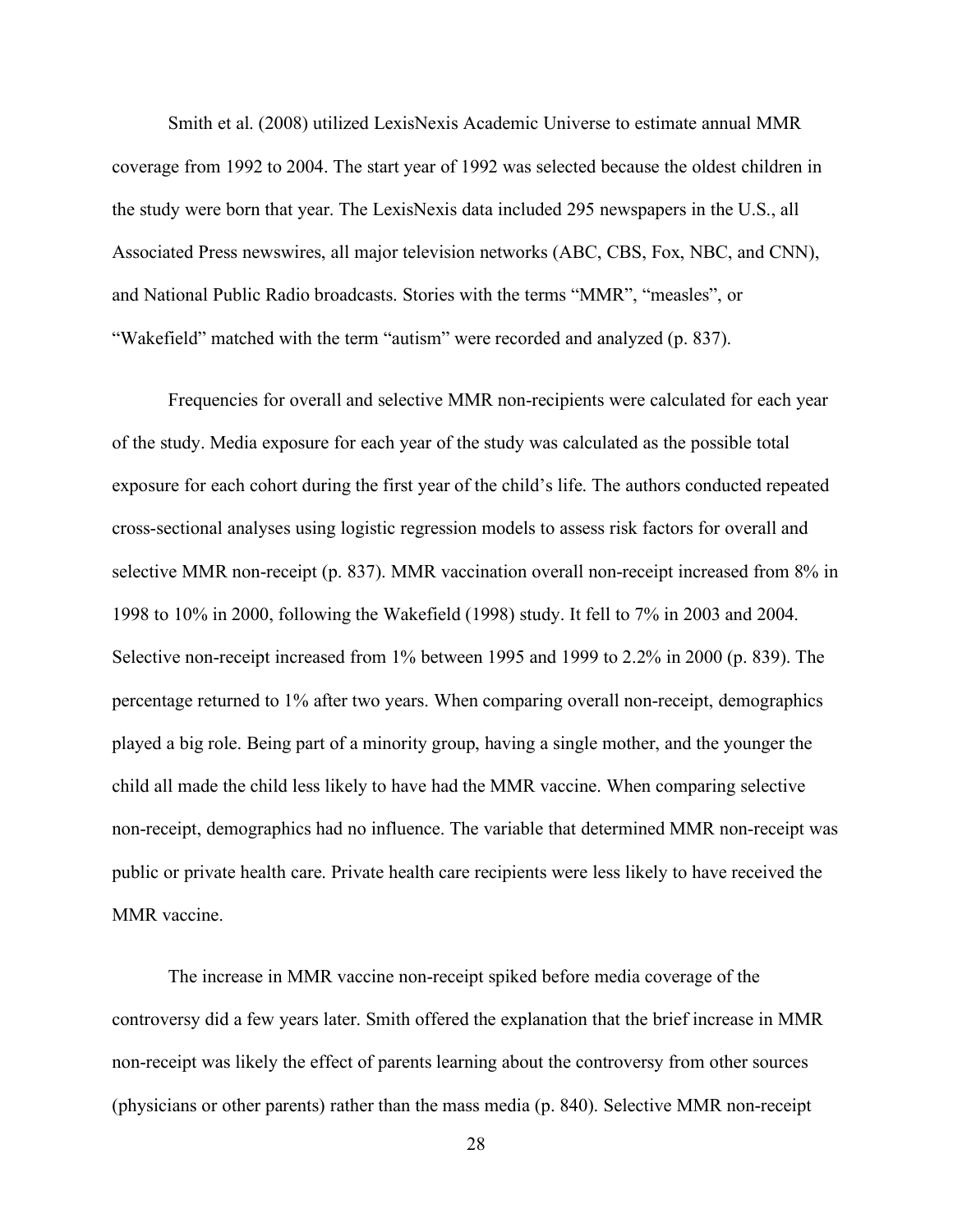Smith et al. (2008) utilized LexisNexis Academic Universe to estimate annual MMR coverage from 1992 to 2004. The start year of 1992 was selected because the oldest children in the study were born that year. The LexisNexis data included 295 newspapers in the U.S., all Associated Press newswires, all major television networks (ABC, CBS, Fox, NBC, and CNN), and National Public Radio broadcasts. Stories with the terms "MMR", "measles", or "Wakefield" matched with the term "autism" were recorded and analyzed (p. 837).

Frequencies for overall and selective MMR non-recipients were calculated for each year of the study. Media exposure for each year of the study was calculated as the possible total exposure for each cohort during the first year of the child's life. The authors conducted repeated cross-sectional analyses using logistic regression models to assess risk factors for overall and selective MMR non-receipt (p. 837). MMR vaccination overall non-receipt increased from 8% in 1998 to 10% in 2000, following the Wakefield (1998) study. It fell to 7% in 2003 and 2004. Selective non-receipt increased from 1% between 1995 and 1999 to 2.2% in 2000 (p. 839). The percentage returned to 1% after two years. When comparing overall non-receipt, demographics played a big role. Being part of a minority group, having a single mother, and the younger the child all made the child less likely to have had the MMR vaccine. When comparing selective non-receipt, demographics had no influence. The variable that determined MMR non-receipt was public or private health care. Private health care recipients were less likely to have received the MMR vaccine.

The increase in MMR vaccine non-receipt spiked before media coverage of the controversy did a few years later. Smith offered the explanation that the brief increase in MMR non-receipt was likely the effect of parents learning about the controversy from other sources (physicians or other parents) rather than the mass media (p. 840). Selective MMR non-receipt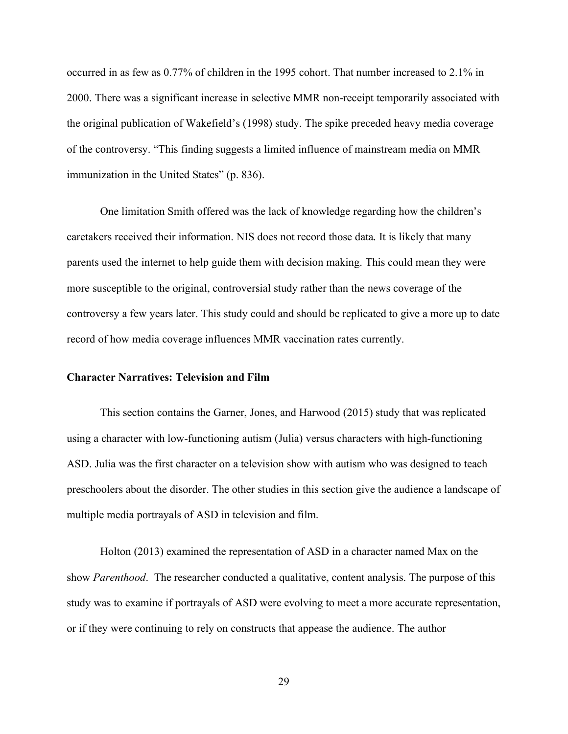occurred in as few as 0.77% of children in the 1995 cohort. That number increased to 2.1% in 2000. There was a significant increase in selective MMR non-receipt temporarily associated with the original publication of Wakefield's (1998) study. The spike preceded heavy media coverage of the controversy. "This finding suggests a limited influence of mainstream media on MMR immunization in the United States" (p. 836).

One limitation Smith offered was the lack of knowledge regarding how the children's caretakers received their information. NIS does not record those data. It is likely that many parents used the internet to help guide them with decision making. This could mean they were more susceptible to the original, controversial study rather than the news coverage of the controversy a few years later. This study could and should be replicated to give a more up to date record of how media coverage influences MMR vaccination rates currently.

### Character Narratives: Television and Film

This section contains the Garner, Jones, and Harwood (2015) study that was replicated using a character with low-functioning autism (Julia) versus characters with high-functioning ASD. Julia was the first character on a television show with autism who was designed to teach preschoolers about the disorder. The other studies in this section give the audience a landscape of multiple media portrayals of ASD in television and film.

Holton (2013) examined the representation of ASD in a character named Max on the show *Parenthood*. The researcher conducted a qualitative, content analysis. The purpose of this study was to examine if portrayals of ASD were evolving to meet a more accurate representation, or if they were continuing to rely on constructs that appease the audience. The author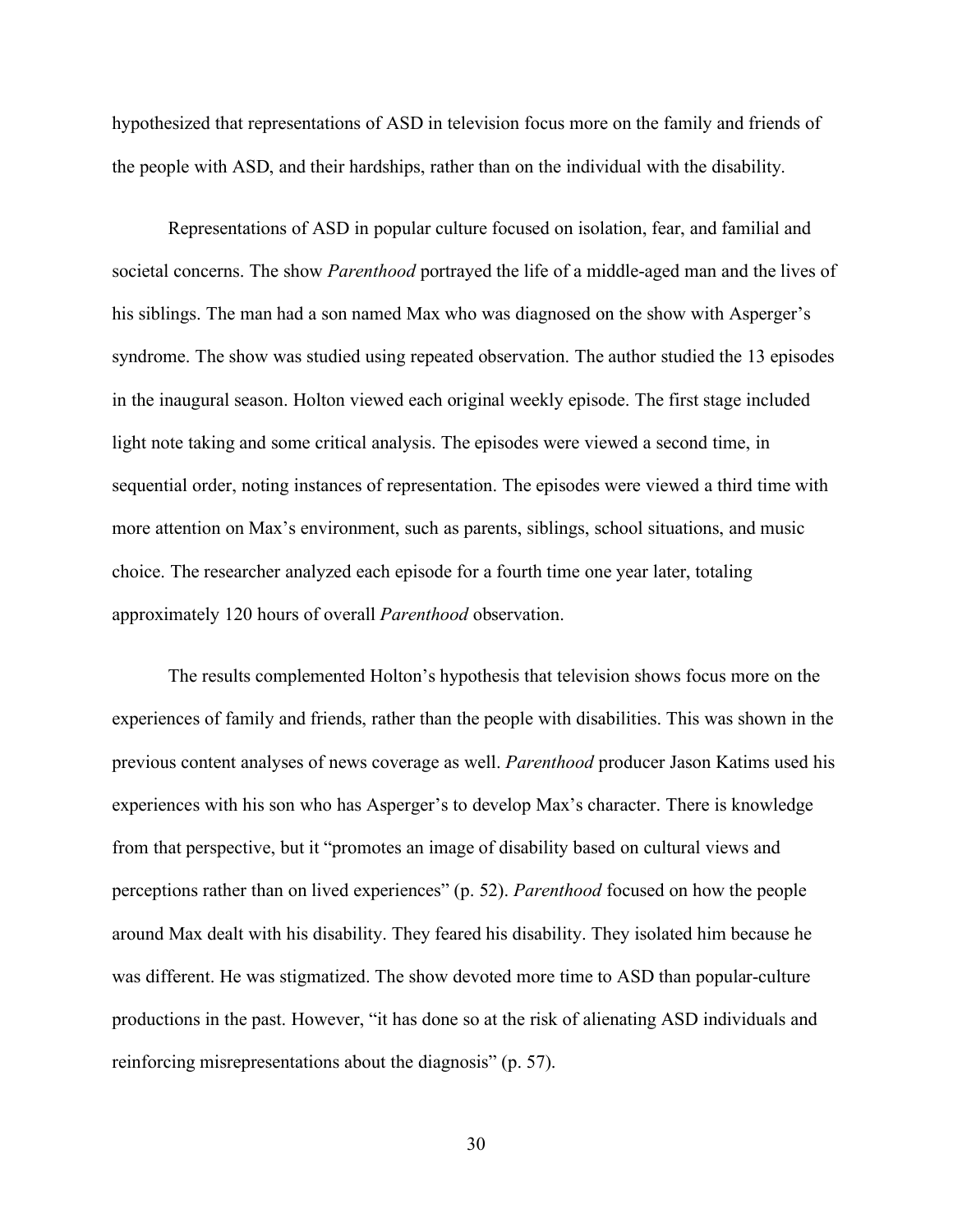hypothesized that representations of ASD in television focus more on the family and friends of the people with ASD, and their hardships, rather than on the individual with the disability.

Representations of ASD in popular culture focused on isolation, fear, and familial and societal concerns. The show *Parenthood* portrayed the life of a middle-aged man and the lives of his siblings. The man had a son named Max who was diagnosed on the show with Asperger's syndrome. The show was studied using repeated observation. The author studied the 13 episodes in the inaugural season. Holton viewed each original weekly episode. The first stage included light note taking and some critical analysis. The episodes were viewed a second time, in sequential order, noting instances of representation. The episodes were viewed a third time with more attention on Max's environment, such as parents, siblings, school situations, and music choice. The researcher analyzed each episode for a fourth time one year later, totaling approximately 120 hours of overall *Parenthood* observation.

The results complemented Holton's hypothesis that television shows focus more on the experiences of family and friends, rather than the people with disabilities. This was shown in the previous content analyses of news coverage as well. *Parenthood* producer Jason Katims used his experiences with his son who has Asperger's to develop Max's character. There is knowledge from that perspective, but it "promotes an image of disability based on cultural views and perceptions rather than on lived experiences" (p. 52). *Parenthood* focused on how the people around Max dealt with his disability. They feared his disability. They isolated him because he was different. He was stigmatized. The show devoted more time to ASD than popular-culture productions in the past. However, "it has done so at the risk of alienating ASD individuals and reinforcing misrepresentations about the diagnosis" (p. 57).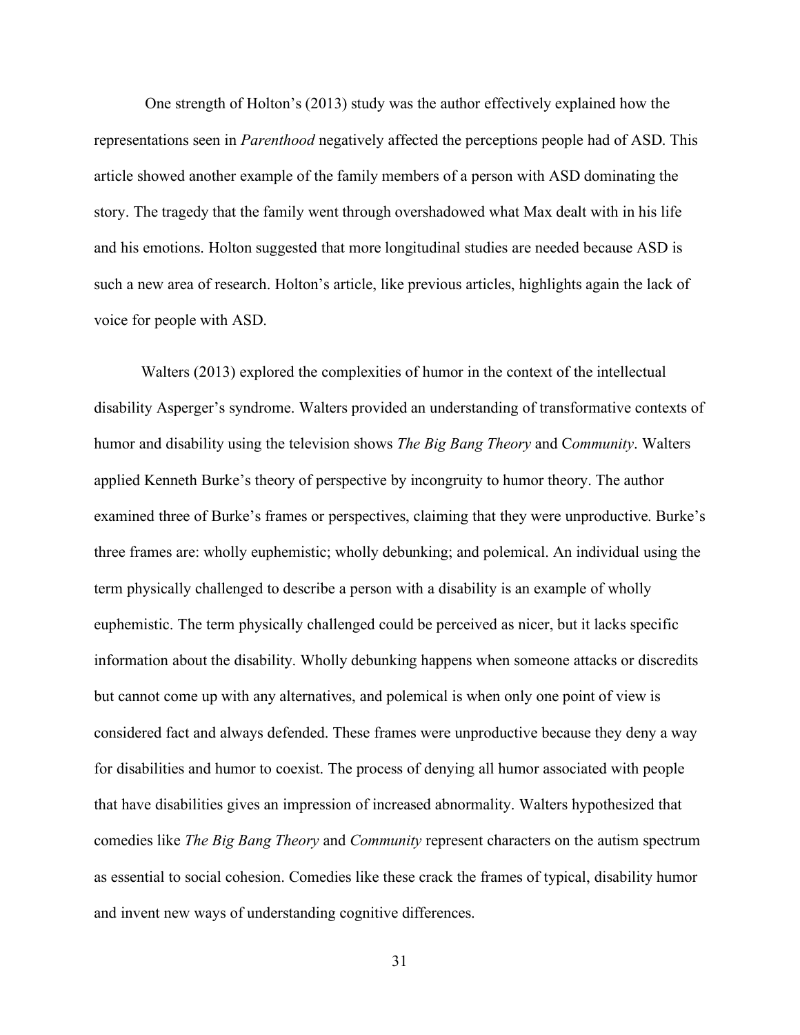One strength of Holton's (2013) study was the author effectively explained how the representations seen in *Parenthood* negatively affected the perceptions people had of ASD. This article showed another example of the family members of a person with ASD dominating the story. The tragedy that the family went through overshadowed what Max dealt with in his life and his emotions. Holton suggested that more longitudinal studies are needed because ASD is such a new area of research. Holton's article, like previous articles, highlights again the lack of voice for people with ASD.

Walters (2013) explored the complexities of humor in the context of the intellectual disability Asperger's syndrome. Walters provided an understanding of transformative contexts of humor and disability using the television shows *The Big Bang Theory* and C*ommunity*. Walters applied Kenneth Burke's theory of perspective by incongruity to humor theory. The author examined three of Burke's frames or perspectives, claiming that they were unproductive. Burke's three frames are: wholly euphemistic; wholly debunking; and polemical. An individual using the term physically challenged to describe a person with a disability is an example of wholly euphemistic. The term physically challenged could be perceived as nicer, but it lacks specific information about the disability. Wholly debunking happens when someone attacks or discredits but cannot come up with any alternatives, and polemical is when only one point of view is considered fact and always defended. These frames were unproductive because they deny a way for disabilities and humor to coexist. The process of denying all humor associated with people that have disabilities gives an impression of increased abnormality. Walters hypothesized that comedies like *The Big Bang Theory* and *Community* represent characters on the autism spectrum as essential to social cohesion. Comedies like these crack the frames of typical, disability humor and invent new ways of understanding cognitive differences.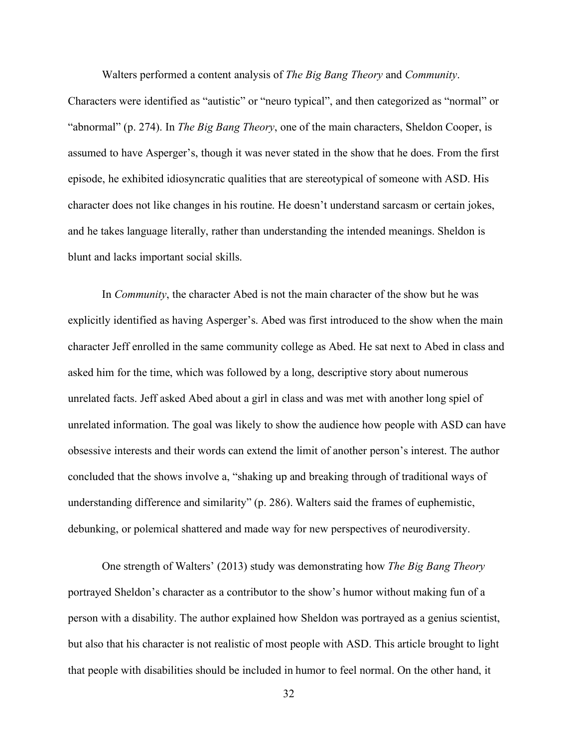Walters performed a content analysis of *The Big Bang Theory* and *Community*. Characters were identified as "autistic" or "neuro typical", and then categorized as "normal" or "abnormal" (p. 274). In *The Big Bang Theory*, one of the main characters, Sheldon Cooper, is assumed to have Asperger's, though it was never stated in the show that he does. From the first episode, he exhibited idiosyncratic qualities that are stereotypical of someone with ASD. His character does not like changes in his routine. He doesn't understand sarcasm or certain jokes, and he takes language literally, rather than understanding the intended meanings. Sheldon is blunt and lacks important social skills.

In *Community*, the character Abed is not the main character of the show but he was explicitly identified as having Asperger's. Abed was first introduced to the show when the main character Jeff enrolled in the same community college as Abed. He sat next to Abed in class and asked him for the time, which was followed by a long, descriptive story about numerous unrelated facts. Jeff asked Abed about a girl in class and was met with another long spiel of unrelated information. The goal was likely to show the audience how people with ASD can have obsessive interests and their words can extend the limit of another person's interest. The author concluded that the shows involve a, "shaking up and breaking through of traditional ways of understanding difference and similarity" (p. 286). Walters said the frames of euphemistic, debunking, or polemical shattered and made way for new perspectives of neurodiversity.

One strength of Walters' (2013) study was demonstrating how *The Big Bang Theory* portrayed Sheldon's character as a contributor to the show's humor without making fun of a person with a disability. The author explained how Sheldon was portrayed as a genius scientist, but also that his character is not realistic of most people with ASD. This article brought to light that people with disabilities should be included in humor to feel normal. On the other hand, it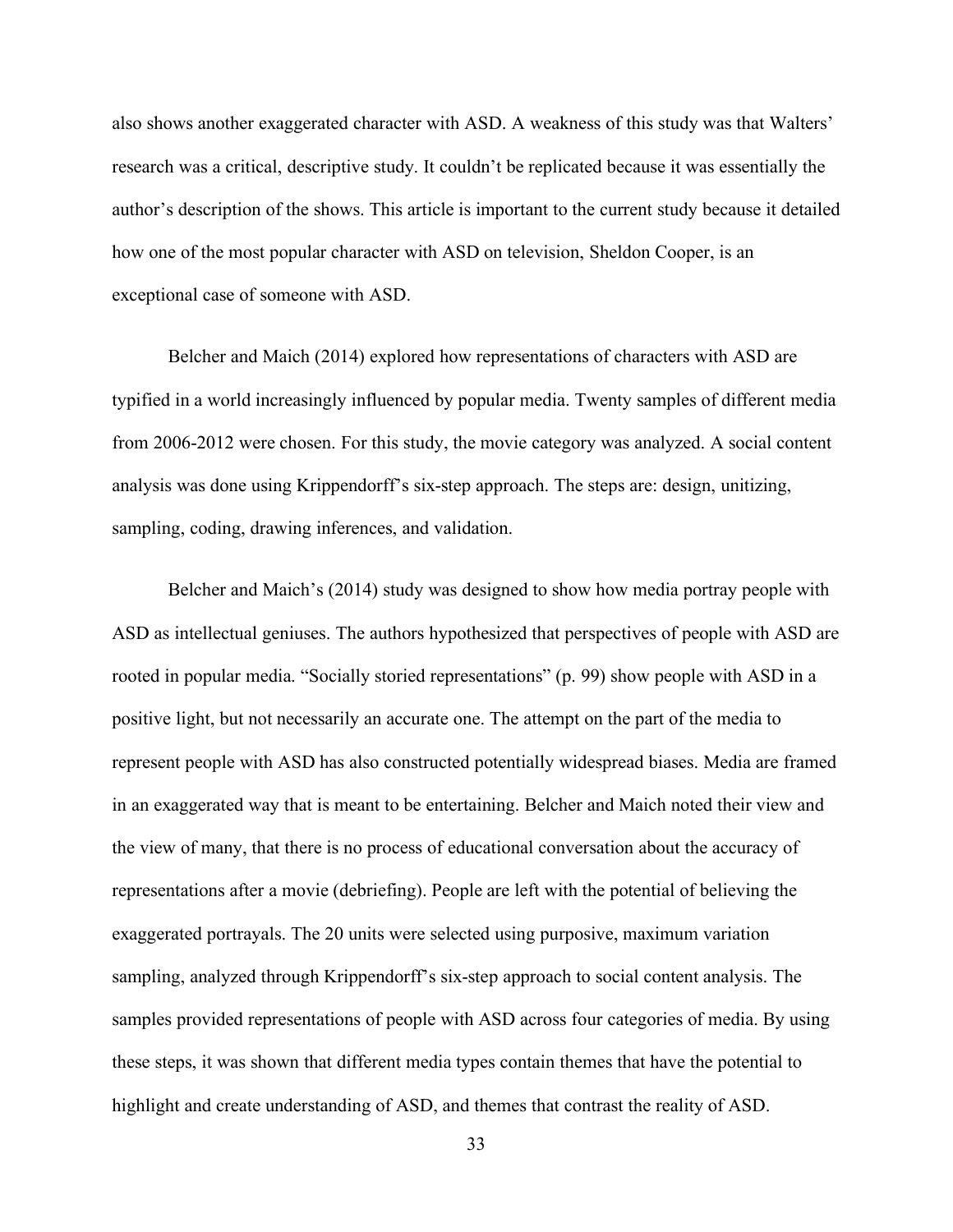also shows another exaggerated character with ASD. A weakness of this study was that Walters' research was a critical, descriptive study. It couldn't be replicated because it was essentially the author's description of the shows. This article is important to the current study because it detailed how one of the most popular character with ASD on television, Sheldon Cooper, is an exceptional case of someone with ASD.

Belcher and Maich (2014) explored how representations of characters with ASD are typified in a world increasingly influenced by popular media. Twenty samples of different media from 2006-2012 were chosen. For this study, the movie category was analyzed. A social content analysis was done using Krippendorff's six-step approach. The steps are: design, unitizing, sampling, coding, drawing inferences, and validation.

Belcher and Maich's (2014) study was designed to show how media portray people with ASD as intellectual geniuses. The authors hypothesized that perspectives of people with ASD are rooted in popular media. "Socially storied representations" (p. 99) show people with ASD in a positive light, but not necessarily an accurate one. The attempt on the part of the media to represent people with ASD has also constructed potentially widespread biases. Media are framed in an exaggerated way that is meant to be entertaining. Belcher and Maich noted their view and the view of many, that there is no process of educational conversation about the accuracy of representations after a movie (debriefing). People are left with the potential of believing the exaggerated portrayals. The 20 units were selected using purposive, maximum variation sampling, analyzed through Krippendorff's six-step approach to social content analysis. The samples provided representations of people with ASD across four categories of media. By using these steps, it was shown that different media types contain themes that have the potential to highlight and create understanding of ASD, and themes that contrast the reality of ASD.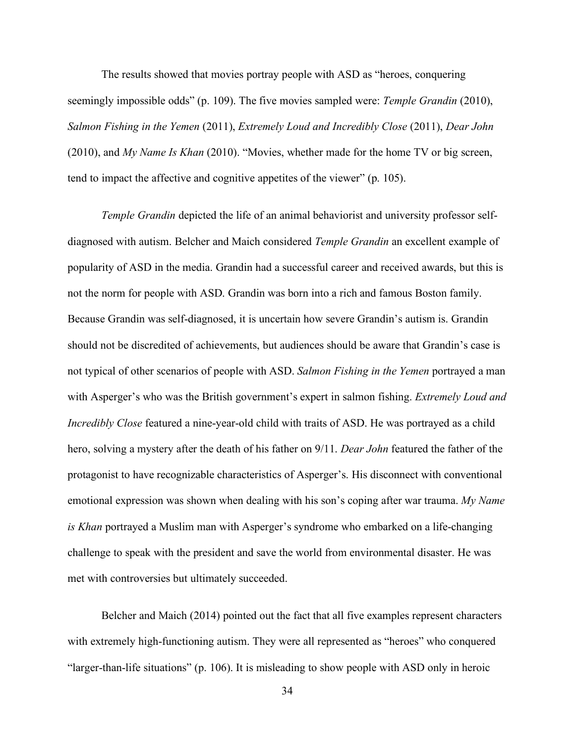The results showed that movies portray people with ASD as “heroes, conquering seemingly impossible odds” (p. 109). The five movies sampled were: *Temple Grandin* (2010), *Salmon Fishing in the Yemen* (2011), *Extremely Loud and Incredibly Close* (2011), *Dear John* (2010), and *My Name Is Khan* (2010). “Movies, whether made for the home TV or big screen, tend to impact the affective and cognitive appetites of the viewer” (p. 105).

*Temple Grandin* depicted the life of an animal behaviorist and university professor self-diagnosed with autism. Belcher and Maich considered *Temple Grandin* an excellent example of popularity of ASD in the media. Grandin had a successful career and received awards, but this is not the norm for people with ASD. Grandin was born into a rich and famous Boston family. Because Grandin was self-diagnosed, it is uncertain how severe Grandin’s autism is. Grandin should not be discredited of achievements, but audiences should be aware that Grandin’s case is not typical of other scenarios of people with ASD. *Salmon Fishing in the Yemen* portrayed a man with Asperger’s who was the British government’s expert in salmon fishing. *Extremely Loud and Incredibly Close* featured a nine-year-old child with traits of ASD. He was portrayed as a child hero, solving a mystery after the death of his father on 9/11. *Dear John* featured the father of the protagonist to have recognizable characteristics of Asperger’s. His disconnect with conventional emotional expression was shown when dealing with his son’s coping after war trauma. *My Name is Khan* portrayed a Muslim man with Asperger’s syndrome who embarked on a life-changing challenge to speak with the president and save the world from environmental disaster. He was met with controversies but ultimately succeeded.

Belcher and Maich (2014) pointed out the fact that all five examples represent characters with extremely high-functioning autism. They were all represented as “heroes” who conquered “larger-than-life situations” (p. 106). It is misleading to show people with ASD only in heroic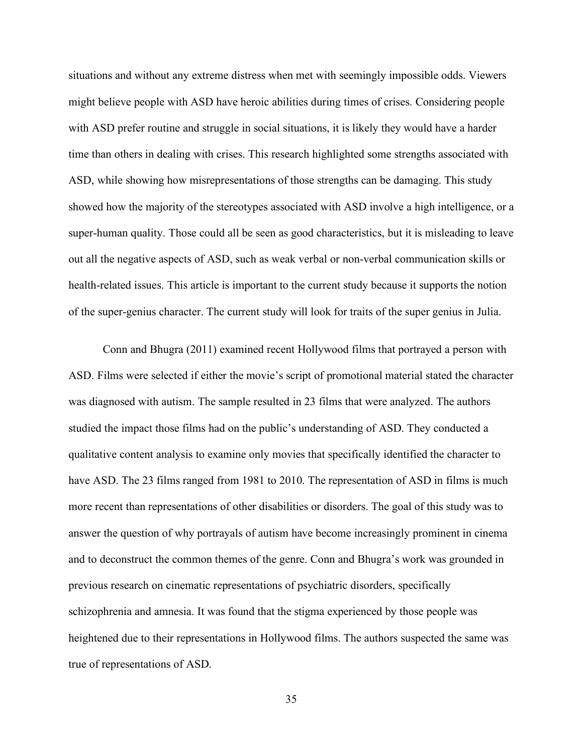situations and without any extreme distress when met with seemingly impossible odds. Viewers might believe people with ASD have heroic abilities during times of crises. Considering people with ASD prefer routine and struggle in social situations, it is likely they would have a harder time than others in dealing with crises. This research highlighted some strengths associated with ASD, while showing how misrepresentations of those strengths can be damaging. This study showed how the majority of the stereotypes associated with ASD involve a high intelligence, or a super-human quality. Those could all be seen as good characteristics, but it is misleading to leave out all the negative aspects of ASD, such as weak verbal or non-verbal communication skills or health-related issues. This article is important to the current study because it supports the notion of the super-genius character. The current study will look for traits of the super genius in Julia.

Conn and Bhugra (2011) examined recent Hollywood films that portrayed a person with ASD. Films were selected if either the movie's script of promotional material stated the character was diagnosed with autism. The sample resulted in 23 films that were analyzed. The authors studied the impact those films had on the public's understanding of ASD. They conducted a qualitative content analysis to examine only movies that specifically identified the character to have ASD. The 23 films ranged from 1981 to 2010. The representation of ASD in films is much more recent than representations of other disabilities or disorders. The goal of this study was to answer the question of why portrayals of autism have become increasingly prominent in cinema and to deconstruct the common themes of the genre. Conn and Bhugra's work was grounded in previous research on cinematic representations of psychiatric disorders, specifically schizophrenia and amnesia. It was found that the stigma experienced by those people was heightened due to their representations in Hollywood films. The authors suspected the same was true of representations of ASD.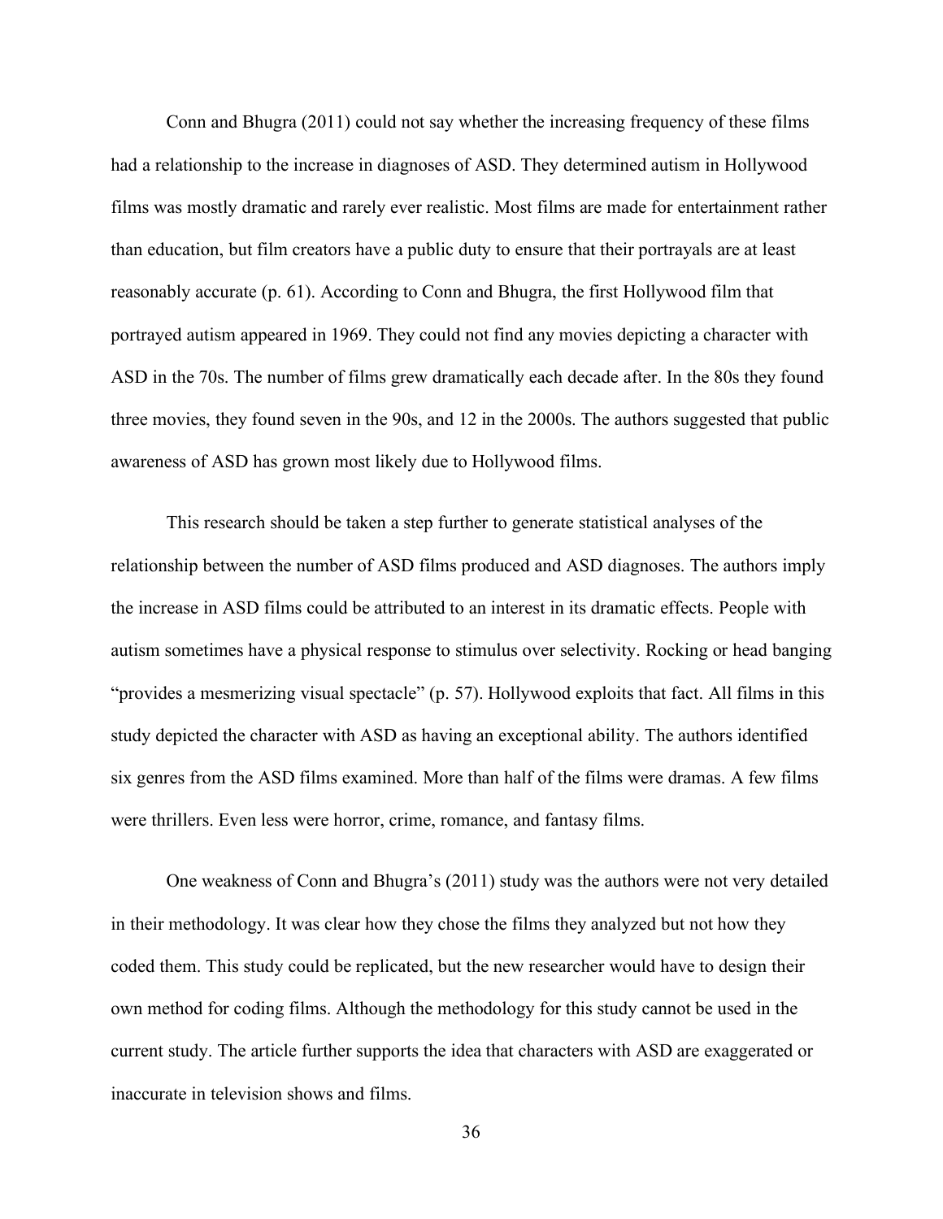Conn and Bhugra (2011) could not say whether the increasing frequency of these films had a relationship to the increase in diagnoses of ASD. They determined autism in Hollywood films was mostly dramatic and rarely ever realistic. Most films are made for entertainment rather than education, but film creators have a public duty to ensure that their portrayals are at least reasonably accurate (p. 61). According to Conn and Bhugra, the first Hollywood film that portrayed autism appeared in 1969. They could not find any movies depicting a character with ASD in the 70s. The number of films grew dramatically each decade after. In the 80s they found three movies, they found seven in the 90s, and 12 in the 2000s. The authors suggested that public awareness of ASD has grown most likely due to Hollywood films.

This research should be taken a step further to generate statistical analyses of the relationship between the number of ASD films produced and ASD diagnoses. The authors imply the increase in ASD films could be attributed to an interest in its dramatic effects. People with autism sometimes have a physical response to stimulus over selectivity. Rocking or head banging "provides a mesmerizing visual spectacle" (p. 57). Hollywood exploits that fact. All films in this study depicted the character with ASD as having an exceptional ability. The authors identified six genres from the ASD films examined. More than half of the films were dramas. A few films were thrillers. Even less were horror, crime, romance, and fantasy films.

One weakness of Conn and Bhugra's (2011) study was the authors were not very detailed in their methodology. It was clear how they chose the films they analyzed but not how they coded them. This study could be replicated, but the new researcher would have to design their own method for coding films. Although the methodology for this study cannot be used in the current study. The article further supports the idea that characters with ASD are exaggerated or inaccurate in television shows and films.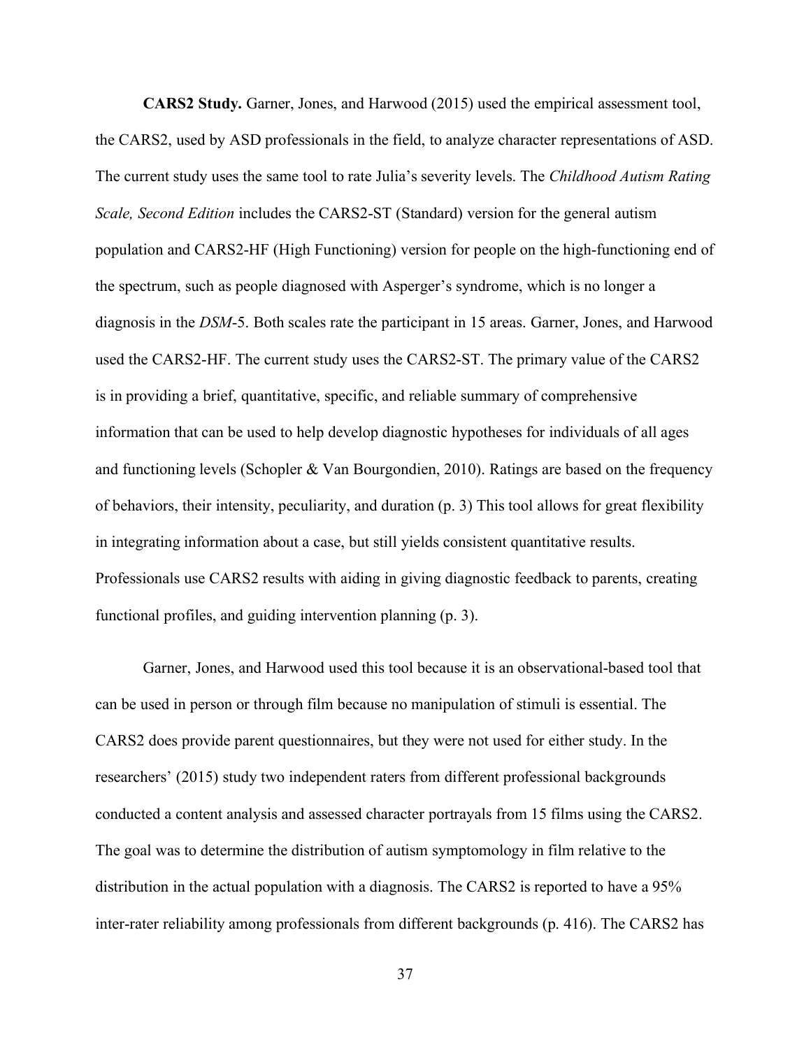**CARS2 Study.** Garner, Jones, and Harwood (2015) used the empirical assessment tool, the CARS2, used by ASD professionals in the field, to analyze character representations of ASD. The current study uses the same tool to rate Julia's severity levels. The *Childhood Autism Rating Scale, Second Edition* includes the CARS2-ST (Standard) version for the general autism population and CARS2-HF (High Functioning) version for people on the high-functioning end of the spectrum, such as people diagnosed with Asperger's syndrome, which is no longer a diagnosis in the *DSM*-5. Both scales rate the participant in 15 areas. Garner, Jones, and Harwood used the CARS2-HF. The current study uses the CARS2-ST. The primary value of the CARS2 is in providing a brief, quantitative, specific, and reliable summary of comprehensive information that can be used to help develop diagnostic hypotheses for individuals of all ages and functioning levels (Schopler & Van Bourgondien, 2010). Ratings are based on the frequency of behaviors, their intensity, peculiarity, and duration (p. 3) This tool allows for great flexibility in integrating information about a case, but still yields consistent quantitative results. Professionals use CARS2 results with aiding in giving diagnostic feedback to parents, creating functional profiles, and guiding intervention planning (p. 3).

Garner, Jones, and Harwood used this tool because it is an observational-based tool that can be used in person or through film because no manipulation of stimuli is essential. The CARS2 does provide parent questionnaires, but they were not used for either study. In the researchers' (2015) study two independent raters from different professional backgrounds conducted a content analysis and assessed character portrayals from 15 films using the CARS2. The goal was to determine the distribution of autism symptomology in film relative to the distribution in the actual population with a diagnosis. The CARS2 is reported to have a 95% inter-rater reliability among professionals from different backgrounds (p. 416). The CARS2 has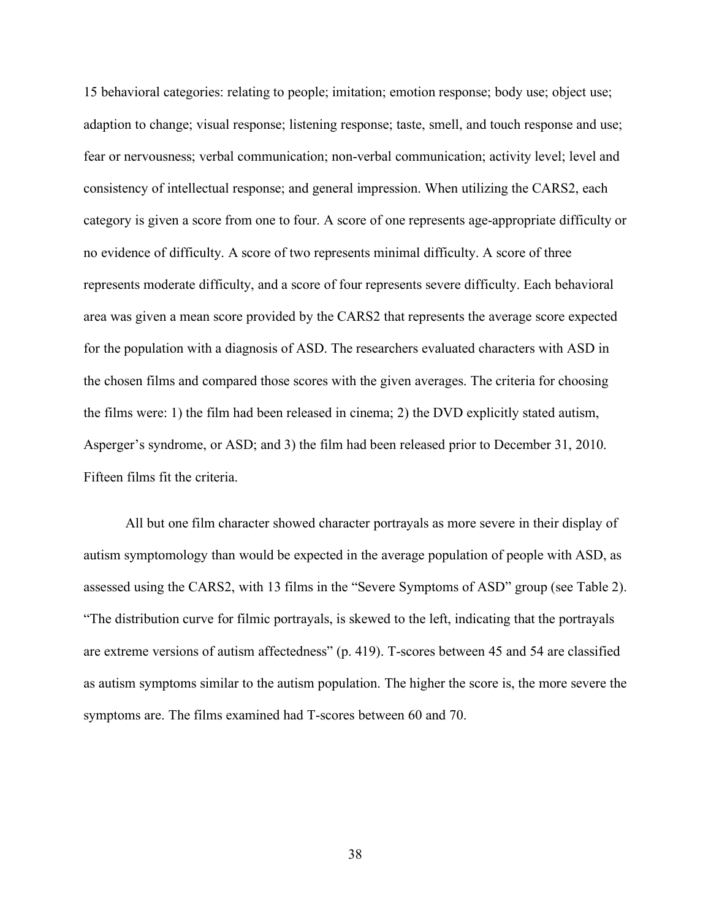15 behavioral categories: relating to people; imitation; emotion response; body use; object use; adaption to change; visual response; listening response; taste, smell, and touch response and use; fear or nervousness; verbal communication; non-verbal communication; activity level; level and consistency of intellectual response; and general impression. When utilizing the CARS2, each category is given a score from one to four. A score of one represents age-appropriate difficulty or no evidence of difficulty. A score of two represents minimal difficulty. A score of three represents moderate difficulty, and a score of four represents severe difficulty. Each behavioral area was given a mean score provided by the CARS2 that represents the average score expected for the population with a diagnosis of ASD. The researchers evaluated characters with ASD in the chosen films and compared those scores with the given averages. The criteria for choosing the films were: 1) the film had been released in cinema; 2) the DVD explicitly stated autism, Asperger's syndrome, or ASD; and 3) the film had been released prior to December 31, 2010. Fifteen films fit the criteria.

All but one film character showed character portrayals as more severe in their display of autism symptomology than would be expected in the average population of people with ASD, as assessed using the CARS2, with 13 films in the "Severe Symptoms of ASD" group (see Table 2). "The distribution curve for filmic portrayals, is skewed to the left, indicating that the portrayals are extreme versions of autism affectedness" (p. 419). T-scores between 45 and 54 are classified as autism symptoms similar to the autism population. The higher the score is, the more severe the symptoms are. The films examined had T-scores between 60 and 70.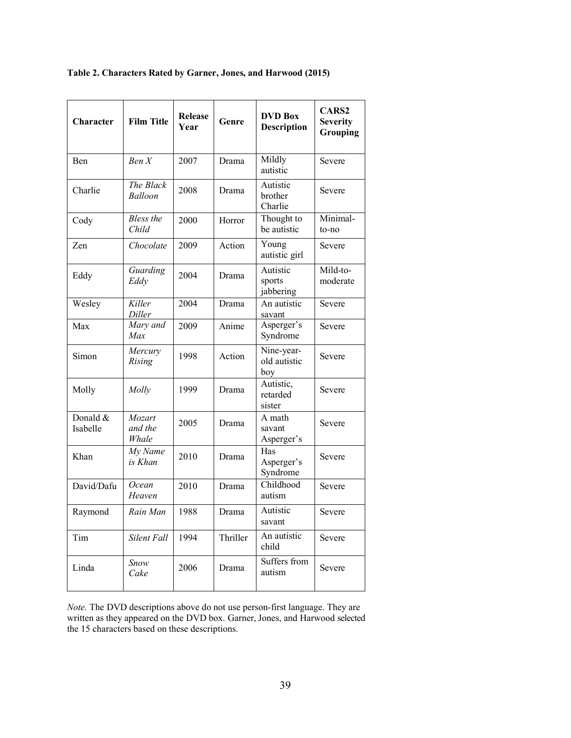**Table 2. Characters Rated by Garner, Jones, and Harwood (2015)**

| Character | Film Title | Release Year | Genre | DVD Box Description | CARS2 Severity Grouping |
|---|---|---|---|---|---|
| Ben | *Ben X* | 2007 | Drama | Mildly autistic | Severe |
| Charlie | *The Black Balloon* | 2008 | Drama | Autistic brother Charlie | Severe |
| Cody | *Bless the Child* | 2000 | Horror | Thought to be autistic | Minimal-to-no |
| Zen | *Chocolate* | 2009 | Action | Young autistic girl | Severe |
| Eddy | *Guarding Eddy* | 2004 | Drama | Autistic sports jabbering | Mild-to-moderate |
| Wesley | *Killer Diller* | 2004 | Drama | An autistic savant | Severe |
| Max | *Mary and Max* | 2009 | Anime | Asperger's Syndrome | Severe |
| Simon | *Mercury Rising* | 1998 | Action | Nine-year-old autistic boy | Severe |
| Molly | *Molly* | 1999 | Drama | Autistic, retarded sister | Severe |
| Donald & Isabelle | *Mozart and the Whale* | 2005 | Drama | A math savant Asperger's | Severe |
| Khan | *My Name is Khan* | 2010 | Drama | Has Asperger's Syndrome | Severe |
| David/Dafu | *Ocean Heaven* | 2010 | Drama | Childhood autism | Severe |
| Raymond | *Rain Man* | 1988 | Drama | Autistic savant | Severe |
| Tim | *Silent Fall* | 1994 | Thriller | An autistic child | Severe |
| Linda | *Snow Cake* | 2006 | Drama | Suffers from autism | Severe |

*Note.* The DVD descriptions above do not use person-first language. They are written as they appeared on the DVD box. Garner, Jones, and Harwood selected the 15 characters based on these descriptions.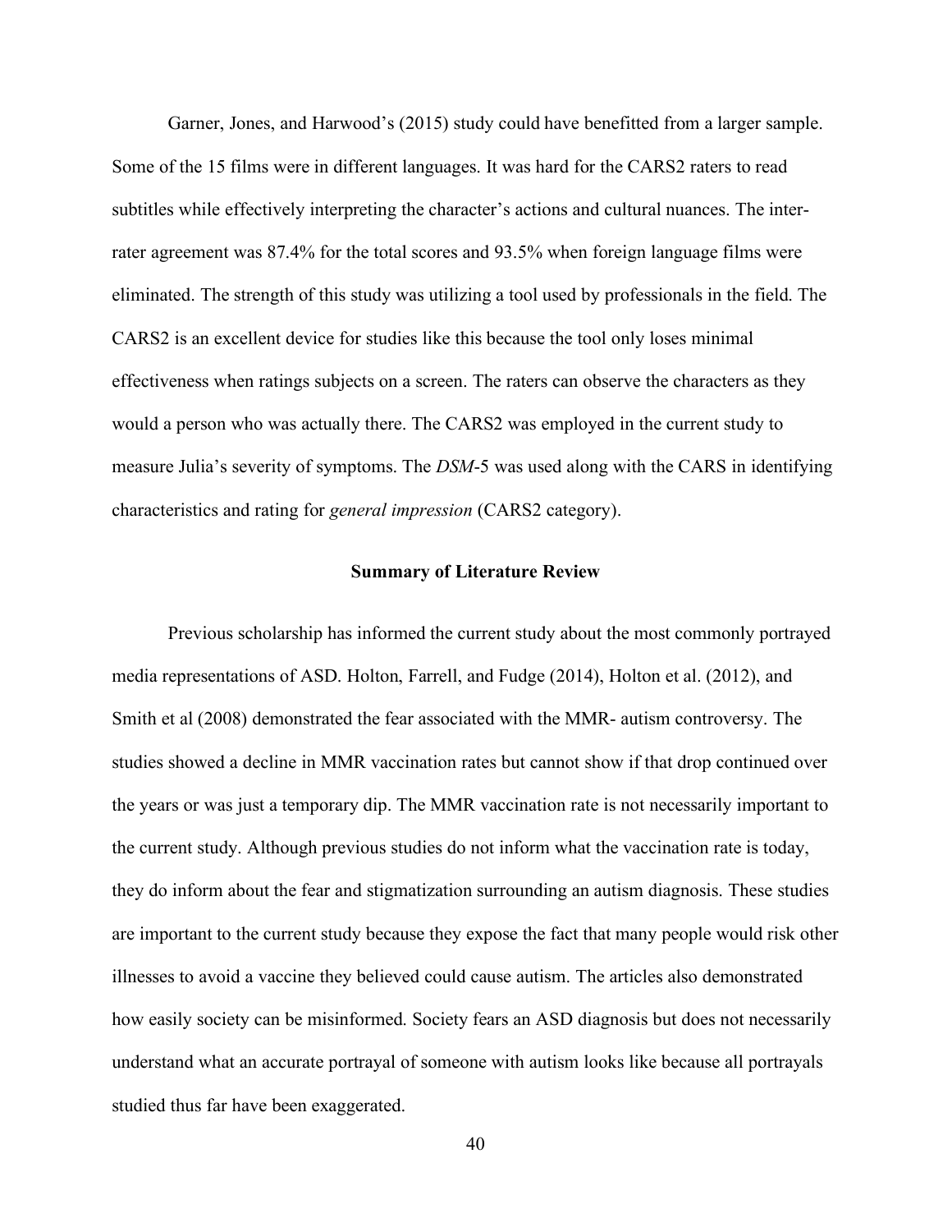Garner, Jones, and Harwood's (2015) study could have benefitted from a larger sample. Some of the 15 films were in different languages. It was hard for the CARS2 raters to read subtitles while effectively interpreting the character's actions and cultural nuances. The inter-rater agreement was 87.4% for the total scores and 93.5% when foreign language films were eliminated. The strength of this study was utilizing a tool used by professionals in the field. The CARS2 is an excellent device for studies like this because the tool only loses minimal effectiveness when ratings subjects on a screen. The raters can observe the characters as they would a person who was actually there. The CARS2 was employed in the current study to measure Julia's severity of symptoms. The *DSM*-5 was used along with the CARS in identifying characteristics and rating for *general impression* (CARS2 category).

## Summary of Literature Review

Previous scholarship has informed the current study about the most commonly portrayed media representations of ASD. Holton, Farrell, and Fudge (2014), Holton et al. (2012), and Smith et al (2008) demonstrated the fear associated with the MMR- autism controversy. The studies showed a decline in MMR vaccination rates but cannot show if that drop continued over the years or was just a temporary dip. The MMR vaccination rate is not necessarily important to the current study. Although previous studies do not inform what the vaccination rate is today, they do inform about the fear and stigmatization surrounding an autism diagnosis. These studies are important to the current study because they expose the fact that many people would risk other illnesses to avoid a vaccine they believed could cause autism. The articles also demonstrated how easily society can be misinformed. Society fears an ASD diagnosis but does not necessarily understand what an accurate portrayal of someone with autism looks like because all portrayals studied thus far have been exaggerated.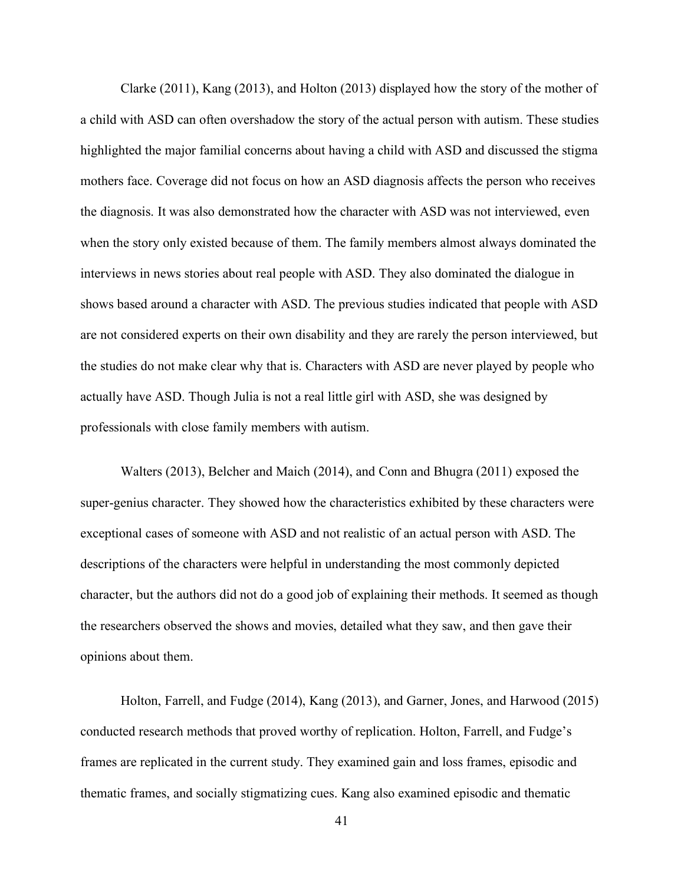Clarke (2011), Kang (2013), and Holton (2013) displayed how the story of the mother of a child with ASD can often overshadow the story of the actual person with autism. These studies highlighted the major familial concerns about having a child with ASD and discussed the stigma mothers face. Coverage did not focus on how an ASD diagnosis affects the person who receives the diagnosis. It was also demonstrated how the character with ASD was not interviewed, even when the story only existed because of them. The family members almost always dominated the interviews in news stories about real people with ASD. They also dominated the dialogue in shows based around a character with ASD. The previous studies indicated that people with ASD are not considered experts on their own disability and they are rarely the person interviewed, but the studies do not make clear why that is. Characters with ASD are never played by people who actually have ASD. Though Julia is not a real little girl with ASD, she was designed by professionals with close family members with autism.

Walters (2013), Belcher and Maich (2014), and Conn and Bhugra (2011) exposed the super-genius character. They showed how the characteristics exhibited by these characters were exceptional cases of someone with ASD and not realistic of an actual person with ASD. The descriptions of the characters were helpful in understanding the most commonly depicted character, but the authors did not do a good job of explaining their methods. It seemed as though the researchers observed the shows and movies, detailed what they saw, and then gave their opinions about them.

Holton, Farrell, and Fudge (2014), Kang (2013), and Garner, Jones, and Harwood (2015) conducted research methods that proved worthy of replication. Holton, Farrell, and Fudge's frames are replicated in the current study. They examined gain and loss frames, episodic and thematic frames, and socially stigmatizing cues. Kang also examined episodic and thematic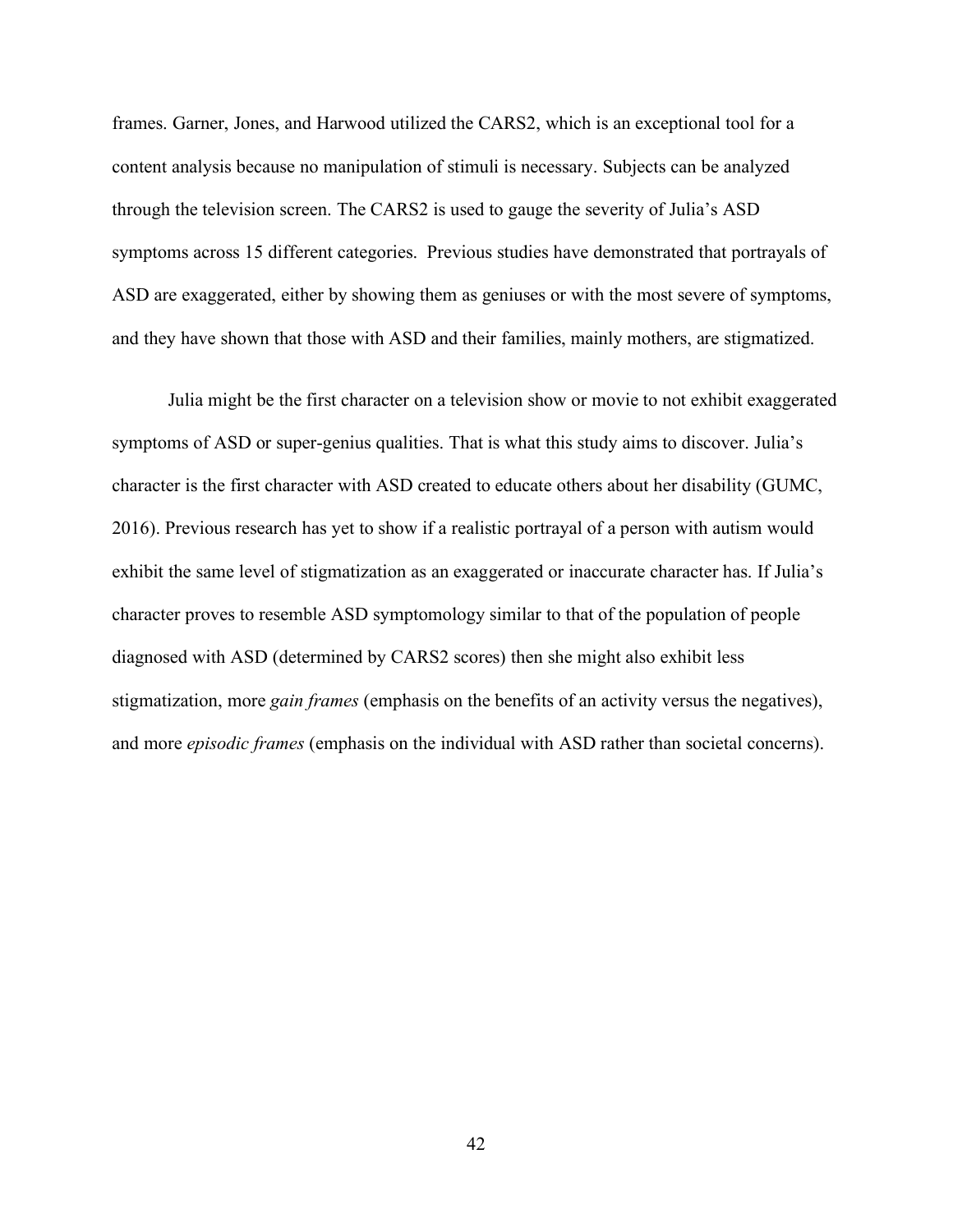frames. Garner, Jones, and Harwood utilized the CARS2, which is an exceptional tool for a content analysis because no manipulation of stimuli is necessary. Subjects can be analyzed through the television screen. The CARS2 is used to gauge the severity of Julia's ASD symptoms across 15 different categories. Previous studies have demonstrated that portrayals of ASD are exaggerated, either by showing them as geniuses or with the most severe of symptoms, and they have shown that those with ASD and their families, mainly mothers, are stigmatized.

Julia might be the first character on a television show or movie to not exhibit exaggerated symptoms of ASD or super-genius qualities. That is what this study aims to discover. Julia's character is the first character with ASD created to educate others about her disability (GUMC, 2016). Previous research has yet to show if a realistic portrayal of a person with autism would exhibit the same level of stigmatization as an exaggerated or inaccurate character has. If Julia's character proves to resemble ASD symptomology similar to that of the population of people diagnosed with ASD (determined by CARS2 scores) then she might also exhibit less stigmatization, more *gain frames* (emphasis on the benefits of an activity versus the negatives), and more *episodic frames* (emphasis on the individual with ASD rather than societal concerns).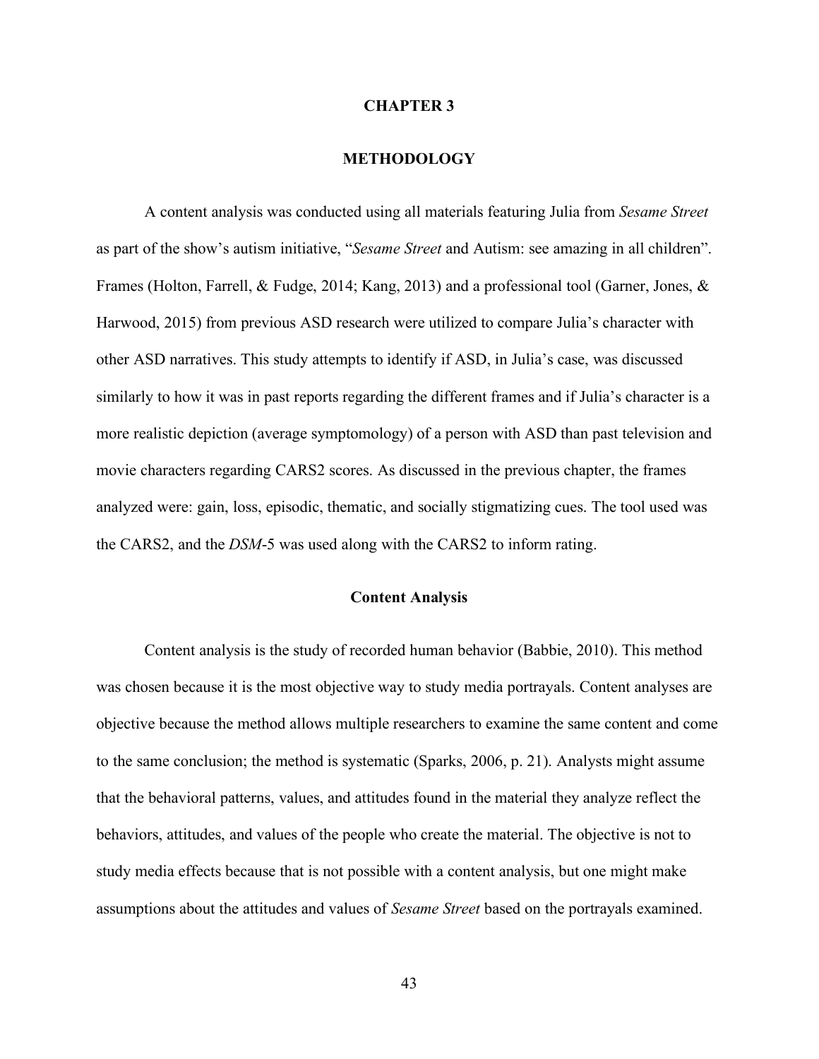# CHAPTER 3

# METHODOLOGY

A content analysis was conducted using all materials featuring Julia from *Sesame Street* as part of the show's autism initiative, "*Sesame Street* and Autism: see amazing in all children". Frames (Holton, Farrell, & Fudge, 2014; Kang, 2013) and a professional tool (Garner, Jones, & Harwood, 2015) from previous ASD research were utilized to compare Julia's character with other ASD narratives. This study attempts to identify if ASD, in Julia's case, was discussed similarly to how it was in past reports regarding the different frames and if Julia's character is a more realistic depiction (average symptomology) of a person with ASD than past television and movie characters regarding CARS2 scores. As discussed in the previous chapter, the frames analyzed were: gain, loss, episodic, thematic, and socially stigmatizing cues. The tool used was the CARS2, and the *DSM*-5 was used along with the CARS2 to inform rating.

## Content Analysis

Content analysis is the study of recorded human behavior (Babbie, 2010). This method was chosen because it is the most objective way to study media portrayals. Content analyses are objective because the method allows multiple researchers to examine the same content and come to the same conclusion; the method is systematic (Sparks, 2006, p. 21). Analysts might assume that the behavioral patterns, values, and attitudes found in the material they analyze reflect the behaviors, attitudes, and values of the people who create the material. The objective is not to study media effects because that is not possible with a content analysis, but one might make assumptions about the attitudes and values of *Sesame Street* based on the portrayals examined.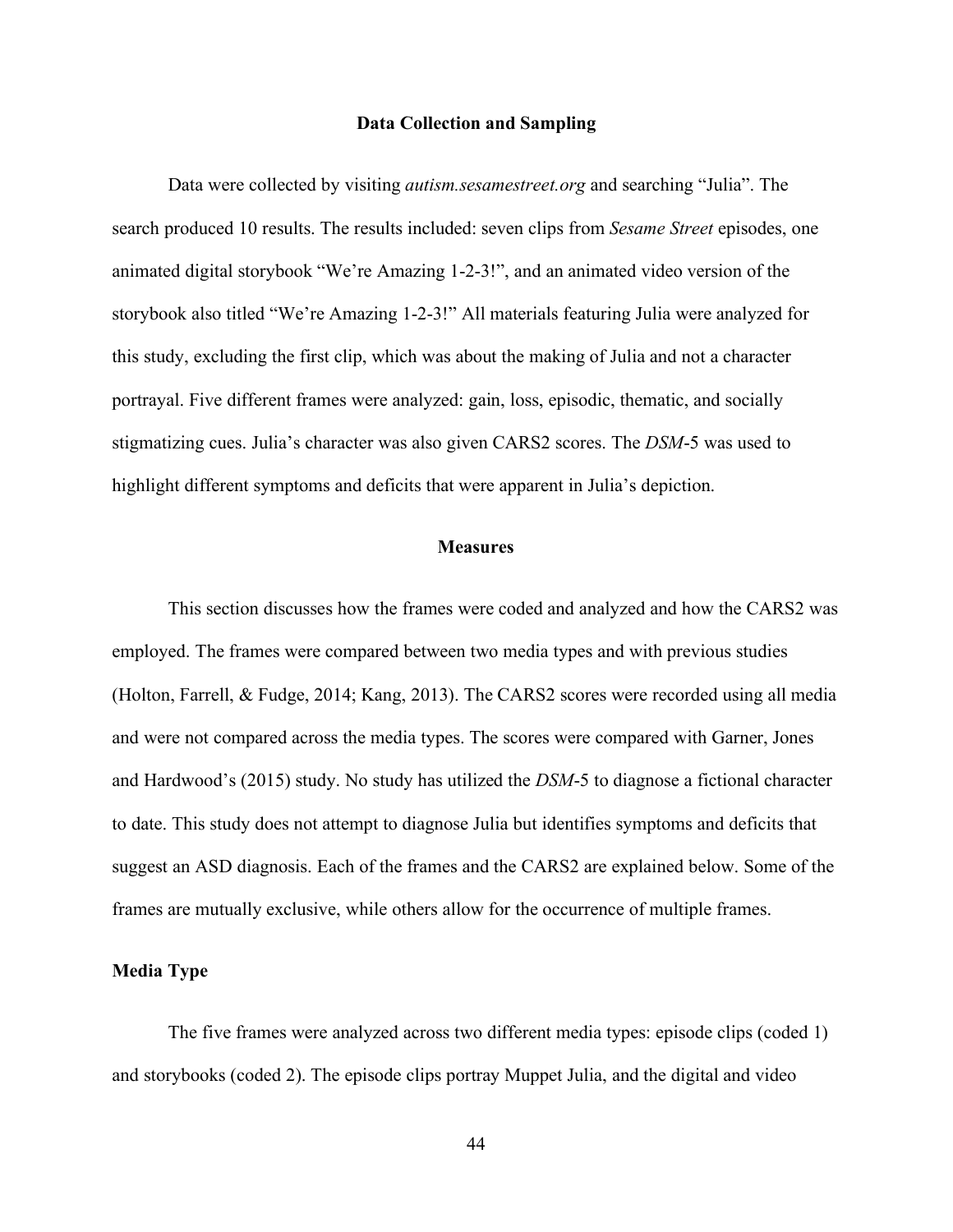## Data Collection and Sampling

Data were collected by visiting *autism.sesamestreet.org* and searching "Julia". The search produced 10 results. The results included: seven clips from *Sesame Street* episodes, one animated digital storybook "We're Amazing 1-2-3!", and an animated video version of the storybook also titled "We're Amazing 1-2-3!" All materials featuring Julia were analyzed for this study, excluding the first clip, which was about the making of Julia and not a character portrayal. Five different frames were analyzed: gain, loss, episodic, thematic, and socially stigmatizing cues. Julia's character was also given CARS2 scores. The *DSM*-5 was used to highlight different symptoms and deficits that were apparent in Julia's depiction.

## Measures

This section discusses how the frames were coded and analyzed and how the CARS2 was employed. The frames were compared between two media types and with previous studies (Holton, Farrell, & Fudge, 2014; Kang, 2013). The CARS2 scores were recorded using all media and were not compared across the media types. The scores were compared with Garner, Jones and Hardwood's (2015) study. No study has utilized the *DSM*-5 to diagnose a fictional character to date. This study does not attempt to diagnose Julia but identifies symptoms and deficits that suggest an ASD diagnosis. Each of the frames and the CARS2 are explained below. Some of the frames are mutually exclusive, while others allow for the occurrence of multiple frames.

### Media Type

The five frames were analyzed across two different media types: episode clips (coded 1) and storybooks (coded 2). The episode clips portray Muppet Julia, and the digital and video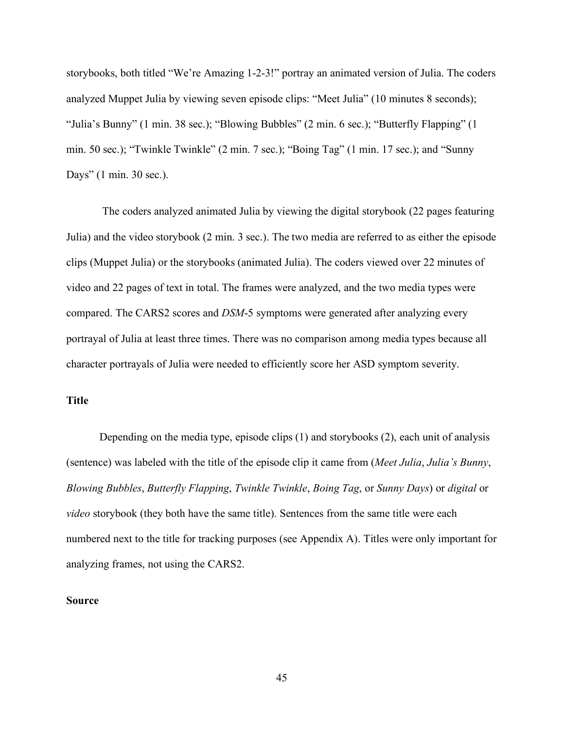storybooks, both titled “We’re Amazing 1-2-3!” portray an animated version of Julia. The coders analyzed Muppet Julia by viewing seven episode clips: “Meet Julia” (10 minutes 8 seconds); “Julia’s Bunny” (1 min. 38 sec.); “Blowing Bubbles” (2 min. 6 sec.); “Butterfly Flapping” (1 min. 50 sec.); “Twinkle Twinkle” (2 min. 7 sec.); “Boing Tag” (1 min. 17 sec.); and “Sunny Days” (1 min. 30 sec.).

The coders analyzed animated Julia by viewing the digital storybook (22 pages featuring Julia) and the video storybook (2 min. 3 sec.). The two media are referred to as either the episode clips (Muppet Julia) or the storybooks (animated Julia). The coders viewed over 22 minutes of video and 22 pages of text in total. The frames were analyzed, and the two media types were compared. The CARS2 scores and *DSM*-5 symptoms were generated after analyzing every portrayal of Julia at least three times. There was no comparison among media types because all character portrayals of Julia were needed to efficiently score her ASD symptom severity.

**Title**

Depending on the media type, episode clips (1) and storybooks (2), each unit of analysis (sentence) was labeled with the title of the episode clip it came from (*Meet Julia*, *Julia’s Bunny*, *Blowing Bubbles*, *Butterfly Flapping*, *Twinkle Twinkle*, *Boing Tag*, or *Sunny Days*) or *digital* or *video* storybook (they both have the same title). Sentences from the same title were each numbered next to the title for tracking purposes (see Appendix A). Titles were only important for analyzing frames, not using the CARS2.

**Source**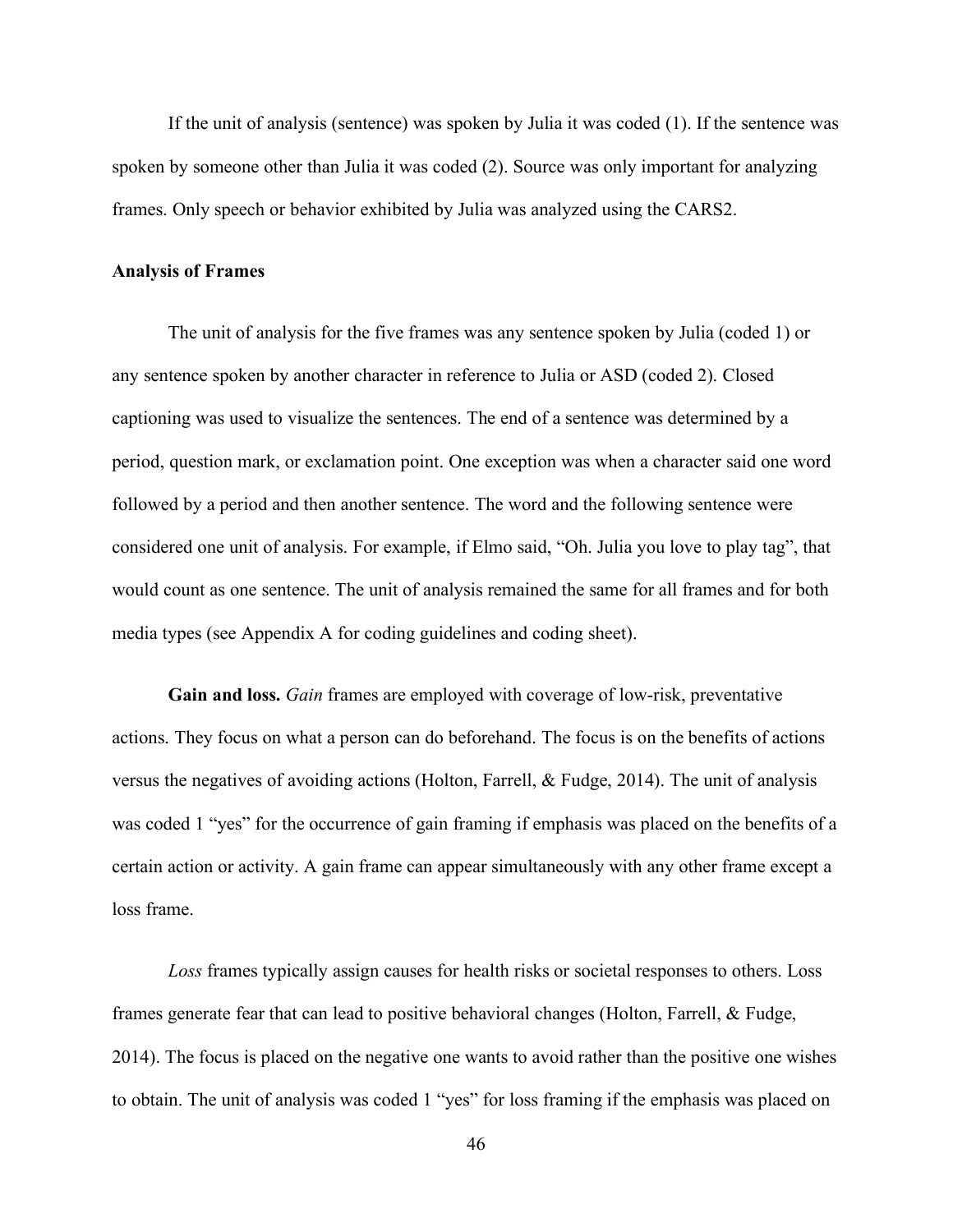If the unit of analysis (sentence) was spoken by Julia it was coded (1). If the sentence was spoken by someone other than Julia it was coded (2). Source was only important for analyzing frames. Only speech or behavior exhibited by Julia was analyzed using the CARS2.

**Analysis of Frames**

The unit of analysis for the five frames was any sentence spoken by Julia (coded 1) or any sentence spoken by another character in reference to Julia or ASD (coded 2). Closed captioning was used to visualize the sentences. The end of a sentence was determined by a period, question mark, or exclamation point. One exception was when a character said one word followed by a period and then another sentence. The word and the following sentence were considered one unit of analysis. For example, if Elmo said, "Oh. Julia you love to play tag", that would count as one sentence. The unit of analysis remained the same for all frames and for both media types (see Appendix A for coding guidelines and coding sheet).

**Gain and loss.** *Gain* frames are employed with coverage of low-risk, preventative actions. They focus on what a person can do beforehand. The focus is on the benefits of actions versus the negatives of avoiding actions (Holton, Farrell, & Fudge, 2014). The unit of analysis was coded 1 "yes" for the occurrence of gain framing if emphasis was placed on the benefits of a certain action or activity. A gain frame can appear simultaneously with any other frame except a loss frame.

*Loss* frames typically assign causes for health risks or societal responses to others. Loss frames generate fear that can lead to positive behavioral changes (Holton, Farrell, & Fudge, 2014). The focus is placed on the negative one wants to avoid rather than the positive one wishes to obtain. The unit of analysis was coded 1 "yes" for loss framing if the emphasis was placed on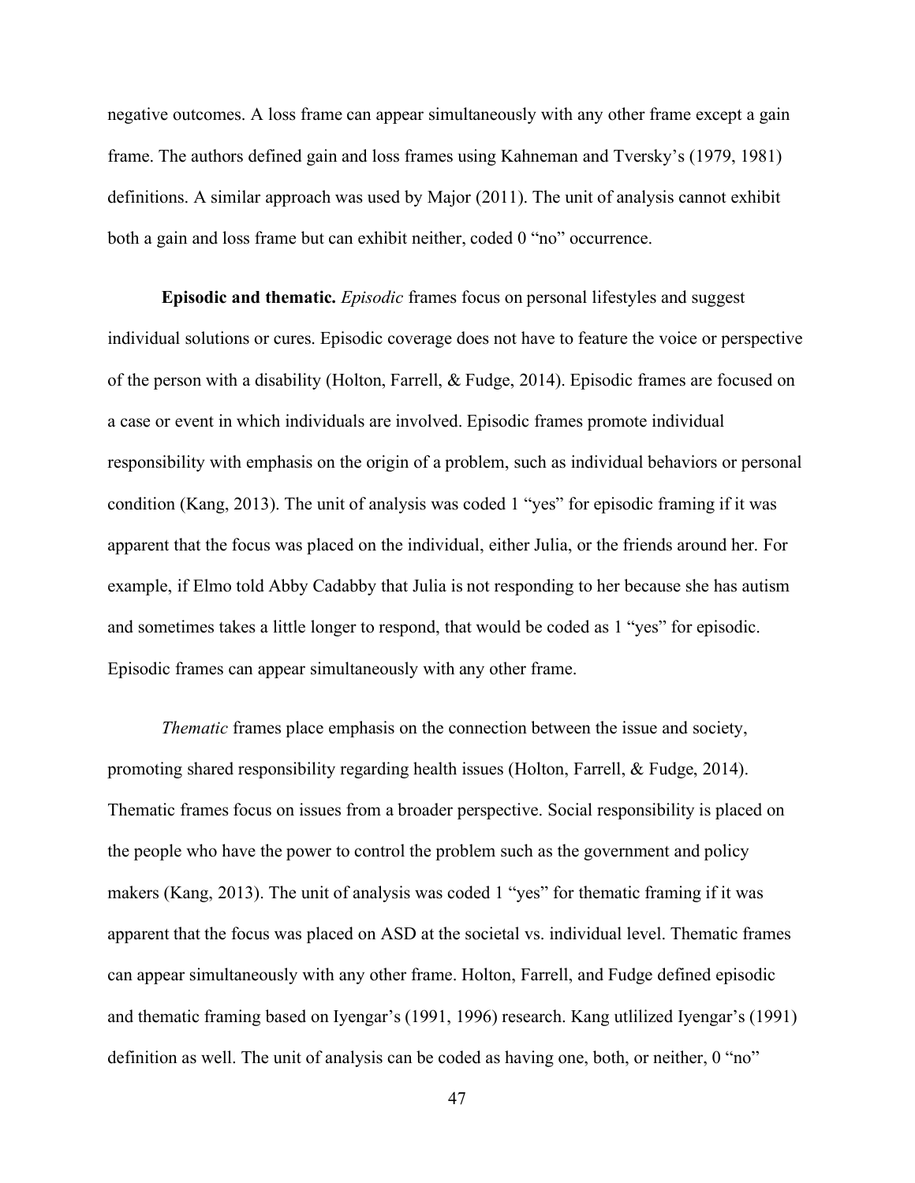negative outcomes. A loss frame can appear simultaneously with any other frame except a gain frame. The authors defined gain and loss frames using Kahneman and Tversky's (1979, 1981) definitions. A similar approach was used by Major (2011). The unit of analysis cannot exhibit both a gain and loss frame but can exhibit neither, coded 0 "no" occurrence.

**Episodic and thematic.** *Episodic* frames focus on personal lifestyles and suggest individual solutions or cures. Episodic coverage does not have to feature the voice or perspective of the person with a disability (Holton, Farrell, & Fudge, 2014). Episodic frames are focused on a case or event in which individuals are involved. Episodic frames promote individual responsibility with emphasis on the origin of a problem, such as individual behaviors or personal condition (Kang, 2013). The unit of analysis was coded 1 "yes" for episodic framing if it was apparent that the focus was placed on the individual, either Julia, or the friends around her. For example, if Elmo told Abby Cadabby that Julia is not responding to her because she has autism and sometimes takes a little longer to respond, that would be coded as 1 "yes" for episodic. Episodic frames can appear simultaneously with any other frame.

*Thematic* frames place emphasis on the connection between the issue and society, promoting shared responsibility regarding health issues (Holton, Farrell, & Fudge, 2014). Thematic frames focus on issues from a broader perspective. Social responsibility is placed on the people who have the power to control the problem such as the government and policy makers (Kang, 2013). The unit of analysis was coded 1 "yes" for thematic framing if it was apparent that the focus was placed on ASD at the societal vs. individual level. Thematic frames can appear simultaneously with any other frame. Holton, Farrell, and Fudge defined episodic and thematic framing based on Iyengar's (1991, 1996) research. Kang utlilized Iyengar's (1991) definition as well. The unit of analysis can be coded as having one, both, or neither, 0 "no"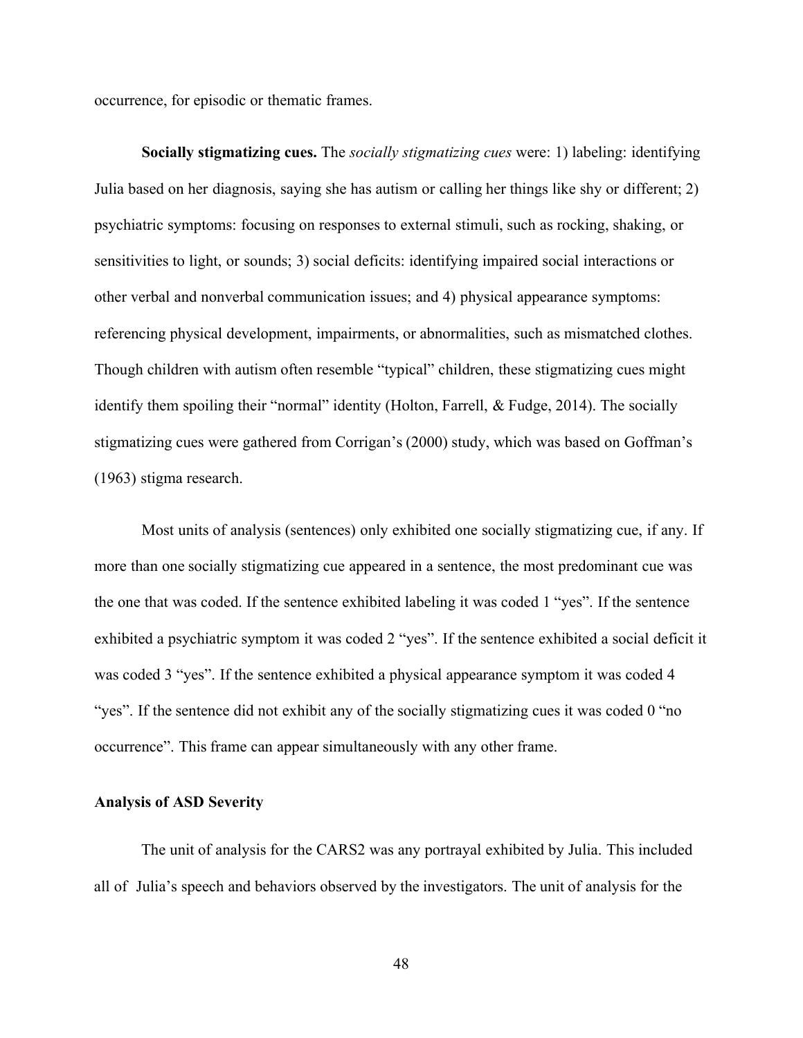occurrence, for episodic or thematic frames.

**Socially stigmatizing cues.** The *socially stigmatizing cues* were: 1) labeling: identifying Julia based on her diagnosis, saying she has autism or calling her things like shy or different; 2) psychiatric symptoms: focusing on responses to external stimuli, such as rocking, shaking, or sensitivities to light, or sounds; 3) social deficits: identifying impaired social interactions or other verbal and nonverbal communication issues; and 4) physical appearance symptoms: referencing physical development, impairments, or abnormalities, such as mismatched clothes. Though children with autism often resemble "typical" children, these stigmatizing cues might identify them spoiling their "normal" identity (Holton, Farrell, & Fudge, 2014). The socially stigmatizing cues were gathered from Corrigan's (2000) study, which was based on Goffman's (1963) stigma research.

Most units of analysis (sentences) only exhibited one socially stigmatizing cue, if any. If more than one socially stigmatizing cue appeared in a sentence, the most predominant cue was the one that was coded. If the sentence exhibited labeling it was coded 1 "yes". If the sentence exhibited a psychiatric symptom it was coded 2 "yes". If the sentence exhibited a social deficit it was coded 3 "yes". If the sentence exhibited a physical appearance symptom it was coded 4 "yes". If the sentence did not exhibit any of the socially stigmatizing cues it was coded 0 "no occurrence". This frame can appear simultaneously with any other frame.

## Analysis of ASD Severity

The unit of analysis for the CARS2 was any portrayal exhibited by Julia. This included all of Julia's speech and behaviors observed by the investigators. The unit of analysis for the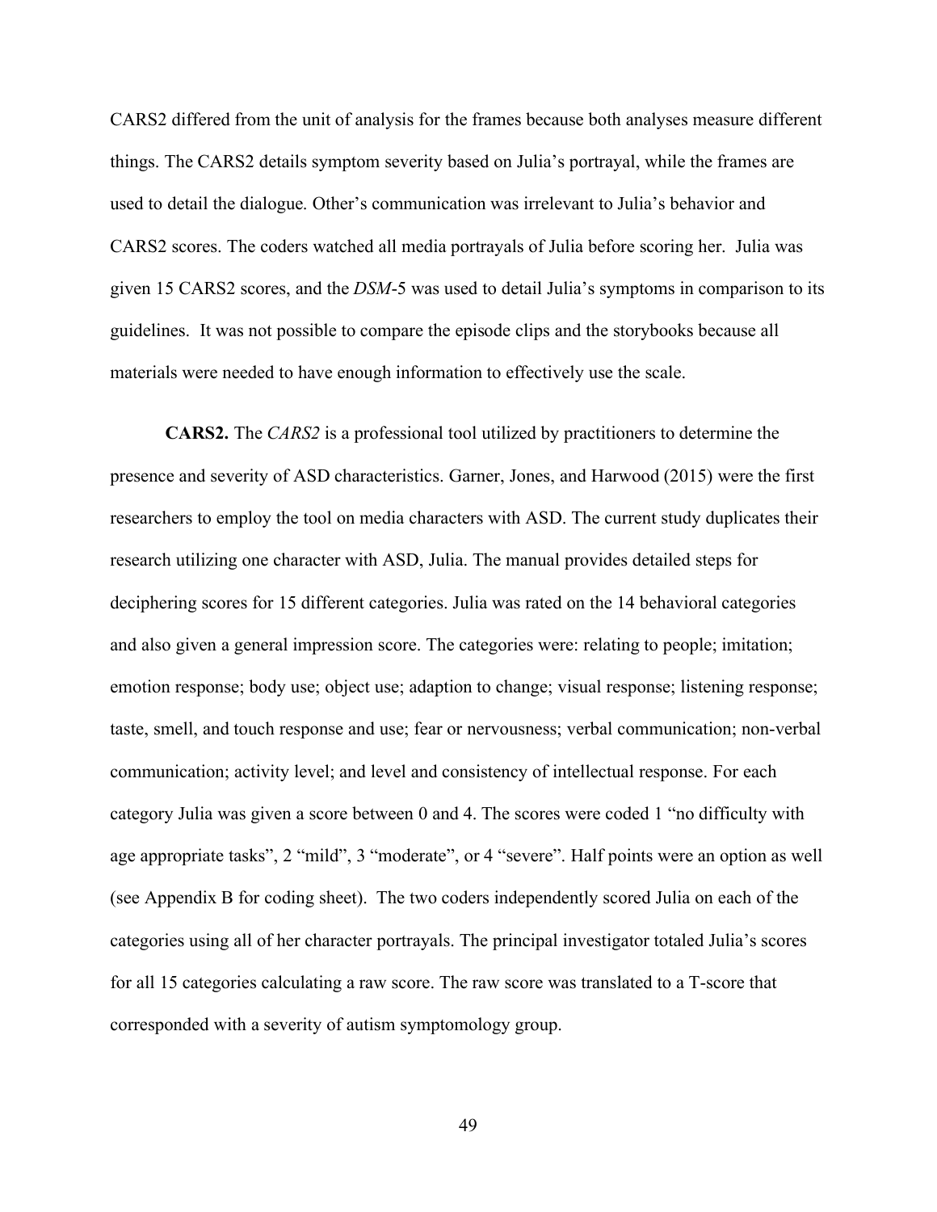CARS2 differed from the unit of analysis for the frames because both analyses measure different things. The CARS2 details symptom severity based on Julia's portrayal, while the frames are used to detail the dialogue. Other's communication was irrelevant to Julia's behavior and CARS2 scores. The coders watched all media portrayals of Julia before scoring her. Julia was given 15 CARS2 scores, and the *DSM*-5 was used to detail Julia's symptoms in comparison to its guidelines. It was not possible to compare the episode clips and the storybooks because all materials were needed to have enough information to effectively use the scale.

**CARS2.** The *CARS2* is a professional tool utilized by practitioners to determine the presence and severity of ASD characteristics. Garner, Jones, and Harwood (2015) were the first researchers to employ the tool on media characters with ASD. The current study duplicates their research utilizing one character with ASD, Julia. The manual provides detailed steps for deciphering scores for 15 different categories. Julia was rated on the 14 behavioral categories and also given a general impression score. The categories were: relating to people; imitation; emotion response; body use; object use; adaption to change; visual response; listening response; taste, smell, and touch response and use; fear or nervousness; verbal communication; non-verbal communication; activity level; and level and consistency of intellectual response. For each category Julia was given a score between 0 and 4. The scores were coded 1 "no difficulty with age appropriate tasks", 2 "mild", 3 "moderate", or 4 "severe". Half points were an option as well (see Appendix B for coding sheet). The two coders independently scored Julia on each of the categories using all of her character portrayals. The principal investigator totaled Julia's scores for all 15 categories calculating a raw score. The raw score was translated to a T-score that corresponded with a severity of autism symptomology group.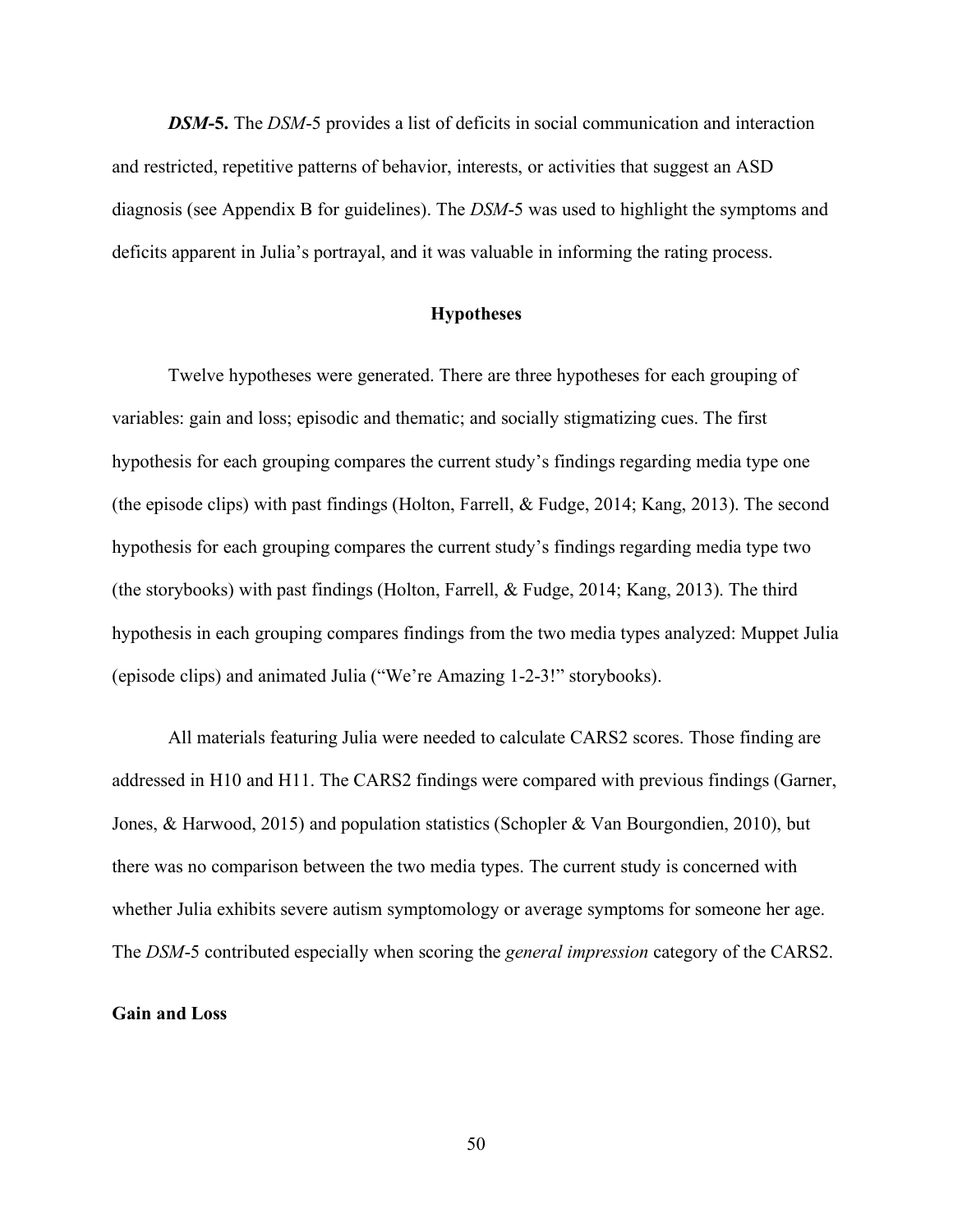***DSM*-5.** The *DSM*-5 provides a list of deficits in social communication and interaction and restricted, repetitive patterns of behavior, interests, or activities that suggest an ASD diagnosis (see Appendix B for guidelines). The *DSM*-5 was used to highlight the symptoms and deficits apparent in Julia's portrayal, and it was valuable in informing the rating process.

## Hypotheses

Twelve hypotheses were generated. There are three hypotheses for each grouping of variables: gain and loss; episodic and thematic; and socially stigmatizing cues. The first hypothesis for each grouping compares the current study's findings regarding media type one (the episode clips) with past findings (Holton, Farrell, & Fudge, 2014; Kang, 2013). The second hypothesis for each grouping compares the current study's findings regarding media type two (the storybooks) with past findings (Holton, Farrell, & Fudge, 2014; Kang, 2013). The third hypothesis in each grouping compares findings from the two media types analyzed: Muppet Julia (episode clips) and animated Julia ("We're Amazing 1-2-3!" storybooks).

All materials featuring Julia were needed to calculate CARS2 scores. Those finding are addressed in H10 and H11. The CARS2 findings were compared with previous findings (Garner, Jones, & Harwood, 2015) and population statistics (Schopler & Van Bourgondien, 2010), but there was no comparison between the two media types. The current study is concerned with whether Julia exhibits severe autism symptomology or average symptoms for someone her age. The *DSM*-5 contributed especially when scoring the *general impression* category of the CARS2.

### Gain and Loss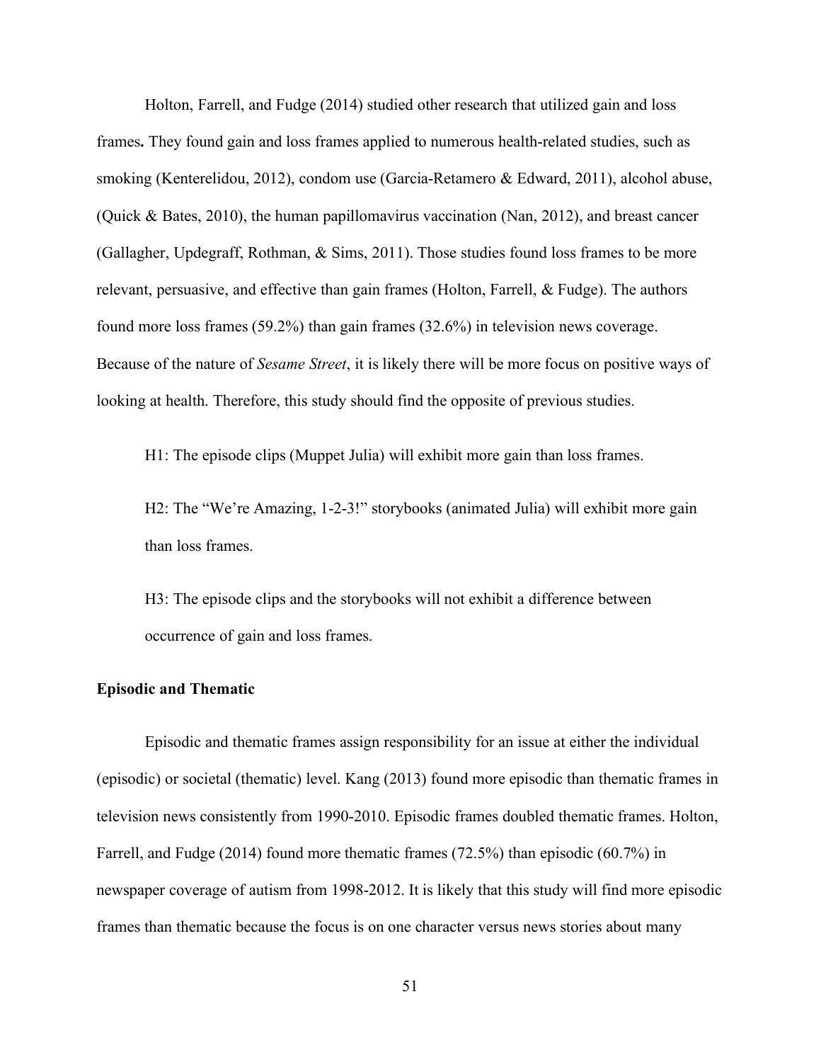Holton, Farrell, and Fudge (2014) studied other research that utilized gain and loss frames**.** They found gain and loss frames applied to numerous health-related studies, such as smoking (Kenterelidou, 2012), condom use (Garcia-Retamero & Edward, 2011), alcohol abuse, (Quick & Bates, 2010), the human papillomavirus vaccination (Nan, 2012), and breast cancer (Gallagher, Updegraff, Rothman, & Sims, 2011). Those studies found loss frames to be more relevant, persuasive, and effective than gain frames (Holton, Farrell, & Fudge). The authors found more loss frames (59.2%) than gain frames (32.6%) in television news coverage. Because of the nature of *Sesame Street*, it is likely there will be more focus on positive ways of looking at health. Therefore, this study should find the opposite of previous studies.

H1: The episode clips (Muppet Julia) will exhibit more gain than loss frames.

H2: The "We're Amazing, 1-2-3!" storybooks (animated Julia) will exhibit more gain than loss frames.

H3: The episode clips and the storybooks will not exhibit a difference between occurrence of gain and loss frames.

**Episodic and Thematic**

Episodic and thematic frames assign responsibility for an issue at either the individual (episodic) or societal (thematic) level. Kang (2013) found more episodic than thematic frames in television news consistently from 1990-2010. Episodic frames doubled thematic frames. Holton, Farrell, and Fudge (2014) found more thematic frames (72.5%) than episodic (60.7%) in newspaper coverage of autism from 1998-2012. It is likely that this study will find more episodic frames than thematic because the focus is on one character versus news stories about many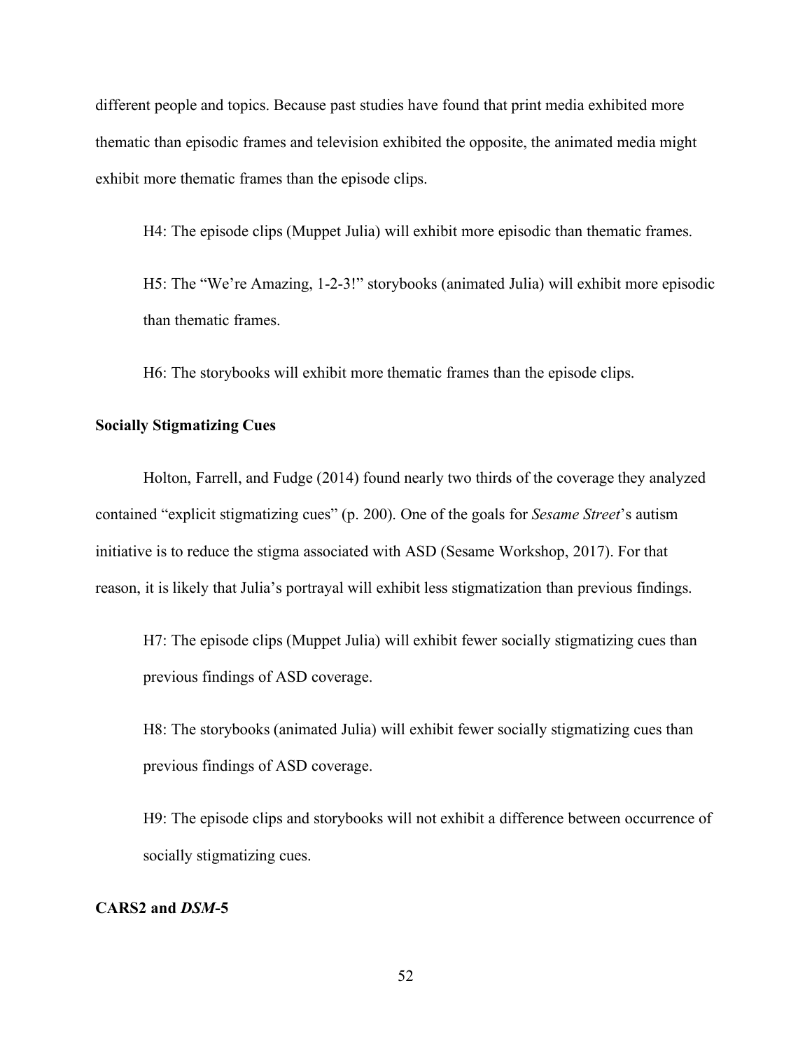different people and topics. Because past studies have found that print media exhibited more thematic than episodic frames and television exhibited the opposite, the animated media might exhibit more thematic frames than the episode clips.

H4: The episode clips (Muppet Julia) will exhibit more episodic than thematic frames.

H5: The "We're Amazing, 1-2-3!" storybooks (animated Julia) will exhibit more episodic than thematic frames.

H6: The storybooks will exhibit more thematic frames than the episode clips.

**Socially Stigmatizing Cues**

Holton, Farrell, and Fudge (2014) found nearly two thirds of the coverage they analyzed contained "explicit stigmatizing cues" (p. 200). One of the goals for *Sesame Street*'s autism initiative is to reduce the stigma associated with ASD (Sesame Workshop, 2017). For that reason, it is likely that Julia's portrayal will exhibit less stigmatization than previous findings.

H7: The episode clips (Muppet Julia) will exhibit fewer socially stigmatizing cues than previous findings of ASD coverage.

H8: The storybooks (animated Julia) will exhibit fewer socially stigmatizing cues than previous findings of ASD coverage.

H9: The episode clips and storybooks will not exhibit a difference between occurrence of socially stigmatizing cues.

**CARS2 and *DSM*-5**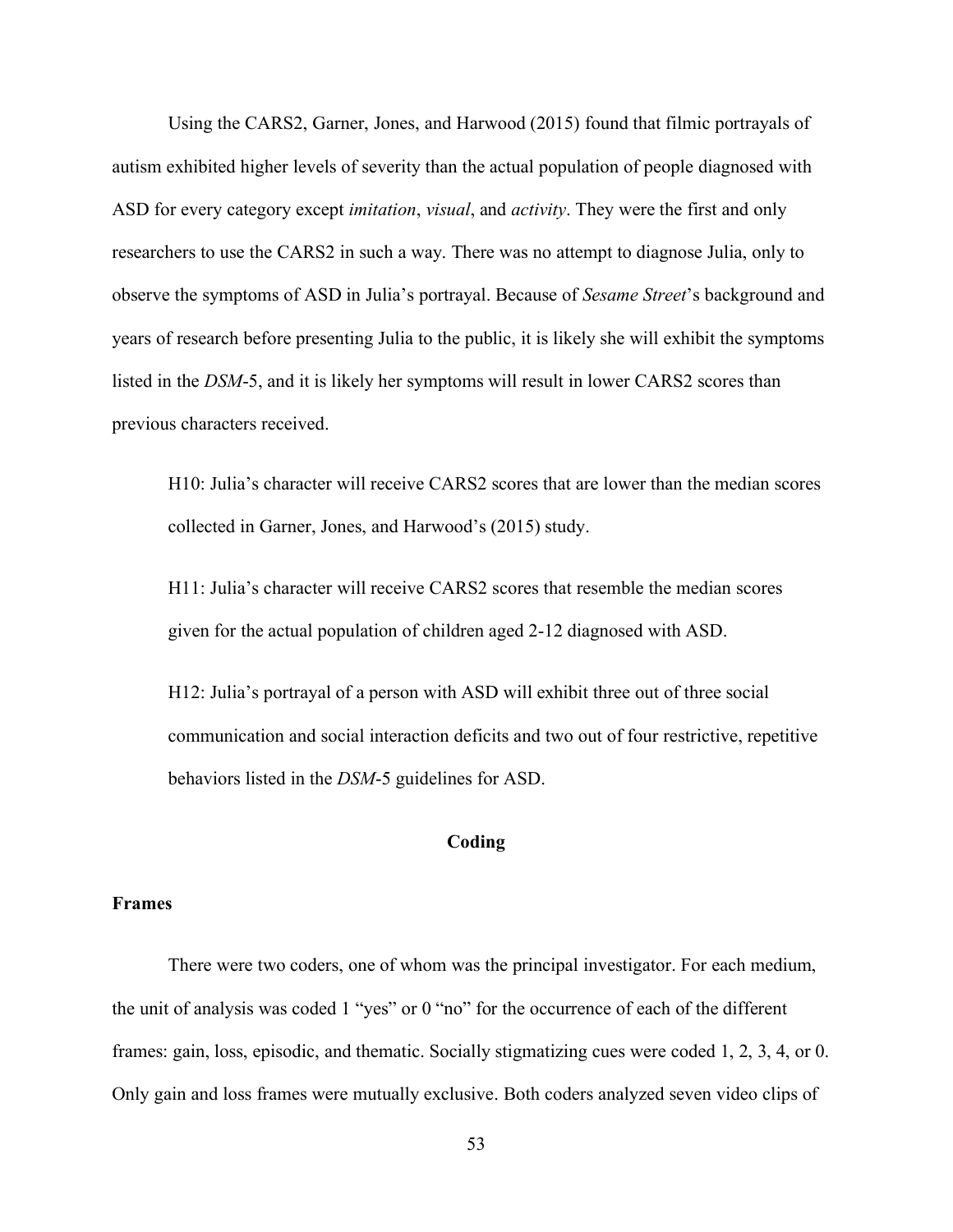Using the CARS2, Garner, Jones, and Harwood (2015) found that filmic portrayals of autism exhibited higher levels of severity than the actual population of people diagnosed with ASD for every category except *imitation*, *visual*, and *activity*. They were the first and only researchers to use the CARS2 in such a way. There was no attempt to diagnose Julia, only to observe the symptoms of ASD in Julia's portrayal. Because of *Sesame Street*'s background and years of research before presenting Julia to the public, it is likely she will exhibit the symptoms listed in the *DSM*-5, and it is likely her symptoms will result in lower CARS2 scores than previous characters received.

> H10: Julia's character will receive CARS2 scores that are lower than the median scores collected in Garner, Jones, and Harwood's (2015) study.
>
> H11: Julia's character will receive CARS2 scores that resemble the median scores given for the actual population of children aged 2-12 diagnosed with ASD.
>
> H12: Julia's portrayal of a person with ASD will exhibit three out of three social communication and social interaction deficits and two out of four restrictive, repetitive behaviors listed in the *DSM*-5 guidelines for ASD.

## Coding

### Frames

There were two coders, one of whom was the principal investigator. For each medium, the unit of analysis was coded 1 "yes" or 0 "no" for the occurrence of each of the different frames: gain, loss, episodic, and thematic. Socially stigmatizing cues were coded 1, 2, 3, 4, or 0. Only gain and loss frames were mutually exclusive. Both coders analyzed seven video clips of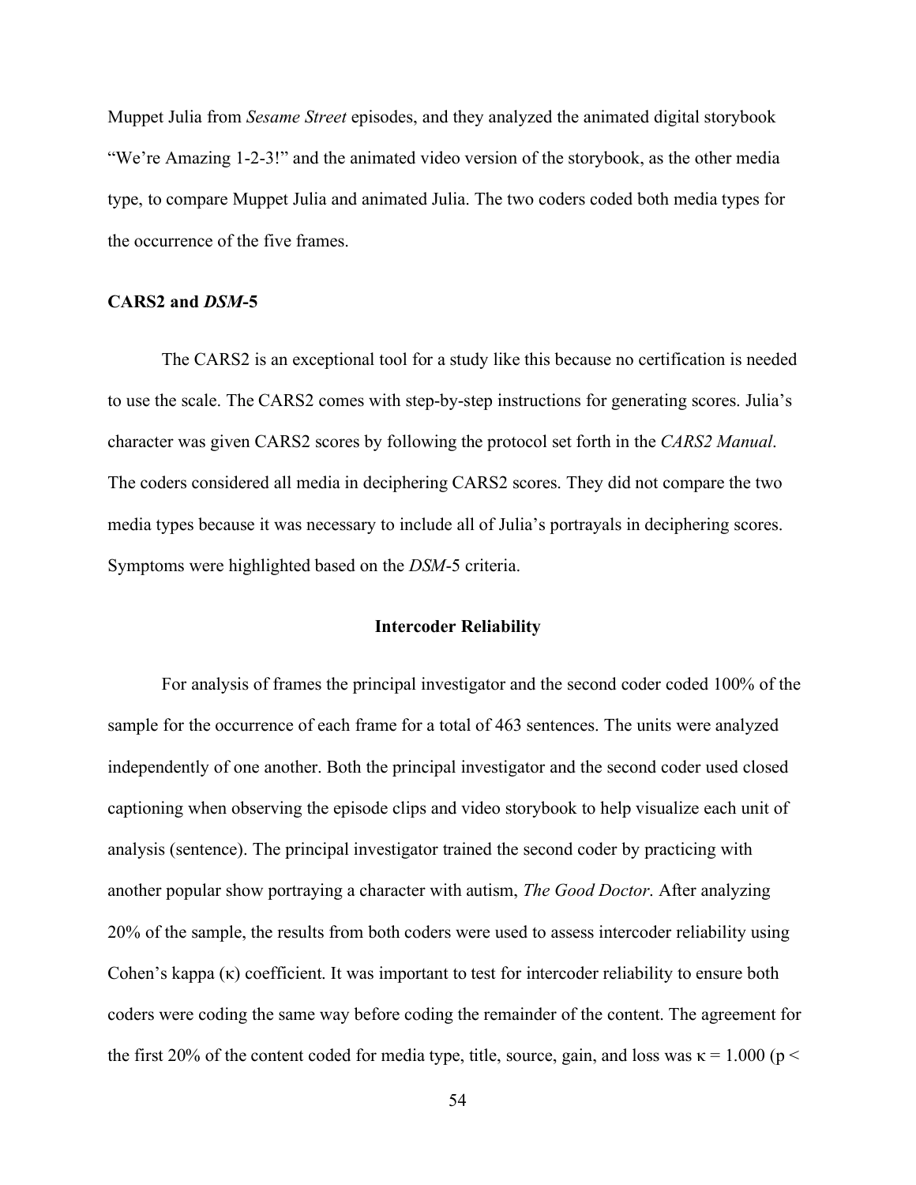Muppet Julia from *Sesame Street* episodes, and they analyzed the animated digital storybook "We're Amazing 1-2-3!" and the animated video version of the storybook, as the other media type, to compare Muppet Julia and animated Julia. The two coders coded both media types for the occurrence of the five frames.

### CARS2 and *DSM*-5

The CARS2 is an exceptional tool for a study like this because no certification is needed to use the scale. The CARS2 comes with step-by-step instructions for generating scores. Julia's character was given CARS2 scores by following the protocol set forth in the *CARS2 Manual*. The coders considered all media in deciphering CARS2 scores. They did not compare the two media types because it was necessary to include all of Julia's portrayals in deciphering scores. Symptoms were highlighted based on the *DSM*-5 criteria.

## Intercoder Reliability

For analysis of frames the principal investigator and the second coder coded 100% of the sample for the occurrence of each frame for a total of 463 sentences. The units were analyzed independently of one another. Both the principal investigator and the second coder used closed captioning when observing the episode clips and video storybook to help visualize each unit of analysis (sentence). The principal investigator trained the second coder by practicing with another popular show portraying a character with autism, *The Good Doctor*. After analyzing 20% of the sample, the results from both coders were used to assess intercoder reliability using Cohen's kappa (κ) coefficient. It was important to test for intercoder reliability to ensure both coders were coding the same way before coding the remainder of the content. The agreement for the first 20% of the content coded for media type, title, source, gain, and loss was $\kappa = 1.000$ (p <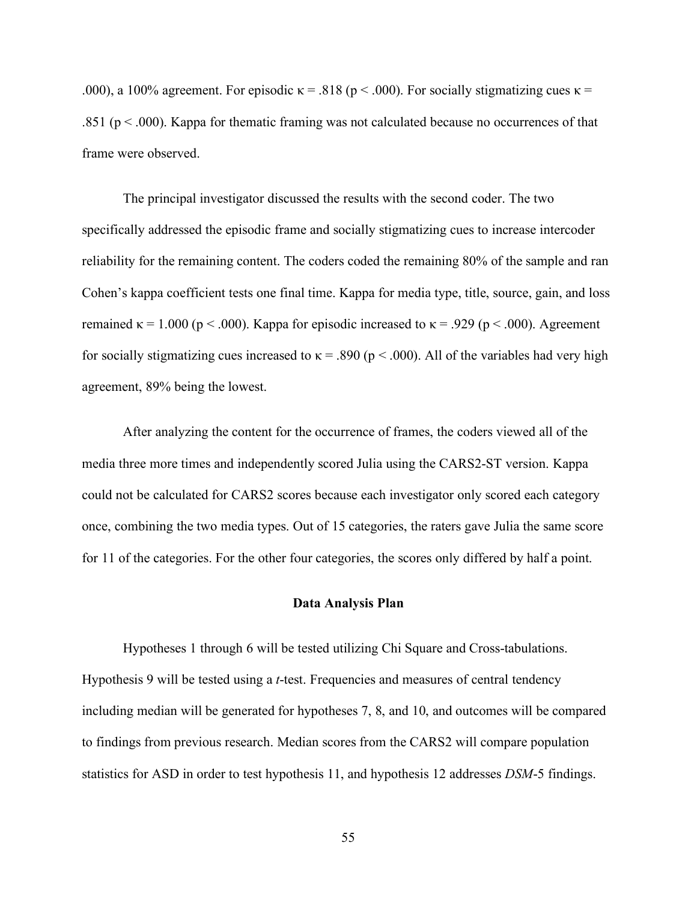.000), a 100% agreement. For episodic $\kappa = .818$ ($p < .000$). For socially stigmatizing cues $\kappa = .851$ ($p < .000$). Kappa for thematic framing was not calculated because no occurrences of that frame were observed.

The principal investigator discussed the results with the second coder. The two specifically addressed the episodic frame and socially stigmatizing cues to increase intercoder reliability for the remaining content. The coders coded the remaining 80% of the sample and ran Cohen's kappa coefficient tests one final time. Kappa for media type, title, source, gain, and loss remained $\kappa = 1.000$ ($p < .000$). Kappa for episodic increased to $\kappa = .929$ ($p < .000$). Agreement for socially stigmatizing cues increased to $\kappa = .890$ ($p < .000$). All of the variables had very high agreement, 89% being the lowest.

After analyzing the content for the occurrence of frames, the coders viewed all of the media three more times and independently scored Julia using the CARS2-ST version. Kappa could not be calculated for CARS2 scores because each investigator only scored each category once, combining the two media types. Out of 15 categories, the raters gave Julia the same score for 11 of the categories. For the other four categories, the scores only differed by half a point.

## Data Analysis Plan

Hypotheses 1 through 6 will be tested utilizing Chi Square and Cross-tabulations. Hypothesis 9 will be tested using a *t*-test. Frequencies and measures of central tendency including median will be generated for hypotheses 7, 8, and 10, and outcomes will be compared to findings from previous research. Median scores from the CARS2 will compare population statistics for ASD in order to test hypothesis 11, and hypothesis 12 addresses *DSM*-5 findings.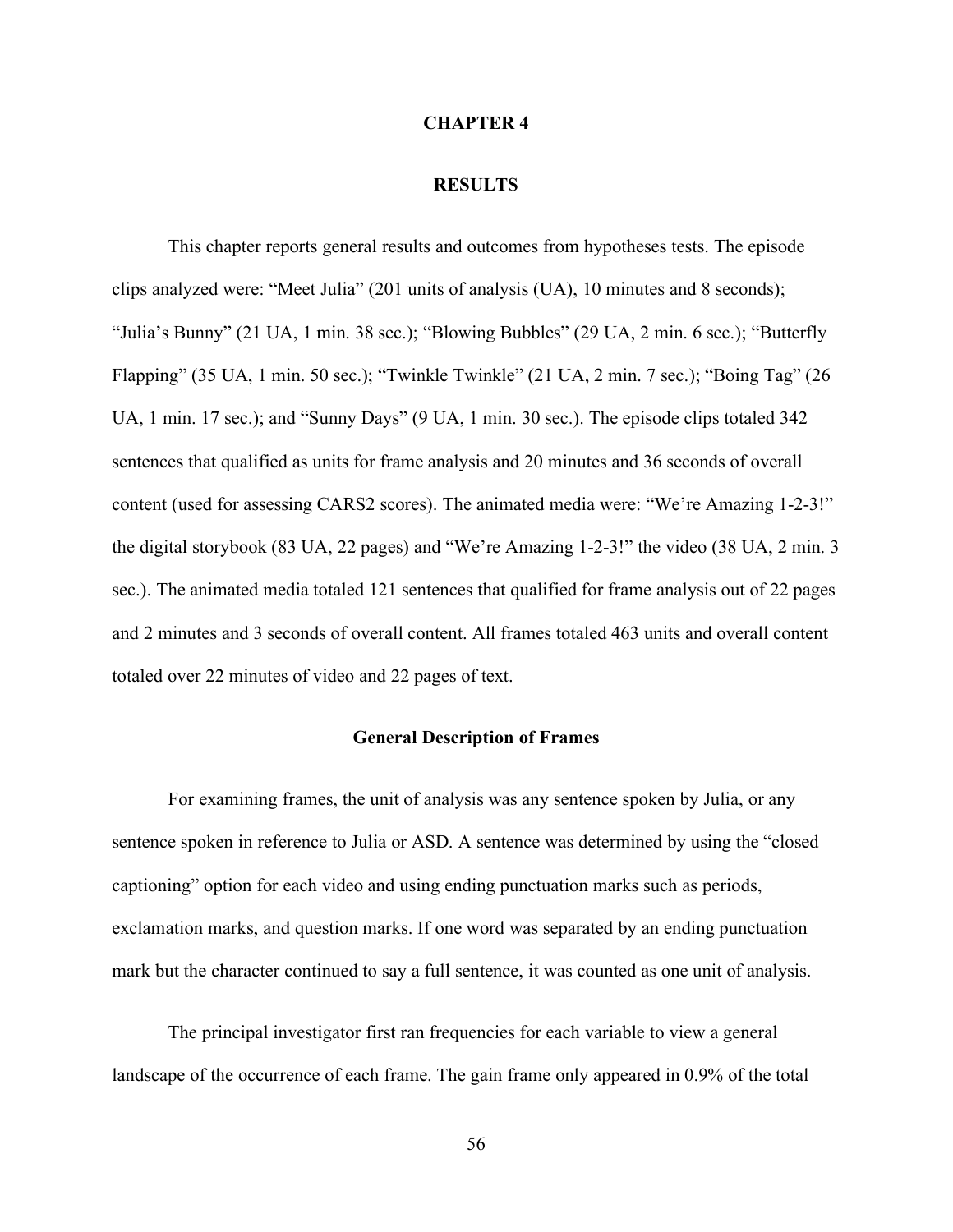# CHAPTER 4

# RESULTS

This chapter reports general results and outcomes from hypotheses tests. The episode clips analyzed were: "Meet Julia" (201 units of analysis (UA), 10 minutes and 8 seconds); "Julia's Bunny" (21 UA, 1 min. 38 sec.); "Blowing Bubbles" (29 UA, 2 min. 6 sec.); "Butterfly Flapping" (35 UA, 1 min. 50 sec.); "Twinkle Twinkle" (21 UA, 2 min. 7 sec.); "Boing Tag" (26 UA, 1 min. 17 sec.); and "Sunny Days" (9 UA, 1 min. 30 sec.). The episode clips totaled 342 sentences that qualified as units for frame analysis and 20 minutes and 36 seconds of overall content (used for assessing CARS2 scores). The animated media were: "We're Amazing 1-2-3!" the digital storybook (83 UA, 22 pages) and "We're Amazing 1-2-3!" the video (38 UA, 2 min. 3 sec.). The animated media totaled 121 sentences that qualified for frame analysis out of 22 pages and 2 minutes and 3 seconds of overall content. All frames totaled 463 units and overall content totaled over 22 minutes of video and 22 pages of text.

## General Description of Frames

For examining frames, the unit of analysis was any sentence spoken by Julia, or any sentence spoken in reference to Julia or ASD. A sentence was determined by using the "closed captioning" option for each video and using ending punctuation marks such as periods, exclamation marks, and question marks. If one word was separated by an ending punctuation mark but the character continued to say a full sentence, it was counted as one unit of analysis.

The principal investigator first ran frequencies for each variable to view a general landscape of the occurrence of each frame. The gain frame only appeared in 0.9% of the total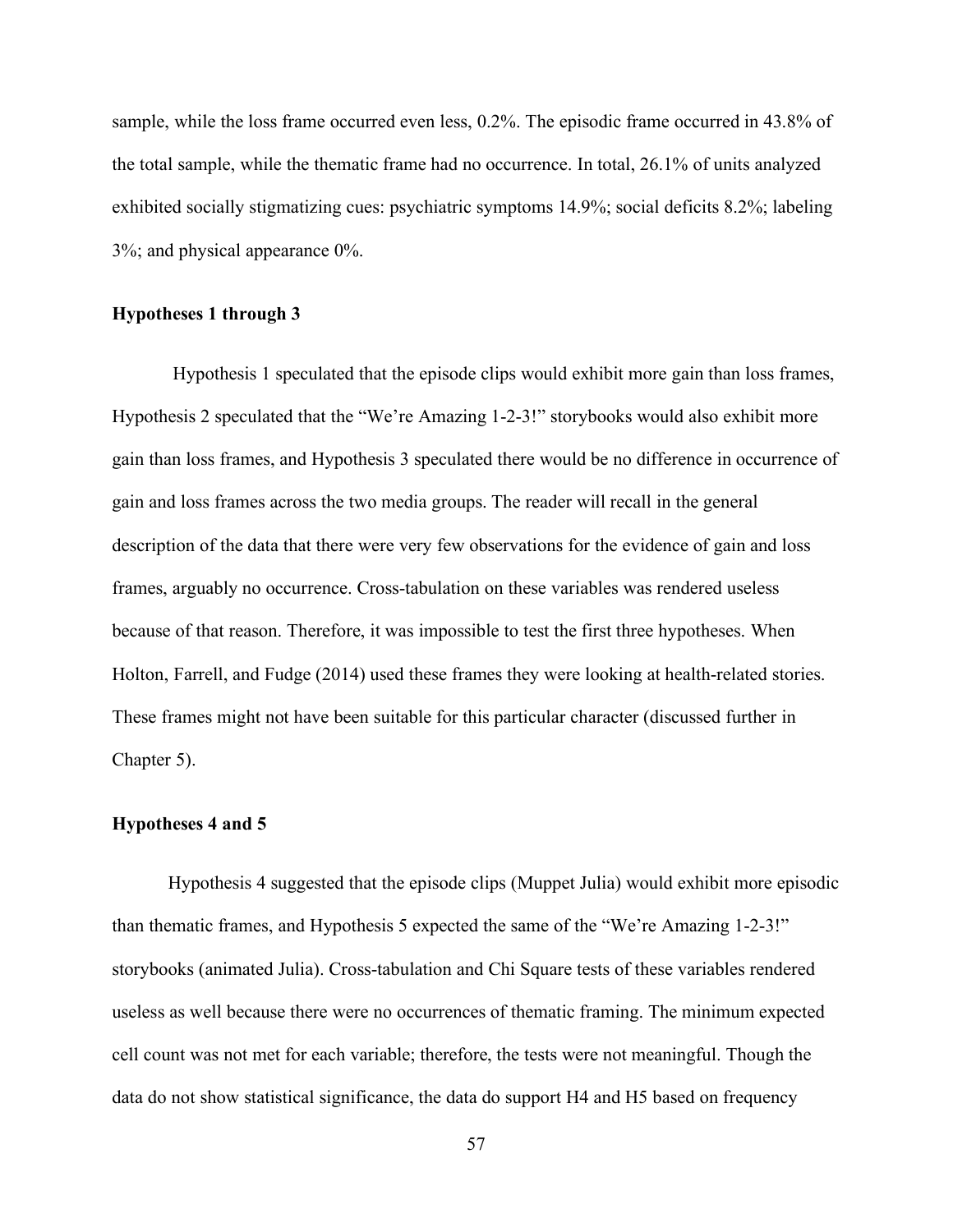sample, while the loss frame occurred even less, 0.2%. The episodic frame occurred in 43.8% of the total sample, while the thematic frame had no occurrence. In total, 26.1% of units analyzed exhibited socially stigmatizing cues: psychiatric symptoms 14.9%; social deficits 8.2%; labeling 3%; and physical appearance 0%.

### Hypotheses 1 through 3

Hypothesis 1 speculated that the episode clips would exhibit more gain than loss frames, Hypothesis 2 speculated that the "We're Amazing 1-2-3!" storybooks would also exhibit more gain than loss frames, and Hypothesis 3 speculated there would be no difference in occurrence of gain and loss frames across the two media groups. The reader will recall in the general description of the data that there were very few observations for the evidence of gain and loss frames, arguably no occurrence. Cross-tabulation on these variables was rendered useless because of that reason. Therefore, it was impossible to test the first three hypotheses. When Holton, Farrell, and Fudge (2014) used these frames they were looking at health-related stories. These frames might not have been suitable for this particular character (discussed further in Chapter 5).

### Hypotheses 4 and 5

Hypothesis 4 suggested that the episode clips (Muppet Julia) would exhibit more episodic than thematic frames, and Hypothesis 5 expected the same of the "We're Amazing 1-2-3!" storybooks (animated Julia). Cross-tabulation and Chi Square tests of these variables rendered useless as well because there were no occurrences of thematic framing. The minimum expected cell count was not met for each variable; therefore, the tests were not meaningful. Though the data do not show statistical significance, the data do support H4 and H5 based on frequency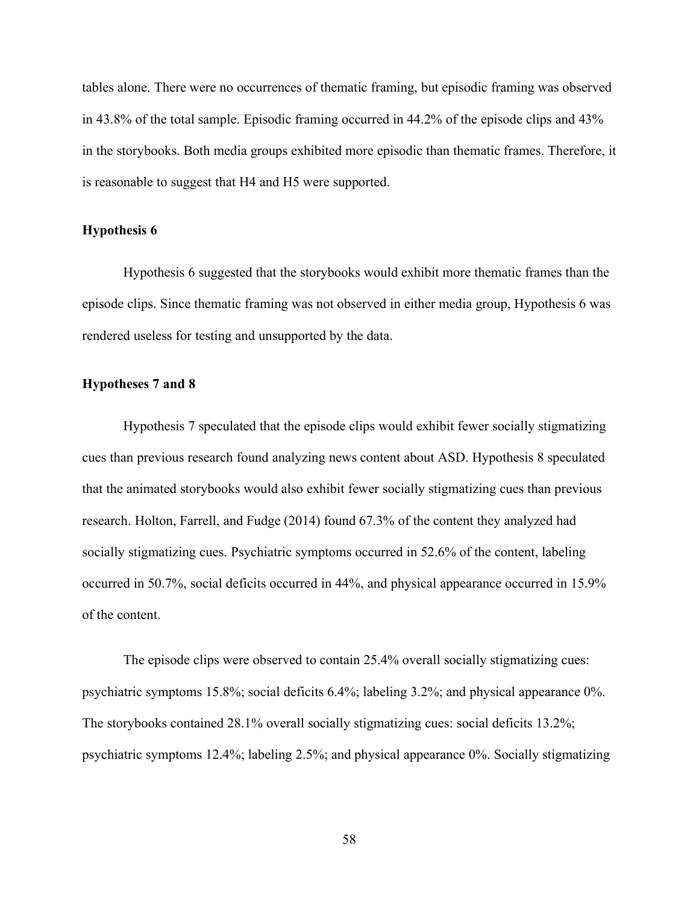tables alone. There were no occurrences of thematic framing, but episodic framing was observed in 43.8% of the total sample. Episodic framing occurred in 44.2% of the episode clips and 43% in the storybooks. Both media groups exhibited more episodic than thematic frames. Therefore, it is reasonable to suggest that H4 and H5 were supported.

### Hypothesis 6

Hypothesis 6 suggested that the storybooks would exhibit more thematic frames than the episode clips. Since thematic framing was not observed in either media group, Hypothesis 6 was rendered useless for testing and unsupported by the data.

### Hypotheses 7 and 8

Hypothesis 7 speculated that the episode clips would exhibit fewer socially stigmatizing cues than previous research found analyzing news content about ASD. Hypothesis 8 speculated that the animated storybooks would also exhibit fewer socially stigmatizing cues than previous research. Holton, Farrell, and Fudge (2014) found 67.3% of the content they analyzed had socially stigmatizing cues. Psychiatric symptoms occurred in 52.6% of the content, labeling occurred in 50.7%, social deficits occurred in 44%, and physical appearance occurred in 15.9% of the content.

The episode clips were observed to contain 25.4% overall socially stigmatizing cues: psychiatric symptoms 15.8%; social deficits 6.4%; labeling 3.2%; and physical appearance 0%. The storybooks contained 28.1% overall socially stigmatizing cues: social deficits 13.2%; psychiatric symptoms 12.4%; labeling 2.5%; and physical appearance 0%. Socially stigmatizing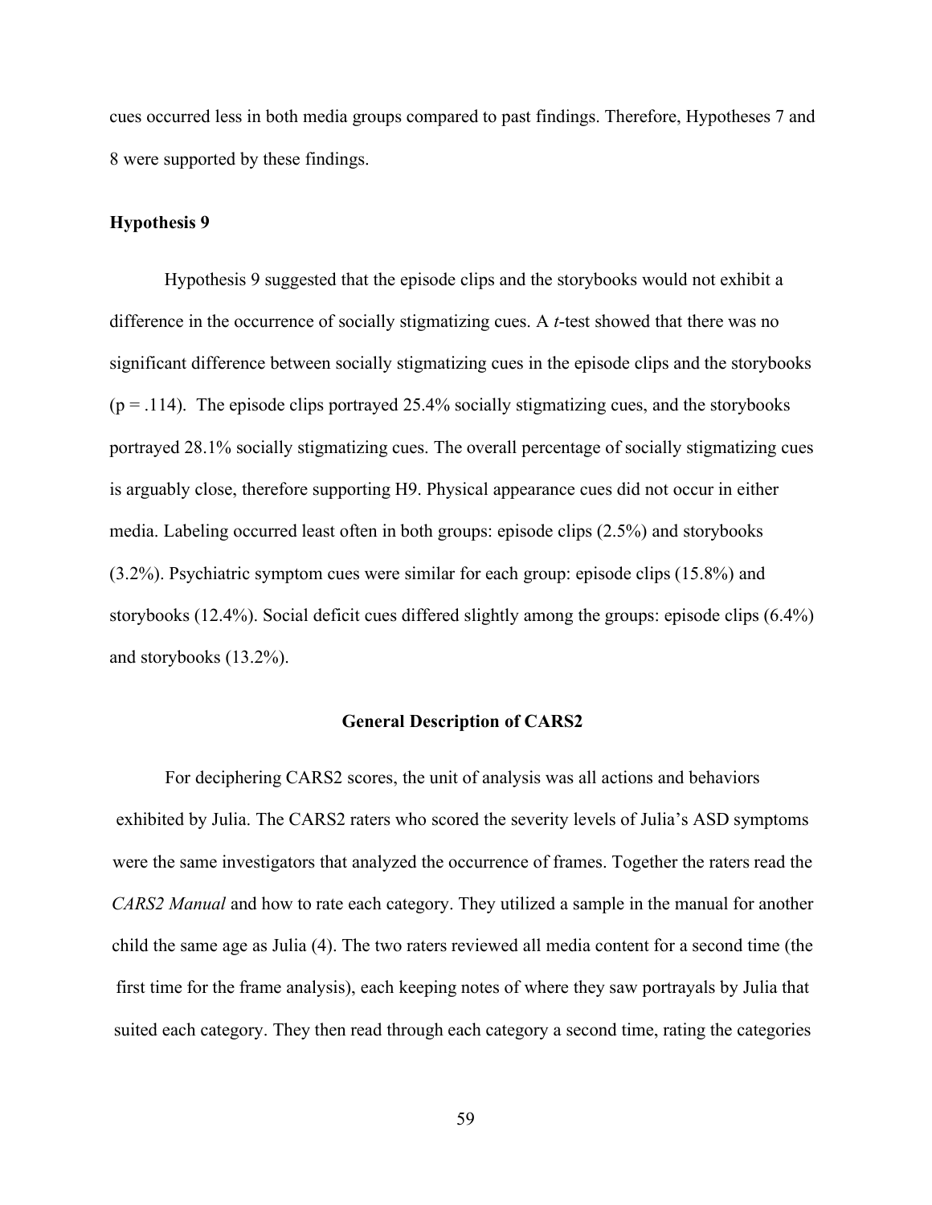cues occurred less in both media groups compared to past findings. Therefore, Hypotheses 7 and 8 were supported by these findings.

### Hypothesis 9

Hypothesis 9 suggested that the episode clips and the storybooks would not exhibit a difference in the occurrence of socially stigmatizing cues. A *t*-test showed that there was no significant difference between socially stigmatizing cues in the episode clips and the storybooks ($p = .114$). The episode clips portrayed 25.4% socially stigmatizing cues, and the storybooks portrayed 28.1% socially stigmatizing cues. The overall percentage of socially stigmatizing cues is arguably close, therefore supporting H9. Physical appearance cues did not occur in either media. Labeling occurred least often in both groups: episode clips (2.5%) and storybooks (3.2%). Psychiatric symptom cues were similar for each group: episode clips (15.8%) and storybooks (12.4%). Social deficit cues differed slightly among the groups: episode clips (6.4%) and storybooks (13.2%).

## General Description of CARS2

For deciphering CARS2 scores, the unit of analysis was all actions and behaviors exhibited by Julia. The CARS2 raters who scored the severity levels of Julia's ASD symptoms were the same investigators that analyzed the occurrence of frames. Together the raters read the *CARS2 Manual* and how to rate each category. They utilized a sample in the manual for another child the same age as Julia (4). The two raters reviewed all media content for a second time (the first time for the frame analysis), each keeping notes of where they saw portrayals by Julia that suited each category. They then read through each category a second time, rating the categories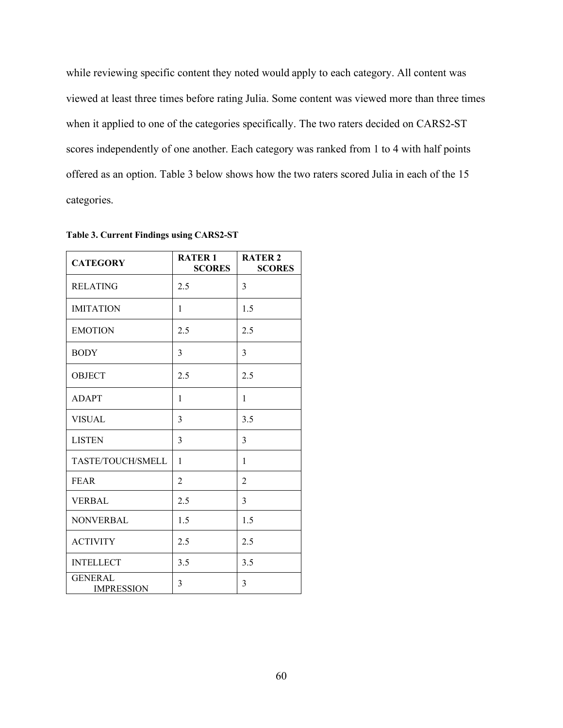while reviewing specific content they noted would apply to each category. All content was viewed at least three times before rating Julia. Some content was viewed more than three times when it applied to one of the categories specifically. The two raters decided on CARS2-ST scores independently of one another. Each category was ranked from 1 to 4 with half points offered as an option. Table 3 below shows how the two raters scored Julia in each of the 15 categories.

**Table 3. Current Findings using CARS2-ST**

| CATEGORY | RATER 1 SCORES | RATER 2 SCORES |
|---|---|---|
| RELATING | 2.5 | 3 |
| IMITATION | 1 | 1.5 |
| EMOTION | 2.5 | 2.5 |
| BODY | 3 | 3 |
| OBJECT | 2.5 | 2.5 |
| ADAPT | 1 | 1 |
| VISUAL | 3 | 3.5 |
| LISTEN | 3 | 3 |
| TASTE/TOUCH/SMELL | 1 | 1 |
| FEAR | 2 | 2 |
| VERBAL | 2.5 | 3 |
| NONVERBAL | 1.5 | 1.5 |
| ACTIVITY | 2.5 | 2.5 |
| INTELLECT | 3.5 | 3.5 |
| GENERAL IMPRESSION | 3 | 3 |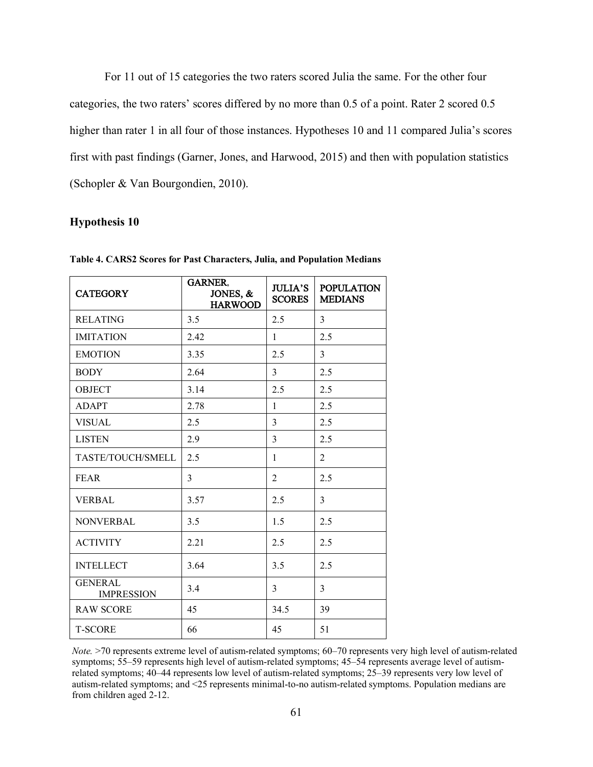For 11 out of 15 categories the two raters scored Julia the same. For the other four categories, the two raters' scores differed by no more than 0.5 of a point. Rater 2 scored 0.5 higher than rater 1 in all four of those instances. Hypotheses 10 and 11 compared Julia's scores first with past findings (Garner, Jones, and Harwood, 2015) and then with population statistics (Schopler & Van Bourgondien, 2010).

### Hypothesis 10

**Table 4. CARS2 Scores for Past Characters, Julia, and Population Medians**

| CATEGORY | GARNER. JONES, & HARWOOD | JULIA'S SCORES | POPULATION MEDIANS |
|---|---|---|---|
| RELATING | 3.5 | 2.5 | 3 |
| IMITATION | 2.42 | 1 | 2.5 |
| EMOTION | 3.35 | 2.5 | 3 |
| BODY | 2.64 | 3 | 2.5 |
| OBJECT | 3.14 | 2.5 | 2.5 |
| ADAPT | 2.78 | 1 | 2.5 |
| VISUAL | 2.5 | 3 | 2.5 |
| LISTEN | 2.9 | 3 | 2.5 |
| TASTE/TOUCH/SMELL | 2.5 | 1 | 2 |
| FEAR | 3 | 2 | 2.5 |
| VERBAL | 3.57 | 2.5 | 3 |
| NONVERBAL | 3.5 | 1.5 | 2.5 |
| ACTIVITY | 2.21 | 2.5 | 2.5 |
| INTELLECT | 3.64 | 3.5 | 2.5 |
| GENERAL IMPRESSION | 3.4 | 3 | 3 |
| RAW SCORE | 45 | 34.5 | 39 |
| T-SCORE | 66 | 45 | 51 |

*Note.* >70 represents extreme level of autism-related symptoms; 60–70 represents very high level of autism-related symptoms; 55–59 represents high level of autism-related symptoms; 45–54 represents average level of autism-related symptoms; 40–44 represents low level of autism-related symptoms; 25–39 represents very low level of autism-related symptoms; and <25 represents minimal-to-no autism-related symptoms. Population medians are from children aged 2-12.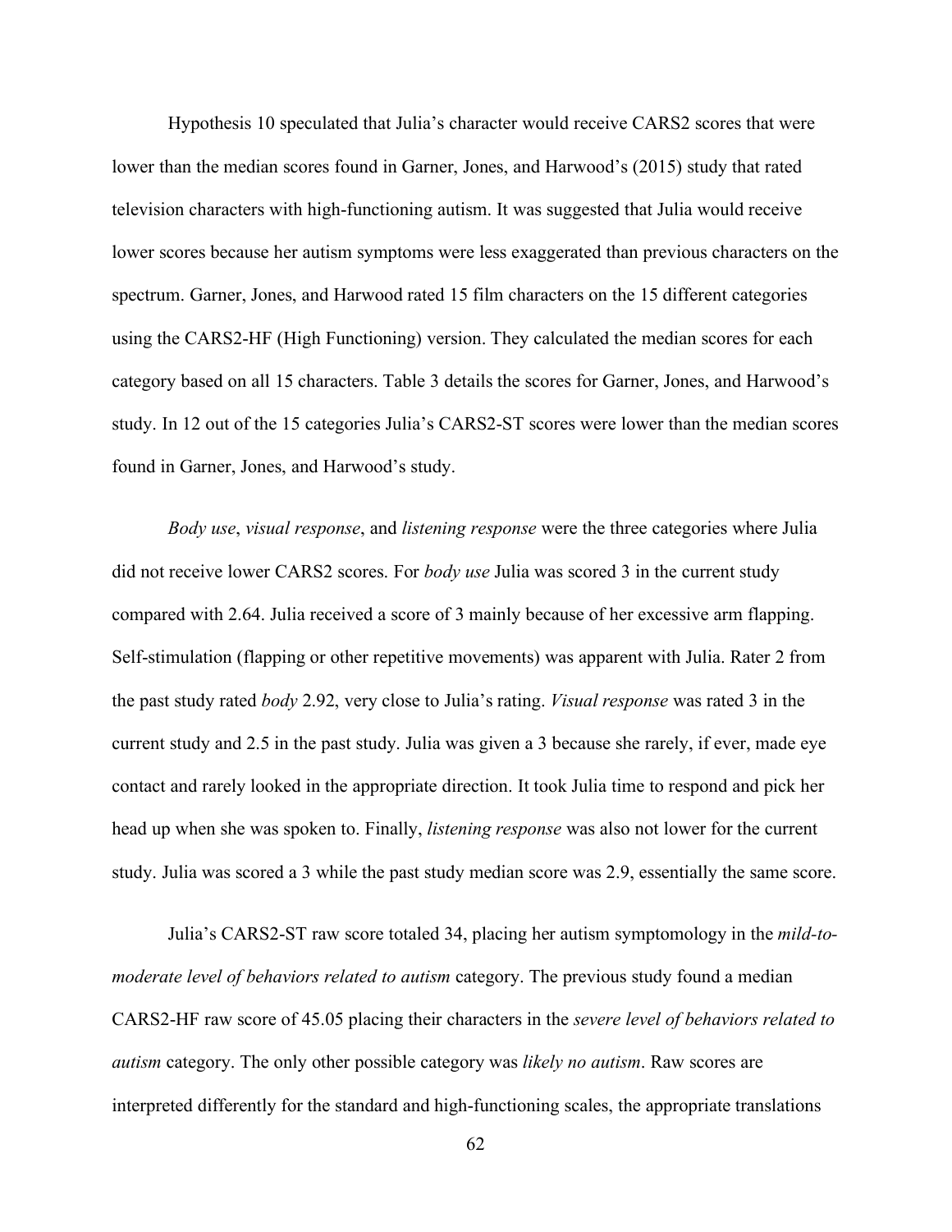Hypothesis 10 speculated that Julia's character would receive CARS2 scores that were lower than the median scores found in Garner, Jones, and Harwood's (2015) study that rated television characters with high-functioning autism. It was suggested that Julia would receive lower scores because her autism symptoms were less exaggerated than previous characters on the spectrum. Garner, Jones, and Harwood rated 15 film characters on the 15 different categories using the CARS2-HF (High Functioning) version. They calculated the median scores for each category based on all 15 characters. Table 3 details the scores for Garner, Jones, and Harwood's study. In 12 out of the 15 categories Julia's CARS2-ST scores were lower than the median scores found in Garner, Jones, and Harwood's study.

*Body use*, *visual response*, and *listening response* were the three categories where Julia did not receive lower CARS2 scores. For *body use* Julia was scored 3 in the current study compared with 2.64. Julia received a score of 3 mainly because of her excessive arm flapping. Self-stimulation (flapping or other repetitive movements) was apparent with Julia. Rater 2 from the past study rated *body* 2.92, very close to Julia's rating. *Visual response* was rated 3 in the current study and 2.5 in the past study. Julia was given a 3 because she rarely, if ever, made eye contact and rarely looked in the appropriate direction. It took Julia time to respond and pick her head up when she was spoken to. Finally, *listening response* was also not lower for the current study. Julia was scored a 3 while the past study median score was 2.9, essentially the same score.

Julia's CARS2-ST raw score totaled 34, placing her autism symptomology in the *mild-to-moderate level of behaviors related to autism* category. The previous study found a median CARS2-HF raw score of 45.05 placing their characters in the *severe level of behaviors related to autism* category. The only other possible category was *likely no autism*. Raw scores are interpreted differently for the standard and high-functioning scales, the appropriate translations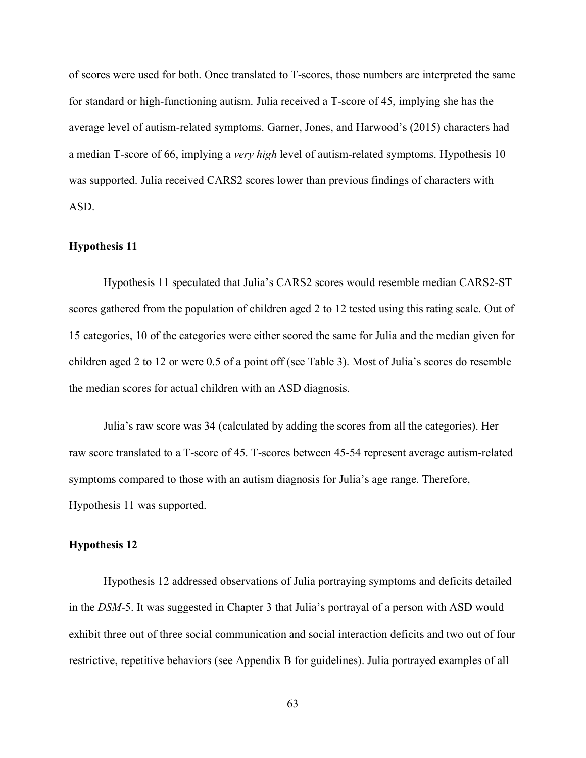of scores were used for both. Once translated to T-scores, those numbers are interpreted the same for standard or high-functioning autism. Julia received a T-score of 45, implying she has the average level of autism-related symptoms. Garner, Jones, and Harwood's (2015) characters had a median T-score of 66, implying a *very high* level of autism-related symptoms. Hypothesis 10 was supported. Julia received CARS2 scores lower than previous findings of characters with ASD.

### Hypothesis 11

Hypothesis 11 speculated that Julia's CARS2 scores would resemble median CARS2-ST scores gathered from the population of children aged 2 to 12 tested using this rating scale. Out of 15 categories, 10 of the categories were either scored the same for Julia and the median given for children aged 2 to 12 or were 0.5 of a point off (see Table 3). Most of Julia's scores do resemble the median scores for actual children with an ASD diagnosis.

Julia's raw score was 34 (calculated by adding the scores from all the categories). Her raw score translated to a T-score of 45. T-scores between 45-54 represent average autism-related symptoms compared to those with an autism diagnosis for Julia's age range. Therefore, Hypothesis 11 was supported.

### Hypothesis 12

Hypothesis 12 addressed observations of Julia portraying symptoms and deficits detailed in the *DSM*-5. It was suggested in Chapter 3 that Julia's portrayal of a person with ASD would exhibit three out of three social communication and social interaction deficits and two out of four restrictive, repetitive behaviors (see Appendix B for guidelines). Julia portrayed examples of all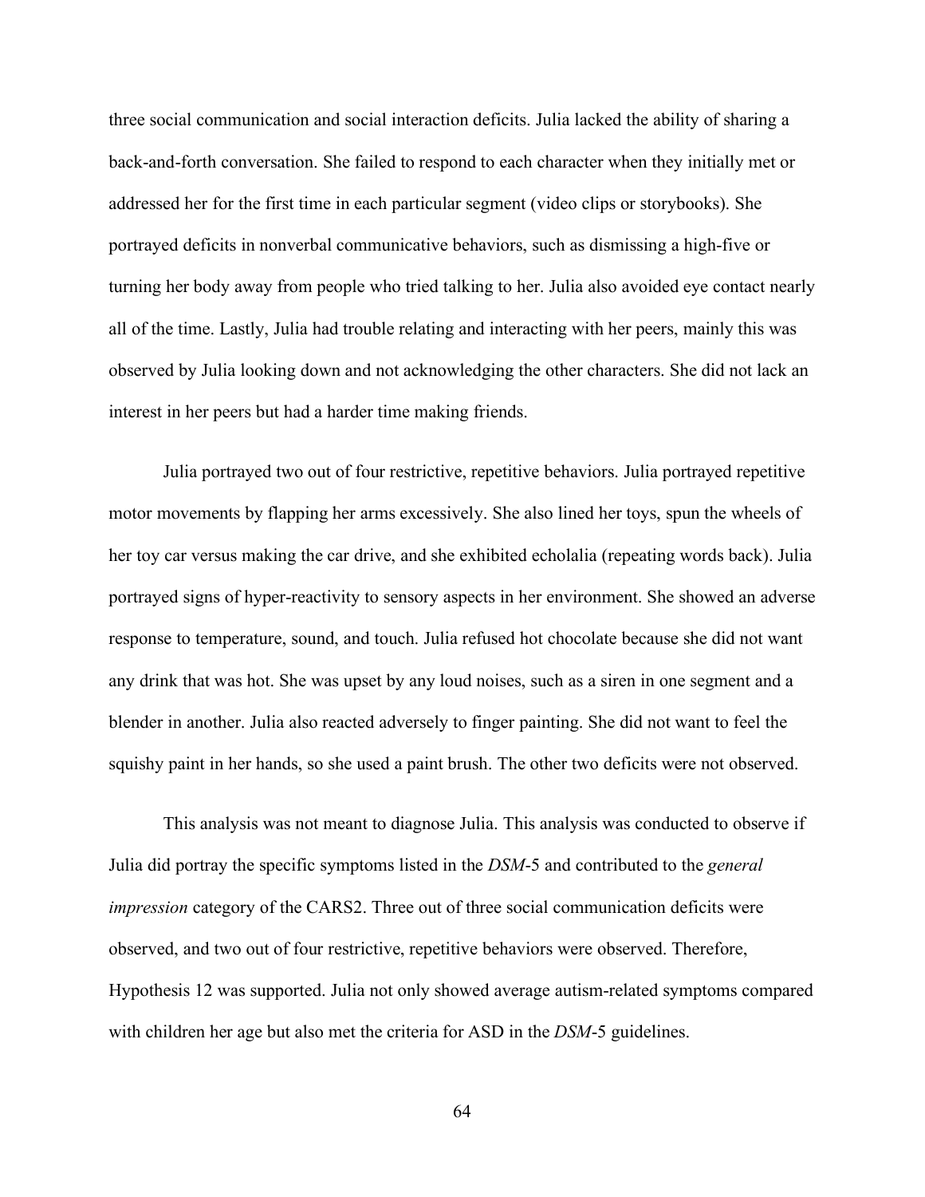three social communication and social interaction deficits. Julia lacked the ability of sharing a back-and-forth conversation. She failed to respond to each character when they initially met or addressed her for the first time in each particular segment (video clips or storybooks). She portrayed deficits in nonverbal communicative behaviors, such as dismissing a high-five or turning her body away from people who tried talking to her. Julia also avoided eye contact nearly all of the time. Lastly, Julia had trouble relating and interacting with her peers, mainly this was observed by Julia looking down and not acknowledging the other characters. She did not lack an interest in her peers but had a harder time making friends.

Julia portrayed two out of four restrictive, repetitive behaviors. Julia portrayed repetitive motor movements by flapping her arms excessively. She also lined her toys, spun the wheels of her toy car versus making the car drive, and she exhibited echolalia (repeating words back). Julia portrayed signs of hyper-reactivity to sensory aspects in her environment. She showed an adverse response to temperature, sound, and touch. Julia refused hot chocolate because she did not want any drink that was hot. She was upset by any loud noises, such as a siren in one segment and a blender in another. Julia also reacted adversely to finger painting. She did not want to feel the squishy paint in her hands, so she used a paint brush. The other two deficits were not observed.

This analysis was not meant to diagnose Julia. This analysis was conducted to observe if Julia did portray the specific symptoms listed in the *DSM*-5 and contributed to the *general impression* category of the CARS2. Three out of three social communication deficits were observed, and two out of four restrictive, repetitive behaviors were observed. Therefore, Hypothesis 12 was supported. Julia not only showed average autism-related symptoms compared with children her age but also met the criteria for ASD in the *DSM*-5 guidelines.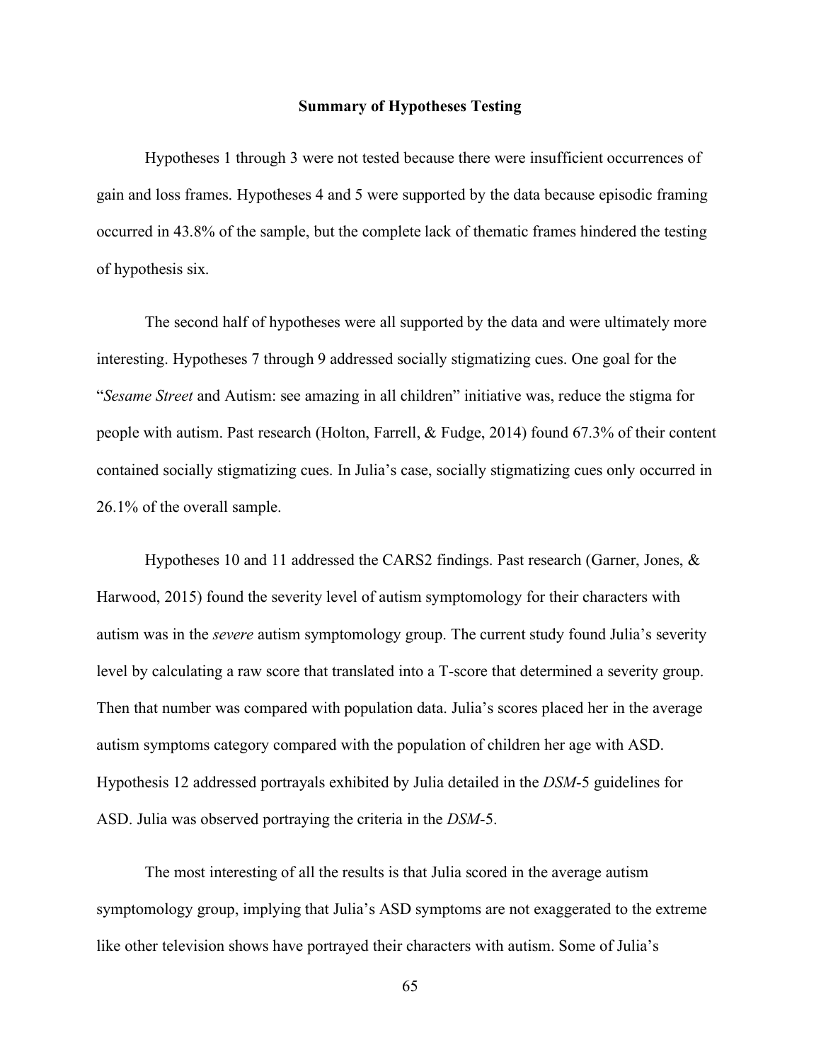**Summary of Hypotheses Testing**

Hypotheses 1 through 3 were not tested because there were insufficient occurrences of gain and loss frames. Hypotheses 4 and 5 were supported by the data because episodic framing occurred in 43.8% of the sample, but the complete lack of thematic frames hindered the testing of hypothesis six.

The second half of hypotheses were all supported by the data and were ultimately more interesting. Hypotheses 7 through 9 addressed socially stigmatizing cues. One goal for the "*Sesame Street* and Autism: see amazing in all children" initiative was, reduce the stigma for people with autism. Past research (Holton, Farrell, & Fudge, 2014) found 67.3% of their content contained socially stigmatizing cues. In Julia's case, socially stigmatizing cues only occurred in 26.1% of the overall sample.

Hypotheses 10 and 11 addressed the CARS2 findings. Past research (Garner, Jones, & Harwood, 2015) found the severity level of autism symptomology for their characters with autism was in the *severe* autism symptomology group. The current study found Julia's severity level by calculating a raw score that translated into a T-score that determined a severity group. Then that number was compared with population data. Julia's scores placed her in the average autism symptoms category compared with the population of children her age with ASD. Hypothesis 12 addressed portrayals exhibited by Julia detailed in the *DSM*-5 guidelines for ASD. Julia was observed portraying the criteria in the *DSM*-5.

The most interesting of all the results is that Julia scored in the average autism symptomology group, implying that Julia's ASD symptoms are not exaggerated to the extreme like other television shows have portrayed their characters with autism. Some of Julia's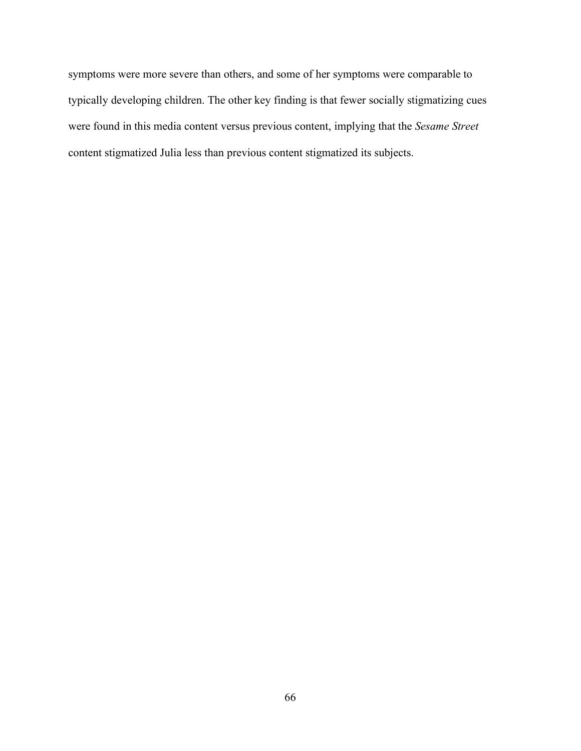symptoms were more severe than others, and some of her symptoms were comparable to typically developing children. The other key finding is that fewer socially stigmatizing cues were found in this media content versus previous content, implying that the *Sesame Street* content stigmatized Julia less than previous content stigmatized its subjects.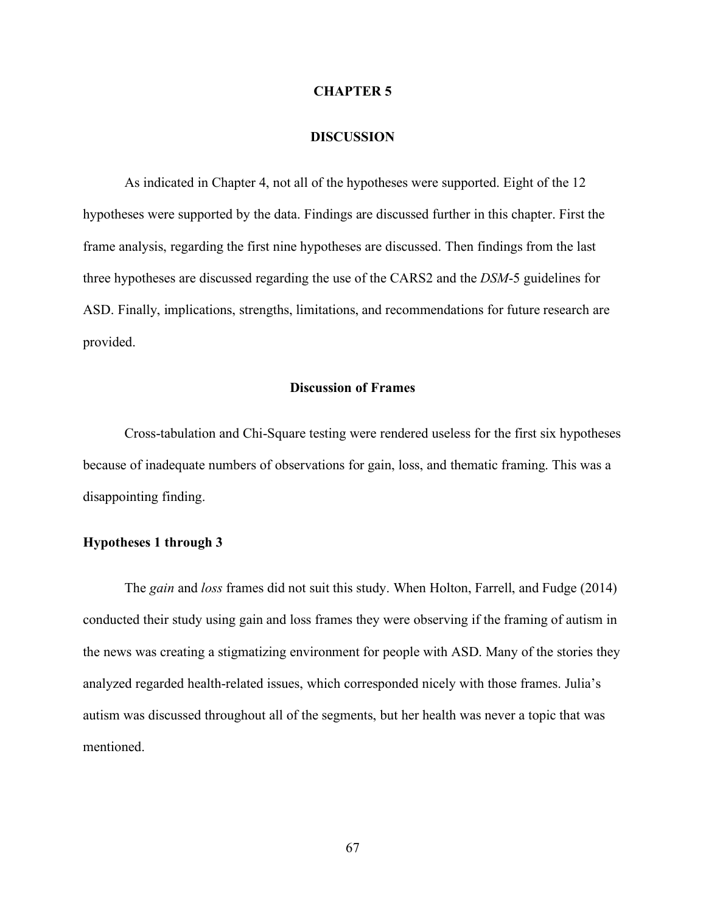# CHAPTER 5

# DISCUSSION

As indicated in Chapter 4, not all of the hypotheses were supported. Eight of the 12 hypotheses were supported by the data. Findings are discussed further in this chapter. First the frame analysis, regarding the first nine hypotheses are discussed. Then findings from the last three hypotheses are discussed regarding the use of the CARS2 and the *DSM*-5 guidelines for ASD. Finally, implications, strengths, limitations, and recommendations for future research are provided.

## Discussion of Frames

Cross-tabulation and Chi-Square testing were rendered useless for the first six hypotheses because of inadequate numbers of observations for gain, loss, and thematic framing. This was a disappointing finding.

### Hypotheses 1 through 3

The *gain* and *loss* frames did not suit this study. When Holton, Farrell, and Fudge (2014) conducted their study using gain and loss frames they were observing if the framing of autism in the news was creating a stigmatizing environment for people with ASD. Many of the stories they analyzed regarded health-related issues, which corresponded nicely with those frames. Julia's autism was discussed throughout all of the segments, but her health was never a topic that was mentioned.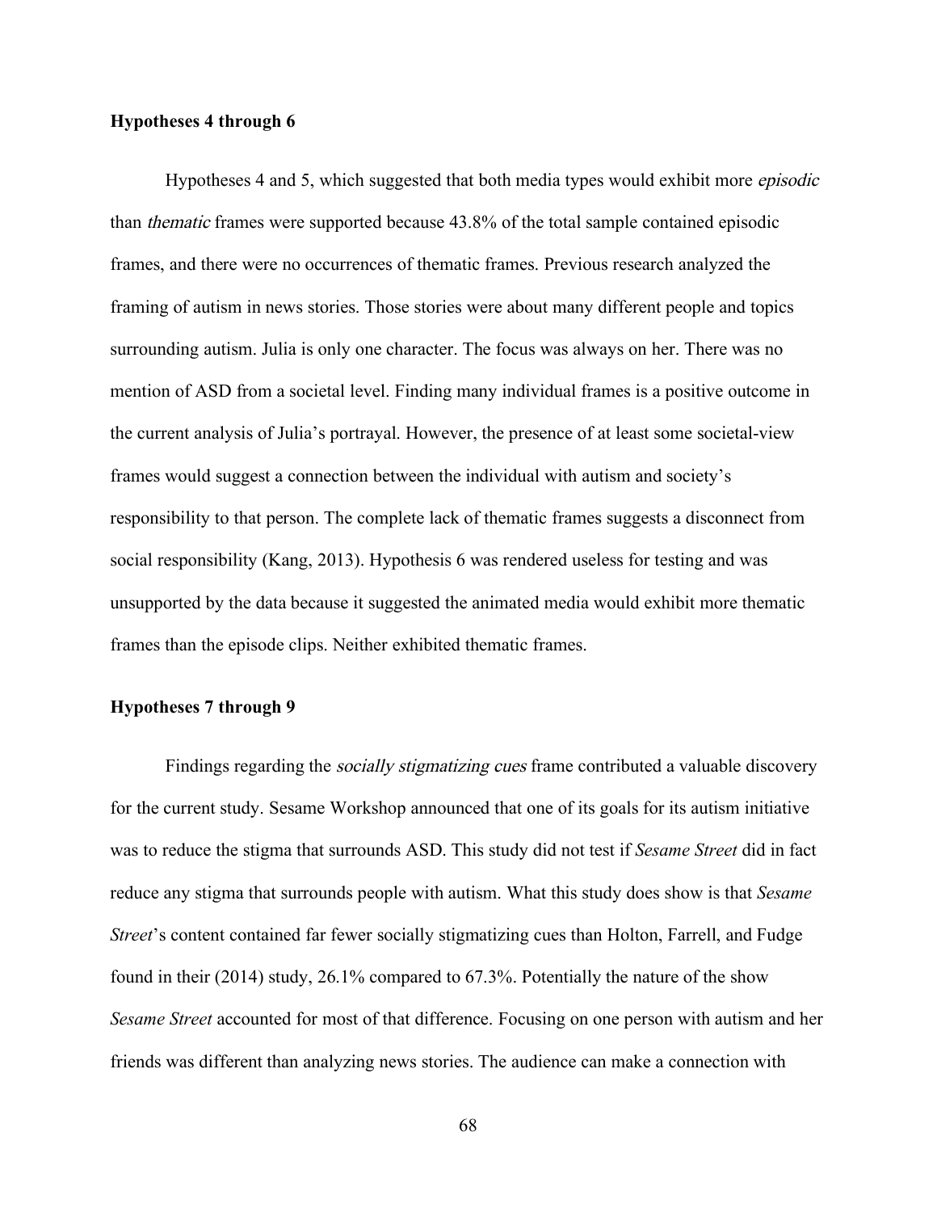**Hypotheses 4 through 6**

Hypotheses 4 and 5, which suggested that both media types would exhibit more *episodic* than *thematic* frames were supported because 43.8% of the total sample contained episodic frames, and there were no occurrences of thematic frames. Previous research analyzed the framing of autism in news stories. Those stories were about many different people and topics surrounding autism. Julia is only one character. The focus was always on her. There was no mention of ASD from a societal level. Finding many individual frames is a positive outcome in the current analysis of Julia's portrayal. However, the presence of at least some societal-view frames would suggest a connection between the individual with autism and society's responsibility to that person. The complete lack of thematic frames suggests a disconnect from social responsibility (Kang, 2013). Hypothesis 6 was rendered useless for testing and was unsupported by the data because it suggested the animated media would exhibit more thematic frames than the episode clips. Neither exhibited thematic frames.

**Hypotheses 7 through 9**

Findings regarding the *socially stigmatizing cues* frame contributed a valuable discovery for the current study. Sesame Workshop announced that one of its goals for its autism initiative was to reduce the stigma that surrounds ASD. This study did not test if *Sesame Street* did in fact reduce any stigma that surrounds people with autism. What this study does show is that *Sesame Street*'s content contained far fewer socially stigmatizing cues than Holton, Farrell, and Fudge found in their (2014) study, 26.1% compared to 67.3%. Potentially the nature of the show *Sesame Street* accounted for most of that difference. Focusing on one person with autism and her friends was different than analyzing news stories. The audience can make a connection with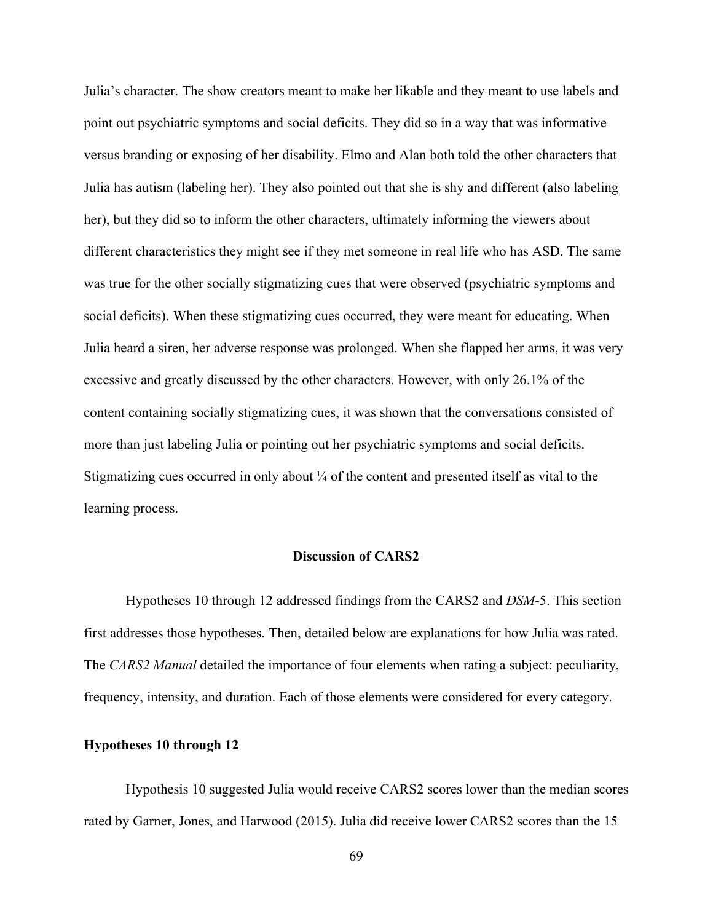Julia's character. The show creators meant to make her likable and they meant to use labels and point out psychiatric symptoms and social deficits. They did so in a way that was informative versus branding or exposing of her disability. Elmo and Alan both told the other characters that Julia has autism (labeling her). They also pointed out that she is shy and different (also labeling her), but they did so to inform the other characters, ultimately informing the viewers about different characteristics they might see if they met someone in real life who has ASD. The same was true for the other socially stigmatizing cues that were observed (psychiatric symptoms and social deficits). When these stigmatizing cues occurred, they were meant for educating. When Julia heard a siren, her adverse response was prolonged. When she flapped her arms, it was very excessive and greatly discussed by the other characters. However, with only 26.1% of the content containing socially stigmatizing cues, it was shown that the conversations consisted of more than just labeling Julia or pointing out her psychiatric symptoms and social deficits. Stigmatizing cues occurred in only about ¼ of the content and presented itself as vital to the learning process.

## Discussion of CARS2

Hypotheses 10 through 12 addressed findings from the CARS2 and *DSM*-5. This section first addresses those hypotheses. Then, detailed below are explanations for how Julia was rated. The *CARS2 Manual* detailed the importance of four elements when rating a subject: peculiarity, frequency, intensity, and duration. Each of those elements were considered for every category.

### Hypotheses 10 through 12

Hypothesis 10 suggested Julia would receive CARS2 scores lower than the median scores rated by Garner, Jones, and Harwood (2015). Julia did receive lower CARS2 scores than the 15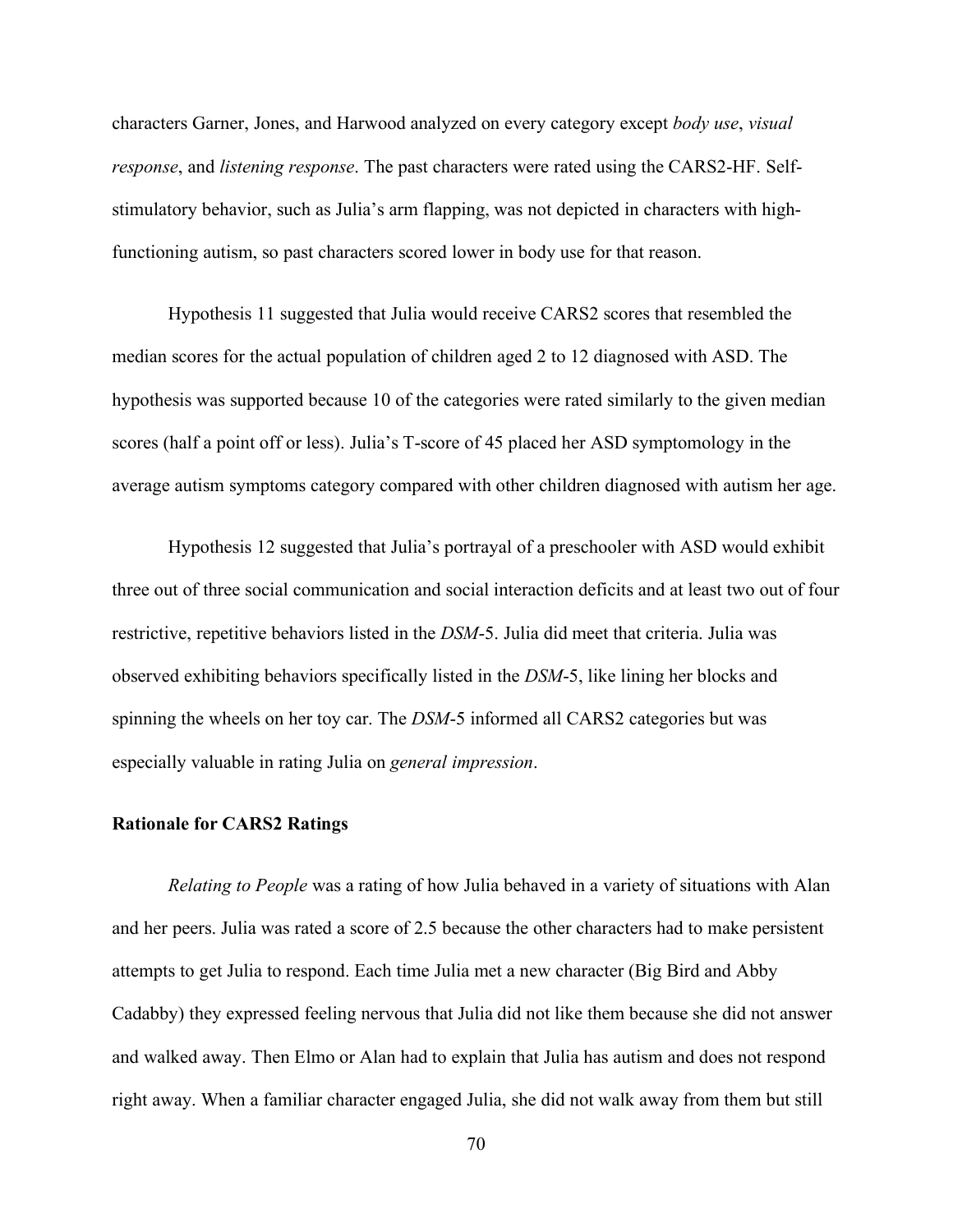characters Garner, Jones, and Harwood analyzed on every category except *body use*, *visual response*, and *listening response*. The past characters were rated using the CARS2-HF. Self-stimulatory behavior, such as Julia's arm flapping, was not depicted in characters with high-functioning autism, so past characters scored lower in body use for that reason.

Hypothesis 11 suggested that Julia would receive CARS2 scores that resembled the median scores for the actual population of children aged 2 to 12 diagnosed with ASD. The hypothesis was supported because 10 of the categories were rated similarly to the given median scores (half a point off or less). Julia's T-score of 45 placed her ASD symptomology in the average autism symptoms category compared with other children diagnosed with autism her age.

Hypothesis 12 suggested that Julia's portrayal of a preschooler with ASD would exhibit three out of three social communication and social interaction deficits and at least two out of four restrictive, repetitive behaviors listed in the *DSM*-5. Julia did meet that criteria. Julia was observed exhibiting behaviors specifically listed in the *DSM*-5, like lining her blocks and spinning the wheels on her toy car. The *DSM*-5 informed all CARS2 categories but was especially valuable in rating Julia on *general impression*.

**Rationale for CARS2 Ratings**

*Relating to People* was a rating of how Julia behaved in a variety of situations with Alan and her peers. Julia was rated a score of 2.5 because the other characters had to make persistent attempts to get Julia to respond. Each time Julia met a new character (Big Bird and Abby Cadabby) they expressed feeling nervous that Julia did not like them because she did not answer and walked away. Then Elmo or Alan had to explain that Julia has autism and does not respond right away. When a familiar character engaged Julia, she did not walk away from them but still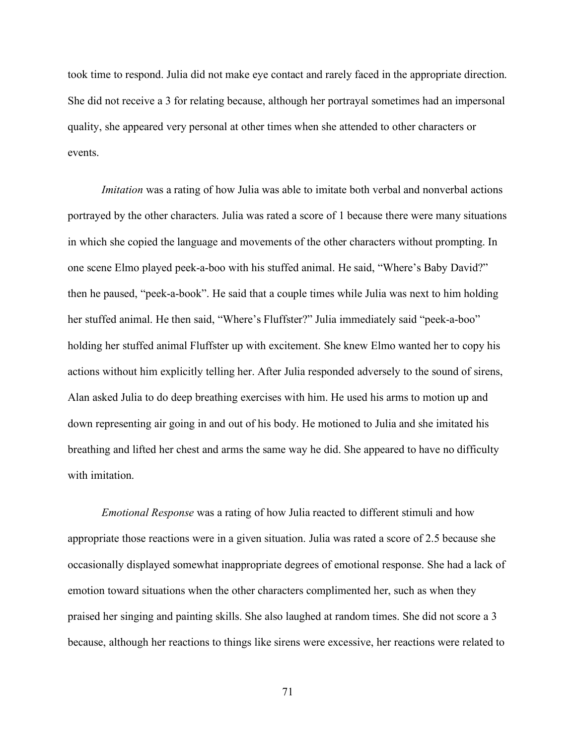took time to respond. Julia did not make eye contact and rarely faced in the appropriate direction. She did not receive a 3 for relating because, although her portrayal sometimes had an impersonal quality, she appeared very personal at other times when she attended to other characters or events.

*Imitation* was a rating of how Julia was able to imitate both verbal and nonverbal actions portrayed by the other characters. Julia was rated a score of 1 because there were many situations in which she copied the language and movements of the other characters without prompting. In one scene Elmo played peek-a-boo with his stuffed animal. He said, "Where's Baby David?" then he paused, "peek-a-book". He said that a couple times while Julia was next to him holding her stuffed animal. He then said, "Where's Fluffster?" Julia immediately said "peek-a-boo" holding her stuffed animal Fluffster up with excitement. She knew Elmo wanted her to copy his actions without him explicitly telling her. After Julia responded adversely to the sound of sirens, Alan asked Julia to do deep breathing exercises with him. He used his arms to motion up and down representing air going in and out of his body. He motioned to Julia and she imitated his breathing and lifted her chest and arms the same way he did. She appeared to have no difficulty with imitation.

*Emotional Response* was a rating of how Julia reacted to different stimuli and how appropriate those reactions were in a given situation. Julia was rated a score of 2.5 because she occasionally displayed somewhat inappropriate degrees of emotional response. She had a lack of emotion toward situations when the other characters complimented her, such as when they praised her singing and painting skills. She also laughed at random times. She did not score a 3 because, although her reactions to things like sirens were excessive, her reactions were related to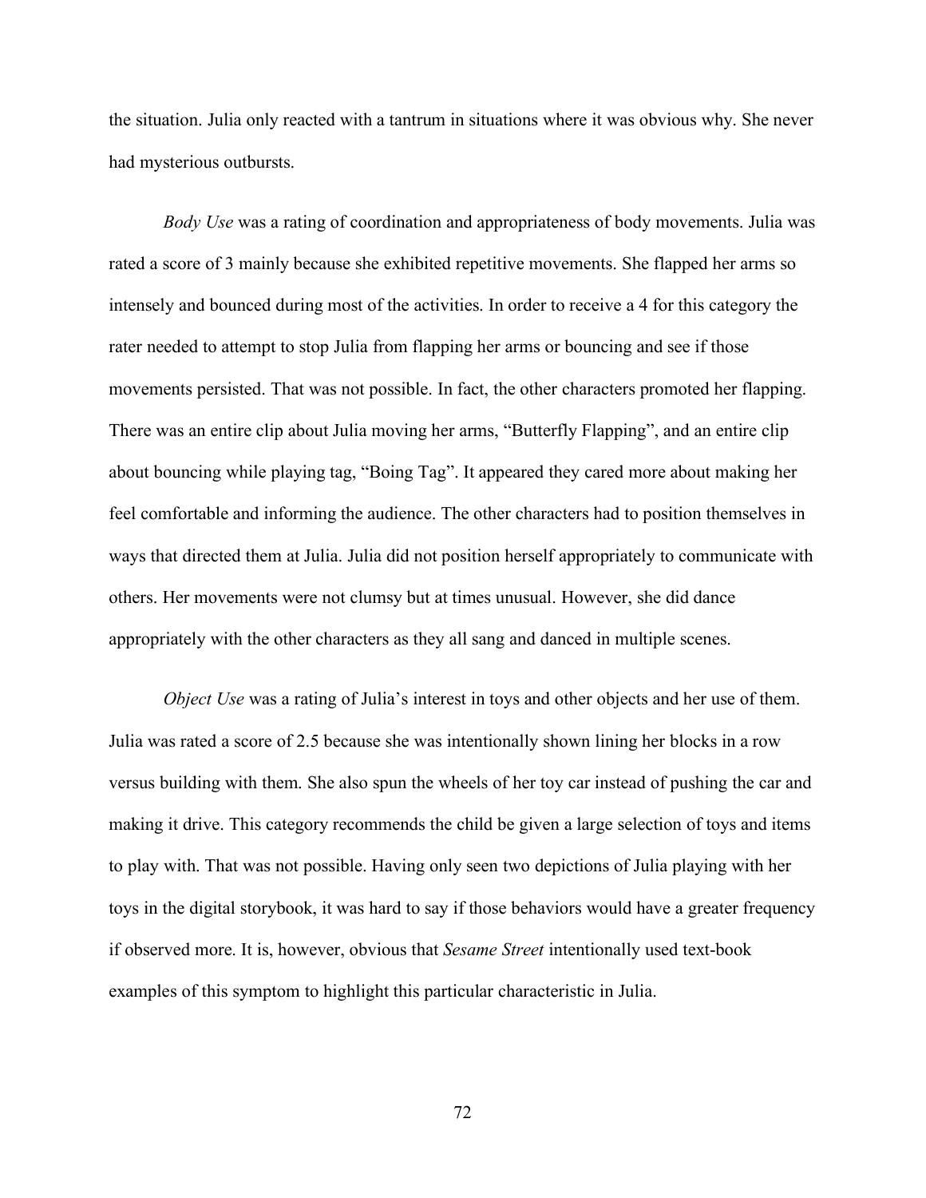the situation. Julia only reacted with a tantrum in situations where it was obvious why. She never had mysterious outbursts.

*Body Use* was a rating of coordination and appropriateness of body movements. Julia was rated a score of 3 mainly because she exhibited repetitive movements. She flapped her arms so intensely and bounced during most of the activities. In order to receive a 4 for this category the rater needed to attempt to stop Julia from flapping her arms or bouncing and see if those movements persisted. That was not possible. In fact, the other characters promoted her flapping. There was an entire clip about Julia moving her arms, “Butterfly Flapping”, and an entire clip about bouncing while playing tag, “Boing Tag”. It appeared they cared more about making her feel comfortable and informing the audience. The other characters had to position themselves in ways that directed them at Julia. Julia did not position herself appropriately to communicate with others. Her movements were not clumsy but at times unusual. However, she did dance appropriately with the other characters as they all sang and danced in multiple scenes.

*Object Use* was a rating of Julia’s interest in toys and other objects and her use of them. Julia was rated a score of 2.5 because she was intentionally shown lining her blocks in a row versus building with them. She also spun the wheels of her toy car instead of pushing the car and making it drive. This category recommends the child be given a large selection of toys and items to play with. That was not possible. Having only seen two depictions of Julia playing with her toys in the digital storybook, it was hard to say if those behaviors would have a greater frequency if observed more. It is, however, obvious that *Sesame Street* intentionally used text-book examples of this symptom to highlight this particular characteristic in Julia.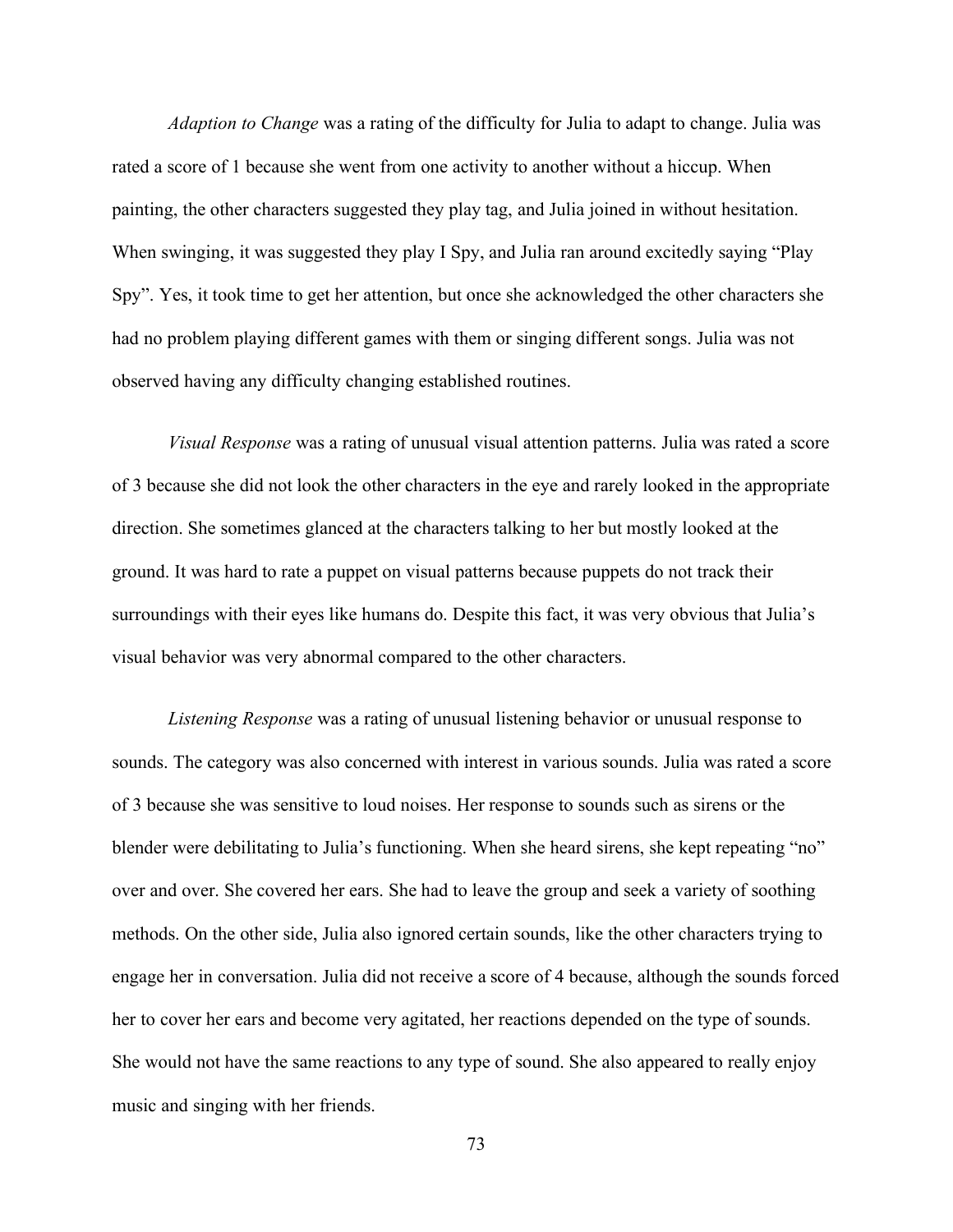*Adaption to Change* was a rating of the difficulty for Julia to adapt to change. Julia was rated a score of 1 because she went from one activity to another without a hiccup. When painting, the other characters suggested they play tag, and Julia joined in without hesitation. When swinging, it was suggested they play I Spy, and Julia ran around excitedly saying "Play Spy". Yes, it took time to get her attention, but once she acknowledged the other characters she had no problem playing different games with them or singing different songs. Julia was not observed having any difficulty changing established routines.

*Visual Response* was a rating of unusual visual attention patterns. Julia was rated a score of 3 because she did not look the other characters in the eye and rarely looked in the appropriate direction. She sometimes glanced at the characters talking to her but mostly looked at the ground. It was hard to rate a puppet on visual patterns because puppets do not track their surroundings with their eyes like humans do. Despite this fact, it was very obvious that Julia's visual behavior was very abnormal compared to the other characters.

*Listening Response* was a rating of unusual listening behavior or unusual response to sounds. The category was also concerned with interest in various sounds. Julia was rated a score of 3 because she was sensitive to loud noises. Her response to sounds such as sirens or the blender were debilitating to Julia's functioning. When she heard sirens, she kept repeating "no" over and over. She covered her ears. She had to leave the group and seek a variety of soothing methods. On the other side, Julia also ignored certain sounds, like the other characters trying to engage her in conversation. Julia did not receive a score of 4 because, although the sounds forced her to cover her ears and become very agitated, her reactions depended on the type of sounds. She would not have the same reactions to any type of sound. She also appeared to really enjoy music and singing with her friends.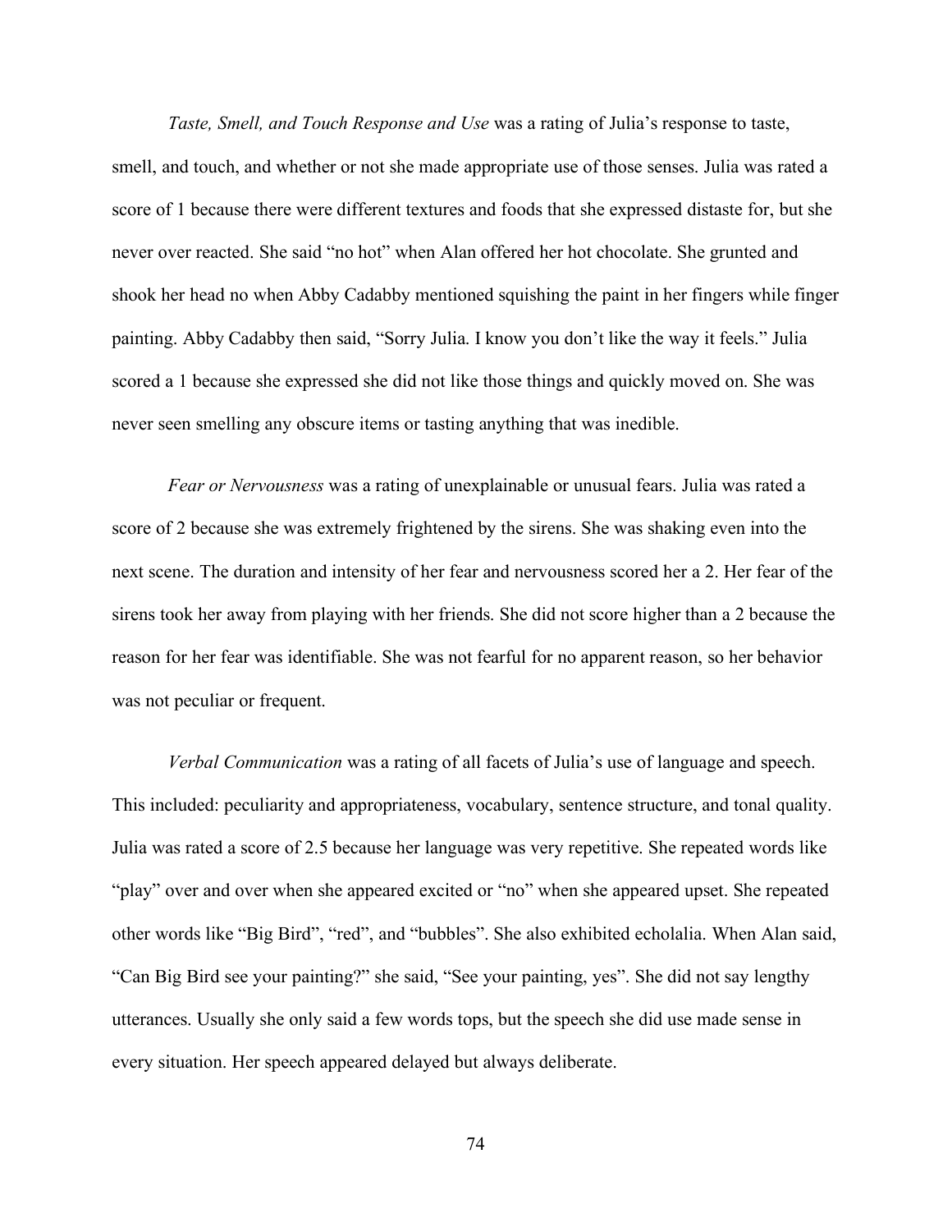*Taste, Smell, and Touch Response and Use* was a rating of Julia's response to taste, smell, and touch, and whether or not she made appropriate use of those senses. Julia was rated a score of 1 because there were different textures and foods that she expressed distaste for, but she never over reacted. She said "no hot" when Alan offered her hot chocolate. She grunted and shook her head no when Abby Cadabby mentioned squishing the paint in her fingers while finger painting. Abby Cadabby then said, "Sorry Julia. I know you don't like the way it feels." Julia scored a 1 because she expressed she did not like those things and quickly moved on. She was never seen smelling any obscure items or tasting anything that was inedible.

*Fear or Nervousness* was a rating of unexplainable or unusual fears. Julia was rated a score of 2 because she was extremely frightened by the sirens. She was shaking even into the next scene. The duration and intensity of her fear and nervousness scored her a 2. Her fear of the sirens took her away from playing with her friends. She did not score higher than a 2 because the reason for her fear was identifiable. She was not fearful for no apparent reason, so her behavior was not peculiar or frequent.

*Verbal Communication* was a rating of all facets of Julia's use of language and speech. This included: peculiarity and appropriateness, vocabulary, sentence structure, and tonal quality. Julia was rated a score of 2.5 because her language was very repetitive. She repeated words like "play" over and over when she appeared excited or "no" when she appeared upset. She repeated other words like "Big Bird", "red", and "bubbles". She also exhibited echolalia. When Alan said, "Can Big Bird see your painting?" she said, "See your painting, yes". She did not say lengthy utterances. Usually she only said a few words tops, but the speech she did use made sense in every situation. Her speech appeared delayed but always deliberate.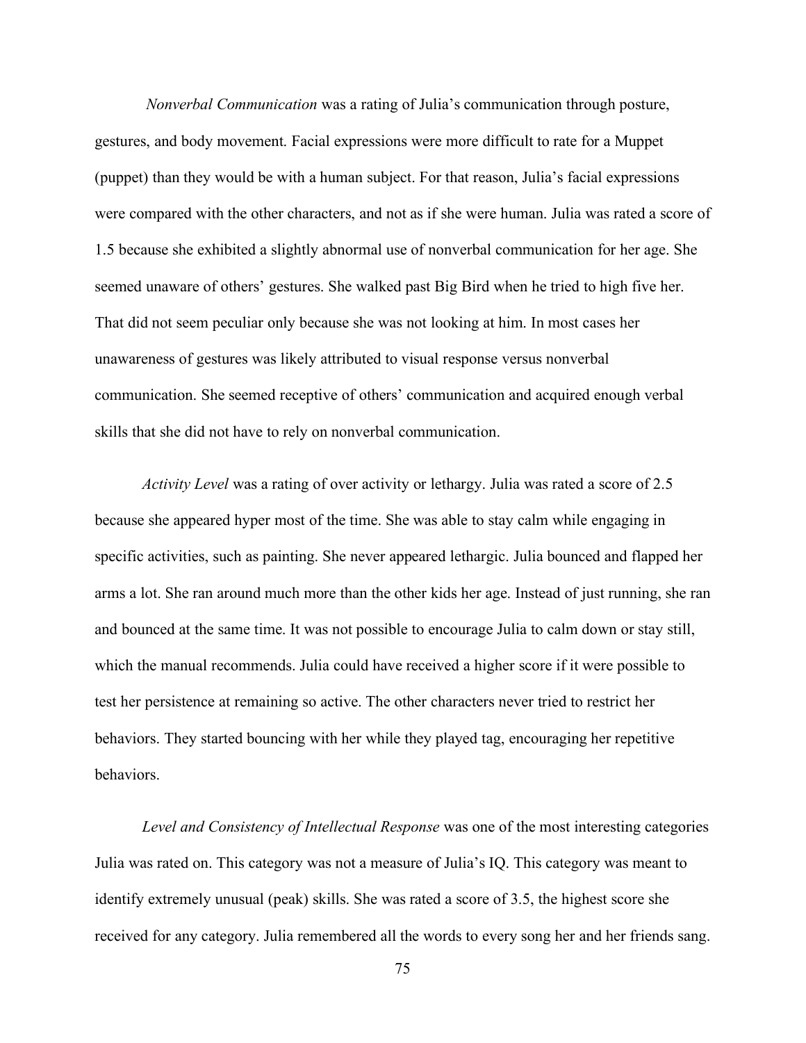*Nonverbal Communication* was a rating of Julia's communication through posture, gestures, and body movement. Facial expressions were more difficult to rate for a Muppet (puppet) than they would be with a human subject. For that reason, Julia's facial expressions were compared with the other characters, and not as if she were human. Julia was rated a score of 1.5 because she exhibited a slightly abnormal use of nonverbal communication for her age. She seemed unaware of others' gestures. She walked past Big Bird when he tried to high five her. That did not seem peculiar only because she was not looking at him. In most cases her unawareness of gestures was likely attributed to visual response versus nonverbal communication. She seemed receptive of others' communication and acquired enough verbal skills that she did not have to rely on nonverbal communication.

*Activity Level* was a rating of over activity or lethargy. Julia was rated a score of 2.5 because she appeared hyper most of the time. She was able to stay calm while engaging in specific activities, such as painting. She never appeared lethargic. Julia bounced and flapped her arms a lot. She ran around much more than the other kids her age. Instead of just running, she ran and bounced at the same time. It was not possible to encourage Julia to calm down or stay still, which the manual recommends. Julia could have received a higher score if it were possible to test her persistence at remaining so active. The other characters never tried to restrict her behaviors. They started bouncing with her while they played tag, encouraging her repetitive behaviors.

*Level and Consistency of Intellectual Response* was one of the most interesting categories Julia was rated on. This category was not a measure of Julia's IQ. This category was meant to identify extremely unusual (peak) skills. She was rated a score of 3.5, the highest score she received for any category. Julia remembered all the words to every song her and her friends sang.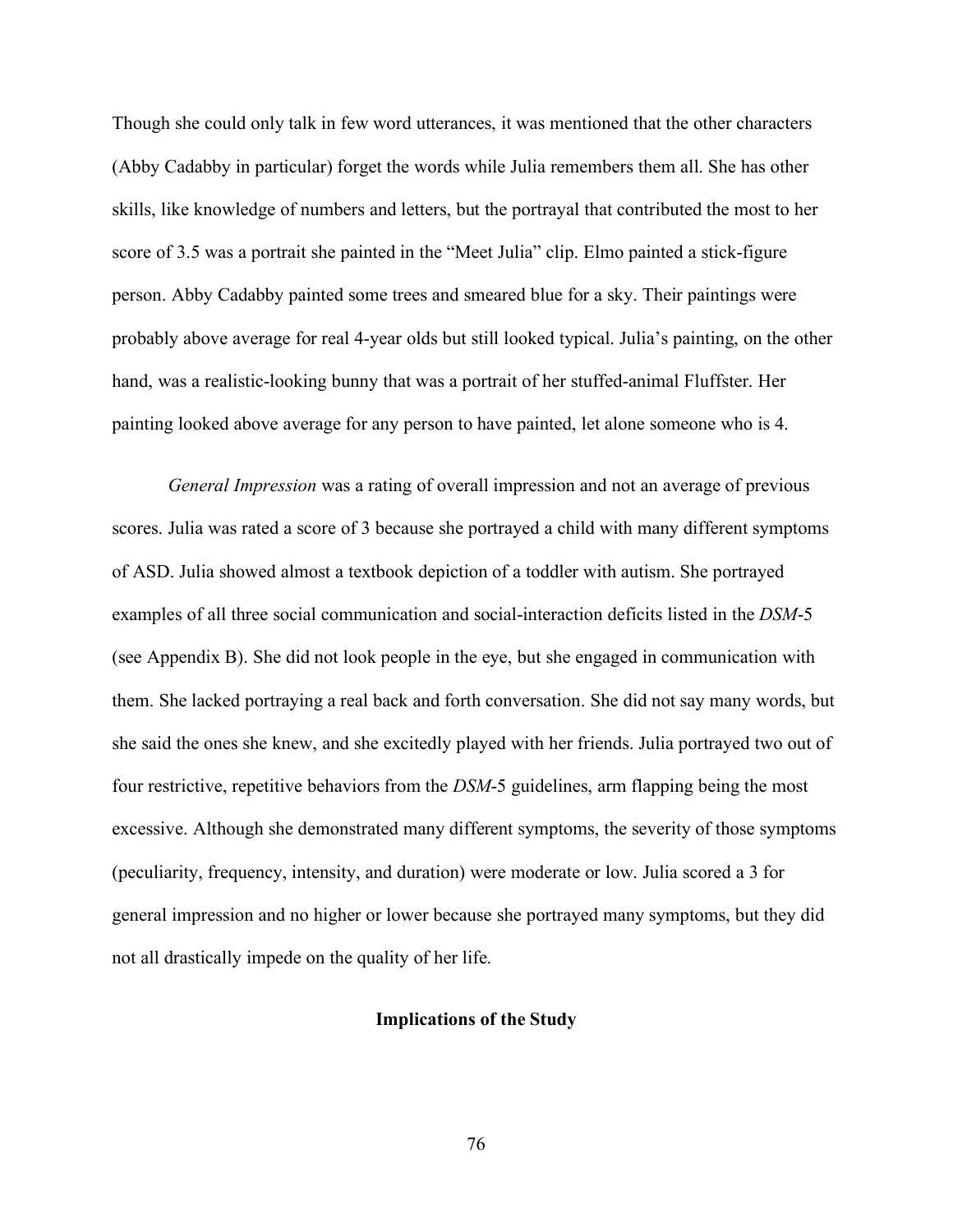Though she could only talk in few word utterances, it was mentioned that the other characters (Abby Cadabby in particular) forget the words while Julia remembers them all. She has other skills, like knowledge of numbers and letters, but the portrayal that contributed the most to her score of 3.5 was a portrait she painted in the "Meet Julia" clip. Elmo painted a stick-figure person. Abby Cadabby painted some trees and smeared blue for a sky. Their paintings were probably above average for real 4-year olds but still looked typical. Julia's painting, on the other hand, was a realistic-looking bunny that was a portrait of her stuffed-animal Fluffster. Her painting looked above average for any person to have painted, let alone someone who is 4.

*General Impression* was a rating of overall impression and not an average of previous scores. Julia was rated a score of 3 because she portrayed a child with many different symptoms of ASD. Julia showed almost a textbook depiction of a toddler with autism. She portrayed examples of all three social communication and social-interaction deficits listed in the *DSM*-5 (see Appendix B). She did not look people in the eye, but she engaged in communication with them. She lacked portraying a real back and forth conversation. She did not say many words, but she said the ones she knew, and she excitedly played with her friends. Julia portrayed two out of four restrictive, repetitive behaviors from the *DSM*-5 guidelines, arm flapping being the most excessive. Although she demonstrated many different symptoms, the severity of those symptoms (peculiarity, frequency, intensity, and duration) were moderate or low. Julia scored a 3 for general impression and no higher or lower because she portrayed many symptoms, but they did not all drastically impede on the quality of her life.

## Implications of the Study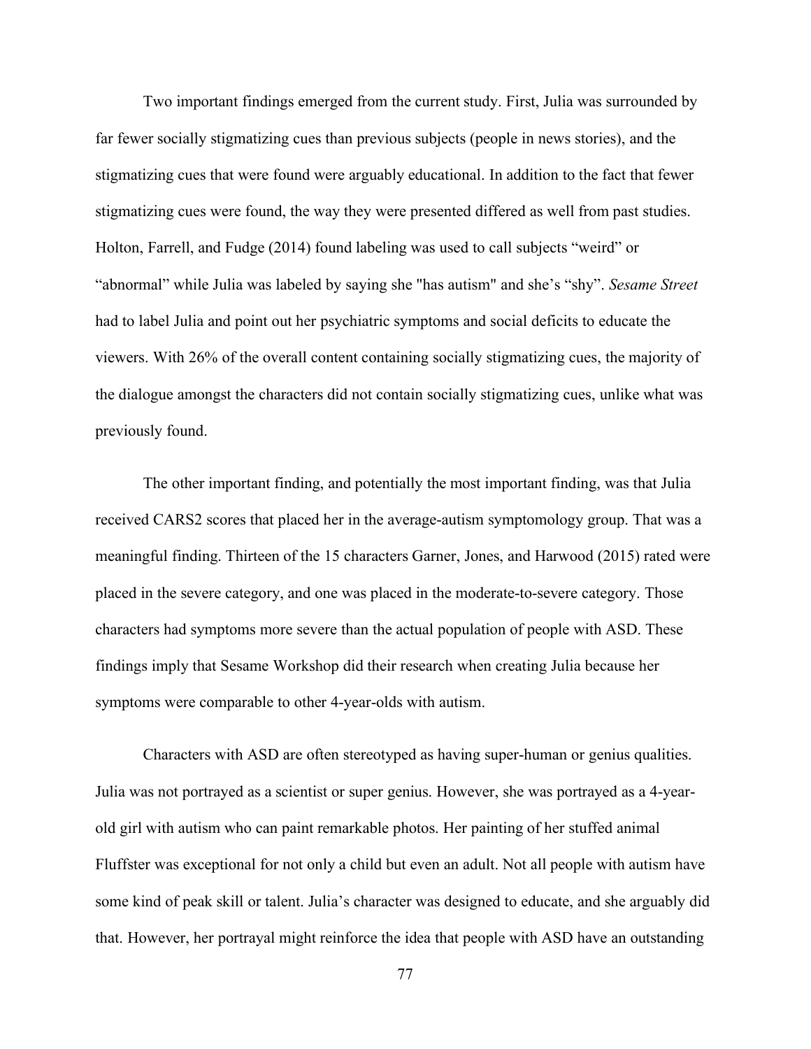Two important findings emerged from the current study. First, Julia was surrounded by far fewer socially stigmatizing cues than previous subjects (people in news stories), and the stigmatizing cues that were found were arguably educational. In addition to the fact that fewer stigmatizing cues were found, the way they were presented differed as well from past studies. Holton, Farrell, and Fudge (2014) found labeling was used to call subjects "weird" or "abnormal" while Julia was labeled by saying she "has autism" and she's "shy". *Sesame Street* had to label Julia and point out her psychiatric symptoms and social deficits to educate the viewers. With 26% of the overall content containing socially stigmatizing cues, the majority of the dialogue amongst the characters did not contain socially stigmatizing cues, unlike what was previously found.

The other important finding, and potentially the most important finding, was that Julia received CARS2 scores that placed her in the average-autism symptomology group. That was a meaningful finding. Thirteen of the 15 characters Garner, Jones, and Harwood (2015) rated were placed in the severe category, and one was placed in the moderate-to-severe category. Those characters had symptoms more severe than the actual population of people with ASD. These findings imply that Sesame Workshop did their research when creating Julia because her symptoms were comparable to other 4-year-olds with autism.

Characters with ASD are often stereotyped as having super-human or genius qualities. Julia was not portrayed as a scientist or super genius. However, she was portrayed as a 4-year-old girl with autism who can paint remarkable photos. Her painting of her stuffed animal Fluffster was exceptional for not only a child but even an adult. Not all people with autism have some kind of peak skill or talent. Julia's character was designed to educate, and she arguably did that. However, her portrayal might reinforce the idea that people with ASD have an outstanding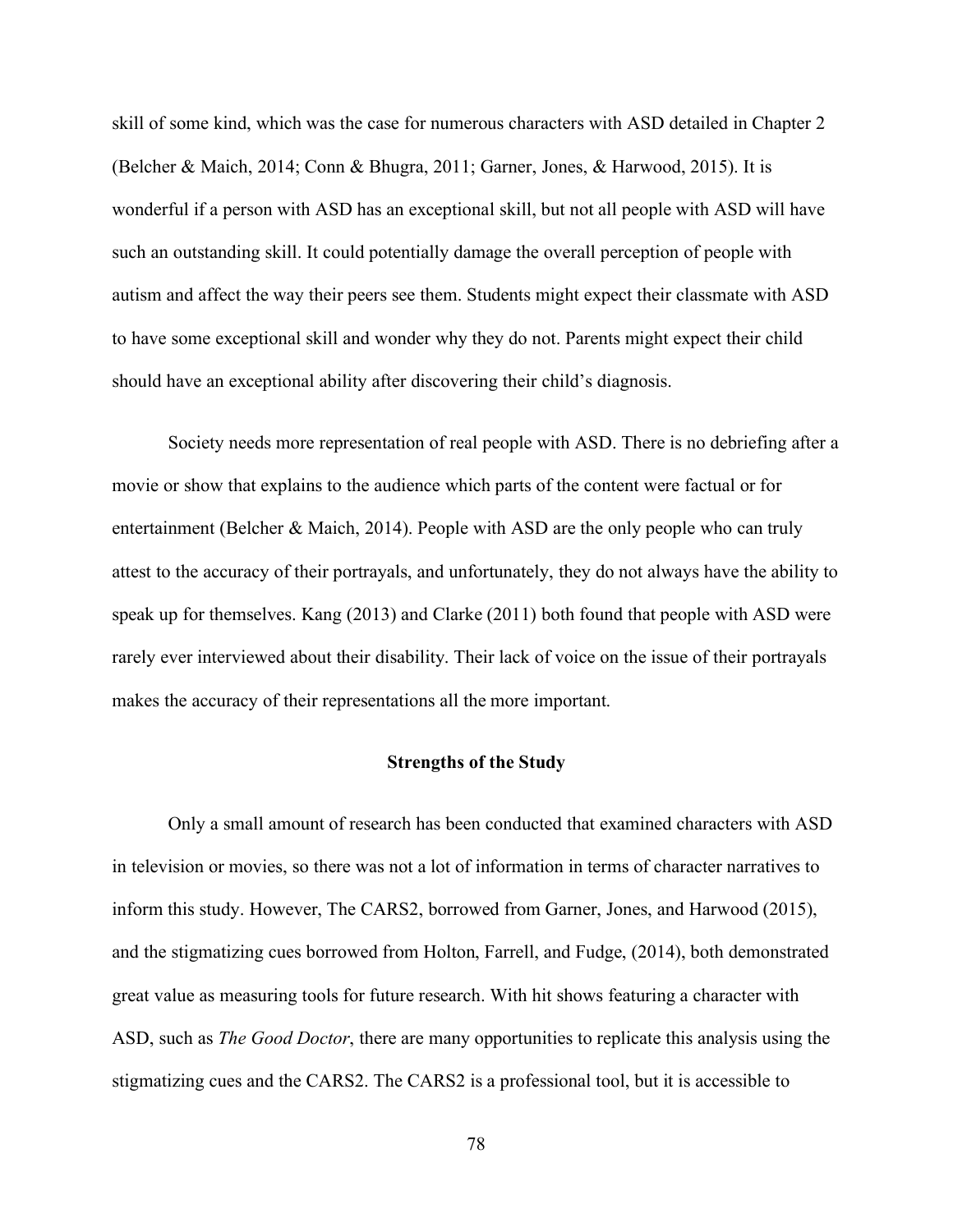skill of some kind, which was the case for numerous characters with ASD detailed in Chapter 2 (Belcher & Maich, 2014; Conn & Bhugra, 2011; Garner, Jones, & Harwood, 2015). It is wonderful if a person with ASD has an exceptional skill, but not all people with ASD will have such an outstanding skill. It could potentially damage the overall perception of people with autism and affect the way their peers see them. Students might expect their classmate with ASD to have some exceptional skill and wonder why they do not. Parents might expect their child should have an exceptional ability after discovering their child's diagnosis.

Society needs more representation of real people with ASD. There is no debriefing after a movie or show that explains to the audience which parts of the content were factual or for entertainment (Belcher & Maich, 2014). People with ASD are the only people who can truly attest to the accuracy of their portrayals, and unfortunately, they do not always have the ability to speak up for themselves. Kang (2013) and Clarke (2011) both found that people with ASD were rarely ever interviewed about their disability. Their lack of voice on the issue of their portrayals makes the accuracy of their representations all the more important.

## Strengths of the Study

Only a small amount of research has been conducted that examined characters with ASD in television or movies, so there was not a lot of information in terms of character narratives to inform this study. However, The CARS2, borrowed from Garner, Jones, and Harwood (2015), and the stigmatizing cues borrowed from Holton, Farrell, and Fudge, (2014), both demonstrated great value as measuring tools for future research. With hit shows featuring a character with ASD, such as *The Good Doctor*, there are many opportunities to replicate this analysis using the stigmatizing cues and the CARS2. The CARS2 is a professional tool, but it is accessible to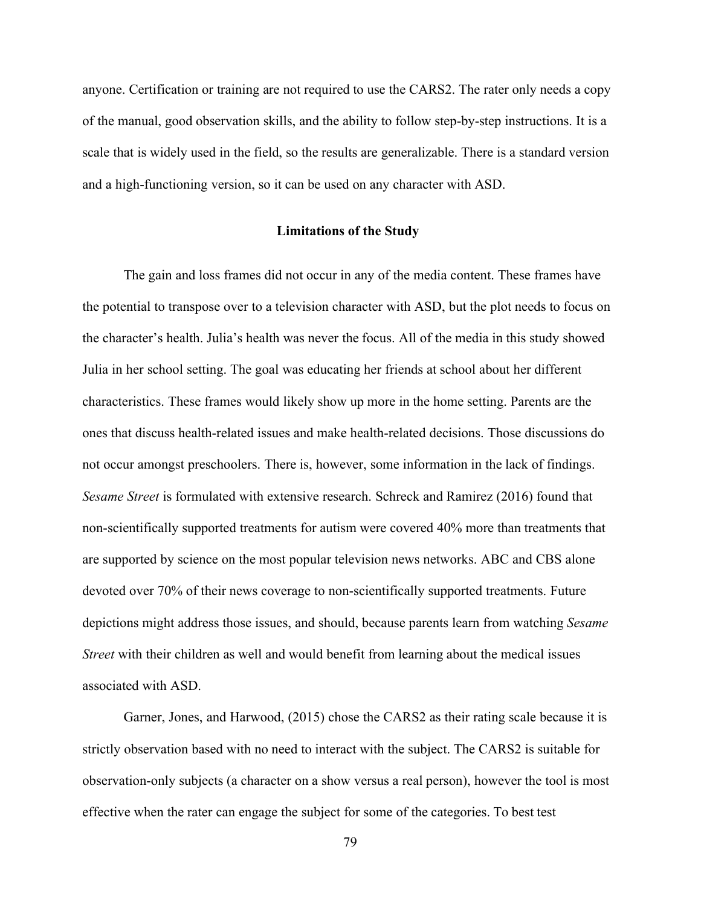anyone. Certification or training are not required to use the CARS2. The rater only needs a copy of the manual, good observation skills, and the ability to follow step-by-step instructions. It is a scale that is widely used in the field, so the results are generalizable. There is a standard version and a high-functioning version, so it can be used on any character with ASD.

## Limitations of the Study

The gain and loss frames did not occur in any of the media content. These frames have the potential to transpose over to a television character with ASD, but the plot needs to focus on the character's health. Julia's health was never the focus. All of the media in this study showed Julia in her school setting. The goal was educating her friends at school about her different characteristics. These frames would likely show up more in the home setting. Parents are the ones that discuss health-related issues and make health-related decisions. Those discussions do not occur amongst preschoolers. There is, however, some information in the lack of findings. *Sesame Street* is formulated with extensive research. Schreck and Ramirez (2016) found that non-scientifically supported treatments for autism were covered 40% more than treatments that are supported by science on the most popular television news networks. ABC and CBS alone devoted over 70% of their news coverage to non-scientifically supported treatments. Future depictions might address those issues, and should, because parents learn from watching *Sesame Street* with their children as well and would benefit from learning about the medical issues associated with ASD.

Garner, Jones, and Harwood, (2015) chose the CARS2 as their rating scale because it is strictly observation based with no need to interact with the subject. The CARS2 is suitable for observation-only subjects (a character on a show versus a real person), however the tool is most effective when the rater can engage the subject for some of the categories. To best test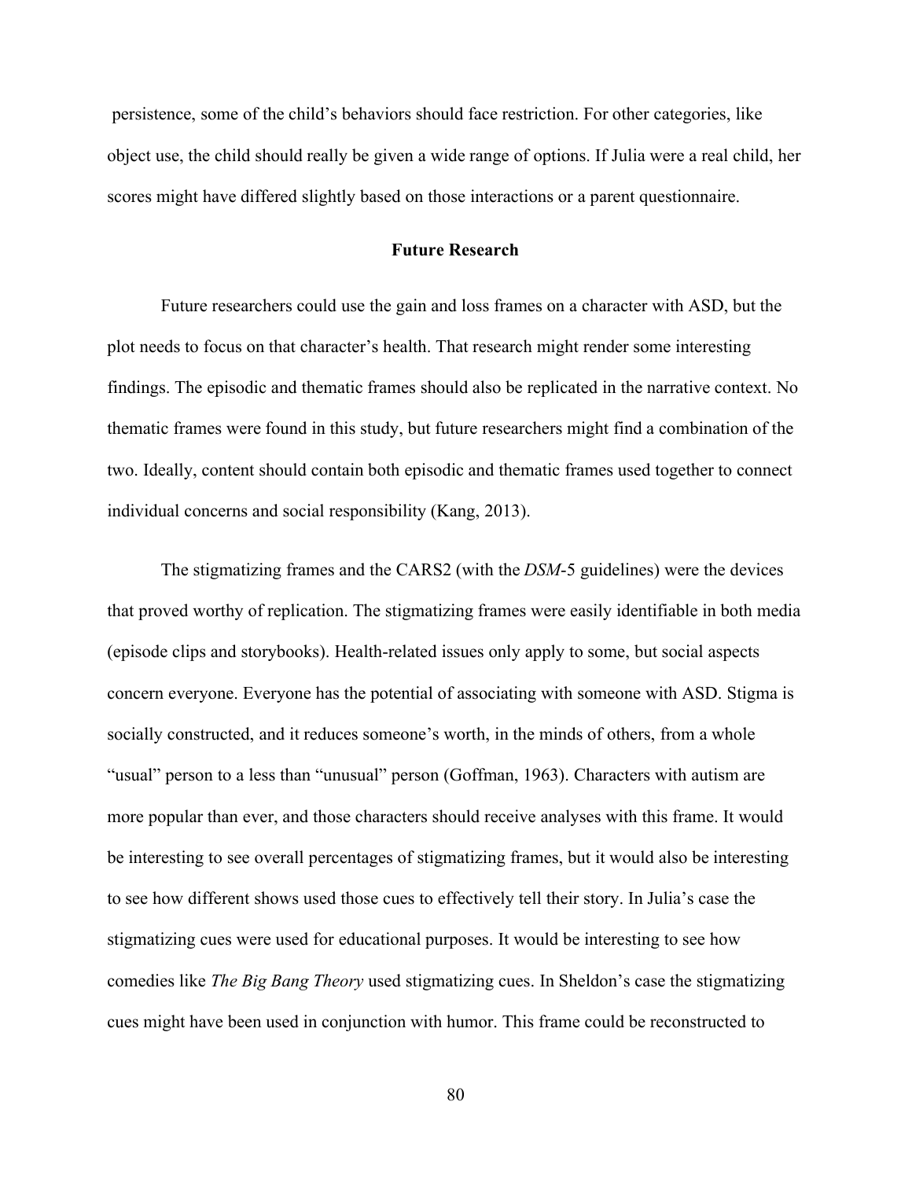persistence, some of the child's behaviors should face restriction. For other categories, like object use, the child should really be given a wide range of options. If Julia were a real child, her scores might have differed slightly based on those interactions or a parent questionnaire.

## Future Research

Future researchers could use the gain and loss frames on a character with ASD, but the plot needs to focus on that character's health. That research might render some interesting findings. The episodic and thematic frames should also be replicated in the narrative context. No thematic frames were found in this study, but future researchers might find a combination of the two. Ideally, content should contain both episodic and thematic frames used together to connect individual concerns and social responsibility (Kang, 2013).

The stigmatizing frames and the CARS2 (with the *DSM*-5 guidelines) were the devices that proved worthy of replication. The stigmatizing frames were easily identifiable in both media (episode clips and storybooks). Health-related issues only apply to some, but social aspects concern everyone. Everyone has the potential of associating with someone with ASD. Stigma is socially constructed, and it reduces someone's worth, in the minds of others, from a whole "usual" person to a less than "unusual" person (Goffman, 1963). Characters with autism are more popular than ever, and those characters should receive analyses with this frame. It would be interesting to see overall percentages of stigmatizing frames, but it would also be interesting to see how different shows used those cues to effectively tell their story. In Julia's case the stigmatizing cues were used for educational purposes. It would be interesting to see how comedies like *The Big Bang Theory* used stigmatizing cues. In Sheldon's case the stigmatizing cues might have been used in conjunction with humor. This frame could be reconstructed to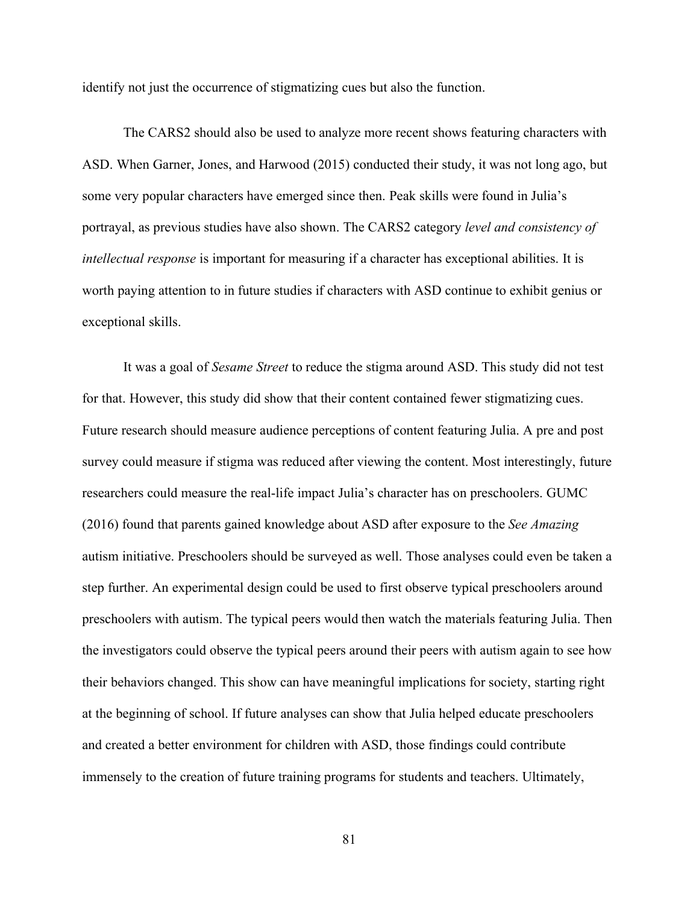identify not just the occurrence of stigmatizing cues but also the function.

The CARS2 should also be used to analyze more recent shows featuring characters with ASD. When Garner, Jones, and Harwood (2015) conducted their study, it was not long ago, but some very popular characters have emerged since then. Peak skills were found in Julia's portrayal, as previous studies have also shown. The CARS2 category *level and consistency of intellectual response* is important for measuring if a character has exceptional abilities. It is worth paying attention to in future studies if characters with ASD continue to exhibit genius or exceptional skills.

It was a goal of *Sesame Street* to reduce the stigma around ASD. This study did not test for that. However, this study did show that their content contained fewer stigmatizing cues. Future research should measure audience perceptions of content featuring Julia. A pre and post survey could measure if stigma was reduced after viewing the content. Most interestingly, future researchers could measure the real-life impact Julia's character has on preschoolers. GUMC (2016) found that parents gained knowledge about ASD after exposure to the *See Amazing* autism initiative. Preschoolers should be surveyed as well. Those analyses could even be taken a step further. An experimental design could be used to first observe typical preschoolers around preschoolers with autism. The typical peers would then watch the materials featuring Julia. Then the investigators could observe the typical peers around their peers with autism again to see how their behaviors changed. This show can have meaningful implications for society, starting right at the beginning of school. If future analyses can show that Julia helped educate preschoolers and created a better environment for children with ASD, those findings could contribute immensely to the creation of future training programs for students and teachers. Ultimately,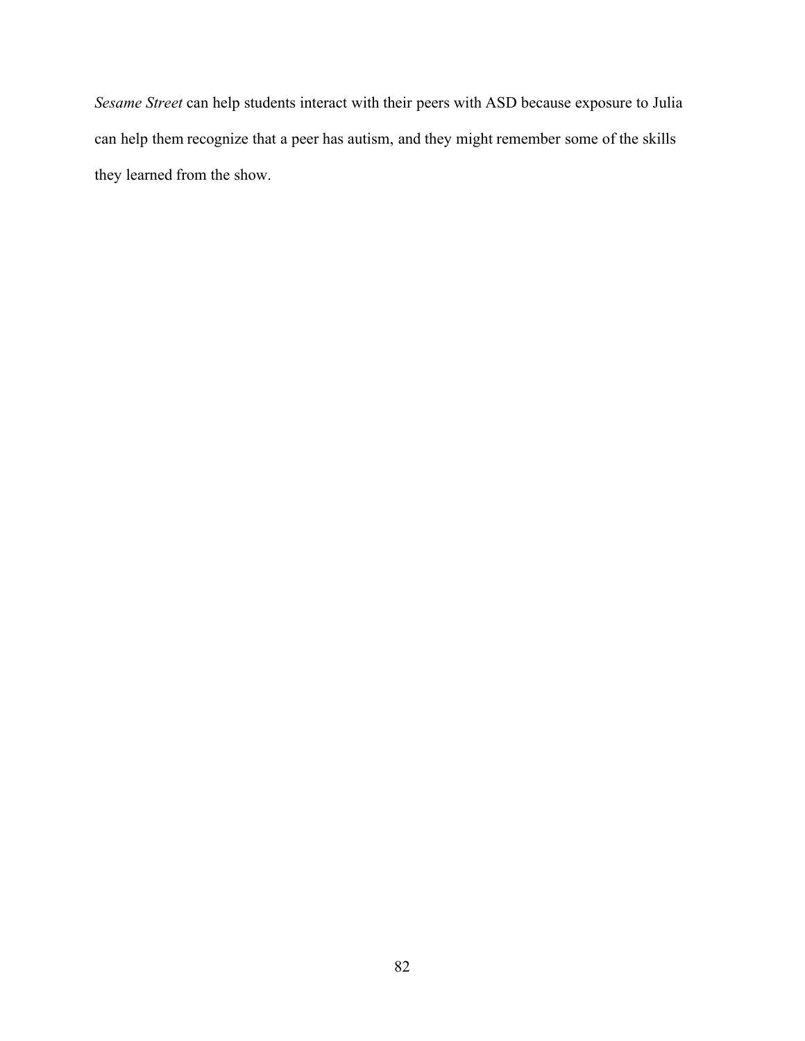*Sesame Street* can help students interact with their peers with ASD because exposure to Julia can help them recognize that a peer has autism, and they might remember some of the skills they learned from the show.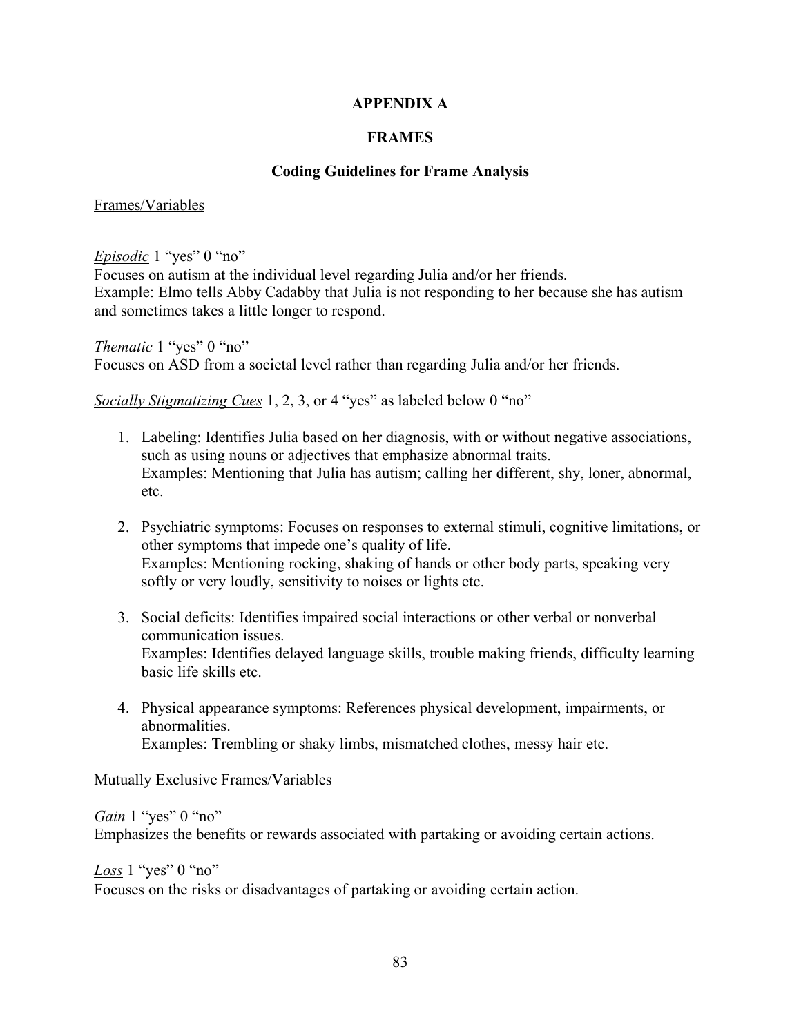# APPENDIX A

## FRAMES

### Coding Guidelines for Frame Analysis

Frames/Variables

*Episodic* 1 "yes" 0 "no"
Focuses on autism at the individual level regarding Julia and/or her friends.
Example: Elmo tells Abby Cadabby that Julia is not responding to her because she has autism and sometimes takes a little longer to respond.

*Thematic* 1 "yes" 0 "no"
Focuses on ASD from a societal level rather than regarding Julia and/or her friends.

*Socially Stigmatizing Cues* 1, 2, 3, or 4 "yes" as labeled below 0 "no"

1. Labeling: Identifies Julia based on her diagnosis, with or without negative associations, such as using nouns or adjectives that emphasize abnormal traits.
   Examples: Mentioning that Julia has autism; calling her different, shy, loner, abnormal, etc.

2. Psychiatric symptoms: Focuses on responses to external stimuli, cognitive limitations, or other symptoms that impede one's quality of life.
   Examples: Mentioning rocking, shaking of hands or other body parts, speaking very softly or very loudly, sensitivity to noises or lights etc.

3. Social deficits: Identifies impaired social interactions or other verbal or nonverbal communication issues.
   Examples: Identifies delayed language skills, trouble making friends, difficulty learning basic life skills etc.

4. Physical appearance symptoms: References physical development, impairments, or abnormalities.
   Examples: Trembling or shaky limbs, mismatched clothes, messy hair etc.

Mutually Exclusive Frames/Variables

*Gain* 1 "yes" 0 "no"
Emphasizes the benefits or rewards associated with partaking or avoiding certain actions.

*Loss* 1 "yes" 0 "no"
Focuses on the risks or disadvantages of partaking or avoiding certain action.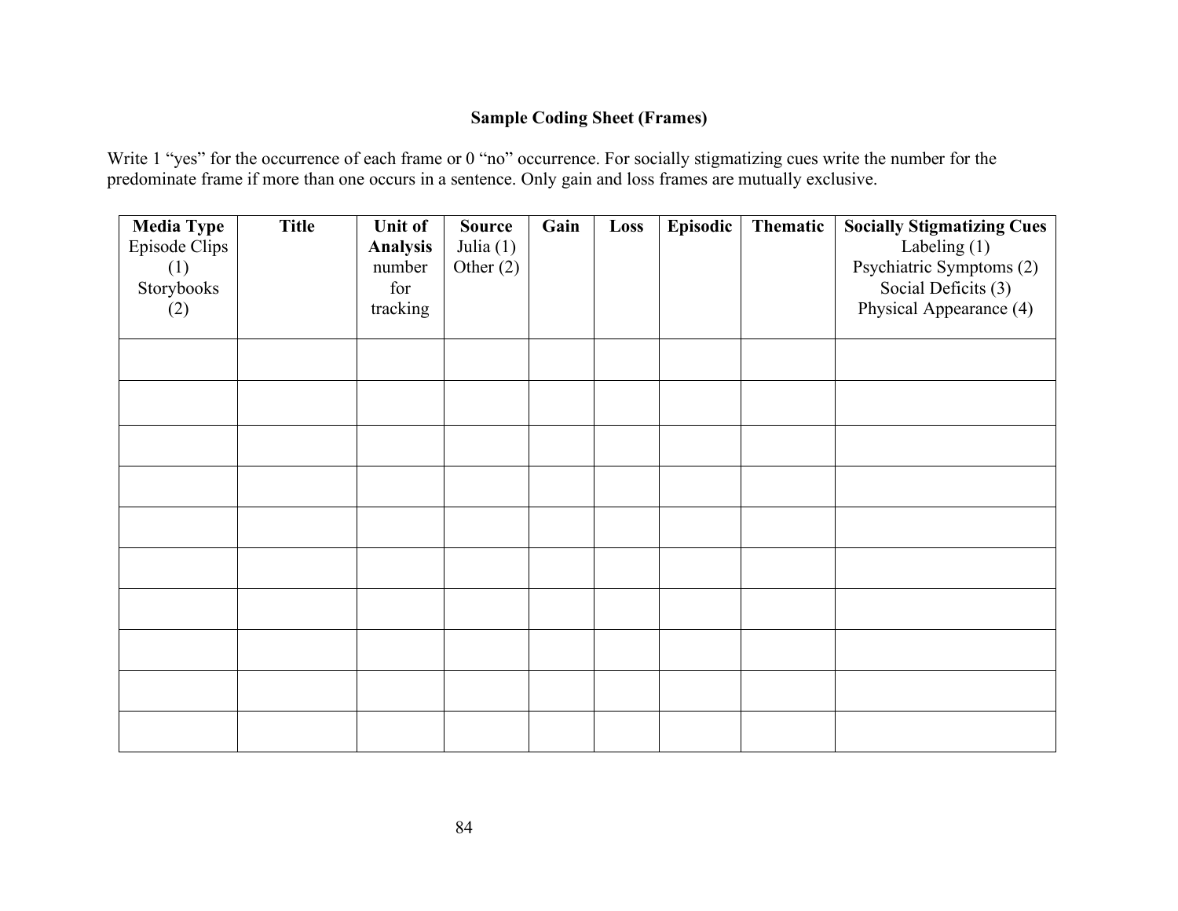**Sample Coding Sheet (Frames)**

Write 1 "yes" for the occurrence of each frame or 0 "no" occurrence. For socially stigmatizing cues write the number for the predominate frame if more than one occurs in a sentence. Only gain and loss frames are mutually exclusive.

| **Media Type** Episode Clips (1) Storybooks (2) | **Title** | **Unit of Analysis** number for tracking | **Source** Julia (1) Other (2) | **Gain** | **Loss** | **Episodic** | **Thematic** | **Socially Stigmatizing Cues** Labeling (1) Psychiatric Symptoms (2) Social Deficits (3) Physical Appearance (4) |
|---|---|---|---|---|---|---|---|---|
| | | | | | | | | |
| | | | | | | | | |
| | | | | | | | | |
| | | | | | | | | |
| | | | | | | | | |
| | | | | | | | | |
| | | | | | | | | |
| | | | | | | | | |
| | | | | | | | | |
| | | | | | | | | |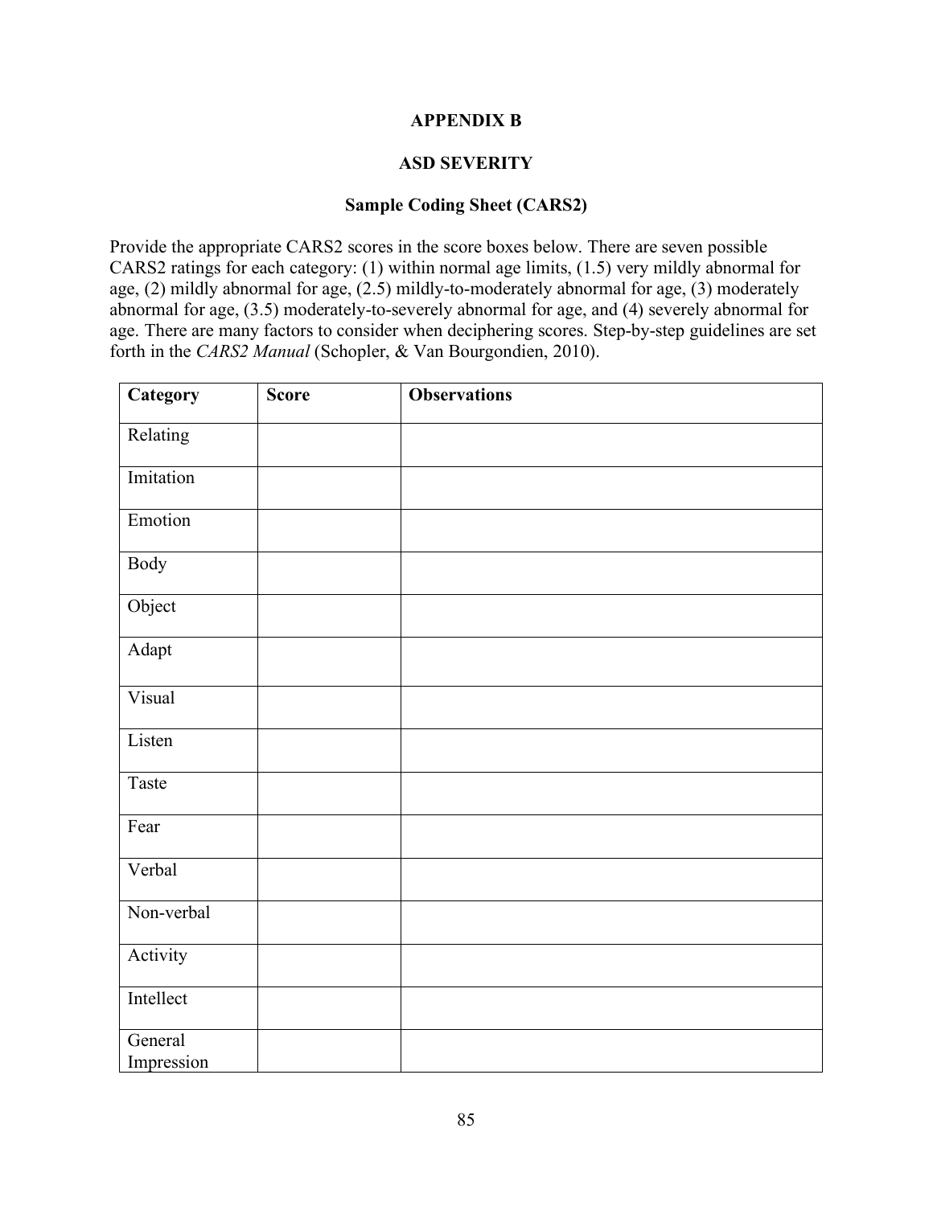# APPENDIX B

## ASD SEVERITY

### Sample Coding Sheet (CARS2)

Provide the appropriate CARS2 scores in the score boxes below. There are seven possible CARS2 ratings for each category: (1) within normal age limits, (1.5) very mildly abnormal for age, (2) mildly abnormal for age, (2.5) mildly-to-moderately abnormal for age, (3) moderately abnormal for age, (3.5) moderately-to-severely abnormal for age, and (4) severely abnormal for age. There are many factors to consider when deciphering scores. Step-by-step guidelines are set forth in the *CARS2 Manual* (Schopler, & Van Bourgondien, 2010).

| Category | Score | Observations |
| --- | --- | --- |
| Relating | | |
| Imitation | | |
| Emotion | | |
| Body | | |
| Object | | |
| Adapt | | |
| Visual | | |
| Listen | | |
| Taste | | |
| Fear | | |
| Verbal | | |
| Non-verbal | | |
| Activity | | |
| Intellect | | |
| General Impression | | |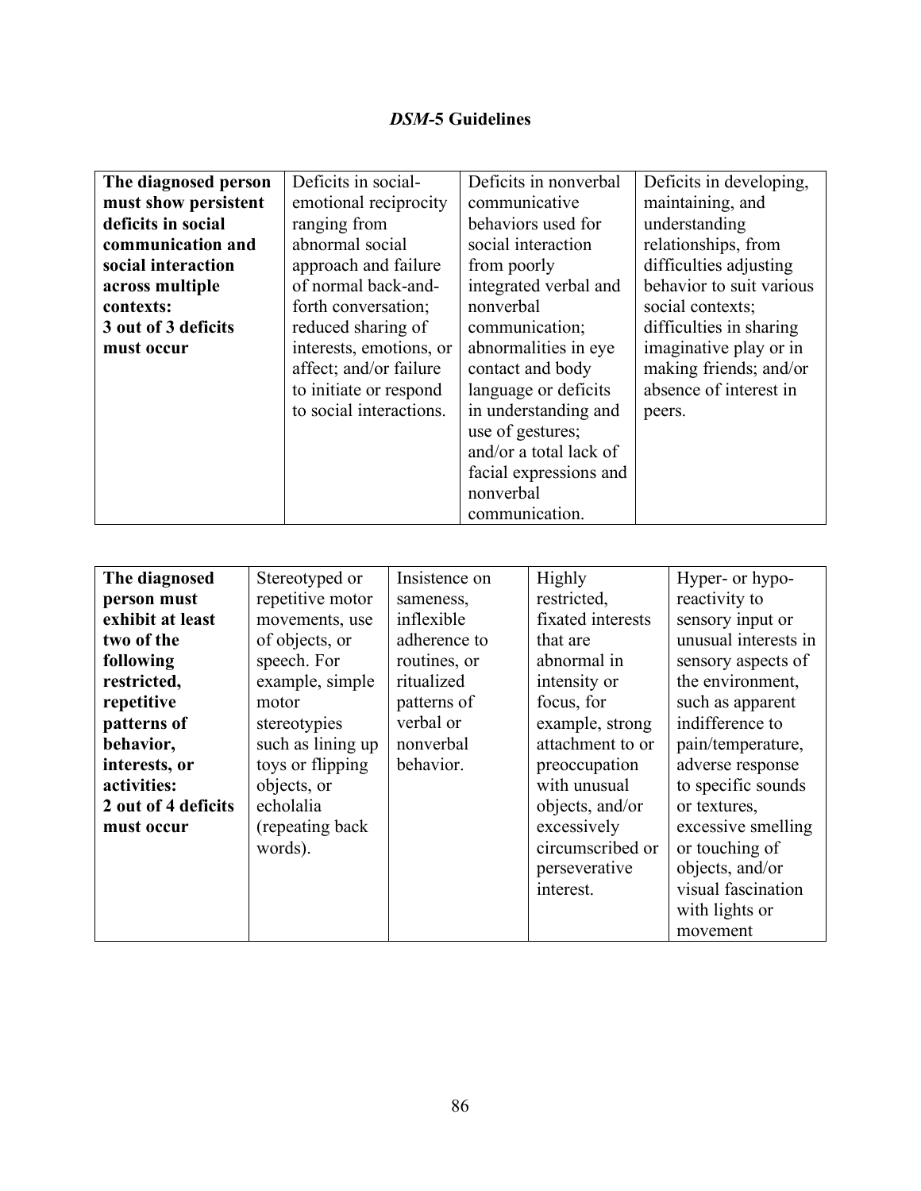## *DSM*-5 Guidelines

| **The diagnosed person must show persistent deficits in social communication and social interaction across multiple contexts: 3 out of 3 deficits must occur** | Deficits in social-emotional reciprocity ranging from abnormal social approach and failure of normal back-and-forth conversation; reduced sharing of interests, emotions, or affect; and/or failure to initiate or respond to social interactions. | Deficits in nonverbal communicative behaviors used for social interaction from poorly integrated verbal and nonverbal communication; abnormalities in eye contact and body language or deficits in understanding and use of gestures; and/or a total lack of facial expressions and nonverbal communication. | Deficits in developing, maintaining, and understanding relationships, from difficulties adjusting behavior to suit various social contexts; difficulties in sharing imaginative play or in making friends; and/or absence of interest in peers. |
|---|---|---|---|

| **The diagnosed person must exhibit at least two of the following restricted, repetitive patterns of behavior, interests, or activities: 2 out of 4 deficits must occur** | Stereotyped or repetitive motor movements, use of objects, or speech. For example, simple motor stereotypies such as lining up toys or flipping objects, or echolalia (repeating back words). | Insistence on sameness, inflexible adherence to routines, or ritualized patterns of verbal or nonverbal behavior. | Highly restricted, fixated interests that are abnormal in intensity or focus, for example, strong attachment to or preoccupation with unusual objects, and/or excessively circumscribed or perseverative interest. | Hyper- or hypo-reactivity to sensory input or unusual interests in sensory aspects of the environment, such as apparent indifference to pain/temperature, adverse response to specific sounds or textures, excessive smelling or touching of objects, and/or visual fascination with lights or movement |
|---|---|---|---|---|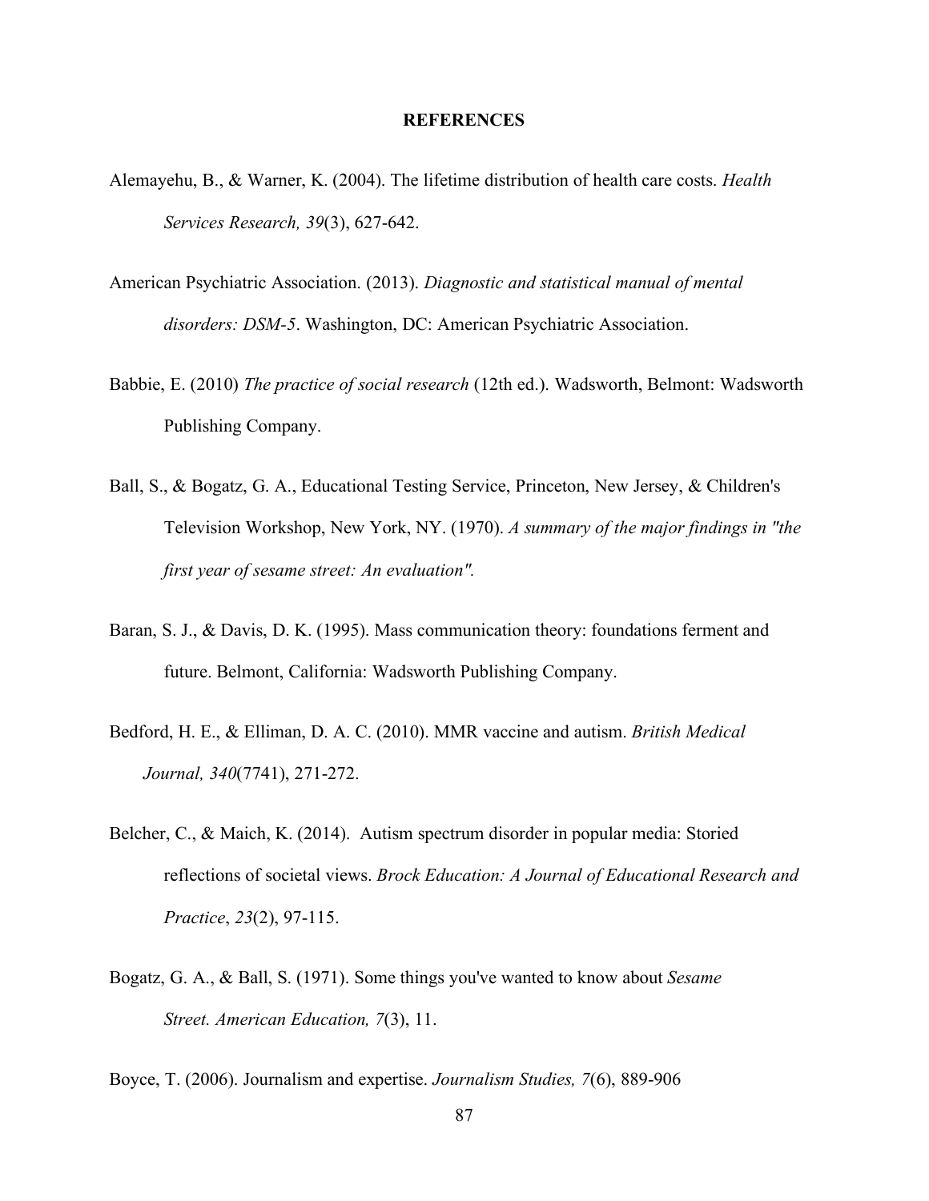## REFERENCES

Alemayehu, B., & Warner, K. (2004). The lifetime distribution of health care costs. *Health Services Research, 39*(3), 627-642.

American Psychiatric Association. (2013). *Diagnostic and statistical manual of mental disorders: DSM-5*. Washington, DC: American Psychiatric Association.

Babbie, E. (2010) *The practice of social research* (12th ed.). Wadsworth, Belmont: Wadsworth Publishing Company.

Ball, S., & Bogatz, G. A., Educational Testing Service, Princeton, New Jersey, & Children's Television Workshop, New York, NY. (1970). *A summary of the major findings in "the first year of sesame street: An evaluation".*

Baran, S. J., & Davis, D. K. (1995). Mass communication theory: foundations ferment and future. Belmont, California: Wadsworth Publishing Company.

Bedford, H. E., & Elliman, D. A. C. (2010). MMR vaccine and autism. *British Medical Journal, 340*(7741), 271-272.

Belcher, C., & Maich, K. (2014). Autism spectrum disorder in popular media: Storied reflections of societal views. *Brock Education: A Journal of Educational Research and Practice*, *23*(2), 97-115.

Bogatz, G. A., & Ball, S. (1971). Some things you've wanted to know about *Sesame Street. American Education, 7*(3), 11.

Boyce, T. (2006). Journalism and expertise. *Journalism Studies, 7*(6), 889-906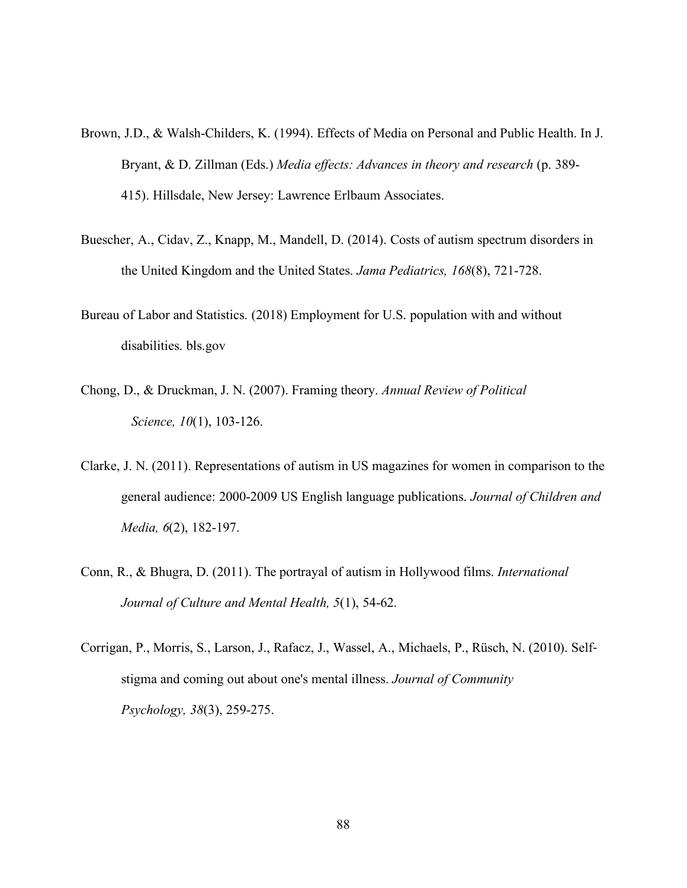Brown, J.D., & Walsh-Childers, K. (1994). Effects of Media on Personal and Public Health. In J. Bryant, & D. Zillman (Eds.) *Media effects: Advances in theory and research* (p. 389-415). Hillsdale, New Jersey: Lawrence Erlbaum Associates.

Buescher, A., Cidav, Z., Knapp, M., Mandell, D. (2014). Costs of autism spectrum disorders in the United Kingdom and the United States. *Jama Pediatrics, 168*(8), 721-728.

Bureau of Labor and Statistics. (2018) Employment for U.S. population with and without disabilities. bls.gov

Chong, D., & Druckman, J. N. (2007). Framing theory. *Annual Review of Political Science, 10*(1), 103-126.

Clarke, J. N. (2011). Representations of autism in US magazines for women in comparison to the general audience: 2000-2009 US English language publications. *Journal of Children and Media, 6*(2), 182-197.

Conn, R., & Bhugra, D. (2011). The portrayal of autism in Hollywood films. *International Journal of Culture and Mental Health, 5*(1), 54-62.

Corrigan, P., Morris, S., Larson, J., Rafacz, J., Wassel, A., Michaels, P., Rüsch, N. (2010). Self-stigma and coming out about one's mental illness. *Journal of Community Psychology, 38*(3), 259-275.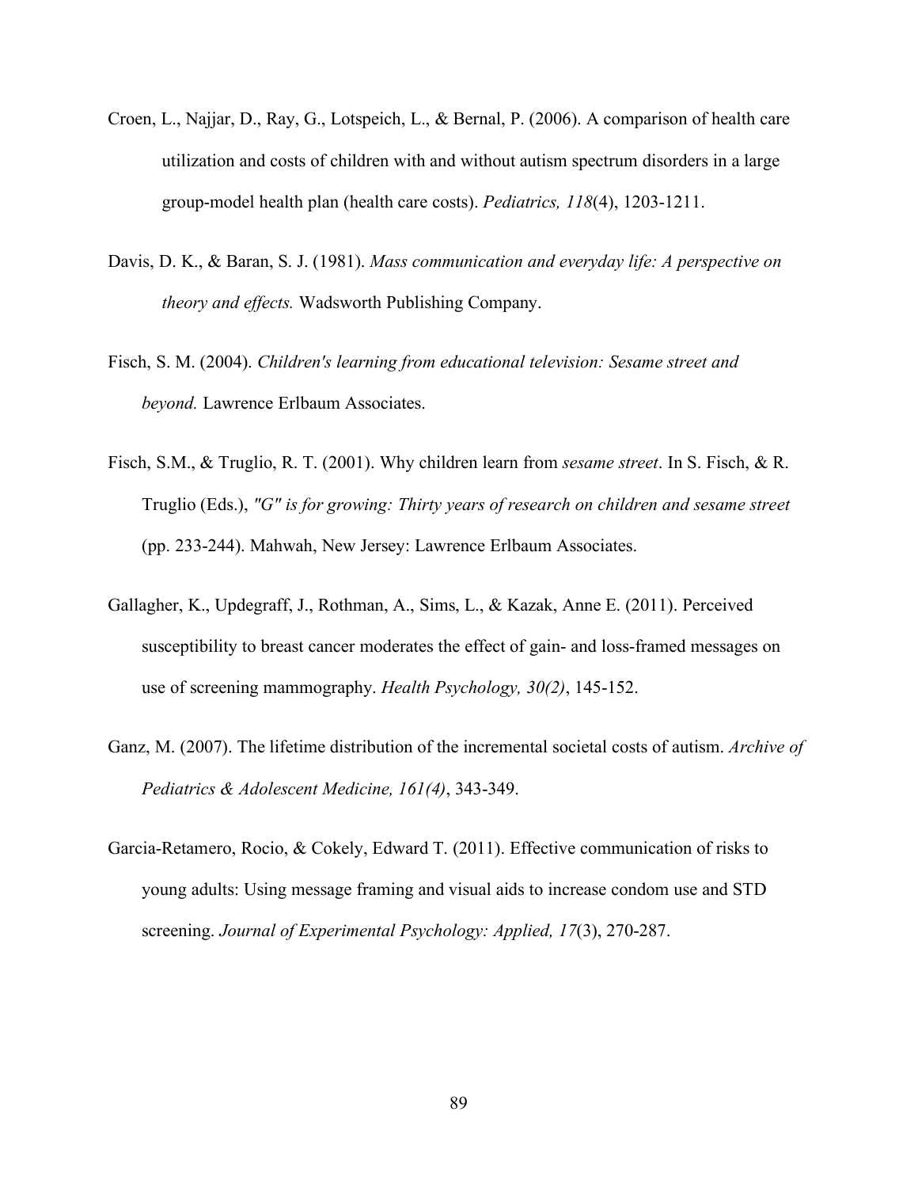Croen, L., Najjar, D., Ray, G., Lotspeich, L., & Bernal, P. (2006). A comparison of health care utilization and costs of children with and without autism spectrum disorders in a large group-model health plan (health care costs). *Pediatrics, 118*(4), 1203-1211.

Davis, D. K., & Baran, S. J. (1981). *Mass communication and everyday life: A perspective on theory and effects.* Wadsworth Publishing Company.

Fisch, S. M. (2004). *Children's learning from educational television: Sesame street and beyond.* Lawrence Erlbaum Associates.

Fisch, S.M., & Truglio, R. T. (2001). Why children learn from *sesame street*. In S. Fisch, & R. Truglio (Eds.), *"G" is for growing: Thirty years of research on children and sesame street* (pp. 233-244). Mahwah, New Jersey: Lawrence Erlbaum Associates.

Gallagher, K., Updegraff, J., Rothman, A., Sims, L., & Kazak, Anne E. (2011). Perceived susceptibility to breast cancer moderates the effect of gain- and loss-framed messages on use of screening mammography. *Health Psychology, 30(2)*, 145-152.

Ganz, M. (2007). The lifetime distribution of the incremental societal costs of autism. *Archive of Pediatrics & Adolescent Medicine, 161(4)*, 343-349.

Garcia-Retamero, Rocio, & Cokely, Edward T. (2011). Effective communication of risks to young adults: Using message framing and visual aids to increase condom use and STD screening. *Journal of Experimental Psychology: Applied, 17*(3), 270-287.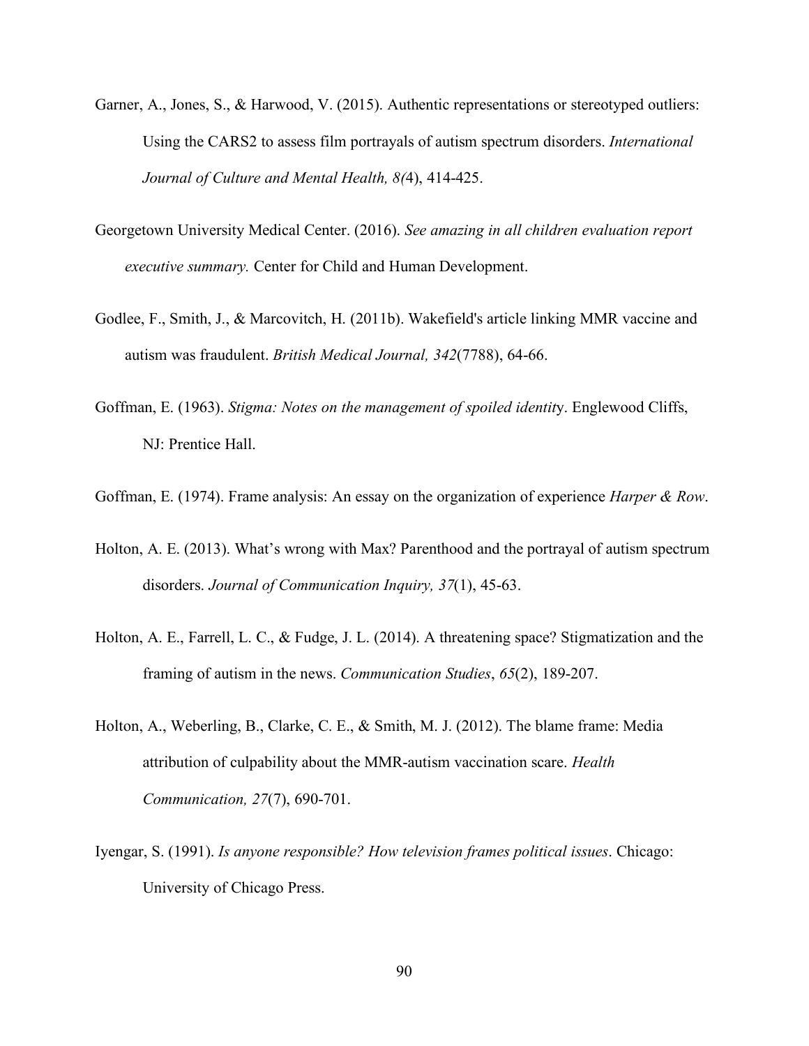Garner, A., Jones, S., & Harwood, V. (2015). Authentic representations or stereotyped outliers: Using the CARS2 to assess film portrayals of autism spectrum disorders. *International Journal of Culture and Mental Health, 8(*4), 414-425.

Georgetown University Medical Center. (2016). *See amazing in all children evaluation report executive summary.* Center for Child and Human Development.

Godlee, F., Smith, J., & Marcovitch, H. (2011b). Wakefield's article linking MMR vaccine and autism was fraudulent. *British Medical Journal, 342*(7788), 64-66.

Goffman, E. (1963). *Stigma: Notes on the management of spoiled identit*y. Englewood Cliffs, NJ: Prentice Hall.

Goffman, E. (1974). Frame analysis: An essay on the organization of experience *Harper & Row*.

Holton, A. E. (2013). What's wrong with Max? Parenthood and the portrayal of autism spectrum disorders. *Journal of Communication Inquiry, 37*(1), 45-63.

Holton, A. E., Farrell, L. C., & Fudge, J. L. (2014). A threatening space? Stigmatization and the framing of autism in the news. *Communication Studies*, *65*(2), 189-207.

Holton, A., Weberling, B., Clarke, C. E., & Smith, M. J. (2012). The blame frame: Media attribution of culpability about the MMR-autism vaccination scare. *Health Communication, 27*(7), 690-701.

Iyengar, S. (1991). *Is anyone responsible? How television frames political issues*. Chicago: University of Chicago Press.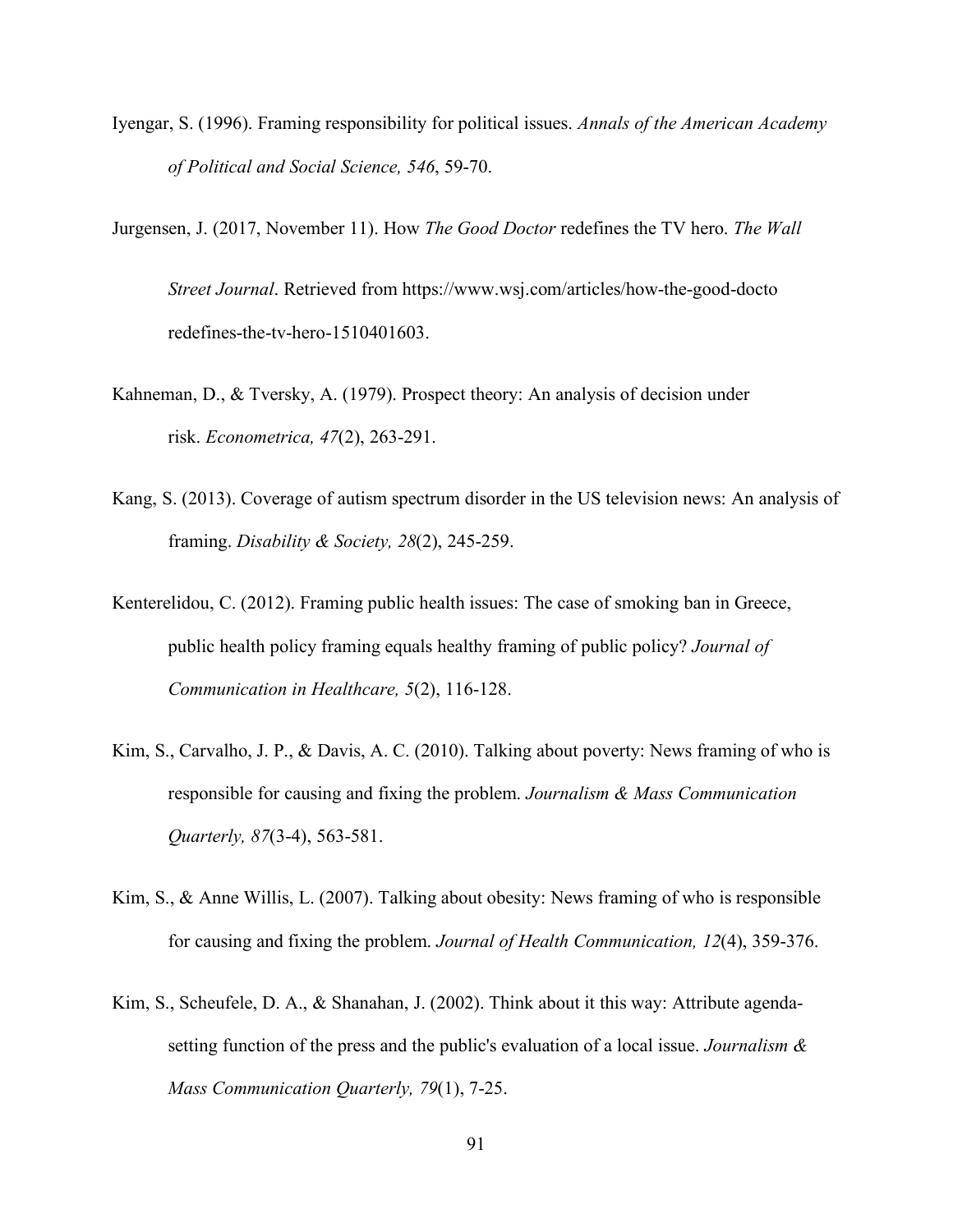Iyengar, S. (1996). Framing responsibility for political issues. *Annals of the American Academy of Political and Social Science, 546*, 59-70.

Jurgensen, J. (2017, November 11). How *The Good Doctor* redefines the TV hero. *The Wall Street Journal*. Retrieved from https://www.wsj.com/articles/how-the-good-docto redefines-the-tv-hero-1510401603.

Kahneman, D., & Tversky, A. (1979). Prospect theory: An analysis of decision under risk. *Econometrica, 47*(2), 263-291.

Kang, S. (2013). Coverage of autism spectrum disorder in the US television news: An analysis of framing. *Disability & Society, 28*(2), 245-259.

Kenterelidou, C. (2012). Framing public health issues: The case of smoking ban in Greece, public health policy framing equals healthy framing of public policy? *Journal of Communication in Healthcare, 5*(2), 116-128.

Kim, S., Carvalho, J. P., & Davis, A. C. (2010). Talking about poverty: News framing of who is responsible for causing and fixing the problem. *Journalism & Mass Communication Quarterly, 87*(3-4), 563-581.

Kim, S., & Anne Willis, L. (2007). Talking about obesity: News framing of who is responsible for causing and fixing the problem. *Journal of Health Communication, 12*(4), 359-376.

Kim, S., Scheufele, D. A., & Shanahan, J. (2002). Think about it this way: Attribute agenda-setting function of the press and the public's evaluation of a local issue. *Journalism & Mass Communication Quarterly, 79*(1), 7-25.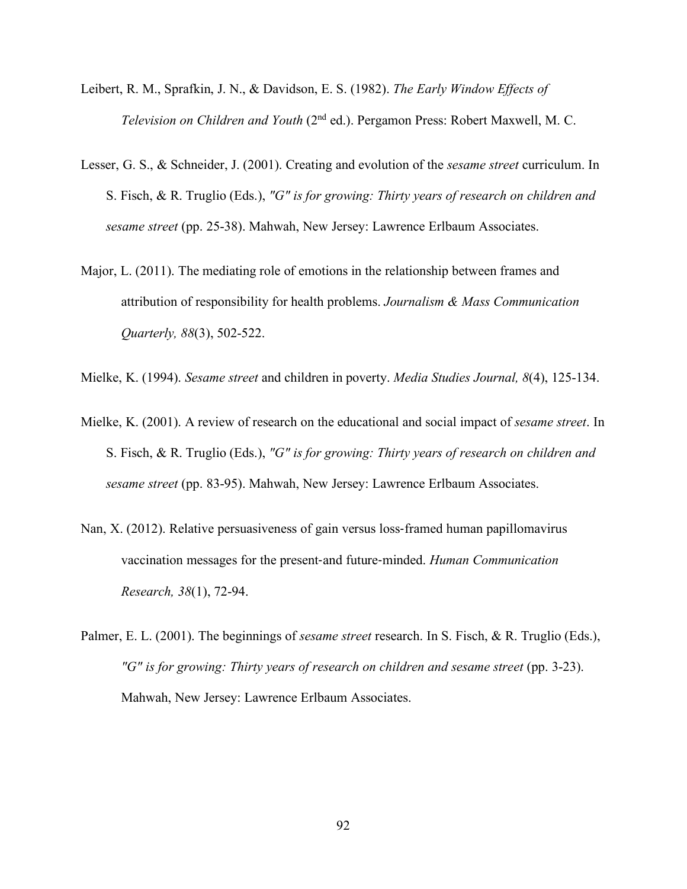Leibert, R. M., Sprafkin, J. N., & Davidson, E. S. (1982). *The Early Window Effects of Television on Children and Youth* (2nd ed.). Pergamon Press: Robert Maxwell, M. C.

Lesser, G. S., & Schneider, J. (2001). Creating and evolution of the *sesame street* curriculum. In S. Fisch, & R. Truglio (Eds.), *"G" is for growing: Thirty years of research on children and sesame street* (pp. 25-38). Mahwah, New Jersey: Lawrence Erlbaum Associates.

Major, L. (2011). The mediating role of emotions in the relationship between frames and attribution of responsibility for health problems. *Journalism & Mass Communication Quarterly, 88*(3), 502-522.

Mielke, K. (1994). *Sesame street* and children in poverty. *Media Studies Journal, 8*(4), 125-134.

Mielke, K. (2001). A review of research on the educational and social impact of *sesame street*. In S. Fisch, & R. Truglio (Eds.), *"G" is for growing: Thirty years of research on children and sesame street* (pp. 83-95). Mahwah, New Jersey: Lawrence Erlbaum Associates.

Nan, X. (2012). Relative persuasiveness of gain versus loss-framed human papillomavirus vaccination messages for the present-and future-minded. *Human Communication Research, 38*(1), 72-94.

Palmer, E. L. (2001). The beginnings of *sesame street* research. In S. Fisch, & R. Truglio (Eds.), *"G" is for growing: Thirty years of research on children and sesame street* (pp. 3-23). Mahwah, New Jersey: Lawrence Erlbaum Associates.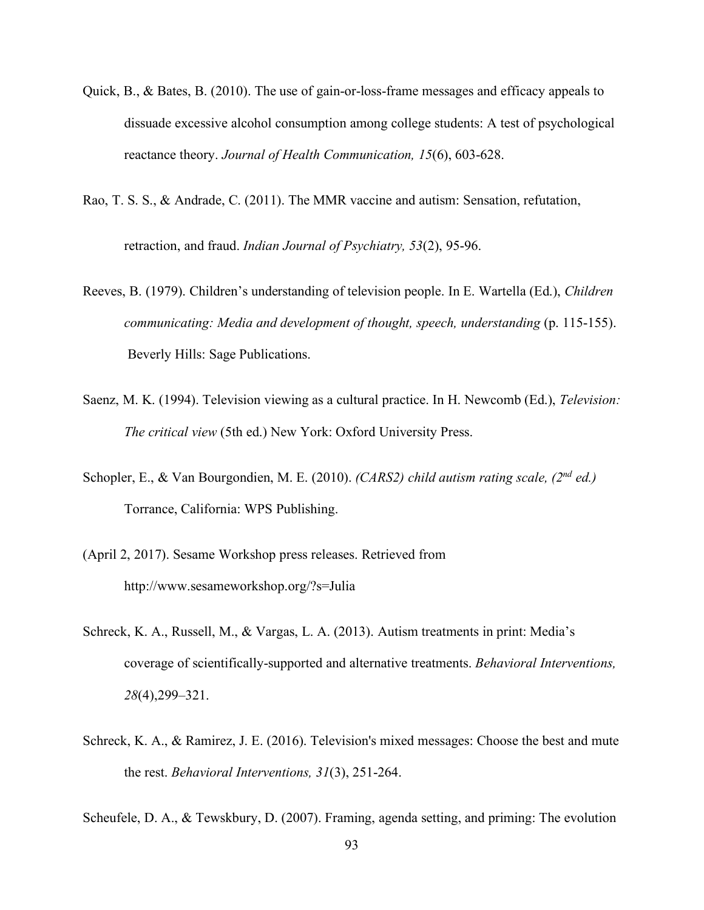Quick, B., & Bates, B. (2010). The use of gain-or-loss-frame messages and efficacy appeals to dissuade excessive alcohol consumption among college students: A test of psychological reactance theory. *Journal of Health Communication, 15*(6), 603-628.

Rao, T. S. S., & Andrade, C. (2011). The MMR vaccine and autism: Sensation, refutation, retraction, and fraud. *Indian Journal of Psychiatry, 53*(2), 95-96.

Reeves, B. (1979). Children's understanding of television people. In E. Wartella (Ed.), *Children communicating: Media and development of thought, speech, understanding* (p. 115-155). Beverly Hills: Sage Publications.

Saenz, M. K. (1994). Television viewing as a cultural practice. In H. Newcomb (Ed.), *Television: The critical view* (5th ed.) New York: Oxford University Press.

Schopler, E., & Van Bourgondien, M. E. (2010). *(CARS2) child autism rating scale, (2nd ed.)* Torrance, California: WPS Publishing.

(April 2, 2017). Sesame Workshop press releases. Retrieved from http://www.sesameworkshop.org/?s=Julia

Schreck, K. A., Russell, M., & Vargas, L. A. (2013). Autism treatments in print: Media's coverage of scientifically-supported and alternative treatments. *Behavioral Interventions, 28*(4),299–321.

Schreck, K. A., & Ramirez, J. E. (2016). Television's mixed messages: Choose the best and mute the rest. *Behavioral Interventions, 31*(3), 251-264.

Scheufele, D. A., & Tewskbury, D. (2007). Framing, agenda setting, and priming: The evolution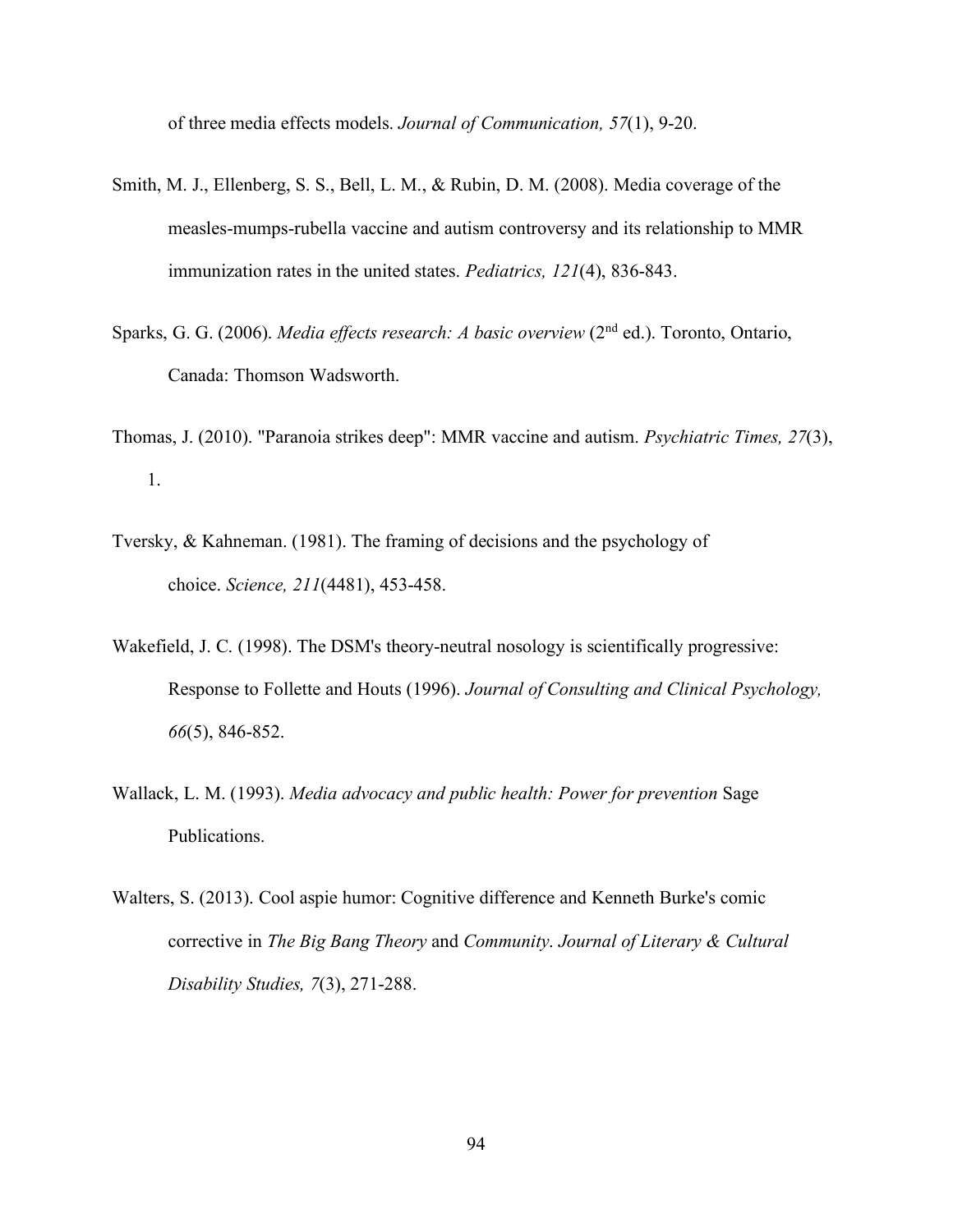of three media effects models. *Journal of Communication, 57*(1), 9-20.

Smith, M. J., Ellenberg, S. S., Bell, L. M., & Rubin, D. M. (2008). Media coverage of the measles-mumps-rubella vaccine and autism controversy and its relationship to MMR immunization rates in the united states. *Pediatrics, 121*(4), 836-843.

Sparks, G. G. (2006). *Media effects research: A basic overview* (2nd ed.). Toronto, Ontario, Canada: Thomson Wadsworth.

Thomas, J. (2010). "Paranoia strikes deep": MMR vaccine and autism. *Psychiatric Times, 27*(3), 1.

Tversky, & Kahneman. (1981). The framing of decisions and the psychology of choice. *Science, 211*(4481), 453-458.

Wakefield, J. C. (1998). The DSM's theory-neutral nosology is scientifically progressive: Response to Follette and Houts (1996). *Journal of Consulting and Clinical Psychology, 66*(5), 846-852.

Wallack, L. M. (1993). *Media advocacy and public health: Power for prevention* Sage Publications.

Walters, S. (2013). Cool aspie humor: Cognitive difference and Kenneth Burke's comic corrective in *The Big Bang Theory* and *Community*. *Journal of Literary & Cultural Disability Studies, 7*(3), 271-288.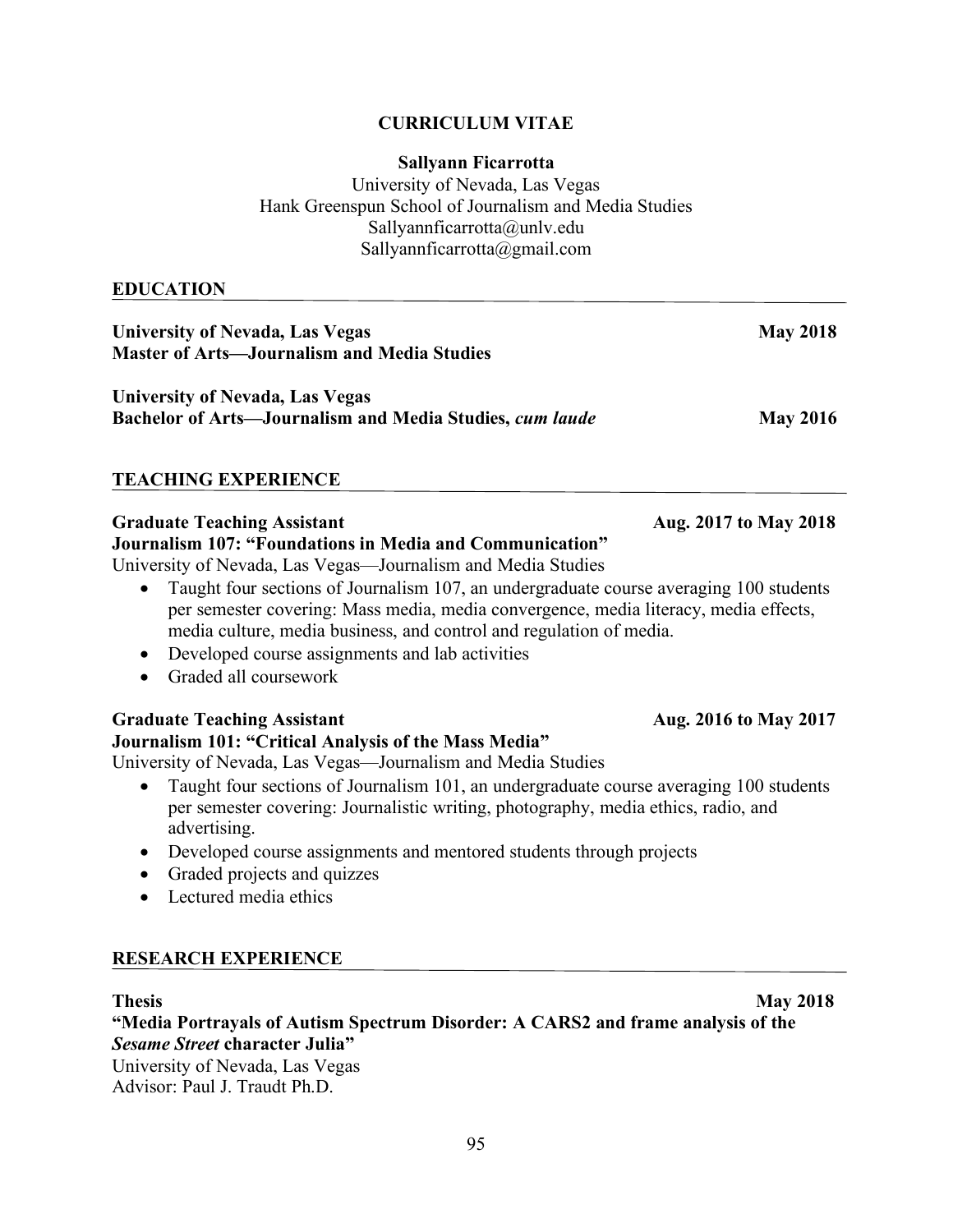# CURRICULUM VITAE

**Sallyann Ficarrotta**
University of Nevada, Las Vegas
Hank Greenspun School of Journalism and Media Studies
Sallyannficarrotta@unlv.edu
Sallyannficarrotta@gmail.com

## EDUCATION

**University of Nevada, Las Vegas** **May 2018**
**Master of Arts—Journalism and Media Studies**

**University of Nevada, Las Vegas**
**Bachelor of Arts—Journalism and Media Studies, *cum laude*** **May 2016**

## TEACHING EXPERIENCE

**Graduate Teaching Assistant** **Aug. 2017 to May 2018**
**Journalism 107: "Foundations in Media and Communication"**
University of Nevada, Las Vegas—Journalism and Media Studies

- Taught four sections of Journalism 107, an undergraduate course averaging 100 students per semester covering: Mass media, media convergence, media literacy, media effects, media culture, media business, and control and regulation of media.
- Developed course assignments and lab activities
- Graded all coursework

**Graduate Teaching Assistant** **Aug. 2016 to May 2017**
**Journalism 101: "Critical Analysis of the Mass Media"**
University of Nevada, Las Vegas—Journalism and Media Studies

- Taught four sections of Journalism 101, an undergraduate course averaging 100 students per semester covering: Journalistic writing, photography, media ethics, radio, and advertising.
- Developed course assignments and mentored students through projects
- Graded projects and quizzes
- Lectured media ethics

## RESEARCH EXPERIENCE

**Thesis** **May 2018**
**"Media Portrayals of Autism Spectrum Disorder: A CARS2 and frame analysis of the *Sesame Street* character Julia"**
University of Nevada, Las Vegas
Advisor: Paul J. Traudt Ph.D.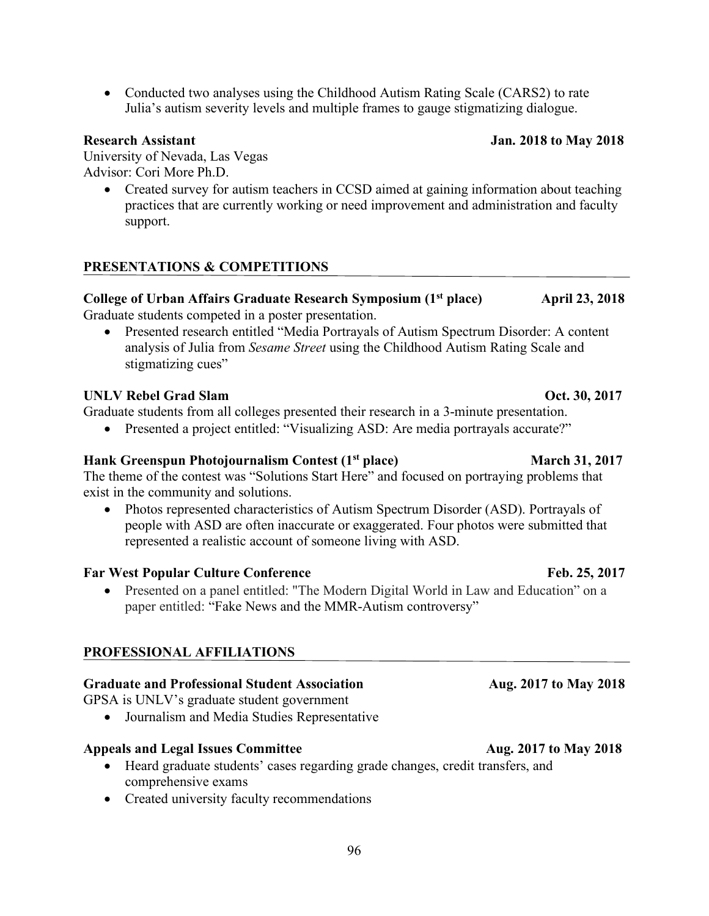- Conducted two analyses using the Childhood Autism Rating Scale (CARS2) to rate Julia's autism severity levels and multiple frames to gauge stigmatizing dialogue.

**Research Assistant** **Jan. 2018 to May 2018**
University of Nevada, Las Vegas
Advisor: Cori More Ph.D.

- Created survey for autism teachers in CCSD aimed at gaining information about teaching practices that are currently working or need improvement and administration and faculty support.

## PRESENTATIONS & COMPETITIONS

**College of Urban Affairs Graduate Research Symposium (1st place)** **April 23, 2018**
Graduate students competed in a poster presentation.

- Presented research entitled "Media Portrayals of Autism Spectrum Disorder: A content analysis of Julia from *Sesame Street* using the Childhood Autism Rating Scale and stigmatizing cues"

**UNLV Rebel Grad Slam** **Oct. 30, 2017**
Graduate students from all colleges presented their research in a 3-minute presentation.

- Presented a project entitled: "Visualizing ASD: Are media portrayals accurate?"

**Hank Greenspun Photojournalism Contest (1st place)** **March 31, 2017**
The theme of the contest was "Solutions Start Here" and focused on portraying problems that exist in the community and solutions.

- Photos represented characteristics of Autism Spectrum Disorder (ASD). Portrayals of people with ASD are often inaccurate or exaggerated. Four photos were submitted that represented a realistic account of someone living with ASD.

**Far West Popular Culture Conference** **Feb. 25, 2017**

- Presented on a panel entitled: "The Modern Digital World in Law and Education" on a paper entitled: "Fake News and the MMR-Autism controversy"

## PROFESSIONAL AFFILIATIONS

**Graduate and Professional Student Association** **Aug. 2017 to May 2018**
GPSA is UNLV's graduate student government

- Journalism and Media Studies Representative

**Appeals and Legal Issues Committee** **Aug. 2017 to May 2018**

- Heard graduate students' cases regarding grade changes, credit transfers, and comprehensive exams
- Created university faculty recommendations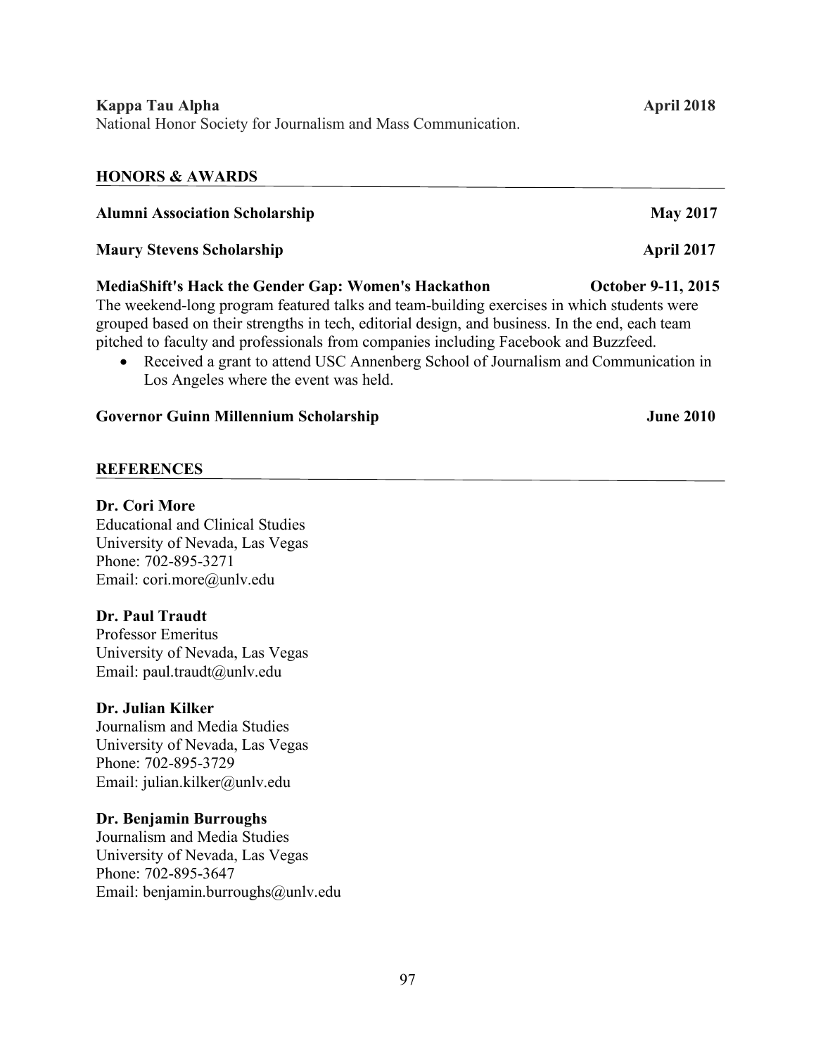**Kappa Tau Alpha** **April 2018**

National Honor Society for Journalism and Mass Communication.

## HONORS & AWARDS

**Alumni Association Scholarship** **May 2017**

**Maury Stevens Scholarship** **April 2017**

**MediaShift's Hack the Gender Gap: Women's Hackathon** **October 9-11, 2015**

The weekend-long program featured talks and team-building exercises in which students were grouped based on their strengths in tech, editorial design, and business. In the end, each team pitched to faculty and professionals from companies including Facebook and Buzzfeed.

- Received a grant to attend USC Annenberg School of Journalism and Communication in Los Angeles where the event was held.

**Governor Guinn Millennium Scholarship** **June 2010**

## REFERENCES

**Dr. Cori More**
Educational and Clinical Studies
University of Nevada, Las Vegas
Phone: 702-895-3271
Email: cori.more@unlv.edu

**Dr. Paul Traudt**
Professor Emeritus
University of Nevada, Las Vegas
Email: paul.traudt@unlv.edu

**Dr. Julian Kilker**
Journalism and Media Studies
University of Nevada, Las Vegas
Phone: 702-895-3729
Email: julian.kilker@unlv.edu

**Dr. Benjamin Burroughs**
Journalism and Media Studies
University of Nevada, Las Vegas
Phone: 702-895-3647
Email: benjamin.burroughs@unlv.edu